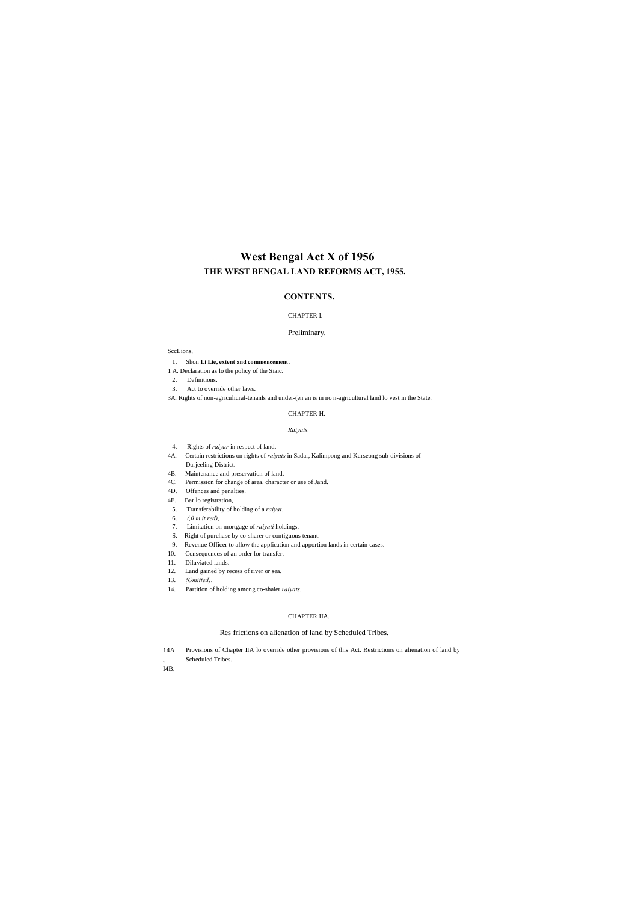# West Bengal Act X of 1956

## THE WEST BENGAL LAND REFORMS ACT, 1955.

### CONTENTS.

CHAPTER I.

Preliminary.

SccLions,

1. Shon **Li Lie, extent and commencement.**

1 A. Declaration as lo the policy of the Siaic.

2. Definitions.

3. Act to override other laws.

3A. Rights of non-agriculiural-tenanls and under-(en an is in no n-agricultural land lo vest in the State.

CHAPTER H.

*Raiyats.*

4. Rights of *raiyar* in respcct of land.

4A. Certain restrictions on rights of *raiyats* in Sadar, Kalimpong and Kurseong sub-divisions of Darjeeling District.

4B. Maintenance and preservation of land.

4C. Permission for change of area, character or use of Jand.

4D. Offences and penalties.

4E. Bar lo registration,

5. Transferability of holding of a *raiyat.*

6. *(,0 m it red),*

7. Limitation on mortgage of *raiyati* holdings.

S. Right of purchase by co-sharer or contiguous tenant.

9. Revenue Officer to allow the application and apportion lands in certain cases.

10. Consequences of an order for transfer.

11. Diluviated lands.

12. Land gained by recess of river or sea.

13. *{Omitted).*

14. Partition of holding among co-shaier *raiyats.*

CHAPTER IIA.

Res frictions on alienation of land by Scheduled Tribes.

14A, Provisions of Chapter IIA lo override other provisions of this Act. Restrictions on alienation of land by Scheduled Tribes.

I4B,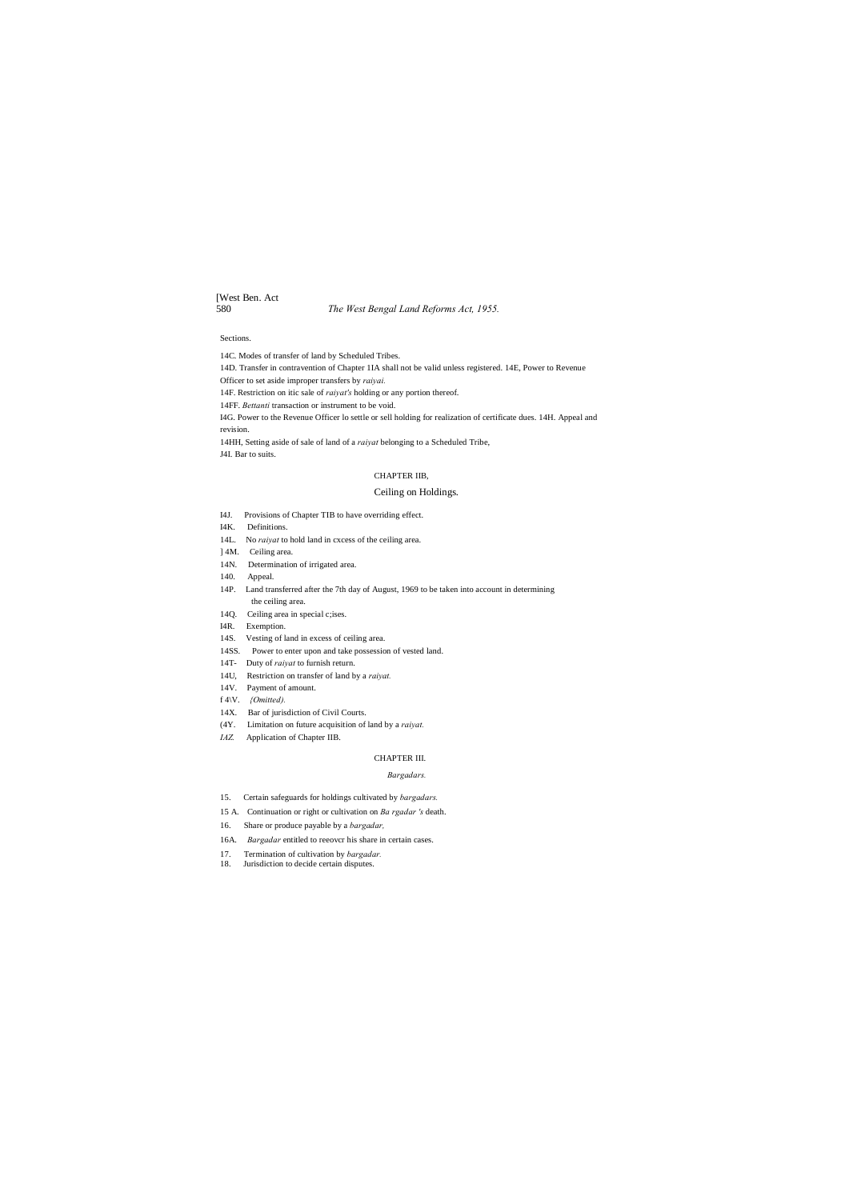Sections.

14C. Modes of transfer of land by Scheduled Tribes.

14D. Transfer in contravention of Chapter 1IA shall not be valid unless registered. 14E, Power to Revenue Officer to set aside improper transfers by *raiyai.*

14F. Restriction on itic sale of *raiyat's* holding or any portion thereof.

14FF. *Bettanti* transaction or instrument to be void.

I4G. Power to the Revenue Officer lo settle or sell holding for realization of certificate dues. 14H. Appeal and revision.

14HH, Setting aside of sale of land of a *raiyat* belonging to a Scheduled Tribe,

J4I. Bar to suits.

## CHAPTER IIB,

## Ceiling on Holdings.

I4J. Provisions of Chapter TIB to have overriding effect.

I4K. Definitions.

14L. No *raiyat* to hold land in cxcess of the ceiling area.

] 4M. Ceiling area.

14N. Determination of irrigated area.

140. Appeal.

14P. Land transferred after the 7th day of August, 1969 to be taken into account in determining the ceiling area.

14Q. Ceiling area in special c;ises.

I4R. Exemption.

14S. Vesting of land in excess of ceiling area.

14SS. Power to enter upon and take possession of vested land.

14T- Duty of *raiyat* to furnish return.

14U, Restriction on transfer of land by a *raiyat.*

14V. Payment of amount.

f 4\V. *{Omitted).*

14X. Bar of jurisdiction of Civil Courts.

(4Y. Limitation on future acquisition of land by a *raiyat.*

*IAZ.* Application of Chapter IIB.

## CHAPTER III.

### *Bargadars.*

15. Certain safeguards for holdings cultivated by *bargadars.*

15 A. Continuation or right or cultivation on *Ba rgadar 's* death.

16. Share or produce payable by a *bargadar,*

16A. *Bargadar* entitled to reeovcr his share in certain cases.

17. Termination of cultivation by *bargadar.*

18. Jurisdiction to decide certain disputes.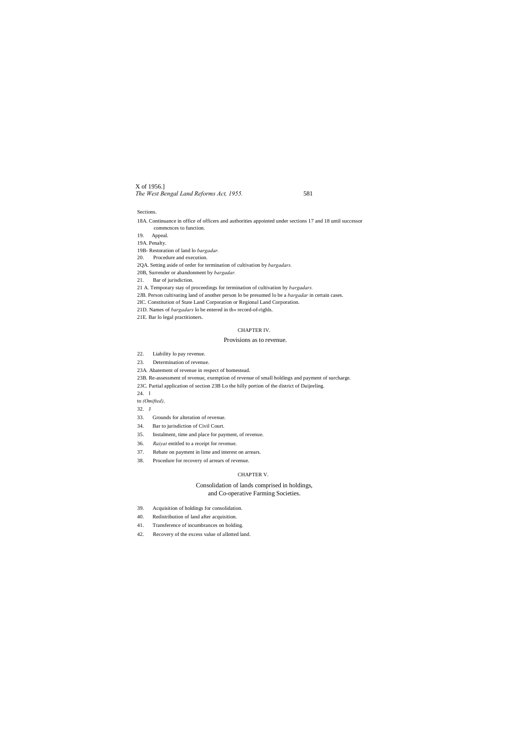Sections.

18A. Continuance in office of officers and authorities appointed under sections 17 and 18 until successor commcnces to function.

19. Appeal.

19A. Penalty.

19B- Restoration of land lo *bargadar.*

20. Procedure and execution.

2QA. Setting aside of order for termination of cultivation by *bargadars.*

20B, Surrender or abandonment by *bargadar.*

21. Bar of jurisdiction.

21 A. Temporary stay of proceedings for termination of cultivation by *bargadars.*

2JB. Person cultivating land of another person lo be presumed lo be a *bargadar* in certain cases.

2IC. Constitution of State Land Corporation or Regional Land Corporation.

21D. Names of *bargadars* lo be entered in th« record-of-righls.

21E. Bar lo legal practitioners.

## CHAPTER IV.

### Provisions as to revenue.

22. Liability lo pay revenue.

23. Determination of revenue.

23A. Abatement of revenue in respect of homestead.

23B. Re-assessment of revenue, exemption of revenue of small holdings and payment of surcharge.

23C. Partial application of section 23B Lo the hilly portion of the district of Daijeeling.

24. l
to *(Omifted),*
32. J

33. Grounds for alteration of revenue.

34. Bar to jurisdiction of Civil Court.

35. Instalment, time and place for payment, of revenue.

36. *Raiyat* entitled to a receipt for revenue.

37. Rebate on payment in lime and interest on arrears.

38. Procedure for recovery of arrears of revenue.

## CHAPTER V.

### Consolidation of lands comprised in holdings, and Co-operative Farming Societies.

39. Acquisition of holdings for consolidation.

40. Redistribution of land after acquisition.

41. Transference of incumbrances on holding.

42. Recovery of the excess value of allotted land.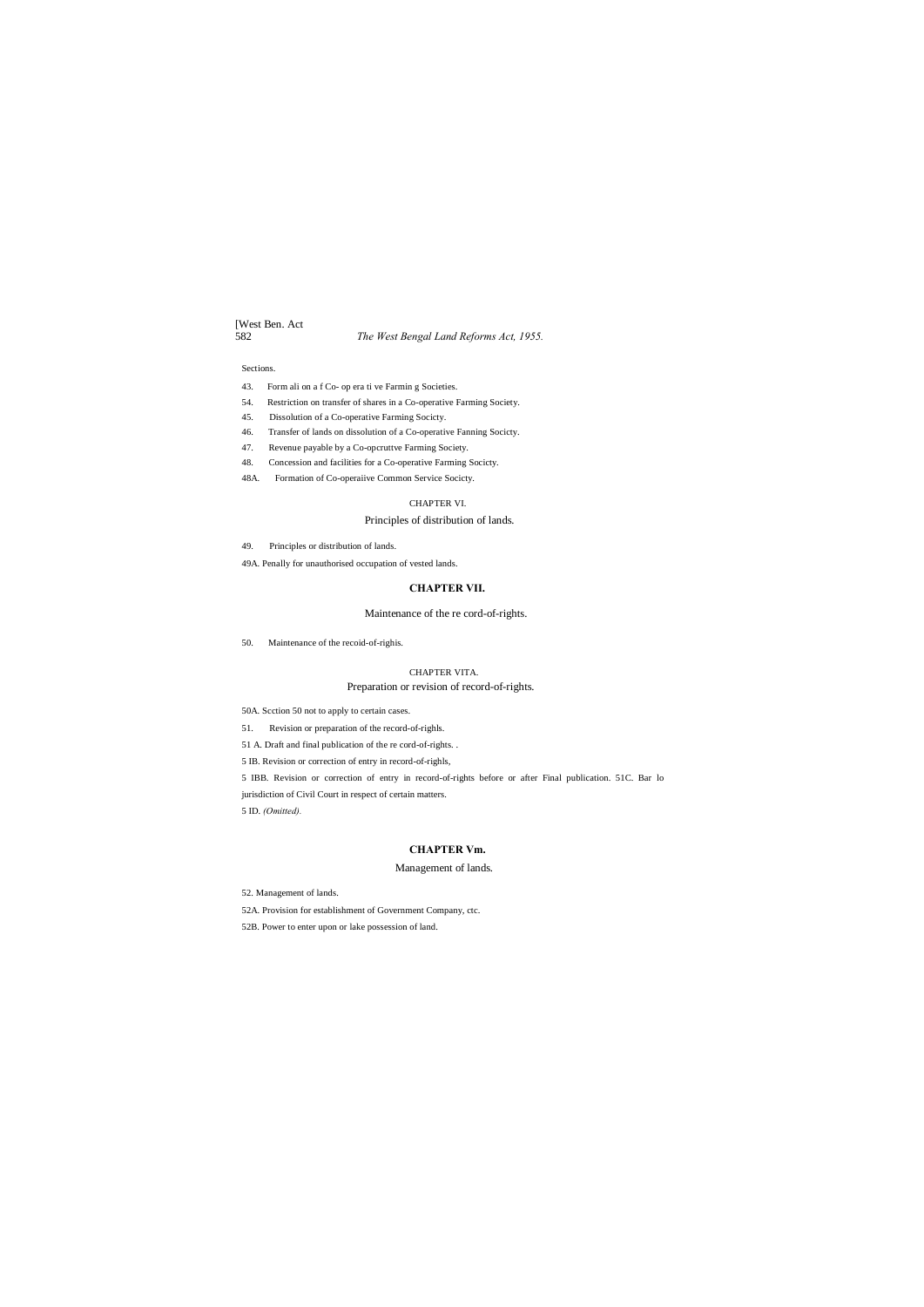Sections.

43. Form ali on a f Co- op era ti ve Farmin g Societies.

54. Restriction on transfer of shares in a Co-operative Farming Society.

45. Dissolution of a Co-operative Farming Socicty.

46. Transfer of lands on dissolution of a Co-operative Fanning Socicty.

47. Revenue payable by a Co-opcruttve Farming Society.

48. Concession and facilities for a Co-operative Farming Socicty.

48A. Formation of Co-operaiive Common Service Socicty.

CHAPTER VI.

Principles of distribution of lands.

49. Principles or distribution of lands.

49A. Penally for unauthorised occupation of vested lands.

**CHAPTER VII.**

Maintenance of the re cord-of-rights.

50. Maintenance of the recoid-of-righis.

CHAPTER VITA.

Preparation or revision of record-of-rights.

50A. Scction 50 not to apply to certain cases.

51. Revision or preparation of the record-of-righls.

51 A. Draft and final publication of the re cord-of-rights. .

5 IB. Revision or correction of entry in record-of-righls,

5 IBB. Revision or correction of entry in record-of-rights before or after Final publication. 51C. Bar lo jurisdiction of Civil Court in respect of certain matters.

5 ID. *(Omitted).*

**CHAPTER Vm.**

Management of lands.

52. Management of lands.

52A. Provision for establishment of Government Company, ctc.

52B. Power to enter upon or lake possession of land.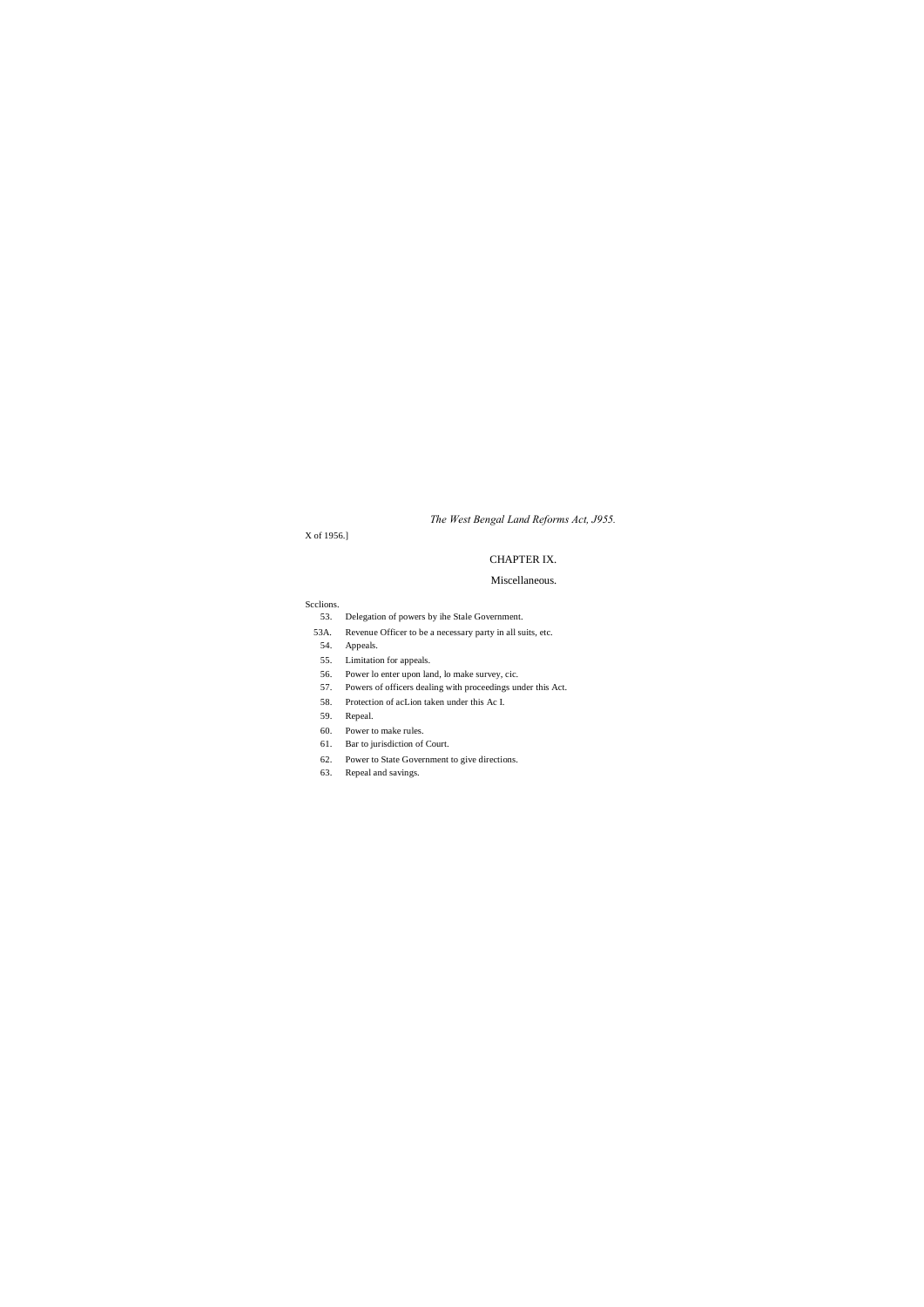*The West Bengal Land Reforms Act, J955.*

X of 1956.]

## CHAPTER IX.

### Miscellaneous.

Scclions.

53. Delegation of powers by ihe Stale Government.

53A. Revenue Officer to be a necessary party in all suits, etc.

54. Appeals.

55. Limitation for appeals.

56. Power lo enter upon land, lo make survey, cic.

57. Powers of officers dealing with proceedings under this Act.

58. Protection of acLion taken under this Ac I.

59. Repeal.

60. Power to make rules.

61. Bar to jurisdiction of Court.

62. Power to State Government to give directions.

63. Repeal and savings.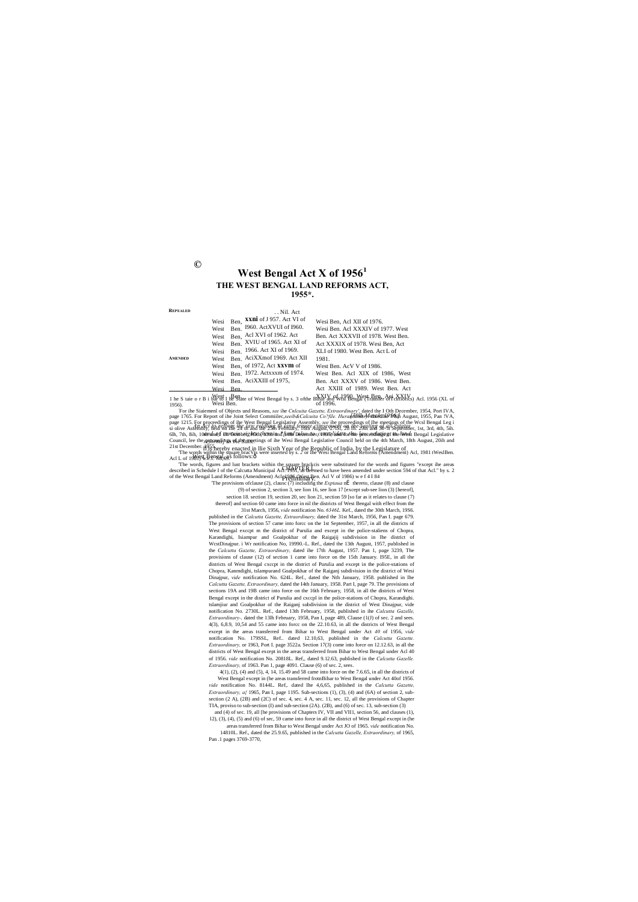©

# West Bengal Act X of 1956[1]

## THE WEST BENGAL LAND REFORMS ACT, 1955*.

**REPEALED**

**AMENDED**

. . Nil. Act

West Ben. xxni of J 957. Act VI of West Ben. I960. ActXVUI of I960. West Ben, Acl XVI of 1962. Act West Ben. XVIU of 1965. Act XI of West Ben. 1966. Act XI of 1969. West Ben. AciXXmof 1969. Act XII West Ben, of 1972, Act xxvm of West Ben. 1972. Actxxxm of 1974. West Ben. AciXXIII of 1975, West Ben. West Ben. West Ben.

Wesi Ben, Acl XII of 1976. Wesi Ben. Acl XXXIV of 1977. West Ben. Act XXXVII of 1978. West Ben. Act XXXIX of 1978. Wesi Ben, Act XLI of 1980. West Ben. Act L of 1981. West Ben. AcV V of 1986. West Ben. Acl XIX of 1986, West Ben. Act XXXV of 1986. West Ben. Act XXIII of 1989. West Ben. Act XXIV of 1990. West Ben. Act XXIV of 1996.

*An Act to reform the law relating to land tenure consequent on the vesting of all estates and of certain rights therein and also to consolidate the law relating to land tenure.*

[30th March, 1956.]

It is hereby enacted in llie Sixth Year of the Republic of India, by the Legislature of West Bengal, as follows:—

CHAPTER I.

Preliminary.

---

1 he S taie o r B i har to I he State of West Bengal by s. 3 ofthe Bihar and Wesi Bengal (Transfer of Territories) Acl. 1956 (XL of 1956).

'For ihe Siaiemenl of Objects und Reasons, *see* ihe *Cnlcuita Gazette, Extraordinary',* dated the I Oth December, 1954, Port IVA, page 1765. For Report of ihe Joint Select Commiilec,*seeib&Calcuita Co?file. Hurardinary,* dated the 6lh August, 1955, Pan !VA, page 1215. For proceedings of ihe West Bengal Legislative Assembly, *see* ihe proceedings of Ihe meetings of the Wcsl Bengal Leg i si olive Assembly, held on the 24 th and 26th February, 1955, 8th, 29th and 30th August, 1st, 3rd, 4th, 5th. 6lh, 7th, 8ih, 10th and 12th September, 1955. and I5th December, 1955, and for the proceedings of the West Bengal Legislative Council, lee the proceedings of the meetings of ihe Wesi Bengal Legislative Council held on the 4th March, 18th August, 20ih and 21st December. 1955.

'The words within the square bracVts were inserted by s. 2 or Ihe Wesi Bengal Land Reforms (Amendment) Acl, 1981 tWeslBen. Acl L of 1981) w.e.f. 7.8.69.

'The words, figures and lust brackets within the square brackcis were substituted for the words and figures "except ihe areas described in Schedule I of the Calcutta Municipal Act. 1951, deemed to have been amended under section 594 of that Acl." by s. 2 of the West Bengal Land Reforms (Amendment) Acl, 1986 (West Ben. Acl V of 1986) w e f 4 I 84

'The provisions ofclause (2), clausc (7) including the *Exptaua* nÊ thereto, clause (8) and clause (9) of section 2, section 3, see lion 16, see lion 17 [except sub-see lion (3) [hereof], section 18. section 19, section 20, sec lion 21, section 59 [so far as it relates to clause (7) thereof] and section 60 came into force in nil the districts of West Bengal with effect from the 31st March, 1956, *vide* notification No. *6346L.* Kef., dated the 30th March, 19S6. published in the *Calcutta Gazette, Extraordinary,* dated the 31st March, 1956, Pan I. page 679. The provisions of section 57 came into forcc on the 1st September, 1957, in all the districts of West Bengal exccpt m the district of Purulia and except in the police-stalions of Chopra, Karandighi, Isiampur and Goalpokhar of the Raigajij subdivision in Ihe district of WcstDinajpur. i Wr notification No, 19990.-L. Ref., dated the 13th August, 1957, published in the *Calcutta Gazette, Extraordinary,* dated ihe 17th August, 1957. Pan 1, page 3239, The provisions of clause (12) of section 1 came into force on the 15th January. I95E, in all the districts of West Bengal cxccpt in the district of Purulia and except in the police-stations of Chopra, Kanmdighi, tslampurand Goalpokhar of the Raiganj subdivision in the district of Wesi Dinajpur, *vide* notification No. 624L. Ref., dated the Nth January, 1958. published in Ihe *Calcutta Gazette, Extraordinary,* dated the I4th January, 1958. Part I, page 79. The provisions of sections 19A and 19B came into force on the 16th February, 1958, in all the districts of West Bengal except in the district of Purulia and cxccpl in the police-stations of Chopra, Karandighi. tslamjiur and Goalpokhar of the Raiganj subdivision in the district of West Dinajpur, vide notification No. 2730L. Ref., dated 13th February, 1958, published in ihe *Calcutta Gazelle, Extraordinary-,* dated the 13lh February, 1958, Pan I, page 489, Clause (1(J) of sec. 2 and sees. 4(3), 6,8.9, 10,54 and 55 came into forcc on the 22.10.63, in all the districts of West Bengal except in the areas transferred from Bihar to West Bengal under Act *40* of 1956, *vide* notification No. 179SSL, Ref.. dated 12.10,63, published in the *Calcutta Gazette. Extraordinary,* or 1963, Port I. page 3522a. Section 17(3) come into force on 12.12.63, in all the districts of West Bengal except in the areas transferred from Bihar to West Bengal under Acl 40 of 1956. *vide* notification No. 20818L. Ref,, dated 9.12.63, published in the *Calcutta Gazelle. Extraordinary,* of 1963. Pan 1, page 4091. Clause (6) of sec. 2, sees.

4(1), (2), (4) and (5), 4, 14, 15.49 and 58 came into force on the 7.6.65, in all the districts of West Bengal except in (he areas transferred frotnBihar to West Bengal under Act 40of 1956. *vide* notification No. 8144L. Ref,. dated Ihe 4,6,65, published in the *Calcutta Gazette, Extraordinary, a{* 1965, Pan I, page 1195. Sub-sections (1), (3), (4) and (6A) of section 2, sub-section (2 A), (2B) and (2C) of sec. 4, sec. 4 A, sec. 11, sec. 12, all the provisions of Chapter TIA, proviso to sub-section (I) and sub-section (2A). (2B), and (6) of sec. 13, sub-section (3) and (4) of sec. 19, all [he provisions of Chapters IV, VII and VII1, section 56, and clauses (1), 12), (3), (4), (5) and (6) of sec, 59 came into force in all the district of West Bengal except in (he areas transferred from Bihar to West Bengal under Act JO of 1965. *vide* notification No. 14810L. Ref., dated the 25.9.65, published in the *Calcutta Gazelle, Extraordinary,* of 1965, Pan .1 pages 3769-3770,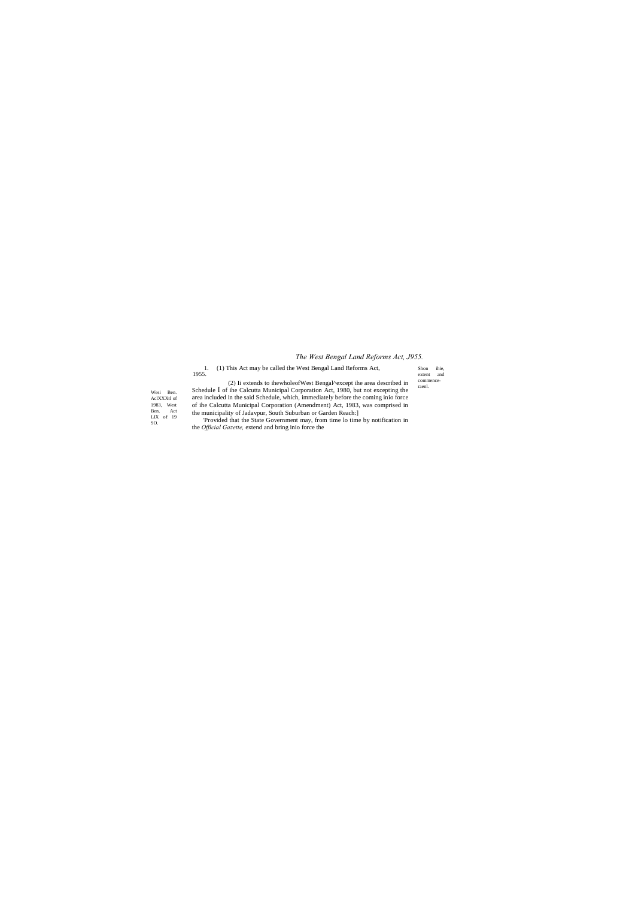# *The West Bengal Land Reforms Act, J955.*

Shon ihie, extent and commence-raenl.

1. (1) This Act may be called the West Bengal Land Reforms Act, 1955.

Wesi Ben. AclXXXil of 1983, West Ben. Act LIX of 19 SO.

(2) Ii extends to ihewholeofWest Bengal^except ihe area described in Schedule I of ihe Calcutta Municipal Corporation Act, 1980, but not excepting the area included in the said Schedule, which, immediately before the coming inio force of ihe Calcutta Municipal Corporation (Amendment) Act, 1983, was comprised in the municipality of Jadavpur, South Suburban or Garden Reach:]

'Provided that the State Government may, from time lo time by notification in the *Official Gazette,* extend and bring inio force the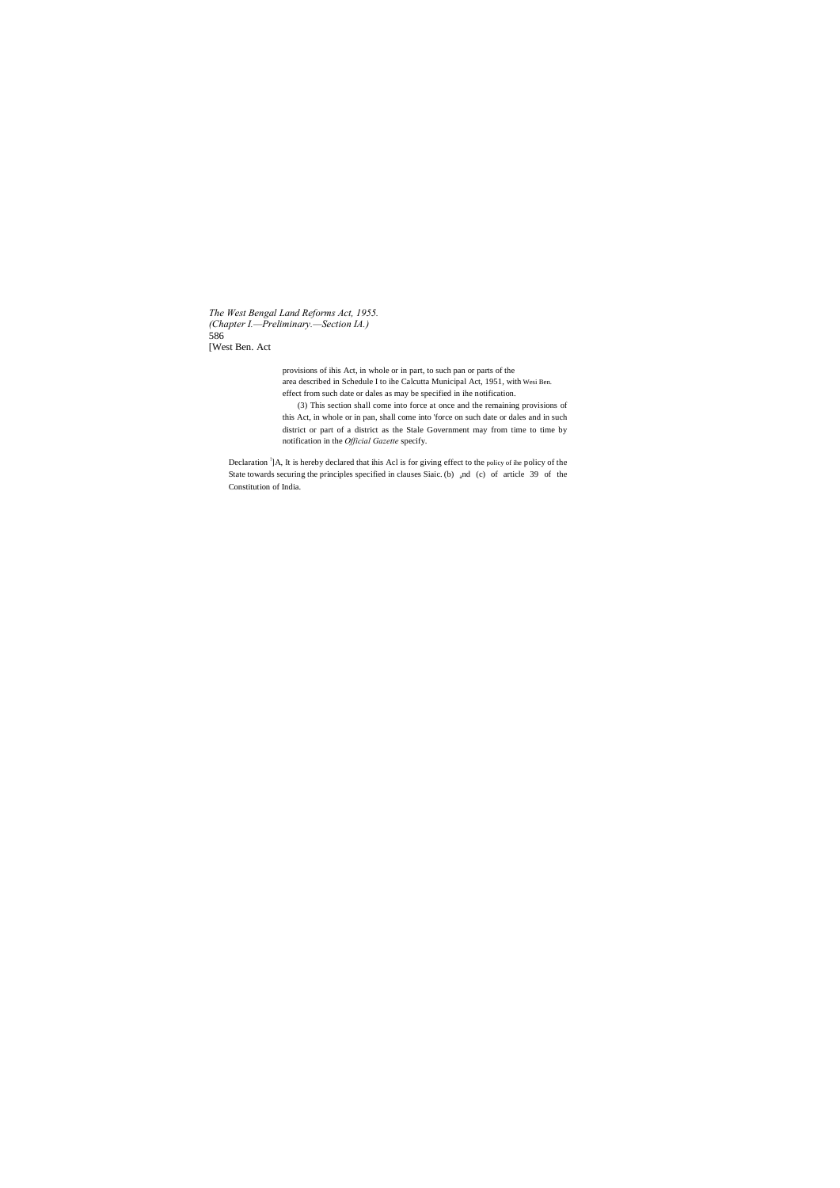provisions of ihis Act, in whole or in part, to such pan or parts of the area described in Schedule I to ihe Calcutta Municipal Act, 1951, with Wesi Ben. effect from such date or dales as may be specified in ihe notification.

(3) This section shall come into force at once and the remaining provisions of this Act, in whole or in pan, shall come into 'force on such date or dales and in such district or part of a district as the Stale Government may from time to time by notification in the *Official Gazette* specify.

Declaration [1]A, It is hereby declared that ihis Acl is for giving effect to the policy of ihe policy of the State towards securing the principles specified in clauses Siaic. (b) ,nd (c) of article 39 of the Constitution of India.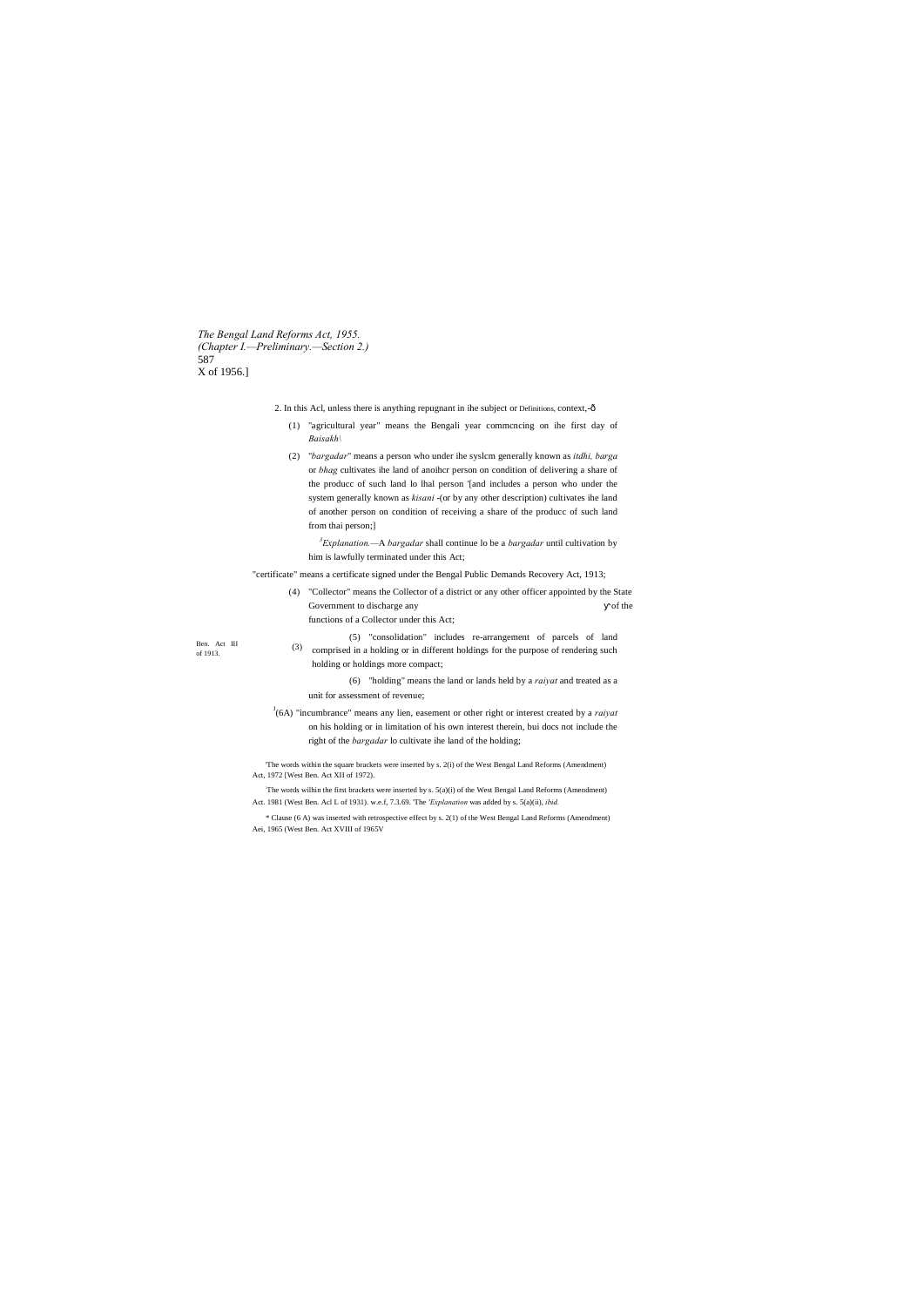2. In this Acl, unless there is anything repugnant in ihe subject or context,-

Definitions.

(1) "agricultural year" means the Bengali year commcncing on ihe first day of *Baisakh\*

(2) "*bargadar*" means a person who under ihe syslcm generally known as *itdhi, barga* or *bhag* cultivates ihe land of anoihcr person on condition of delivering a share of the producc of such land lo lhal person '[and includes a person who under the system generally known as *kisani* -(or by any other description) cultivates ihe land of another person on condition of receiving a share of the producc of such land from thai person;]

[3]*Explanation.*—A *bargadar* shall continue lo be a *bargadar* until cultivation by him is lawfully terminated under this Act;

(3) "certificate" means a certificate signed under the Bengal Public Demands Recovery Act, 1913;

Ben. Act III of 1913.

(4) "Collector" means the Collector of a district or any other officer appointed by the State Government to discharge any of the functions of a Collector under this Act;

(5) "consolidation" includes re-arrangement of parcels of land comprised in a holding or in different holdings for the purpose of rendering such holding or holdings more compact;

(6) "holding" means the land or lands held by a *raiyat* and treated as a unit for assessment of revenue;

[4](6A) "incumbrance" means any lien, easement or other right or interest created by a *raiyat* on his holding or in limitation of his own interest therein, bui docs not include the right of the *bargadar* lo cultivate ihe land of the holding;

'The words within the square brackets were inserted by s. 2(i) of the West Bengal Land Reforms (Amendment) Act, 1972 [West Ben. Act XII of 1972).

[2]The words wilhin the first brackets were inserted by s. 5(a)(i) of the West Bengal Land Reforms (Amendment) Act. 1981 (West Ben. Acl L of 1931). w.e.f, 7.3.69. [3]The *Explanation* was added by s. 5(a)(ii), *ibid.*

* Clause (6 A) was inserted with retrospective effect by s. 2(1) of the West Bengal Land Reforms (Amendment) Aei, 1965 (West Ben. Act XVIII of 1965V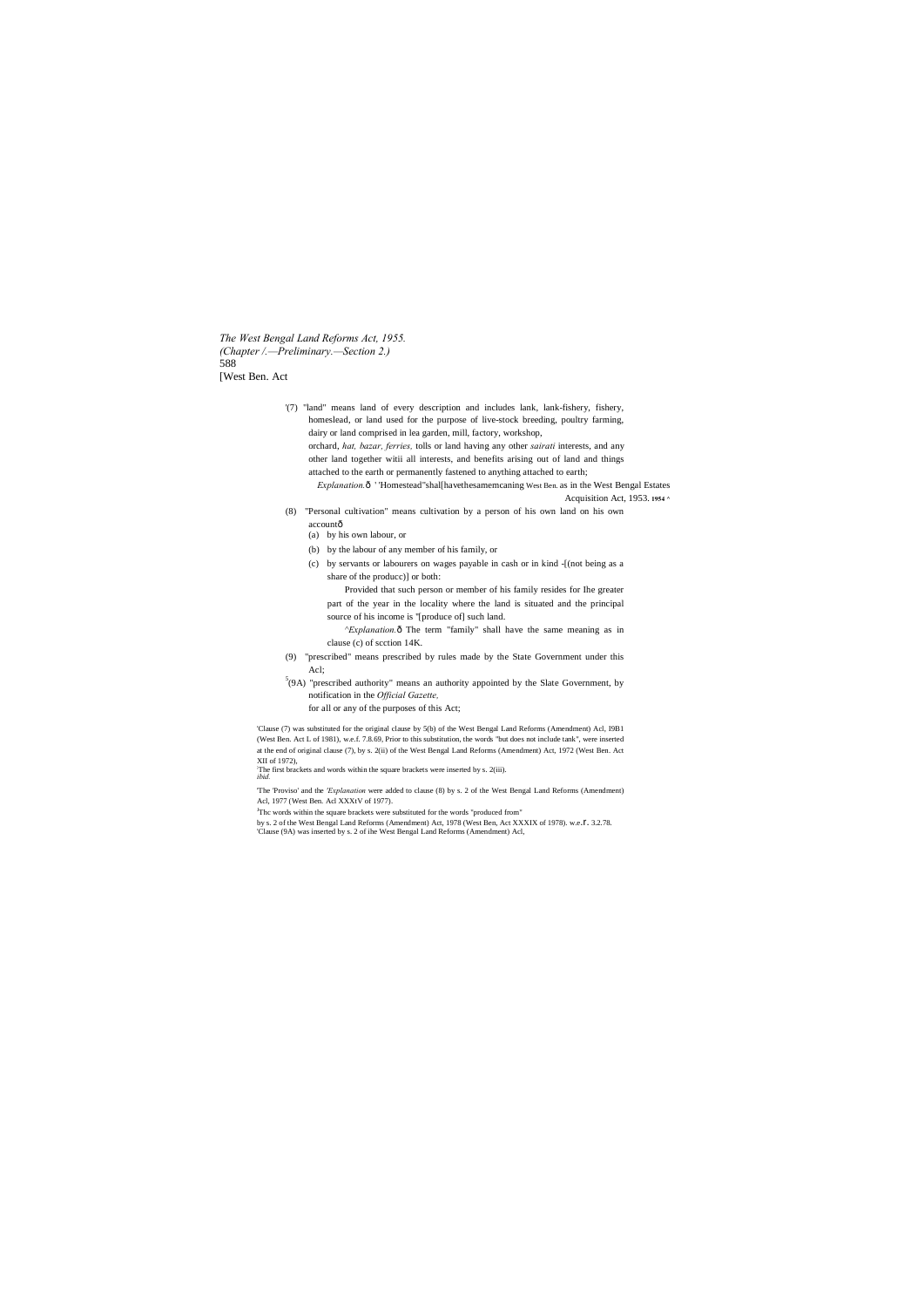'(7) "land" means land of every description and includes lank, lank-fishery, fishery, homeslead, or land used for the purpose of live-stock breeding, poultry farming, dairy or land comprised in lea garden, mill, factory, workshop, orchard, *hat, bazar, ferries,* tolls or land having any other *sairati* interests, and any other land together witii all interests, and benefits arising out of land and things attached to the earth or permanently fastened to anything attached to earth;

*Explanation.*ð ' 'Homestead"shal[havethesamemcaning West Ben. as in the West Bengal Estates Acquisition Act, 1953. 1954 ^

(8) "Personal cultivation" means cultivation by a person of his own land on his own accountð

(a) by his own labour, or

(b) by the labour of any member of his family, or

(c) by servants or labourers on wages payable in cash or in kind -[(not being as a share of the producc)] or both:

Provided that such person or member of his family resides for Ihe greater part of the year in the locality where the land is situated and the principal source of his income is "[produce of] such land.

*^Explanation.*ð The term "family" shall have the same meaning as in clause (c) of scction 14K.

(9) "prescribed" means prescribed by rules made by the State Government under this Acl;

[5](9A) "prescribed authority" means an authority appointed by the Slate Government, by notification in the *Official Gazette,* for all or any of the purposes of this Act;

'Clause (7) was substituted for the original clause by 5(b) of the West Bengal Land Reforms (Amendment) Acl, I9B1 (West Ben. Act L of 1981), w.e.f. 7.8.69, Prior to this substitution, the words "but does not include tank", were inserted at the end of original clause (7), by s. 2(ii) of the West Bengal Land Reforms (Amendment) Act, 1972 (West Ben. Act XII of 1972),

'The first brackets and words within the square brackets were inserted by s. 2(iii). *ibid.*

'The 'Proviso' and the *'Explanation* were added to clause (8) by s. 2 of the West Bengal Land Reforms (Amendment) Acl, 1977 (West Ben. Acl XXXtV of 1977).

[J]Thc words within the square brackets were substituted for the words "produced from" by s. 2 of the West Bengal Land Reforms (Amendment) Act, 1978 (West Ben, Act XXXIX of 1978). w.e.r. 3.2.78.

'Clause (9A) was inserted by s. 2 of ihe West Bengal Land Reforms (Amendment) Acl,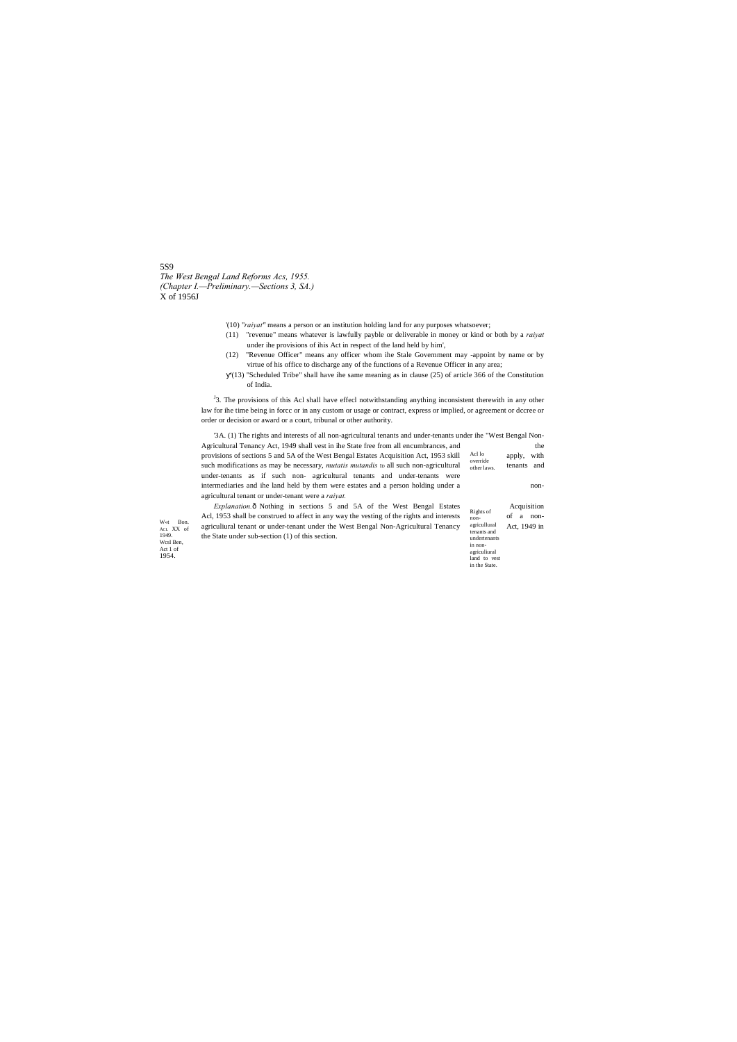'(10) "*raiyat*" means a person or an institution holding land for any purposes whatsoever;

(11) "revenue" means whatever is lawfully payble or deliverable in money or kind or both by a *raiyat* under ihe provisions of ihis Act in respect of the land held by him',

(12) "Revenue Officer" means any officer whom ihe Stale Government may -appoint by name or by virtue of his office to discharge any of the functions of a Revenue Officer in any area;

(13) "Scheduled Tribe" shall have ihe same meaning as in clause (25) of article 366 of the Constitution of India.

Acl lo override other laws.

3. The provisions of this Acl shall have effecl notwithstanding anything inconsistent therewith in any other law for ihe time being in forcc or in any custom or usage or contract, express or implied, or agreement or dccree or order or decision or award or a court, tribunal or other authority.

Rights of non-agricultural tenants and undertenants in non-agriculiural land to vest in the State.

Wst Bon. Acl. XX of 1949. Wcsl Ben, Act 1 of 1954.

'3A. (1) The rights and interests of all non-agricultural tenants and under-tenants under ihe "West Bengal Non-Agricultural Tenancy Act, 1949 shall vest in ihe State free from all encumbrances, and the provisions of sections 5 and 5A of the West Bengal Estates Acquisition Act, 1953 skill apply, with such modifications as may be necessary, *mutatis mutandis* to all such non-agricultural tenants and under-tenants as if such non- agricultural tenants and under-tenants were intermediaries and ihe land held by them were estates and a person holding under a non-agricultural tenant or under-tenant were a *raiyat.*

*Explanation.*— Nothing in sections 5 and 5A of the West Bengal Estates Acquisition Acl, 1953 shall be construed to affect in any way the vesting of the rights and interests of a non-agriculiural tenant or under-tenant under the West Bengal Non-Agricultural Tenancy Act, 1949 in the State under sub-section (1) of this section.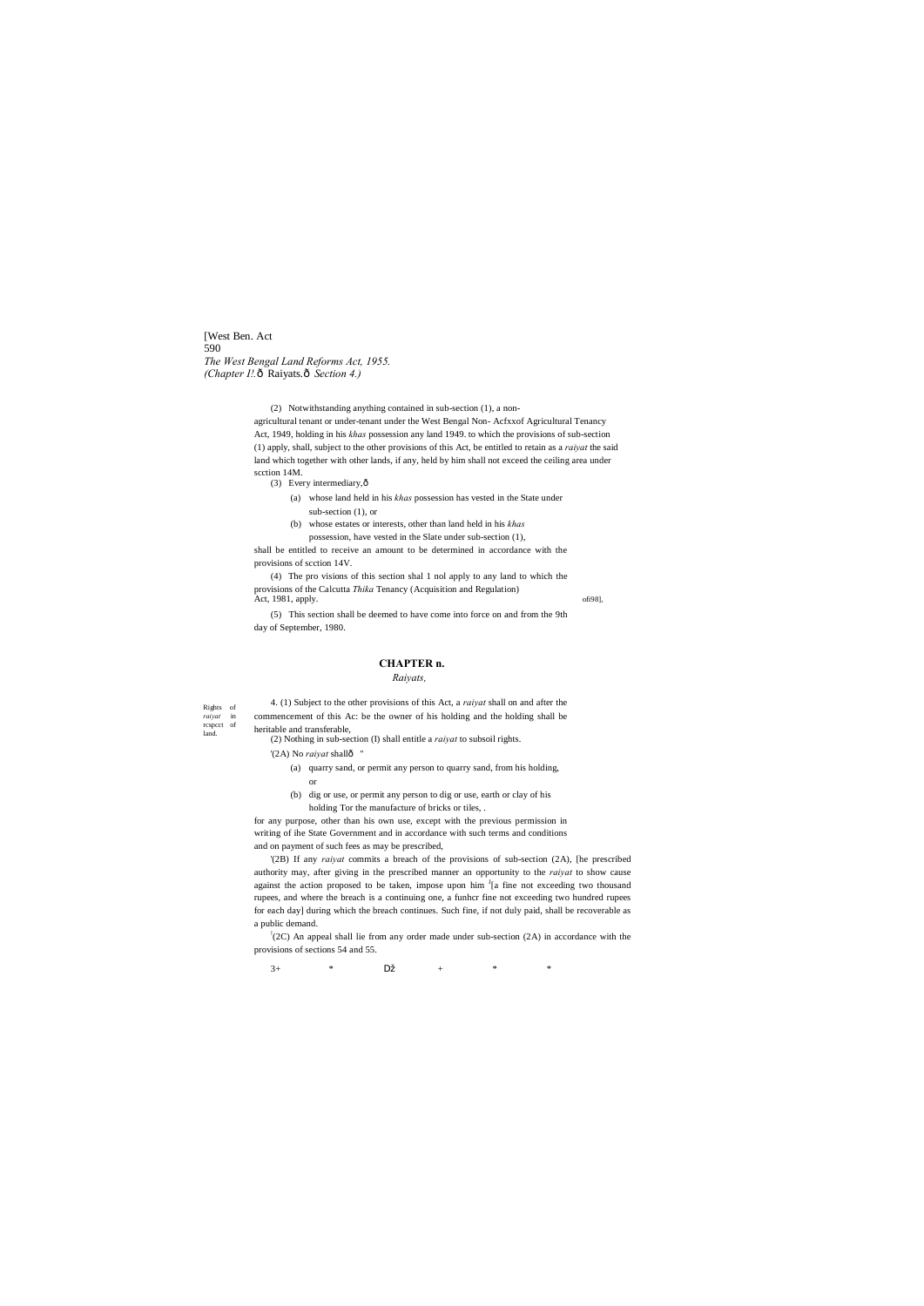(2) Notwithstanding anything contained in sub-section (1), a non-agricultural tenant or under-tenant under the West Bengal Non- Acfxxof Agricultural Tenancy Act, 1949, holding in his *khas* possession any land 1949. to which the provisions of sub-section (1) apply, shall, subject to the other provisions of this Act, be entitled to retain as a *raiyat* the said land which together with other lands, if any, held by him shall not exceed the ceiling area under scction 14M.

(3) Every intermediary,ð

(a) whose land held in his *khas* possession has vested in the State under sub-section (1), or

(b) whose estates or interests, other than land held in his *khas* possession, have vested in the Slate under sub-section (1),

shall be entitled to receive an amount to be determined in accordance with the provisions of scction 14V.

(4) The pro visions of this section shal 1 nol apply to any land to which the provisions of the Calcutta *Thika* Tenancy (Acquisition and Regulation) Act, 1981, apply. ofi98],

(5) This section shall be deemed to have come into force on and from the 9th day of September, 1980.

## CHAPTER n.

*Raiyats,*

Rights of *raiyat* in rcspcct of land.

4. (1) Subject to the other provisions of this Act, a *raiyat* shall on and after the commencement of this Ac: be the owner of his holding and the holding shall be heritable and transferable,

(2) Nothing in sub-section (I) shall entitle a *raiyat* to subsoil rights.

'(2A) No *raiyat* shallð "

(a) quarry sand, or permit any person to quarry sand, from his holding, or

(b) dig or use, or permit any person to dig or use, earth or clay of his holding Tor the manufacture of bricks or tiles, .

for any purpose, other than his own use, except with the previous permission in writing of ihe State Government and in accordance with such terms and conditions and on payment of such fees as may be prescribed,

'(2B) If any *raiyat* commits a breach of the provisions of sub-section (2A), [he prescribed authority may, after giving in the prescribed manner an opportunity to the *raiyat* to show cause against the action proposed to be taken, impose upon him [J][a fine not exceeding two thousand rupees, and where the breach is a continuing one, a funhcr fine not exceeding two hundred rupees for each day] during which the breach continues. Such fine, if not duly paid, shall be recoverable as a public demand.

[J](2C) An appeal shall lie from any order made under sub-section (2A) in accordance with the provisions of sections 54 and 55.

3+ * Dž + * *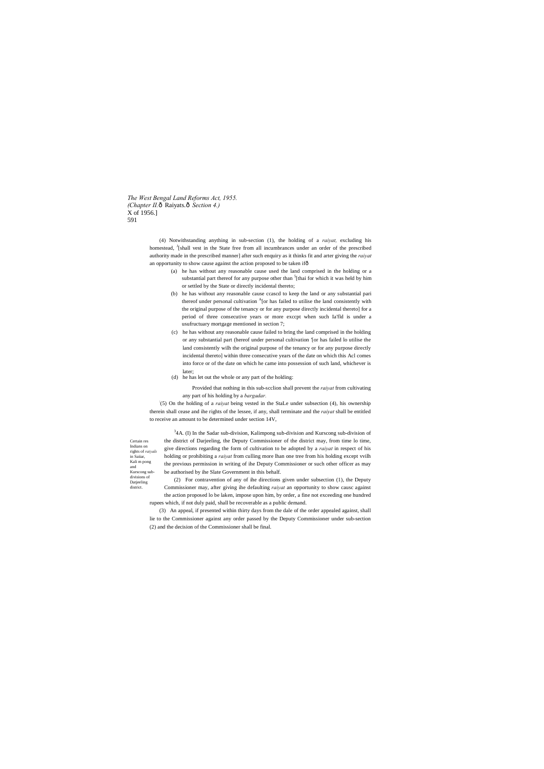(4) Notwithstanding anything in sub-section (1), the holding of a *raiyat,* excluding his homestead, [3][shall vest in the State free from all incumbrances under an order of the prescribed authority made in the prescribed manner] after such enquiry as it thinks fit and arter giving the *raiyat* an opportunity to show cause against the action proposed to be taken ifô

(a) he has without any reasonable cause used the land comprised in the holding or a substantial part thereof for any purpose other than [5][thai for which it was held by him or settled by the State or directly incidental thereto;

(b) he has without any reasonable cause ccascd to keep the land or any substantial pari thereof under personal cultivation [A][or has failed to utilise the land consistently with the original purpose of the tenancy or for any purpose directly incidental thereto] for a period of three consecutive years or more exccpt when such Ia'fld is under a usufructuary mortgage mentioned in section 7;

(c) he has without any reasonable cause failed to bring the land comprised in the holding or any substantial part (hereof under personal cultivation '[or has failed lo utilise the land consistently wilh the original purpose of the tenancy or for any purpose directly incidental thereto] within three consecutive years of the date on which this Acl comes into force or of the date on which he came into possession of such land, whichever is later;

(d) he has let out the whole or any part of the holding:

Provided that nothing in this sub-scclion shall prevent the *raiyat* from cultivating any part of his holding by a *bargadar.*

[:](5) On the holding of a *raiyat* being vested in the StaLe under subsection (4), his ownership therein shall cease and ihe rights of the lessee, if any, shall terminate and the *raiyat* shall be entitled to receive an amount to be determined under section 14V,

Certain res Indians on rights of *raiyals* in Saiiar, Kali m pong and Kurscong sub-divisions of Datjeeling district.

[3]4A. (I) In the Sadar sub-division, Kalimpong sub-division and Kurscong sub-division of the district of Darjeeling, the Deputy Commissioner of the district may, from time lo time, give directions regarding the form of cultivation to be adopted by a *raiyat* in respect of his holding or prohibiting a *raiyat* from culling more lhan one tree from his holding except vvilh the previous permission in writing of ihe Deputy Commissioner or such other officer as may be authorised by ihe Slate Government in this behalf.

(2) For contravention of any of ihe directions given under subsection (1), the Deputy Commissioner may, after giving ihe defaulting *raiyat* an opportunity to show causc against the action proposed lo be laken, impose upon him, by order, a fine not exceeding one hundred rupees which, if not duly paid, shall be recoverable as a public demand.

(3) An appeal, if presented within thirty days from the dale of the order appealed against, shall lie to the Commissioner against any order passed by the Deputy Commissioner under sub-section (2) and the decision of the Commissioner shall be final.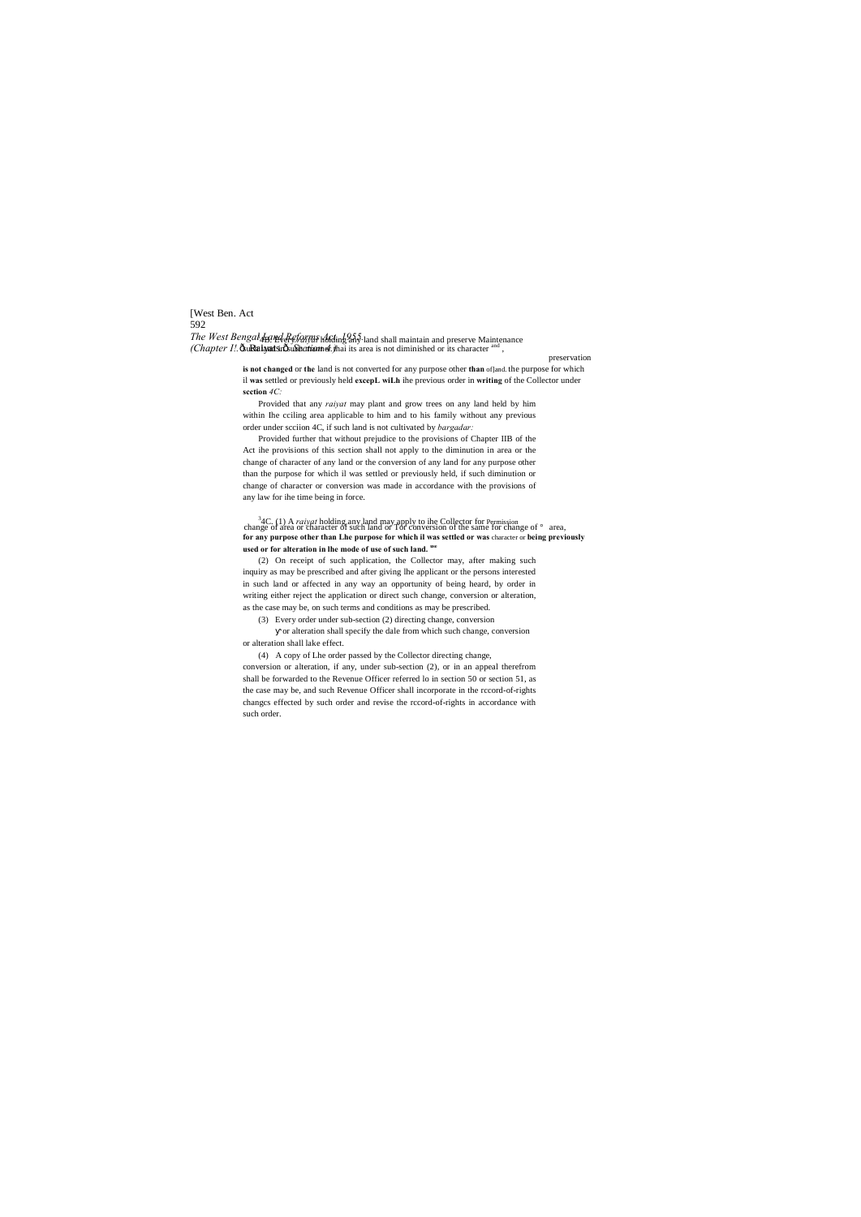4B. Every *raiyat* holding any land shall maintain and preserve such land in such manner that its area is not diminished or its character is not changed or the land is not converted for any purpose other than the purpose for which il was settled or previously held excepL wiLh ihe previous order in writing of the Collector under section *4C:*

Maintenance and preservation of land.

Provided that any *raiyat* may plant and grow trees on any land held by him within Ihe cciling area applicable to him and to his family without any previous order under scciion 4C, if such land is not cultivated by *bargadar:*

Provided further that without prejudice to the provisions of Chapter IIB of the Act ihe provisions of this section shall not apply to the diminution in area or the change of character of any land or the conversion of any land for any purpose other than the purpose for which il was settled or previously held, if such diminution or change of character or conversion was made in accordance with the provisions of any law for ihe time being in force.

[3]4C. (1) A *raiyat* holding any land may apply to ihe Collector for change of area or character of such land or for conversion of the same for any purpose other than Lhe purpose for which il was settled or was being previously used or for alteration in lhe mode of use of such land.

Permission for change of area, character or use.

(2) On receipt of such application, the Collector may, after making such inquiry as may be prescribed and after giving lhe applicant or the persons interested in such land or affected in any way an opportunity of being heard, by order in writing either reject the application or direct such change, conversion or alteration, as the case may be, on such terms and conditions as may be prescribed.

(3) Every order under sub-section (2) directing change, conversion or alteration shall specify the dale from which such change, conversion or alteration shall lake effect.

(4) A copy of Lhe order passed by the Collector directing change, conversion or alteration, if any, under sub-section (2), or in an appeal therefrom shall be forwarded to the Revenue Officer referred lo in section 50 or section 51, as the case may be, and such Revenue Officer shall incorporate in the rccord-of-rights changcs effected by such order and revise the rccord-of-rights in accordance with such order.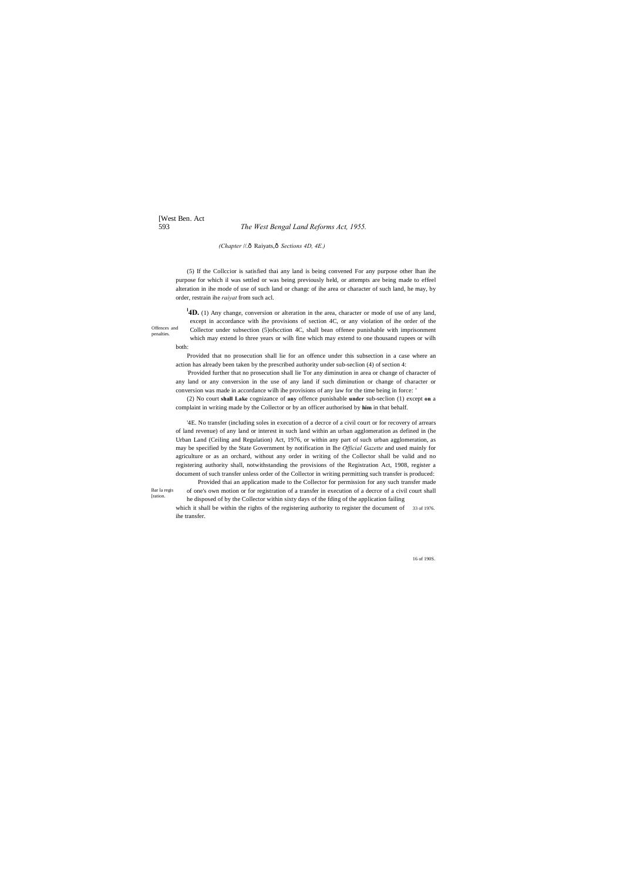(Chapter II.—Raiyats.—Sections 4D, 4E.)

(5) If the Collccior is satisfied thai any land is being convened For any purpose other lhan ihe purpose for which il was settled or was being previously held, or attempts are being made to effeel alteration in ihe mode of use of such land or changc of ihe area or character of such land, he may, by order, restrain ihe *raiyat* from such acl.

Offences and penalties.

[1]**4D.** (1) Any change, conversion or alteration in the area, character or mode of use of any land, except in accordance with ihe provisions of section 4C, or any violation of ihe order of the Collector under subsection (5)ofscction 4C, shall bean offenee punishable with imprisonment which may extend lo three years or wilh fine which may extend to one thousand rupees or wilh both:

Provided that no prosecution shall lie for an offence under this subsection in a case where an action has already been taken by the prescribed authority under sub-seclion (4) of section 4:

Provided further that no prosecution shall lie Tor any diminution in area or change of character of any land or any conversion in the use of any land if such diminution or change of character or conversion was made in accordance wilh ihe provisions of any law for the time being in force: '

(2) No court **shall Lake** cognizance of **any** offence punishable **under** sub-seclion (1) except **on** a complaint in writing made by the Collector or by an officer authorised by **him** in that behalf.

Bar la regis[ration.

'4E. No transfer (including soles in execution of a decrce of a civil court or for recovery of arrears of land revenue) of any land or interest in such land within an urban agglomeration as defined in (he Urban Land (Ceiling and Regulation) Act, 1976, or within any part of such urban agglomeration, as may be specified by the State Government by notification in lhe *Official Gazette* and used mainly for agriculture or as an orchard, without any order in writing of the Collector shall be valid and no registering authority shall, notwithstanding the provisions of the Registration Act, 1908, register a document of such transfer unless order of the Collector in writing permitting such transfer is produced:

33 of 1976.

16 of 190S.

Provided thai an application made to the Collector for permission for any such transfer made of one's own motion or for registration of a transfer in execution of a decrce of a civil court shall he disposed of by the Collector within sixty days of the fding of the application failing which it shall be within the rights of the registering authority to register the document of ihe transfer.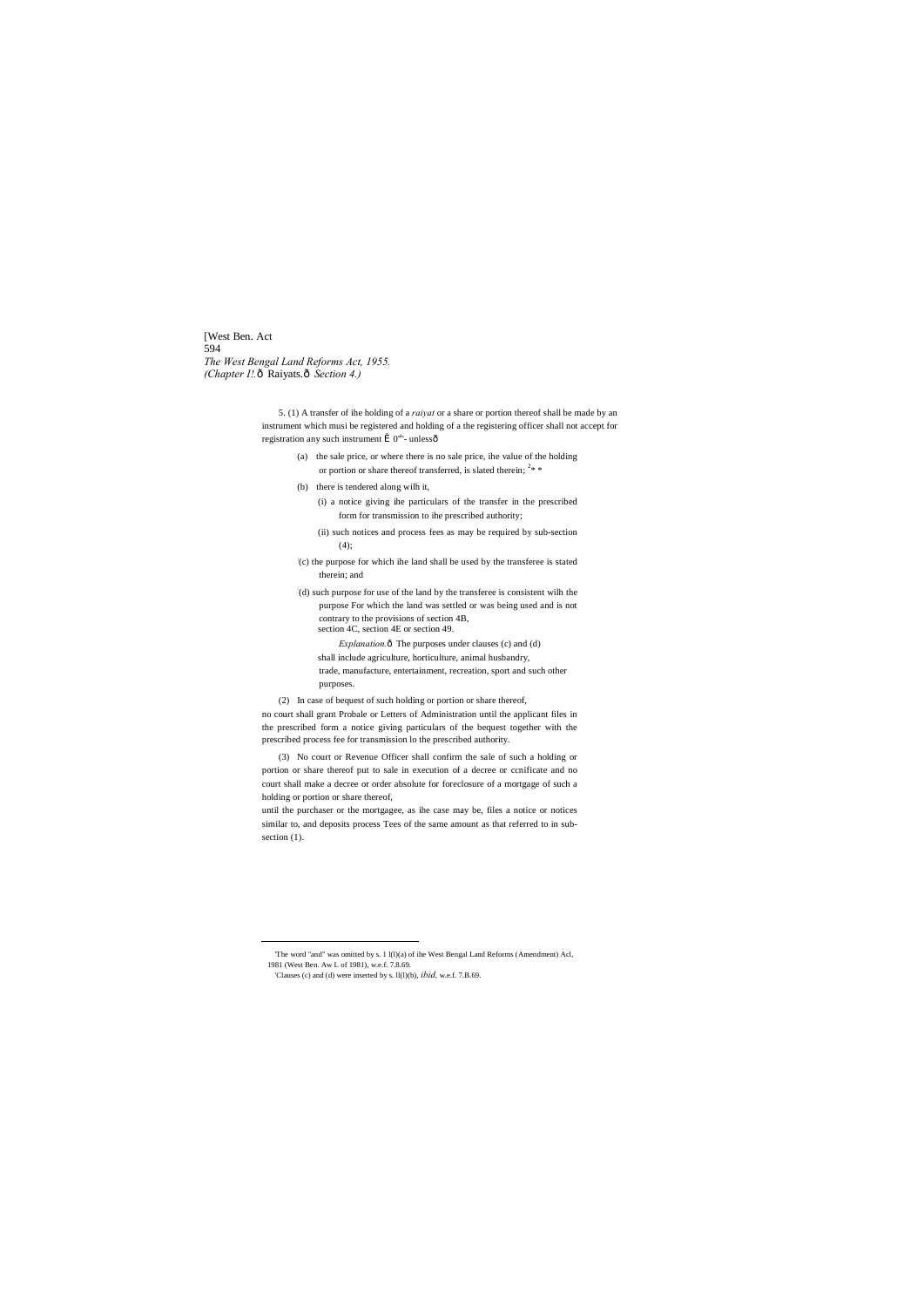5. (1) A transfer of ihe holding of a *raiyat* or a share or portion thereof shall be made by an instrument which musi be registered and holding of a the registering officer shall not accept for registration any such instrument Ê 0ª¹- unlessô

(a) the sale price, or where there is no sale price, ihe value of the holding or portion or share thereof transferred, is slated therein; [2]* *

(b) there is tendered along wilh it,

(i) a notice giving ihe particulars of the transfer in the prescribed form for transmission to ihe prescribed authority;

(ii) such notices and process fees as may be required by sub-section (4);

'(c) the purpose for which ihe land shall be used by the transferee is stated therein; and

'(d) such purpose for use of the land by the transferee is consistent wilh the purpose For which the land was settled or was being used and is not contrary to the provisions of section 4B, section 4C, section 4E or section 49.

*Explanation.*ô The purposes under clauses (c) and (d) shall include agriculture, horticulture, animal husbandry, trade, manufacture, entertainment, recreation, sport and such other purposes.

(2) In case of bequest of such holding or portion or share thereof, no court shall grant Probale or Letters of Administration until the applicant files in the prescribed form a notice giving particulars of the bequest together with the prescribed process fee for transmission lo the prescribed authority.

(3) No court or Revenue Officer shall confirm the sale of such a holding or portion or share thereof put to sale in execution of a decree or ccnificate and no court shall make a decree or order absolute for foreclosure of a mortgage of such a holding or portion or share thereof, until the purchaser or the mortgagee, as ihe case may be, files a notice or notices similar to, and deposits process Tees of the same amount as that referred to in sub-section (1).

---

'The word "and" was omitted by s. 1 l(l)(a) of ihe West Bengal Land Reforms (Amendment) Acl, 1981 (West Ben. Aw L of 1981), w.e.f. 7.8.69.

'Clauses (c) and (d) were inserted by s. ll(l)(b), *ibid,* w.e.f. 7.B.69.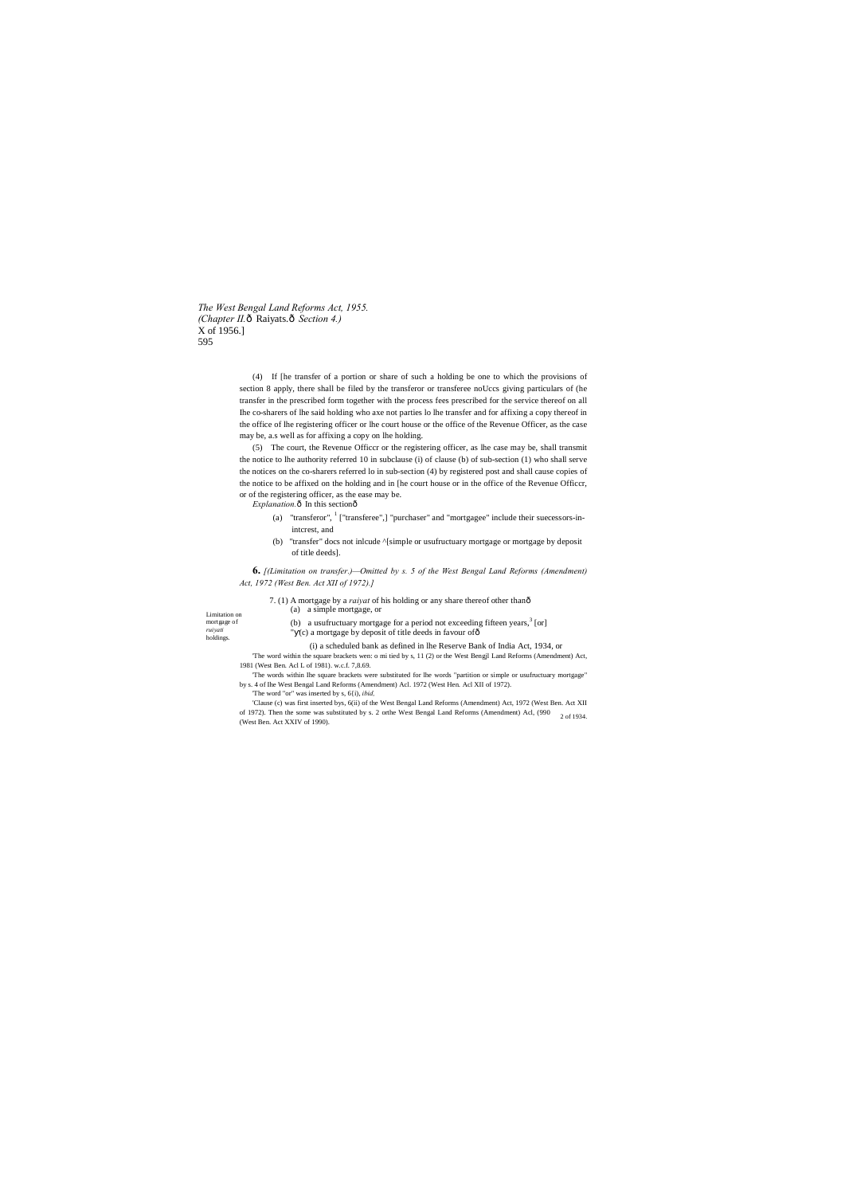(4) If [he transfer of a portion or share of such a holding be one to which the provisions of section 8 apply, there shall be filed by the transferor or transferee noUccs giving particulars of (he transfer in the prescribed form together with the process fees prescribed for the service thereof on all Ihe co-sharers of lhe said holding who axe not parties lo lhe transfer and for affixing a copy thereof in the office of lhe registering officer or lhe court house or the office of the Revenue Officer, as the case may be, a.s well as for affixing a copy on lhe holding.

(5) The court, the Revenue Officcr or the registering officer, as lhe case may be, shall transmit the notice to lhe authority referred 10 in subclause (i) of clause (b) of sub-section (1) who shall serve the notices on the co-sharers referred lo in sub-section (4) by registered post and shall cause copies of the notice to be affixed on the holding and in [he court house or in the office of the Revenue Officcr, or of the registering officer, as the ease may be.

*Explanation.*— In this section—

- (a) "transferor", [1] ["transferee",] "purchaser" and "mortgagee" include their suecessors-in-intcrest, and
- (b) "transfer" docs not inlcude ^[simple or usufructuary mortgage or mortgage by deposit of title deeds].

**6.** *[(Limitation on transfer.)—Omitted by s. 5 of the West Bengal Land Reforms (Amendment) Act, 1972 (West Ben. Act XII of 1972).]*

Limitation on mortgage of *raiyati* holdings.

7. (1) A mortgage by a *raiyat* of his holding or any share thereof other than—

- (a) a simple mortgage, or
- (b) a usufructuary mortgage for a period not exceeding fifteen years,[3] [or]
- "(c) a mortgage by deposit of title deeds in favour of—
  - (i) a scheduled bank as defined in lhe Reserve Bank of India Act, 1934, or

'The word within the square brackets wen: o mi tied by s, 11 (2) or the West Bengjl Land Reforms (Amendment) Act, 1981 (West Ben. Acl L of 1981). w.c.f. 7,8.69.

'The words within lhe square brackets were substituted for lhe words "partition or simple or usufructuary mortgage" by s. 4 of lhe West Bengal Land Reforms (Amendment) Acl. 1972 (West Hen. Acl XII of 1972).

'The word "or" was inserted by s, 6(i), *ibid,*

'Clause (c) was first inserted bys, 6(ii) of the West Bengal Land Reforms (Amendment) Act, 1972 (West Ben. Act XII of 1972). Then the some was substituted by s. 2 orthe West Bengal Land Reforms (Amendment) Acl, (990 (West Ben. Act XXIV of 1990).

2 of 1934.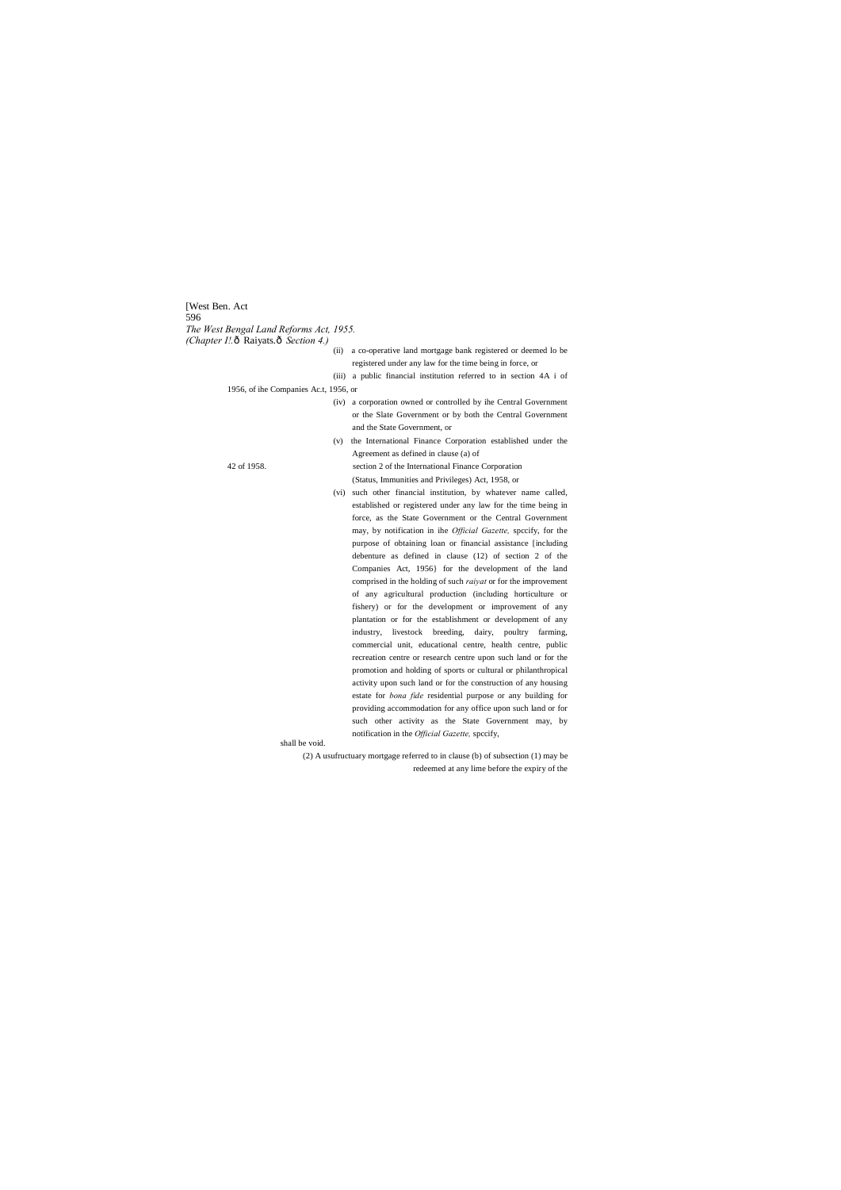(ii) a co-operative land mortgage bank registered or deemed lo be registered under any law for the time being in force, or

(iii) a public financial institution referred to in section 4A i of 1956, of ihe Companies Ac.t, 1956, or

(iv) a corporation owned or controlled by ihe Central Government or the Slate Government or by both the Central Government and the State Government, or

(v) the International Finance Corporation established under the Agreement as defined in clause (a) of section 2 of the International Finance Corporation (Status, Immunities and Privileges) Act, 1958, or

42 of 1958.

(vi) such other financial institution, by whatever name called, established or registered under any law for the time being in force, as the State Government or the Central Government may, by notification in ihe *Official Gazette,* spccify, for the purpose of obtaining loan or financial assistance {including debenture as defined in clause (12) of section 2 of the Companies Act, 1956} for the development of the land comprised in the holding of such *raiyat* or for the improvement of any agricultural production (including horticulture or fishery) or for the development or improvement of any plantation or for the establishment or development of any industry, livestock breeding, dairy, poultry farming, commercial unit, educational centre, health centre, public recreation centre or research centre upon such land or for the promotion and holding of sports or cultural or philanthropical activity upon such land or for the construction of any housing estate for *bona fide* residential purpose or any building for providing accommodation for any office upon such land or for such other activity as the State Government may, by notification in the *Official Gazette,* spccify,

shall be void.

(2) A usufructuary mortgage referred to in clause (b) of subsection (1) may be redeemed at any lime before the expiry of the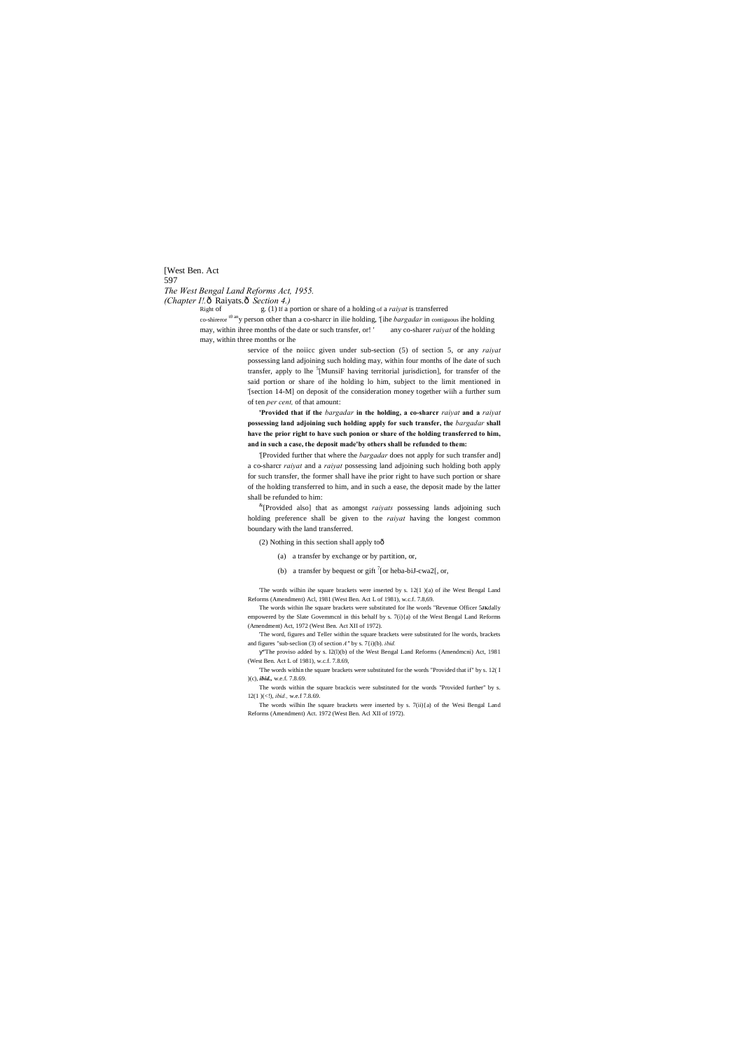Right of co-sharer to any person other than a co-sharer.

8. (1) If a portion or share of a holding of a *raiyat* is transferred to any person other than a co-sharer in the holding, [1][the *bargadar* in contiguous the holding may, within three months of the date of such transfer, or] [1] any co-sharer *raiyat* of the holding may, within three months or the service of the notice given under sub-section (5) of section 5, or any *raiyat* possessing land adjoining such holding may, within four months of the date of such transfer, apply to the [5][Munsif having territorial jurisdiction], for transfer of the said portion or share of the holding to him, subject to the limit mentioned in [section 14-M] on deposit of the consideration money together with a further sum of ten *per cent,* of that amount:

**[Provided that if the *bargadar* in the holding, a co-sharer *raiyat* and a *raiyat* possessing land adjoining such holding apply for such transfer, the *bargadar* shall have the prior right to have such portion or share of the holding transferred to him, and in such a case, the deposit made by others shall be refunded to them:**

[Provided further that where the *bargadar* does not apply for such transfer and] a co-sharer *raiyat* and a *raiyat* possessing land adjoining such holding both apply for such transfer, the former shall have the prior right to have such portion or share of the holding transferred to him, and in such a case, the deposit made by the latter shall be refunded to him:

[8][Provided also] that as amongst *raiyats* possessing lands adjoining such holding preference shall be given to the *raiyat* having the longest common boundary with the land transferred.

(2) Nothing in this section shall apply to—

(a) a transfer by exchange or by partition, or,

(b) a transfer by bequest or gift [7][or heba-bil-ewaz], or,

---

[1] The words within the square brackets were inserted by s. 12(1)(a) of the West Bengal Land Reforms (Amendment) Act, 1981 (West Ben. Act L of 1981), w.e.f. 7.8.69.

The words within the square brackets were substituted for the words "Revenue Officer specially empowered by the State Government in this behalf by s. 7(i)(a) of the West Bengal Land Reforms (Amendment) Act, 1972 (West Ben. Act XII of 1972).

The word, figures and letter within the square brackets were substituted for the words, brackets and figures "sub-section (3) of section 4" by s. 7(i)(b). *ibid.*

The proviso added by s. 12(1)(b) of the West Bengal Land Reforms (Amendment) Act, 1981 (West Ben. Act L of 1981), w.e.f. 7.8.69.

The words within the square brackets were substituted for the words "Provided that if" by s. 12(1)(c), ***ibid.,*** w.e.f. 7.8.69.

The words within the square brackets were substituted for the words "Provided further" by s. 12(1)(d), *ibid.,* w.e.f 7.8.69.

The words within the square brackets were inserted by s. 7(ii)(a) of the West Bengal Land Reforms (Amendment) Act, 1972 (West Ben. Act XII of 1972).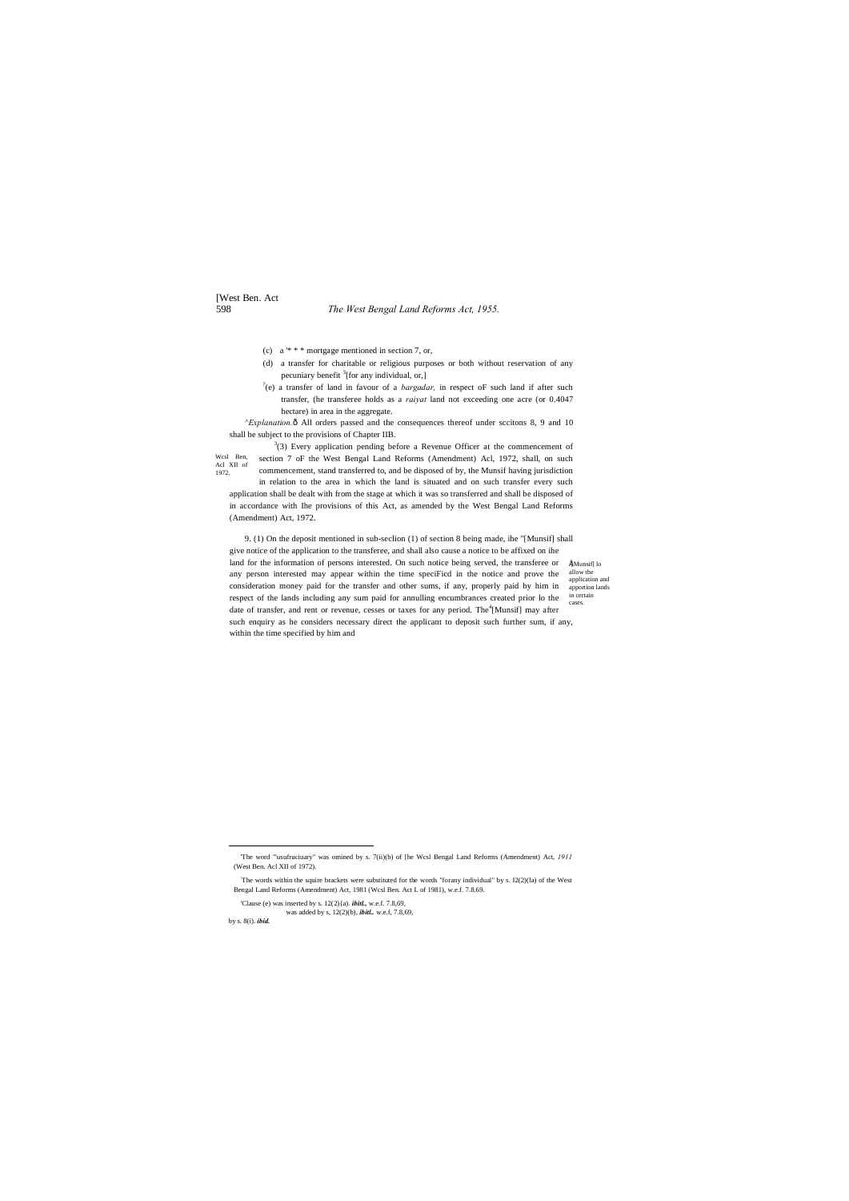(c) a '* * * mortgage mentioned in section 7, or,

(d) a transfer for charitable or religious purposes or both without reservation of any pecuniary benefit [3][for any individual, or,]

[7](e) a transfer of land in favour of a *bargadar,* in respect oF such land if after such transfer, (he transferee holds as a *raiyat* land not exceeding one acre (or 0.4047 hectare) in area in the aggregate.

^*Explanation.*ô All orders passed and the consequences thereof under sccitons 8, 9 and 10 shall be subject to the provisions of Chapter IIB.

Wcsl Ben, Acl XII of 1972.

[3](3) Every application pending before a Revenue Officer at the commencement of section 7 oF the West Bengal Land Reforms (Amendment) Acl, 1972, shall, on such commencement, stand transferred to, and be disposed of by, the Munsif having jurisdiction in relation to the area in which the land is situated and on such transfer every such application shall be dealt with from the stage at which it was so transferred and shall be disposed of in accordance with Ihe provisions of this Act, as amended by the West Bengal Land Reforms (Amendment) Act, 1972.

Â[Munsif] lo allow the application and apportion lands in certain cases.

9. (1) On the deposit mentioned in sub-seclion (1) of section 8 being made, ihe "[Munsif] shall give notice of the application to the transferee, and shall also cause a notice to be affixed on ihe land for the information of persons interested. On such notice being served, the transferee or any person interested may appear within the time speciFicd in the notice and prove the consideration money paid for the transfer and other sums, if any, properly paid by him in respect of the lands including any sum paid for annulling encumbrances created prior lo the date of transfer, and rent or revenue, cesses or taxes for any period. The[4][Munsif] may after such enquiry as he considers necessary direct the applicant to deposit such further sum, if any, within the time specified by him and

---

'The word "'usufruciuary" was omined by s. 7(ii)(b) of [he Wcsl Bengal Land Reforms (Amendment) Act, *1911* (West Ben. Acl XII of 1972).

'The words within the squire brackets were substituted for the words "forany individual" by s. I2(2)(la) of the West Bengal Land Reforms (Amendment) Act, 1981 (Wcsl Ben. Act L of 1981), w.e.f. 7.8.69.

'Clause (e) was inserted by s. 12(2){a). ***ibitl.,*** w.e.f. 7.8,69,
was added by s, 12(2)(b), ***ibitL.*** w.e.f, 7.8,69,

by s. 8(i). ***ibid.***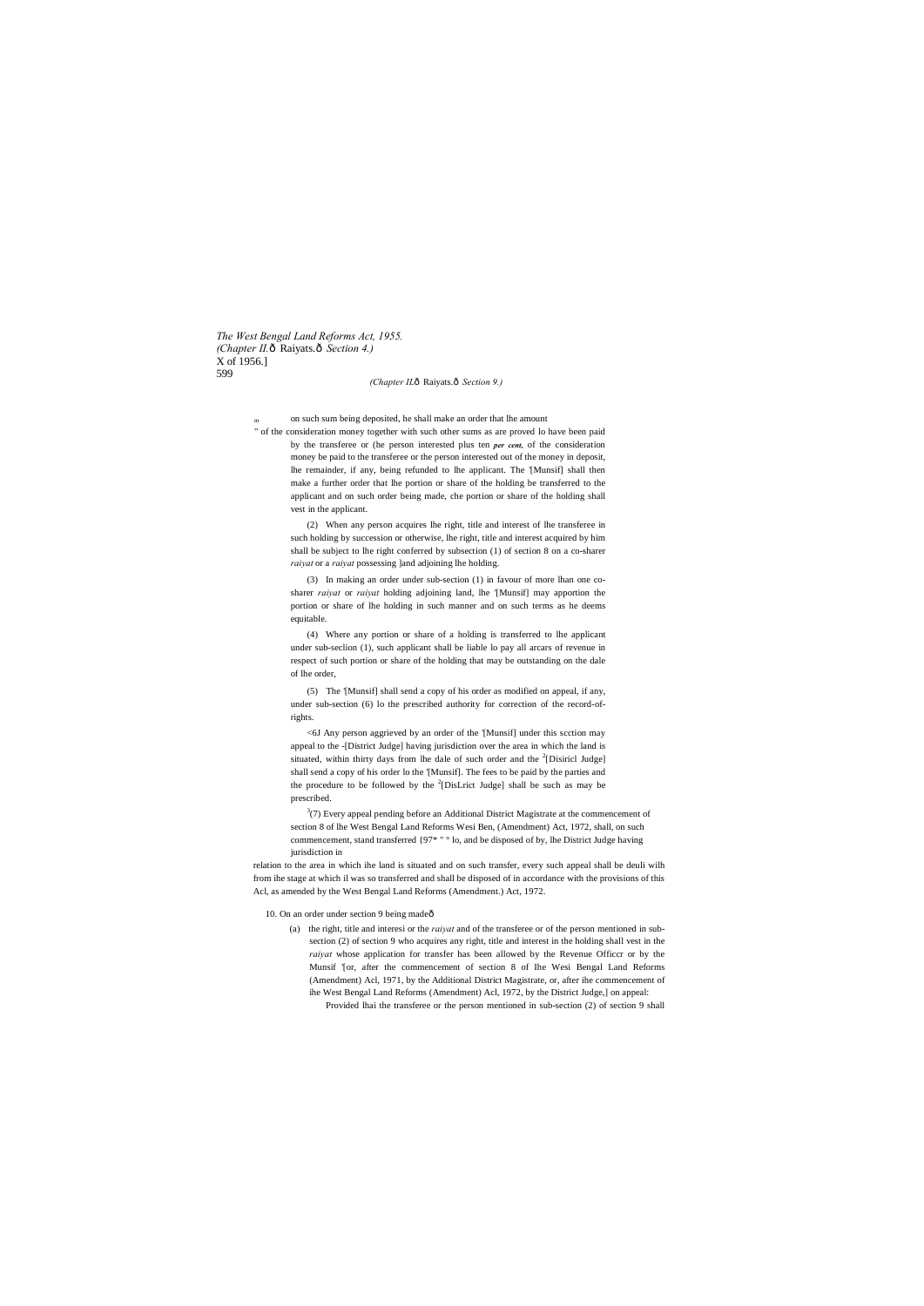(ii) on such sum being deposited, he shall make an order that lhe amount of the consideration money together with such other sums as are proved lo have been paid by the transferee or (he person interested plus ten ***per cent,*** of the consideration money be paid to the transferee or the person interested out of the money in deposit, lhe remainder, if any, being refunded to lhe applicant. The '[Munsif] shall then make a further order that lhe portion or share of the holding be transferred to the applicant and on such order being made, che portion or share of the holding shall vest in the applicant.

(2) When any person acquires lhe right, title and interest of lhe transferee in such holding by succession or otherwise, lhe right, title and interest acquired by him shall be subject to lhe right conferred by subsection (1) of section 8 on a co-sharer *raiyat* or a *raiyat* possessing ]and adjoining lhe holding.

(3) In making an order under sub-section (1) in favour of more lhan one co-sharer *raiyat* or *raiyat* holding adjoining land, lhe '[Munsif] may apportion the portion or share of lhe holding in such manner and on such terms as he deems equitable.

(4) Where any portion or share of a holding is transferred to lhe applicant under sub-seclion (1), such applicant shall be liable lo pay all arcars of revenue in respect of such portion or share of the holding that may be outstanding on the dale of lhe order,

(5) The '[Munsif] shall send a copy of his order as modified on appeal, if any, under sub-section (6) lo the prescribed authority for correction of the record-of-rights.

<6J Any person aggrieved by an order of the '[Munsif] under this scction may appeal to the -[District Judge] having jurisdiction over the area in which the land is situated, within thirty days from lhe dale of such order and the [2][Disiricl Judge] shall send a copy of his order lo the '[Munsif]. The fees to be paid by the parties and the procedure to be followed by the [2][DisLrict Judge] shall be such as may be prescribed.

[3](7) Every appeal pending before an Additional District Magistrate at the commencement of section 8 of lhe West Bengal Land Reforms Wesi Ben, (Amendment) Act, 1972, shall, on such commencement, stand transferred {97* " ° lo, and be disposed of by, lhe District Judge having jurisdiction in relation to the area in which ihe land is situated and on such transfer, every such appeal shall be deuli wilh from ihe stage at which il was so transferred and shall be disposed of in accordance with the provisions of this Acl, as amended by the West Bengal Land Reforms (Amendment.) Act, 1972.

10. On an order under section 9 being madeð

(a) the right, title and interesi or the *raiyat* and of the transferee or of the person mentioned in sub-section (2) of section 9 who acquires any right, title and interest in the holding shall vest in the *raiyat* whose application for transfer has been allowed by the Revenue Officcr or by the Munsif '[or, after the commencement of section 8 of lhe Wesi Bengal Land Reforms (Amendment) Acl, 1971, by the Additional District Magistrate, or, after ihe commencement of ihe West Bengal Land Reforms (Amendment) Acl, 1972, by the District Judge,] on appeal:

Provided lhai the transferee or the person mentioned in sub-section (2) of section 9 shall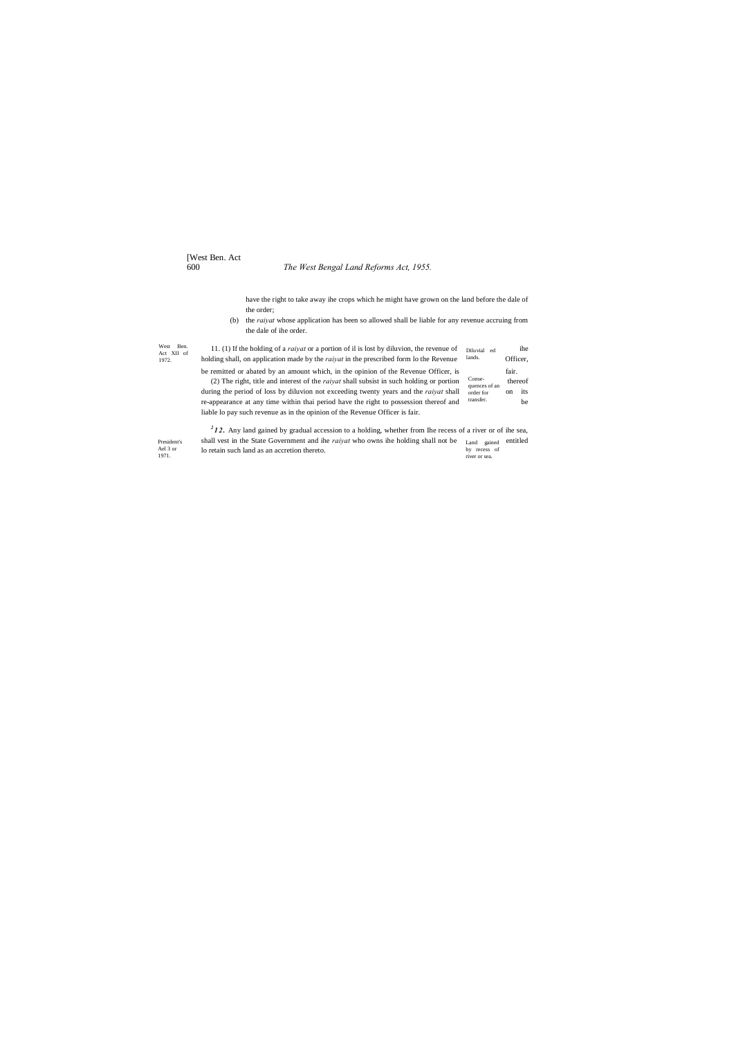have the right to take away ihe crops which he might have grown on the land before the dale of the order;

(b) the *raiyat* whose application has been so allowed shall be liable for any revenue accruing from the dale of ihe order.

West Ben. Act XII of 1972.

Diluvial ed lands.

11. (1) If the holding of a *raiyat* or a portion of il is lost by diluvion, the revenue of ihe holding shall, on application made by the *raiyat* in the prescribed form lo the Revenue Officer, be remitted or abated by an amount which, in the opinion of the Revenue Officer, is fair.

Conse-quences of an order for transfer.

(2) The right, title and interest of the *raiyat* shall subsist in such holding or portion thereof during the period of loss by diluvion not exceeding twenty years and the *raiyat* shall on its re-appearance at any time within thai period have the right to possession thereof and be liable lo pay such revenue as in the opinion of the Revenue Officer is fair.

President's Ael 3 or 1971.

Land gained by recess of river or sea.

[2]**12.** Any land gained by gradual accession to a holding, whether from Ihe recess of a river or of ihe sea, shall vest in the State Government and ihe *raiyat* who owns ihe holding shall not be entitled lo retain such land as an accretion thereto.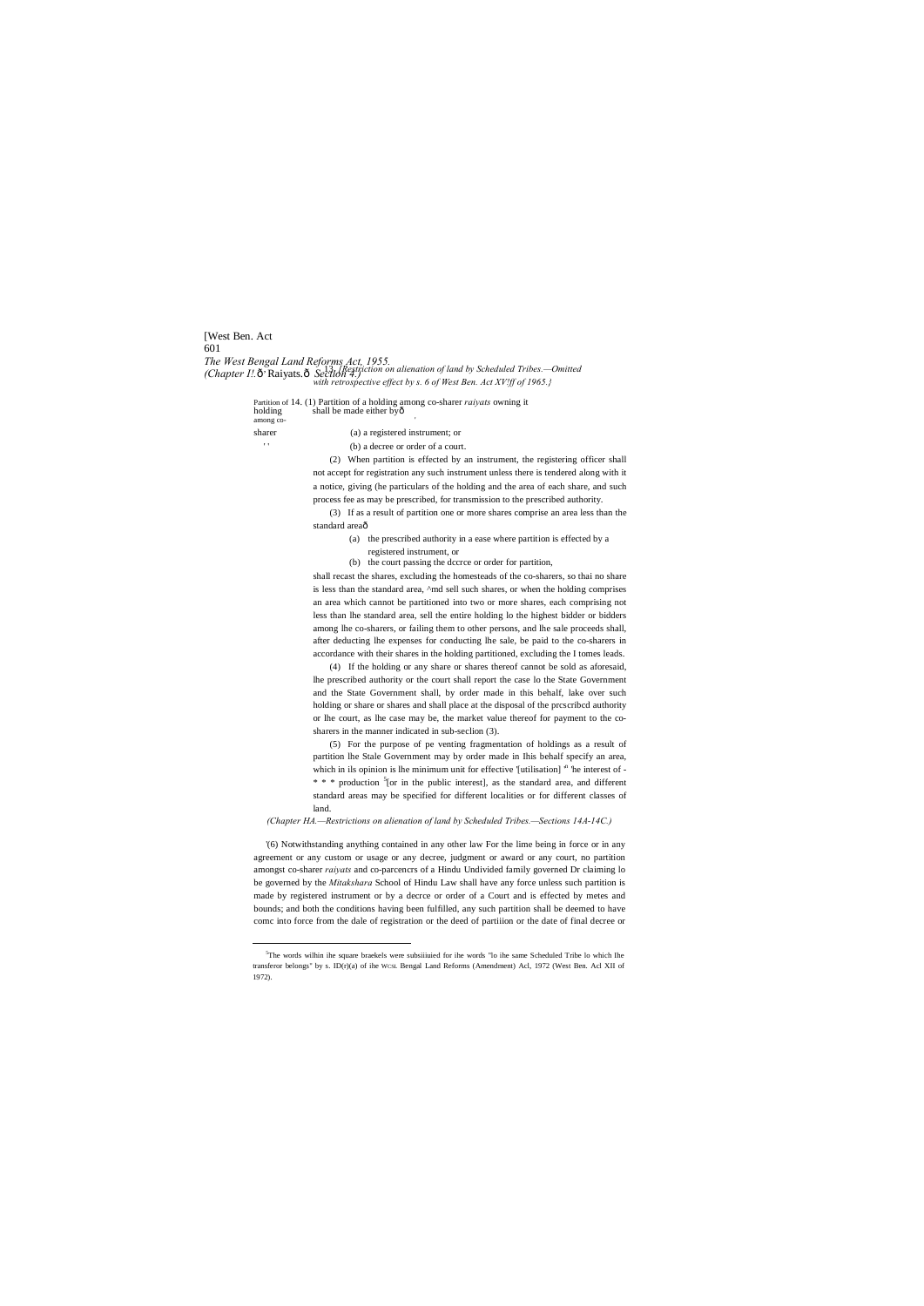13. *[Restriction on alienation of land by Scheduled Tribes.—Omitted with retrospective effect by s. 6 of West Ben. Act XV!ff of 1965.}*

Partition of holding among co-sharer

14. (1) Partition of a holding among co-sharer *raiyats* owning it shall be made either by—

(a) a registered instrument; or

(b) a decree or order of a court.

(2) When partition is effected by an instrument, the registering officer shall not accept for registration any such instrument unless there is tendered along with it a notice, giving (he particulars of the holding and the area of each share, and such process fee as may be prescribed, for transmission to the prescribed authority.

(3) If as a result of partition one or more shares comprise an area less than the standard area—

(a) the prescribed authority in a ease where partition is effected by a registered instrument, or

(b) the court passing the dccrce or order for partition,

shall recast the shares, excluding the homesteads of the co-sharers, so thai no share is less than the standard area, ^md sell such shares, or when the holding comprises an area which cannot be partitioned into two or more shares, each comprising not less than lhe standard area, sell the entire holding lo the highest bidder or bidders among lhe co-sharers, or failing them to other persons, and lhe sale proceeds shall, after deducting lhe expenses for conducting lhe sale, be paid to the co-sharers in accordance with their shares in the holding partitioned, excluding the I tomes leads.

(4) If the holding or any share or shares thereof cannot be sold as aforesaid, lhe prescribed authority or the court shall report the case lo the State Government and the State Government shall, by order made in this behalf, lake over such holding or share or shares and shall place at the disposal of the prcscribcd authority or lhe court, as lhe case may be, the market value thereof for payment to the co-sharers in the manner indicated in sub-seclion (3).

(5) For the purpose of pe venting fragmentation of holdings as a result of partition lhe Stale Government may by order made in lhis behalf specify an area, which in ils opinion is lhe minimum unit for effective '[utilisation] [4] 'he interest of - * * * production [5][or in the public interest], as the standard area, and different standard areas may be specified for different localities or for different classes of land.

*(Chapter HA.—Restrictions on alienation of land by Scheduled Tribes.—Sections 14A-14C.)*

'(6) Notwithstanding anything contained in any other law For the lime being in force or in any agreement or any custom or usage or any decree, judgment or award or any court, no partition amongst co-sharer *raiyats* and co-parcencrs of a Hindu Undivided family governed Dr claiming lo be governed by the *Mitakshara* School of Hindu Law shall have any force unless such partition is made by registered instrument or by a decrce or order of a Court and is effected by metes and bounds; and both the conditions having been fulfilled, any such partition shall be deemed to have comc into force from the dale of registration or the deed of partiiion or the date of final decree or

---

[5]The words wilhin ihe square braekels were subsiiiuied for ihe words "lo ihe same Scheduled Tribe lo which Ihe transferor belongs" by s. ID(r)(a) of ihe WCSI. Bengal Land Reforms (Amendment) Acl, 1972 (West Ben. Acl XII of 1972).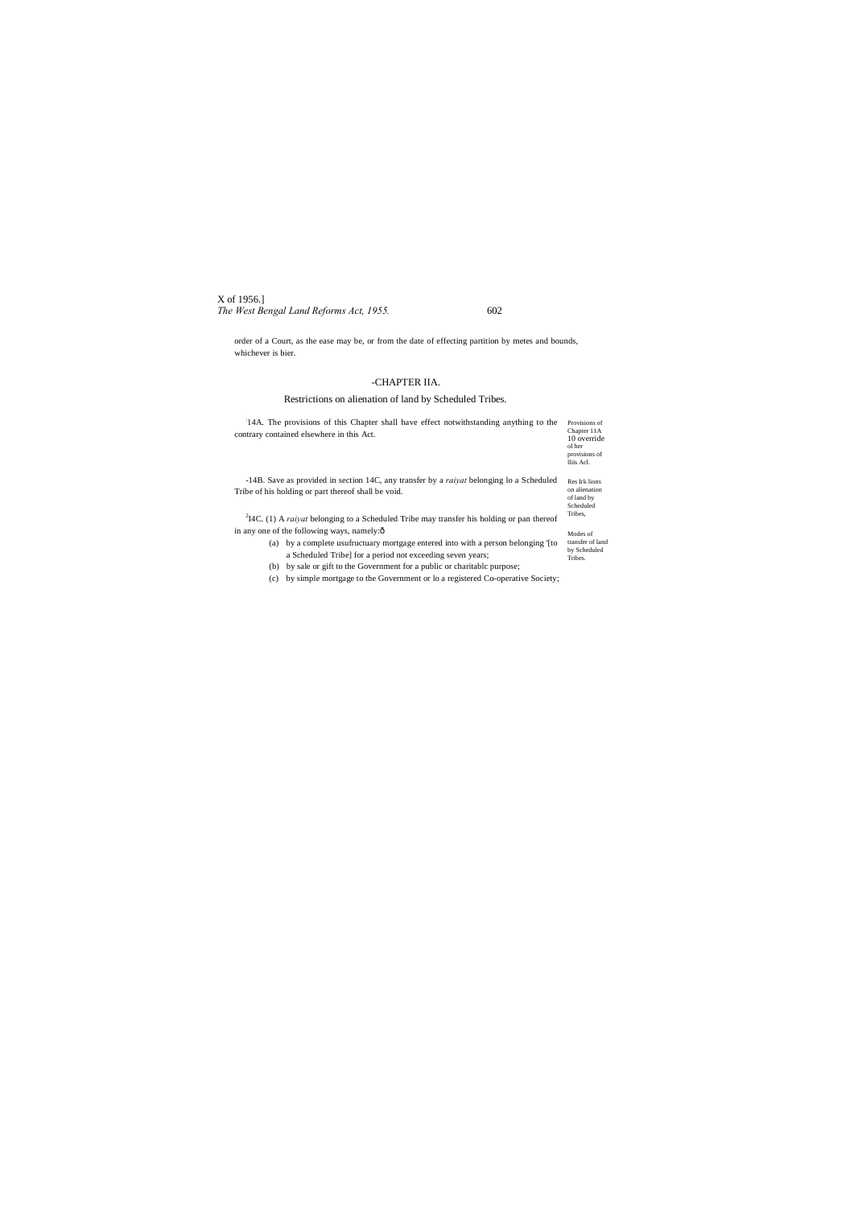order of a Court, as the ease may be, or from the date of effecting partition by metes and bounds, whichever is bier.

## -CHAPTER IIA.

### Restrictions on alienation of land by Scheduled Tribes.

[1]14A. The provisions of this Chapter shall have effect notwithstanding anything to the contrary contained elsewhere in this Act.

Provisions of Chapter 11A 10 override ol her provisions of Iliis Acl.

-14B. Save as provided in section 14C, any transfer by a *raiyat* belonging lo a Scheduled Tribe of his holding or part thereof shall be void.

Res lrk lions on alienation of land by Scheduled Tribes,

[2]I4C. (1) A *raiyat* belonging to a Scheduled Tribe may transfer his holding or pan thereof in any one of the following ways, namely:ô

Modes of transfer of land by Scheduled Tribes.

- (a) by a complete usufructuary mortgage entered into with a person belonging '[to a Scheduled Tribe] for a period not exceeding seven years;
- (b) by sale or gift to the Government for a public or charitablc purpose;
- (c) by simple mortgage to the Government or lo a registered Co-operative Society;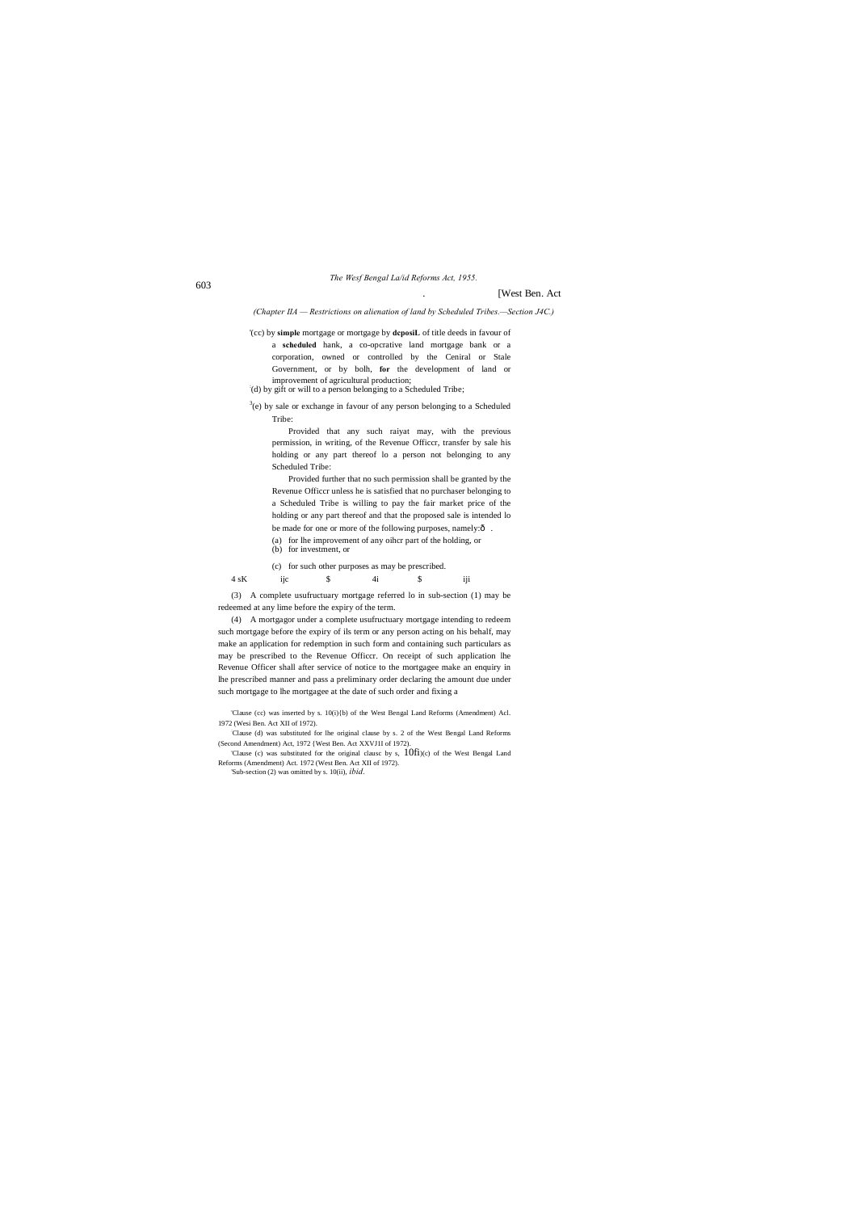*(Chapter IIA — Restrictions on alienation of land by Scheduled Tribes.—Section J4C.)*

[1](cc) by **simple** mortgage or mortgage by **dcposiL** of title deeds in favour of a **scheduled** hank, a co-opcrative land mortgage bank or a corporation, owned or controlled by the Ceniral or Stale Government, or by bolh, **for** the development of land or improvement of agricultural production;

[2](d) by gift or will to a person belonging to a Scheduled Tribe;

[3](e) by sale or exchange in favour of any person belonging to a Scheduled Tribe:

Provided that any such raiyat may, with the previous permission, in writing, of the Revenue Officcr, transfer by sale his holding or any part thereof lo a person not belonging to any Scheduled Tribe:

Provided further that no such permission shall be granted by the Revenue Officcr unless he is satisfied that no purchaser belonging to a Scheduled Tribe is willing to pay the fair market price of the holding or any part thereof and that the proposed sale is intended lo be made for one or more of the following purposes, namely:ô .

(a) for lhe improvement of any oihcr part of the holding, or

(b) for investment, or

(c) for such other purposes as may be prescribed.

4 sK ijc $ 4i $ iji

(3) A complete usufructuary mortgage referred lo in sub-section (1) may be redeemed at any lime before the expiry of the term.

(4) A mortgagor under a complete usufructuary mortgage intending to redeem such mortgage before the expiry of ils term or any person acting on his behalf, may make an application for redemption in such form and containing such particulars as may be prescribed to the Revenue Officcr. On receipt of such application lhe Revenue Officer shall after service of notice to the mortgagee make an enquiry in lhe prescribed manner and pass a preliminary order declaring the amount due under such mortgage to lhe mortgagee at the date of such order and fixing a

[1]Clause (cc) was inserted by s. 10(i){b) of the West Bengal Land Reforms (Amendment) Acl. 1972 (Wesi Ben. Act XII of 1972).

[2]Clause (d) was substituted for lhe original clause by s. 2 of the West Bengal Land Reforms (Second Amendment) Act, 1972 {West Ben. Act XXVJ1I of 1972).

[3]Clause (c) was substituted for the original clausc by s, 10fi)(c) of the West Bengal Land Reforms (Amendment) Act. 1972 (West Ben. Act XII of 1972).

[4]Sub-section (2) was omitted by s. 10(ii), *ibid*.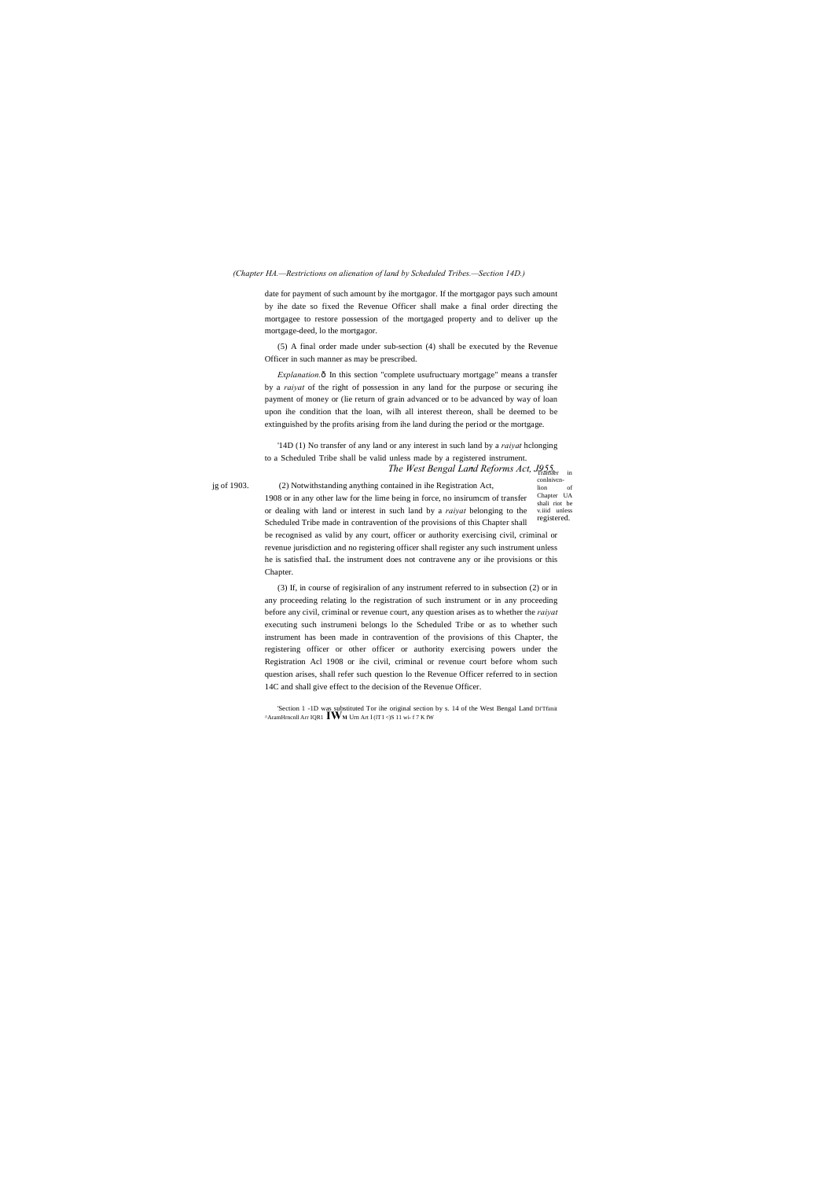date for payment of such amount by ihe mortgagor. If the mortgagor pays such amount by ihe date so fixed the Revenue Officer shall make a final order directing the mortgagee to restore possession of the mortgaged property and to deliver up the mortgage-deed, lo the mortgagor.

(5) A final order made under sub-section (4) shall be executed by the Revenue Officer in such manner as may be prescribed.

*Explanation.*ô In this section "complete usufructuary mortgage" means a transfer by a *raiyat* of the right of possession in any land for the purpose or securing ihe payment of money or (lie return of grain advanced or to be advanced by way of loan upon ihe condition that the loan, wilh all interest thereon, shall be deemed to be extinguished by the profits arising from ihe land during the period or the mortgage.

'14D (1) No transfer of any land or any interest in such land by a *raiyat* hclonging to a Scheduled Tribe shall be valid unless made by a registered instrument.

Transfer in conlnivcn-lion of Chapter UA shali riot be v.iiid unless registered.

jg of 1903.

(2) Notwithstanding anything contained in ihe Registration Act, 1908 or in any other law for the lime being in force, no insirumcm of transfer or dealing with land or interest in such land by a *raiyat* belonging to the Scheduled Tribe made in contravention of the provisions of this Chapter shall be recognised as valid by any court, officer or authority exercising civil, criminal or revenue jurisdiction and no registering officer shall register any such instrument unless he is satisfied thaL the instrument does not contravene any or ihe provisions or this Chapter.

(3) If, in course of regisiralion of any instrument referred to in subsection (2) or in any proceeding relating lo the registration of such instrument or in any proceeding before any civil, criminal or revenue court, any question arises as to whether the *raiyat* executing such instrumeni belongs lo the Scheduled Tribe or as to whether such instrument has been made in contravention of the provisions of this Chapter, the registering officer or other officer or authority exercising powers under the Registration Acl 1908 or ihe civil, criminal or revenue court before whom such question arises, shall refer such question lo the Revenue Officer referred to in section 14C and shall give effect to the decision of the Revenue Officer.

'Section 1 -1D was substituted Tor ihe original section by s. 14 of the West Bengal Land DTTimit ^AramHrncnll Arr IQR1 IW M Urn Art I (IT1<)S 11 wi- f 7 K fW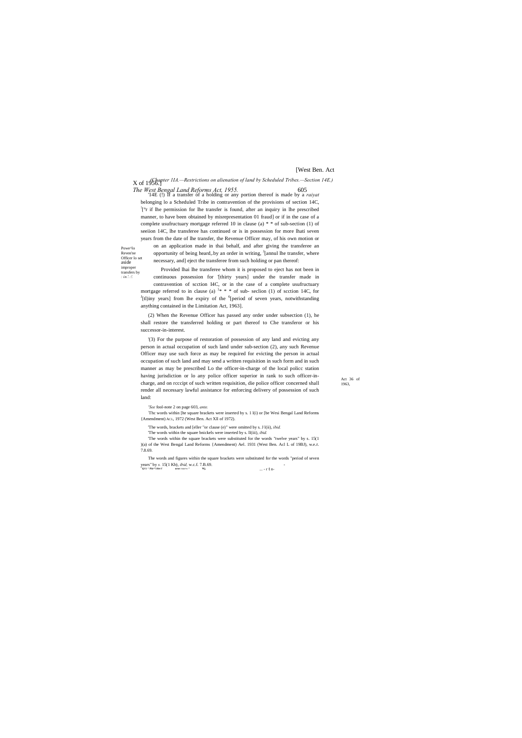'14E (!) If a transfer of a holding or any portion thereof is made by a *raiyat* belonging lo a Scheduled Tribe in contravention of the provisions of section 14C, [2][°r if lhe permission for lhe transfer is found, after an inquiry in lhe prescribed manner, to have been obtained by misrepresentation 01 fraud] or if in the case of a complete usufructuary mortgage referred 10 in clause (a) * * of sub-section (1) of seeiion 14C, lhe transferee has continued or is in possession for more lhati seven years from the date of lhe transfer, the Revenue Officer may, of his own motion or on an application made in thai behalf, and after giving the transferee an opportunity of being heard,.by an order in writing, [3][annul lhe transfer, where necessary, and] eject the transferee from such holding or pan thereof:

Powe^lo Reven'ne Officer lo set aside improper transfers by : in.'.:f.

Provided lhai lhe transferee whom it is proposed to eject has not been in continuous possession for '[thirty years] under the transfer made in contravention of scction I4C, or in the case of a complete usufructuary mortgage referred to in clause (a) [1]* * * of sub- seclion (1) of scction 14C, for [J][tl)iny years] from lhe expiry of the [6][period of seven years, notwithstanding anything contained in the Limitation Act, 1963].

Act 36 of 1963,

(2) When the Revenue Officer has passed any order under subsection (1), he shall restore the transferred holding or part thereof to Che transferor or his successor-in-interest.

'(3) For the purpose of restoration of possession of any land and evicting any person in actual occupation of such land under sub-section (2), any such Revenue Officer may use such force as may be required for evicting the person in actual occupation of such land and may send a written requisition in such form and in such manner as may be prescribed Lo the officer-in-charge of the local policc station having jurisdiction or lo any police officer superior in rank to such officer-in-charge, and on rcccipt of such written requisition, die police officer concerned shall render all necessary lawful assistance for enforcing delivery of possession of such land:

'*See* fool-note 2 on page 603, *ante.*

[2]Thc words within [he square brackets were inserted by s. 1 l(i) or [be Wesi Bengal Land Reforms {Amendment) Act, 1972 (West Ben. Act Xll of 1972).

'The words, brackets and [eller "or clause (e)" were omitted by s. J l(ii), *ibid.*

'The words within the square bnickels were inserted by s. ll(iii), *ibid.*

'The words within the square brackets were substituted for the words "twelve years" by s. 15(1 )(a) of the West Bengal Land Reforms {Amendment) Ael. 1931 (West Ben. Acl L of 19BJ), w.e.r. 7.8.69.

The words and figures within the square brackets were substituted for the words "period of seven years" by *s.* 15(1 Kb), *ibid.* w.c.f. 7.B.69.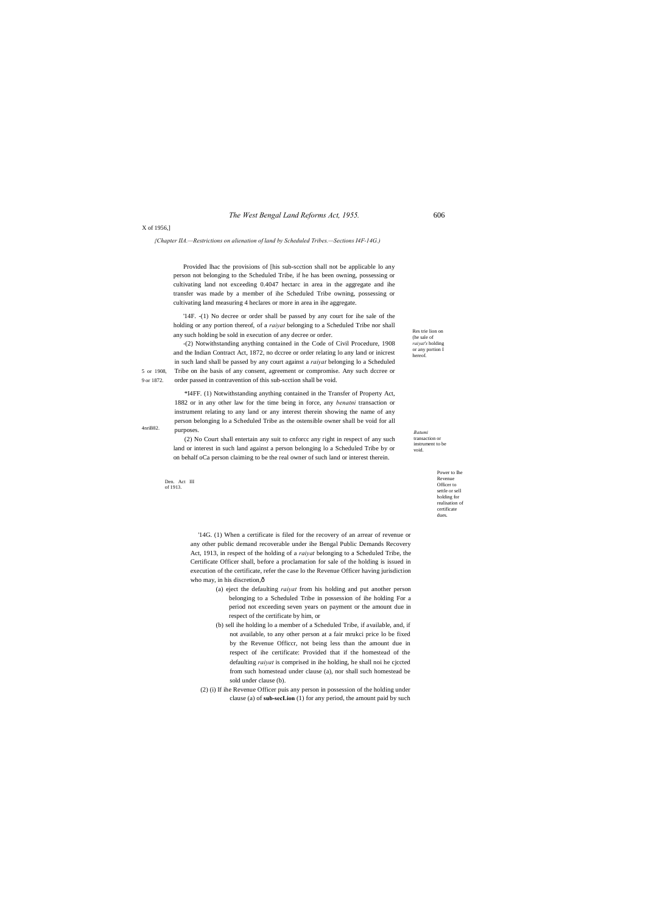X of 1956,]

*{Chapter IIA.—Restrictions on alienation of land by Scheduled Tribes.—Sections I4F-14G.)*

Provided lhac the provisions of [his sub-scction shall not be applicable lo any person not belonging to the Scheduled Tribe, if he has been owning, possessing or cultivating land not exceeding 0.4047 hectarc in area in the aggregate and ihe transfer was made by a member of ihe Scheduled Tribe owning, possessing or cultivating land measuring 4 heclares or more in area in ihe aggregate.

Res trie lion on (he sale of *raiyat's* holding or any portion I hereof.

'14F. -(1) No decree or order shall be passed by any court for ihe sale of the holding or any portion thereof, of a *raiyat* belonging to a Scheduled Tribe nor shall any such holding be sold in execution of any decree or order.

5 or 1908, 9 or 1872.

-(2) Notwithstanding anything contained in the Code of Civil Procedure, 1908 and the Indian Contract Act, 1872, no dccree or order relating lo any land or inicrest in such land shall be passed by any court against a *raiyat* belonging lo a Scheduled Tribe on ihe basis of any consent, agreement or compromise. Any such dccree or order passed in contravention of this sub-scction shall be void.

4nriB82.

*Batumi* transaction or instrument to be void.

*I4FF. (1) Notwithstanding anything contained in the Transfer of Property Act, 1882 or in any other law for the time being in force, any *benatni* transaction or instrument relating to any land or any interest therein showing the name of any person belonging lo a Scheduled Tribe as the ostensible owner shall be void for all purposes.

(2) No Court shall entertain any suit to cnforcc any right in respect of any such land or interest in such land against a person belonging lo a Scheduled Tribe by or on behalf oCa person claiming to be the real owner of such land or interest therein.

Den. Act III of 1913.

Power to lhe Revenue Officer to settle or sell holding for realisation of certificate dues.

'14G. (1) When a certificate is filed for the recovery of an arrear of revenue or any other public demand recoverable under ihe Bengal Public Demands Recovery Act, 1913, in respect of the holding of a *raiyat* belonging to a Scheduled Tribe, the Certificate Officer shall, before a proclamation for sale of the holding is issued in execution of the certificate, refer the case lo the Revenue Officer having jurisdiction who may, in his discretion,ð

(a) eject the defaulting *raiyat* from his holding and put another person belonging to a Scheduled Tribe in possession of ihe holding For a period not exceeding seven years on payment or the amount due in respect of the certificate by him, or

(b) sell ihe holding lo a member of a Scheduled Tribe, if available, and, if not available, to any other person at a fair mrukci price lo be fixed by the Revenue Officcr, not being less than the amount due in respect of ihe certificate: Provided that if the homestead of the defaulting *raiyat* is comprised in ihe holding, he shall noi he cjccted from such homestead under clause (a), nor shall such homestead be sold under clause (b).

(2) (i) If ihe Revenue Officer puis any person in possession of the holding under clause (a) of **sub-secLion** (1) for any period, the amount paid by such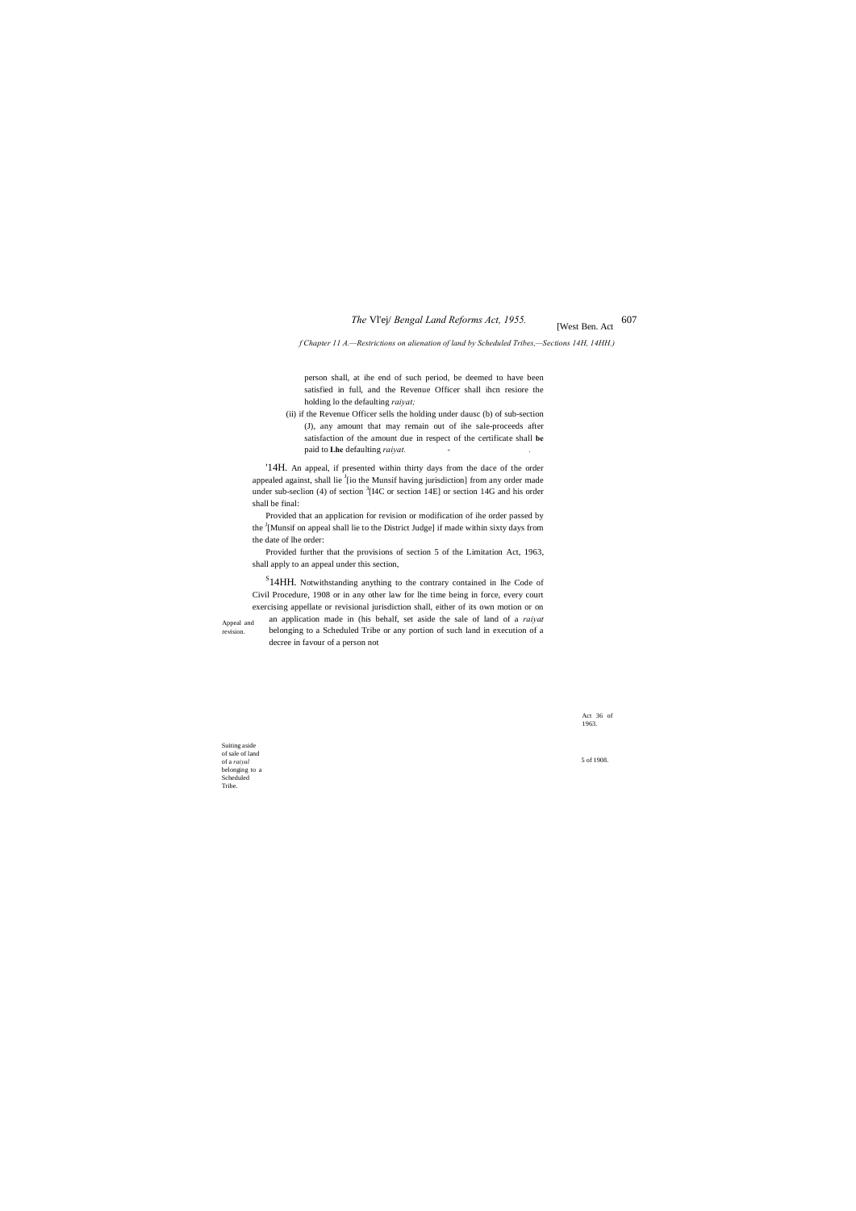person shall, at ihe end of such period, be deemed to have been satisfied in full, and the Revenue Officer shall ihcn resiore the holding lo the defaulting *raiyat;*

(ii) if the Revenue Officer sells the holding under dausc (b) of sub-section (J), any amount that may remain out of ihe sale-proceeds after satisfaction of the amount due in respect of the certificate shall **be** paid to **Lhe** defaulting *raiyat.*

Appeal and revision.

'14H. An appeal, if presented within thirty days from the dace of the order appealed against, shall lie [J][io the Munsif having jurisdiction] from any order made under sub-seclion (4) of section [3][I4C or section 14E] or section 14G and his order shall be final:

Provided that an application for revision or modification of ihe order passed by the [J][Munsif on appeal shall lie to the District Judge] if made within sixty days from the date of lhe order:

Provided further that the provisions of section 5 of the Limitation Act, 1963, shall apply to an appeal under this section,

Act 36 of 1963.

Suiting aside of sale of land of a *raiyal* belonging to a Scheduled Tribe.

[S]14HH. Notwithstanding anything to the contrary contained in lhe Code of Civil Procedure, 1908 or in any other law for lhe time being in force, every court exercising appellate or revisional jurisdiction shall, either of its own motion or on an application made in (his behalf, set aside the sale of land of a *raiyat* belonging to a Scheduled Tribe or any portion of such land in execution of a decree in favour of a person not

5 of 1908.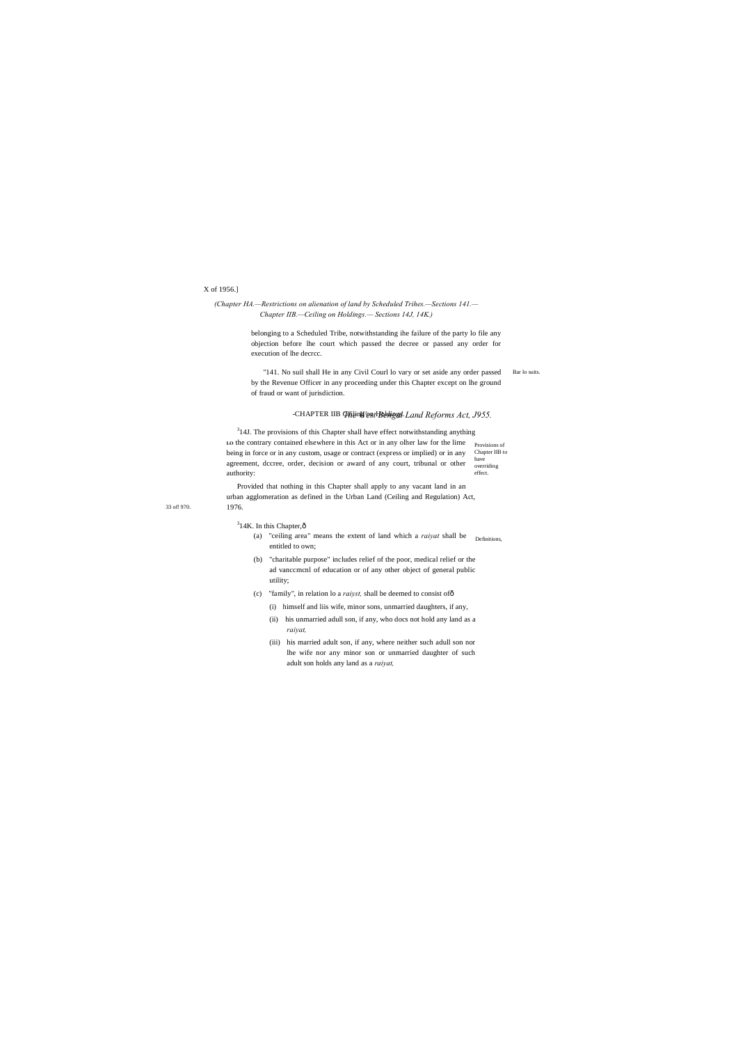(Chapter HA.—Restrictions on alienation of land by Scheduled Trihes.—Sections 141.—Chapter IIB.—Ceiling on Holdings.— Sections 14J, 14K.)

belonging to a Scheduled Tribe, notwithstanding ihe failure of the party lo file any objection before lhe court which passed the decree or passed any order for execution of lhe decrcc.

"141. No suil shall He in any Civil Courl lo vary or set aside any order passed by the Revenue Officer in any proceeding under this Chapter except on lhe ground of fraud or want of jurisdiction.

Bar lo suits.

-CHAPTER IIB Ceiling on Holdings.

[3]14J. The provisions of this Chapter shall have effect notwithstanding anything to the contrary contained elsewhere in this Act or in any olher law for the lime being in force or in any custom, usage or contract (express or implied) or in any agreement, dccree, order, decision or award of any court, tribunal or other authority:

Provisions of Chapter IIB to have overriding effect.

Provided that nothing in this Chapter shall apply to any vacant land in an urban agglomeration as defined in the Urban Land (Ceiling and Regulation) Act, 1976.

33 of! 970.

[3]14K. In this Chapter,—

Definitions,

(a) "ceiling area" means the extent of land which a *raiyat* shall be entitled to own;

(b) "charitable purpose" includes relief of the poor, medical relief or the ad vanccmcnl of education or of any other object of general public utility;

(c) "family", in relation lo a *raiyst,* shall be deemed to consist of—

(i) himself and liis wife, minor sons, unmarried daughters, if any,

(ii) his unmarried adull son, if any, who docs not hold any land as a *raiyat,*

(iii) his married adult son, if any, where neither such adull son nor lhe wife nor any minor son or unmarried daughter of such adult son holds any land as a *raiyat,*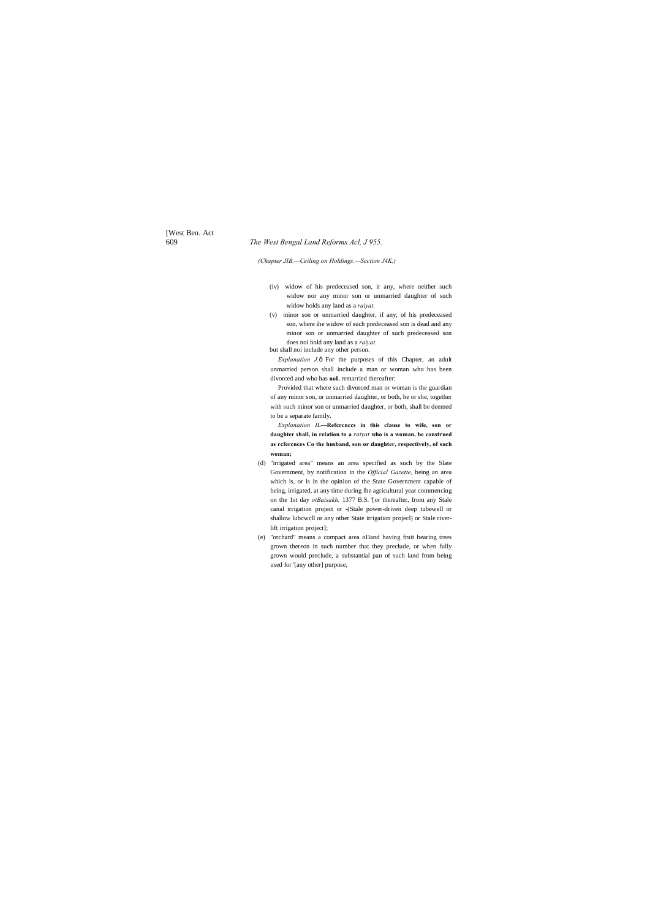(Chapter JIB.—Ceiling on Holdings.—Section J4K.)

(iv) widow of his predeceased son, ir any, where neither such widow nor any minor son or unmarried daughter of such widow holds any land as a *raiyat,*

(v) minor son or unmarried daughter, if any, of his predeceased son, where ihe widow of such predeceased son is dead and any minor son or unmarried daughter of such predeceased son does noi hold any land as a *raiyat.*

but shall noi include any other person.

*Explanation J.*ð For the purposes of this Chapter, an adult unmarried person shall include a man or woman who has been divorced and who has **noL** remarried thereafter:

Provided that where such divorced man or woman is the guardian of any minor son, or unmarried daughter, or both, he or she, together with such minor son or unmarried daughter, or both, shall be deemed to be a separate family.

*Explanation IL*—**Refcrcnccs in this clause to wife, son or daughter shall, in relation to a** ***raiyat*** **who is a woman, be construed as rcfercnces Co the husband, son or daughter, respectively, of such woman;**

(d) "irrigated area" means an area specified as such by the Slate Government, by notification in the *Official Gazette,* being an area which is, or is in the opinion of the State Government capable of being, irrigated, at any time during lhe agricultural year commencing on the 1st day *otBaisakh,* 1377 B.S. '[or thereafter, from any Stale canal irrigation project or -(Stale power-driven deep tubewell or shallow lubcwcll or any other State irrigation projecl) or Stale river-lift irrigation project];

(e) "orchard" means a compact area oHand having fruit bearing trees grown thereon in such number that they preclude, or when fully grown would preclude, a substantial pan of such land from being used for '[any other] purpose;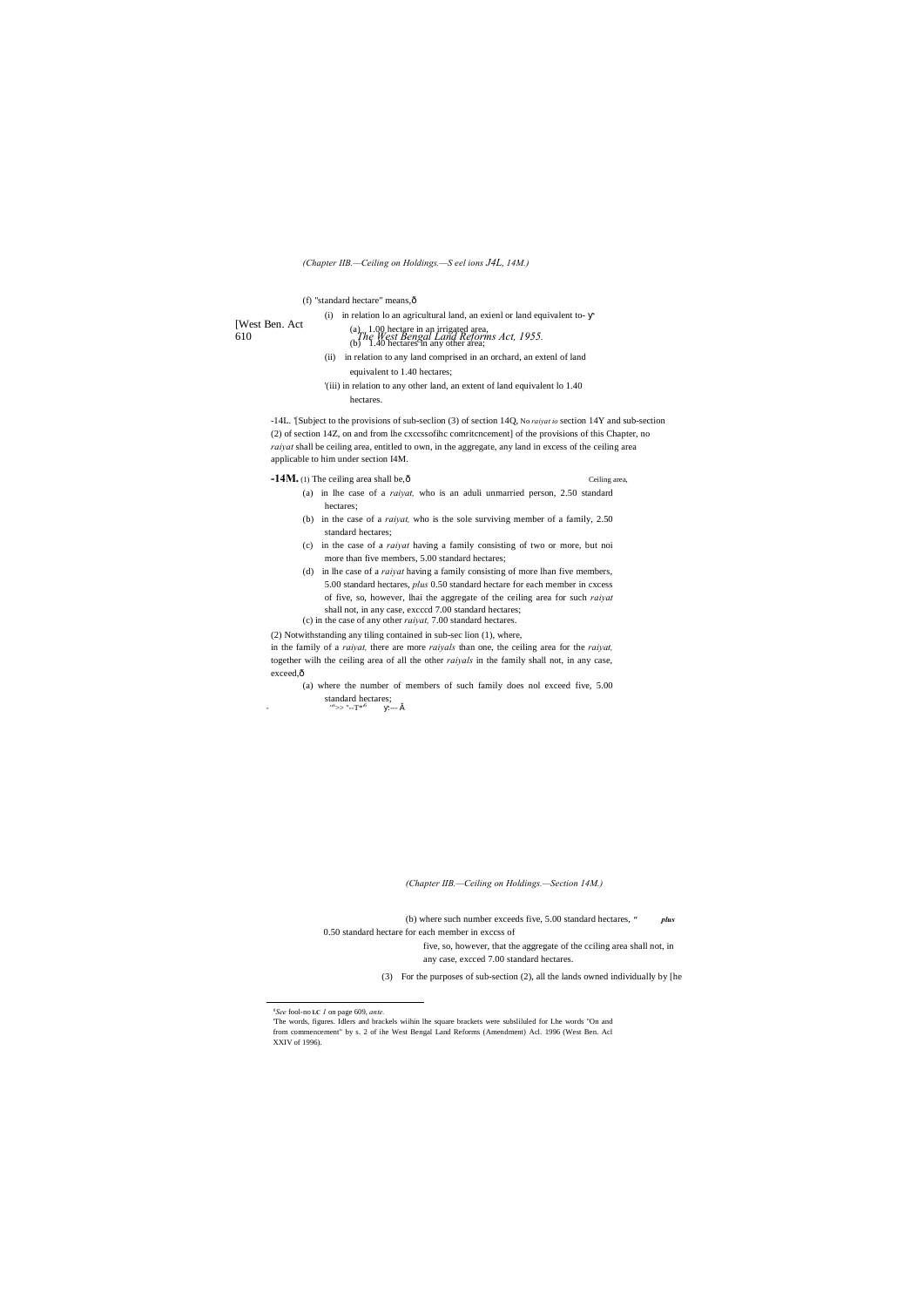(f) "standard hectare" means,—

(i) in relation lo an agricultural land, an exienl or land equivalent to-

(a) 1.00 hectare in an irrigated area,

(b) 1.40 hectares in any other area;

(ii) in relation to any land comprised in an orchard, an extenl of land equivalent to 1.40 hectares;

'(iii) in relation to any other land, an extent of land equivalent lo 1.40 hectares.

-14L. '[Subject to the provisions of sub-seclion (3) of section 14Q, No *raiyat io* section 14Y and sub-section (2) of section 14Z, on and from lhe cxccssofihc comritcncement] of the provisions of this Chapter, no *raiyat* shall be ceiling area, entitled to own, in the aggregate, any land in excess of the ceiling area applicable to him under section I4M.

**-14M.** (1) The ceiling area shall be,— Ceiling area,

(a) in lhe case of a *raiyat,* who is an aduli unmarried person, 2.50 standard hectares;

(b) in the case of a *raiyat,* who is the sole surviving member of a family, 2.50 standard hectares;

(c) in the case of a *raiyat* having a family consisting of two or more, but noi more than five members, 5.00 standard hectares;

(d) in lhe case of a *raiyat* having a family consisting of more lhan five members, 5.00 standard hectares, *plus* 0.50 standard hectare for each member in cxcess of five, so, however, lhai the aggregate of the ceiling area for such *raiyat* shall not, in any case, excccd 7.00 standard hectares;

(c) in the case of any other *raiyat,* 7.00 standard hectares.

(2) Notwithstanding any tiling contained in sub-sec lion (1), where, in the family of a *raiyat,* there are more *raiyals* than one, the ceiling area for the *raiyat,* together wilh the ceiling area of all the other *raiyals* in the family shall not, in any case, exceed,—

(a) where the number of members of such family does nol exceed five, 5.00 standard hectares;

(b) where such number exceeds five, 5.00 standard hectares, *plus* 0.50 standard hectare for each member in exccss of five, so, however, that the aggregate of the cciling area shall not, in any case, excced 7.00 standard hectares.

(3) For the purposes of sub-section (2), all the lands owned individually by [he

---

[1] *See* fool-no LC *1* on page 609, *ante.*

'The words, figures. Idlers and brackels wiihin lhe square brackets were subsliluled for Lhe words "On and from commencement" by s. 2 of ihe West Bengal Land Reforms (Amendment) Acl. 1996 (West Ben. Acl XXIV of 1996).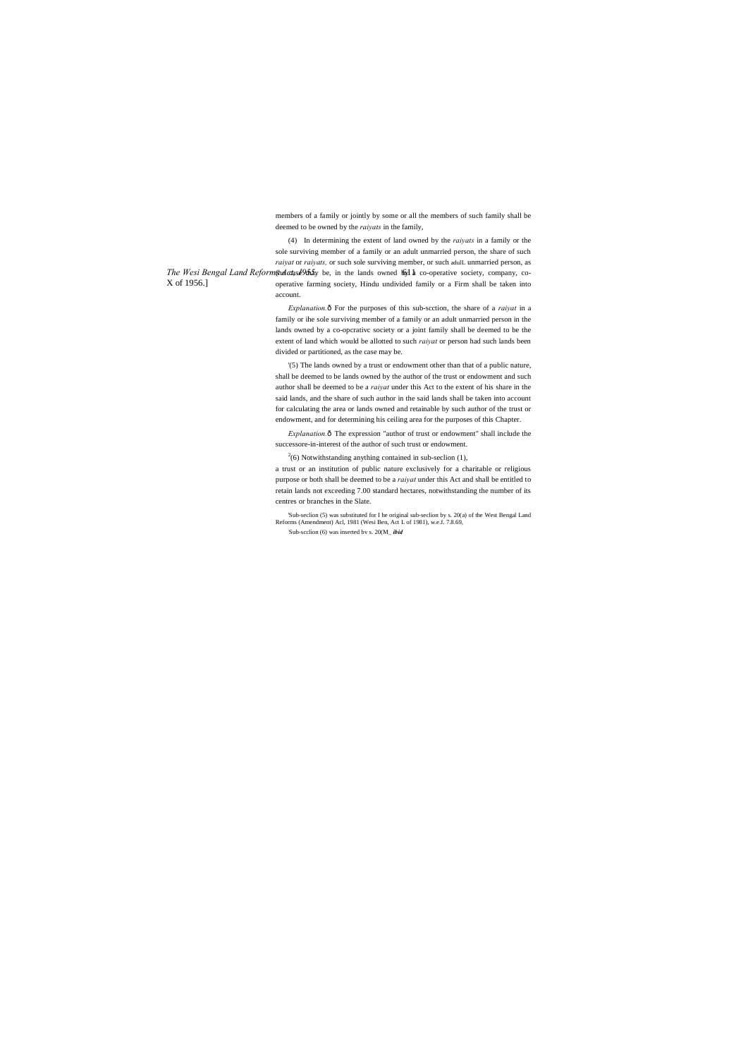members of a family or jointly by some or all the members of such family shall be deemed to be owned by the *raiyats* in the family,

(4) In determining the extent of land owned by the *raiyats* in a family or the sole surviving member of a family or an adult unmarried person, the share of such *raiyat* or *raiyats,* or such sole surviving member, or such adulL unmarried person, as the case may be, in the lands owned by a co-operative society, company, co-operative farming society, Hindu undivided family or a Firm shall be taken into account.

*Explanation.*ô For the purposes of this sub-scction, the share of a *raiyat* in a family or ihe sole surviving member of a family or an adult unmarried person in the lands owned by a co-opcrativc society or a joint family shall be deemed to be the extent of land which would be allotted to such *raiyat* or person had such lands been divided or partitioned, as the case may be.

'(5) The lands owned by a trust or endowment other than that of a public nature, shall be deemed to be lands owned by the author of the trust or endowment and such author shall be deemed to be a *raiyat* under this Act to the extent of his share in the said lands, and the share of such author in the said lands shall be taken into account for calculating the area or lands owned and retainable by such author of the trust or endowment, and for determining his ceiling area for the purposes of this Chapter.

*Explanation.*ô The expression "author of trust or endowment" shall include the successore-in-interest of the author of such trust or endowment.

[2](6) Notwithstanding anything contained in sub-seclion (1),

a trust or an institution of public nature exclusively for a charitable or religious purpose or both shall be deemed to be a *raiyat* under this Act and shall be entitled to retain lands not exceeding 7.00 standard hectares, notwithstanding the number of its centres or branches in the Slate.

'Sub-seclion (5) was substituted for I he original sub-seclion by s. 20(a) of the West Bengal Land Reforms (Amendment) Acl, 1981 (Wesi Ben, Act L of 1981), w.e.f. 7.8.69,

'Sub-scclion (6) was inserted bv s. 20(M_ *ibid*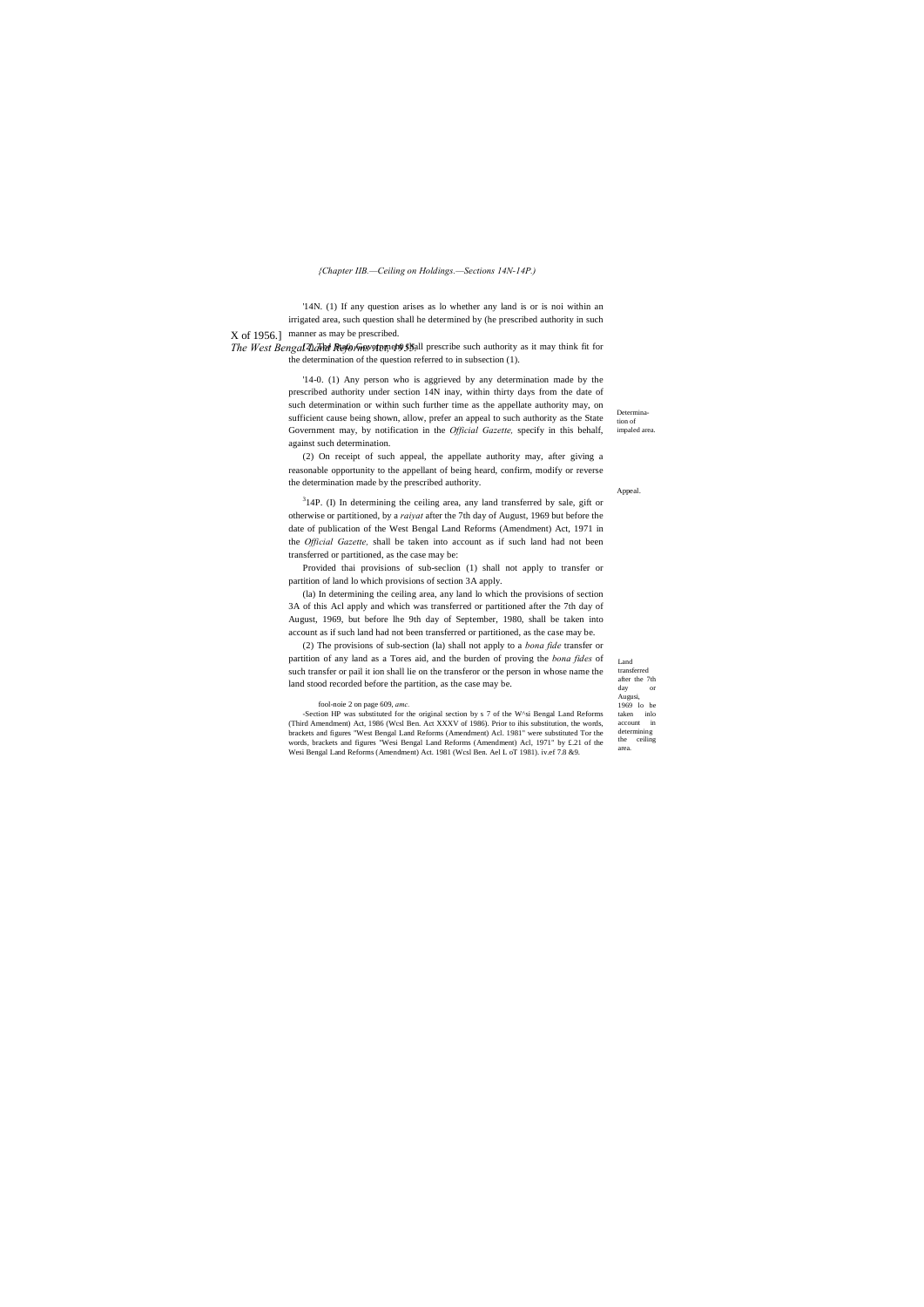*{Chapter IIB.—Ceiling on Holdings.—Sections 14N-14P.)*

'14N. (1) If any question arises as lo whether any land is or is noi within an irrigated area, such question shall he determined by (he prescribed authority in such manner as may be prescribed.

(2) The State Government shall prescribe such authority as it may think fit for the determination of the question referred to in subsection (1).

Determination of impaled area.

'14-0. (1) Any person who is aggrieved by any determination made by the prescribed authority under section 14N inay, within thirty days from the date of such determination or within such further time as the appellate authority may, on sufficient cause being shown, allow, prefer an appeal to such authority as the State Government may, by notification in the *Official Gazette,* specify in this behalf, against such determination.

Appeal.

(2) On receipt of such appeal, the appellate authority may, after giving a reasonable opportunity to the appellant of being heard, confirm, modify or reverse the determination made by the prescribed authority.

Land transferred after the 7th day or Augusi, 1969 lo be taken inlo account in determining the ceiling area.

[3]14P. (I) In determining the ceiling area, any land transferred by sale, gift or otherwise or partitioned, by a *raiyat* after the 7th day of August, 1969 but before the date of publication of the West Bengal Land Reforms (Amendment) Act, 1971 in the *Official Gazette,* shall be taken into account as if such land had not been transferred or partitioned, as the case may be:

Provided thai provisions of sub-seclion (1) shall not apply to transfer or partition of land lo which provisions of section 3A apply.

(la) In determining the ceiling area, any land lo which the provisions of section 3A of this Acl apply and which was transferred or partitioned after the 7th day of August, 1969, but before lhe 9th day of September, 1980, shall be taken into account as if such land had not been transferred or partitioned, as the case may be.

(2) The provisions of sub-section (la) shall not apply to a *bona fide* transfer or partition of any land as a Tores aid, and the burden of proving the *bona fides* of such transfer or pail it ion shall lie on the transferor or the person in whose name the land stood recorded before the partition, as the case may be.

fool-noie 2 on page 609, *amc.*

-Section HP was substituted for the original section by s 7 of the W^si Bengal Land Reforms (Third Amendment) Act, 1986 (Wcsl Ben. Act XXXV of 1986). Prior to ihis substitution, the words, brackets and figures "West Bengal Land Reforms (Amendment) Acl. 1981" were substituted Tor the words, brackets and figures "Wesi Bengal Land Reforms (Amendment) Acl, 1971" by £.21 of the Wesi Bengal Land Reforms (Amendment) Act. 1981 (Wcsl Ben. Ael L oT 1981). iv.ef 7.8 &9.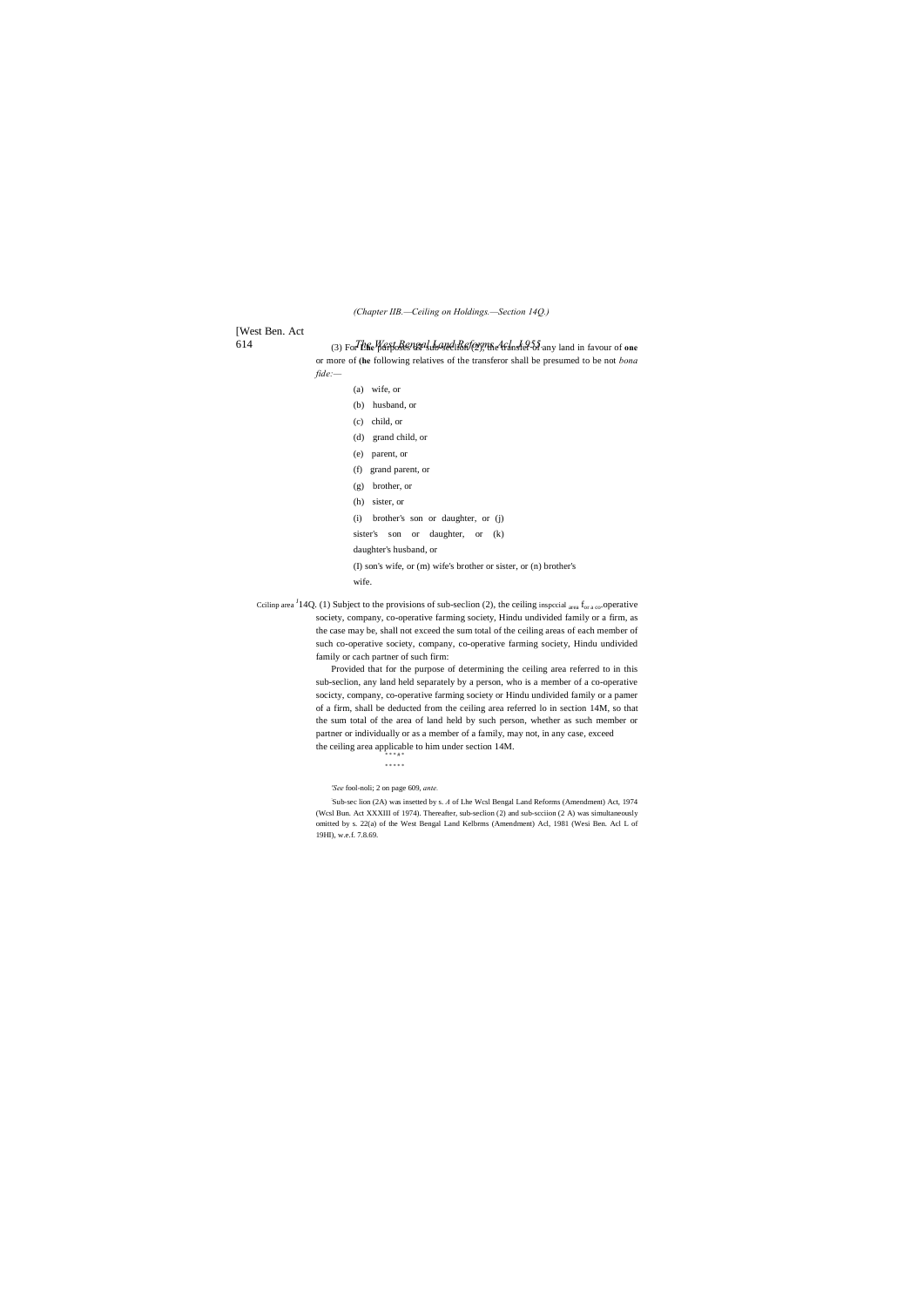(3) For the purposes of sub-section (2), the transfer of any land in favour of **one** or more of the following relatives of the transferor shall be presumed to be not *bona fide*:—

(a) wife, or

(b) husband, or

(c) child, or

(d) grand child, or

(e) parent, or

(f) grand parent, or

(g) brother, or

(h) sister, or

(i) brother's son or daughter, or (j) sister's son or daughter, or (k) daughter's husband, or

(l) son's wife, or (m) wife's brother or sister, or (n) brother's wife.

Ceiling area [1]14Q. (1) Subject to the provisions of sub-seclion (2), the ceiling area for a co-operative society, company, co-operative farming society, Hindu undivided family or a firm, as the case may be, shall not exceed the sum total of the ceiling areas of each member of such co-operative society, company, co-operative farming society, Hindu undivided family or cach partner of such firm:

Provided that for the purpose of determining the ceiling area referred to in this sub-seclion, any land held separately by a person, who is a member of a co-operative socicty, company, co-operative farming society or Hindu undivided family or a pamer of a firm, shall be deducted from the ceiling area referred lo in section 14M, so that the sum total of the area of land held by such person, whether as such member or partner or individually or as a member of a family, may not, in any case, exceed the ceiling area applicable to him under section 14M.

\* \* \* \* \*

\* \* \* \* \*

[1]See fool-noli; 2 on page 609, *ante.*

Sub-sec lion (2A) was insetted by s. 4 of Lhe Wcsl Bengal Land Reforms (Amendment) Act, 1974 (Wcsl Bun. Act XXXIII of 1974). Thereafter, sub-seclion (2) and sub-scciion (2 A) was simultaneously omitted by s. 22(a) of the West Bengal Land Kelbrms (Amendment) Acl, 1981 (Wesi Ben. Acl L of 19HI), w.e.f. 7.8.69.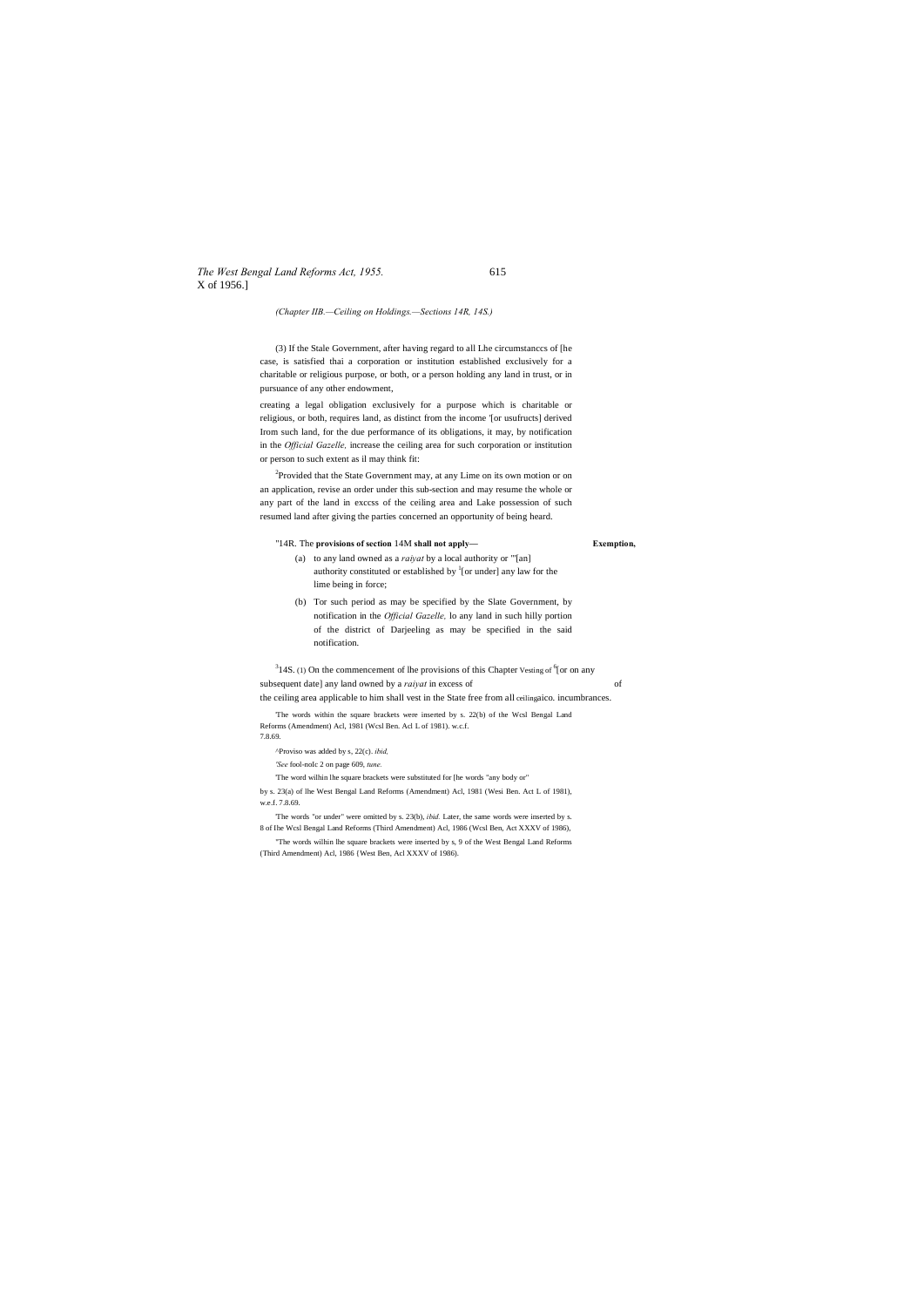(Chapter IIB.—Ceiling on Holdings.—Sections 14R, 14S.)

(3) If the Stale Government, after having regard to all Lhe circumstanccs of [he case, is satisfied thai a corporation or institution established exclusively for a charitable or religious purpose, or both, or a person holding any land in trust, or in pursuance of any other endowment,

creating a legal obligation exclusively for a purpose which is charitable or religious, or both, requires land, as distinct from the income '[or usufructs] derived Irom such land, for the due performance of its obligations, it may, by notification in the *Official Gazelle,* increase the ceiling area for such corporation or institution or person to such extent as il may think fit:

[2]Provided that the State Government may, at any Lime on its own motion or on an application, revise an order under this sub-section and may resume the whole or any part of the land in exccss of the ceiling area and Lake possession of such resumed land after giving the parties concerned an opportunity of being heard.

"14R. The **provisions of section** 14M **shall not apply**— **Exemption,**

(a) to any land owned as a *raiyat* by a local authority or '"[an] authority constituted or established by [5][or under] any law for the lime being in force;

(b) Tor such period as may be specified by the Slate Government, by notification in the *Official Gazelle,* lo any land in such hilly portion of the district of Darjeeling as may be specified in the said notification.

[3]14S. (1) On the commencement of lhe provisions of this Chapter [6][or on any subsequent date] any land owned by a *raiyat* in excess of the ceiling area applicable to him shall vest in the State free from all incumbrances. **Vesting of ceiling** aico.

'The words within the square brackets were inserted by s. 22(b) of the Wcsl Bengal Land Reforms (Amendment) Acl, 1981 (Wcsl Ben. Acl L of 1981). w.c.f. 7.8.69.

^Proviso was added by s, 22(c). *ibid,*

*'See* fool-nolc 2 on page 609, *tune.*

'The word wilhin lhe square brackets were substituted for [he words "any body or" by s. 23(a) of lhe West Bengal Land Reforms (Amendment) Acl, 1981 (Wesi Ben. Act L of 1981), w.e.f. 7.8.69.

'The words "or under" were omitted by s. 23(b), *ibid.* Later, the same words were inserted by s. 8 of Ihe Wcsl Bengal Land Reforms (Third Amendment) Acl, 1986 (Wcsl Ben, Act XXXV of 1986),

"The words wilhin lhe square brackets were inserted by s, 9 of the West Bengal Land Reforms (Third Amendment) Acl, 1986 {West Ben, Acl XXXV of 1986).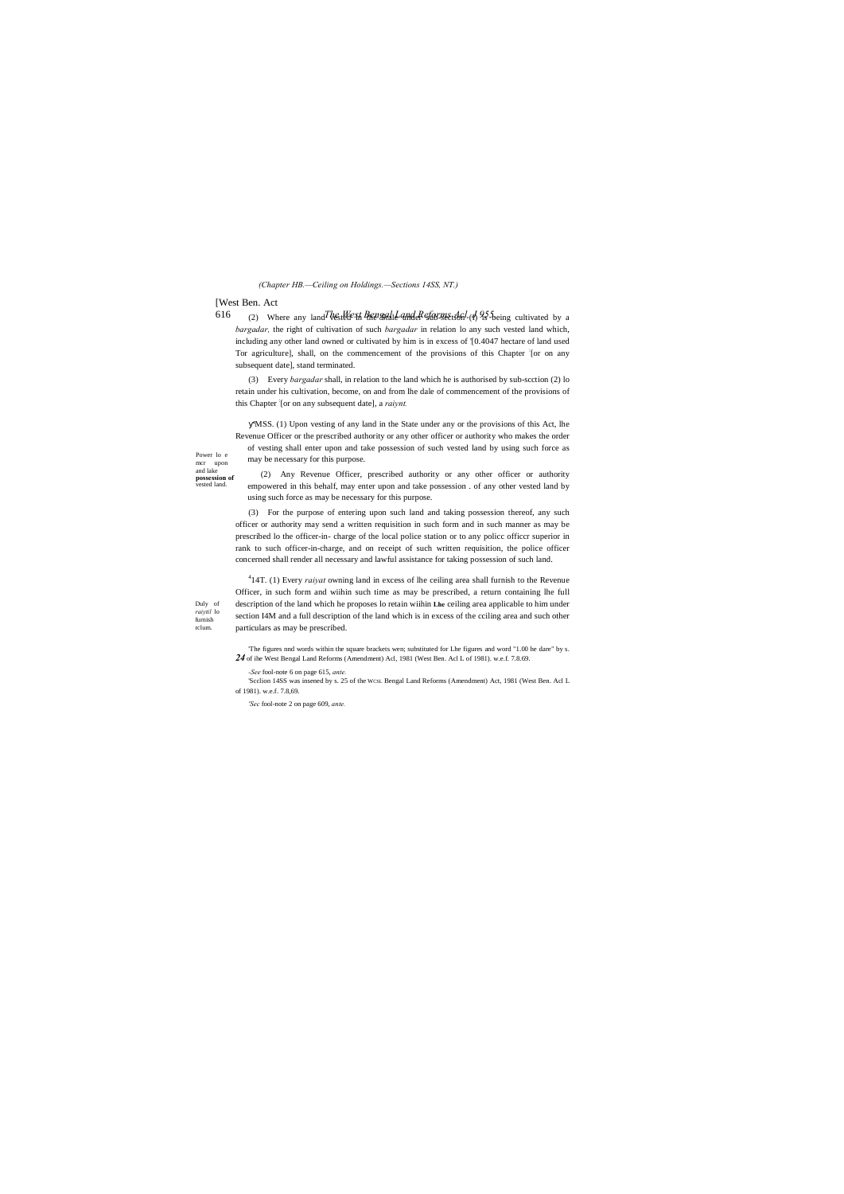(2) Where any land vested in the State under sub-section (1) is being cultivated by a *bargadar,* the right of cultivation of such *bargadar* in relation lo any such vested land which, including any other land owned or cultivated by him is in excess of '[0.4047 hectare of land used Tor agriculture], shall, on the commencement of the provisions of this Chapter '[or on any subsequent date], stand terminated.

(3) Every *bargadar* shall, in relation to the land which he is authorised by sub-scction (2) lo retain under his cultivation, become, on and from lhe dale of commencement of the provisions of this Chapter '[or on any subsequent date], a *raiynt.*

Power lo enter upon and lake possession of vested land.

'MSS. (1) Upon vesting of any land in the State under any or the provisions of this Act, lhe Revenue Officer or the prescribed authority or any other officer or authority who makes the order of vesting shall enter upon and take possession of such vested land by using such force as may be necessary for this purpose.

(2) Any Revenue Officer, prescribed authority or any other officer or authority empowered in this behalf, may enter upon and take possession . of any other vested land by using such force as may be necessary for this purpose.

(3) For the purpose of entering upon such land and taking possession thereof, any such officer or authority may send a written requisition in such form and in such manner as may be prescribed lo the officer-in- charge of the local police station or to any policc officcr superior in rank to such officer-in-charge, and on receipt of such written requisition, the police officer concerned shall render all necessary and lawful assistance for taking possession of such land.

Duly of *raiytil* lo furnish rclum.

[4]14T. (1) Every *raiyat* owning land in excess of lhe ceiling area shall furnish to the Revenue Officer, in such form and wiihin such time as may be prescribed, a return containing lhe full description of the land which he proposes lo retain wiihin **Lhe** ceiling area applicable to him under section I4M and a full description of the land which is in excess of the cciling area and such other particulars as may be prescribed.

'The figures nnd words within the square brackets wen; substituted for Lhe figures and word "1.00 he dare" by s. 24 of ihe West Bengal Land Reforms (Amendment) Acl, 1981 (West Ben. Acl L of 1981). w.e.f. 7.8.69.

-*See* fool-note 6 on page 615, *ante.*

'Scclion 14SS was insened by s. 25 of the WCSI. Bengal Land Reforms (Amendment) Act, 1981 (West Ben. Acl L of 1981). w.e.f. 7.8,69.

'*Sec* fool-note 2 on page 609, *ante.*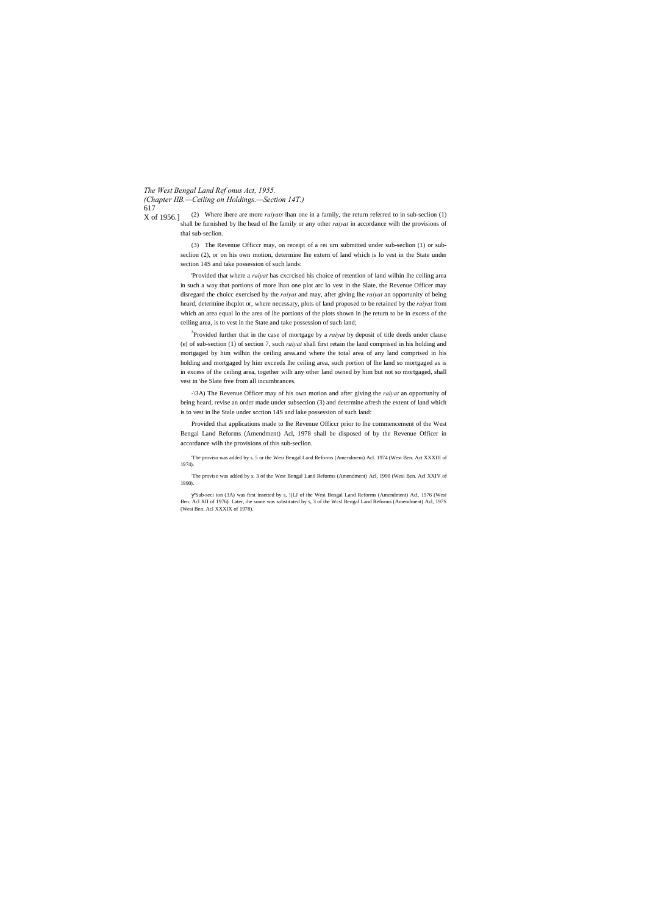(2) Where ihere are more *raiyats* lhan one in a family, the return referred to in sub-seclion (1) shall be furnished by lhe head of lhe family or any other *raiyat* in accordance wilh the provisions of thai sub-seclion.

(3) The Revenue Officcr may, on receipt of a rei urn submitted under sub-seclion (1) or sub-seclion (2), or on his own motion, determine lhe extern of land which is lo vest in the State under section 14S and take possession of such lands:

'Provided that where a *raiyat* has cxcrcised his choice of retention of land wilhin lhe ceiling area in such a way that portions of more lhan one plot arc lo vest in the Slate, the Revenue Officer may disregard the choicc exercised by the *raiyat* and may, after giving lhe *raiyat* an opportunity of being heard, determine ihcplot or, where necessary, plots of land proposed to be retained by the *raiyat* from which an area equal lo the area of lhe portions of the plots shown in (he return to be in excess of the ceiling area, is to vest in the State and take possession of such land;

[3]Provided further that in the case of mortgage by a *raiyat* by deposit of title deeds under clause (e) of sub-section (1) of section 7, such *raiyat* shall first retain the land comprised in his holding and mortgaged by him wilhin the ceiling area.and where the total area of any land comprised in his holding and mortgaged by him exceeds lhe ceiling area, such portion of lhe land so mortgaged as is in excess of the ceiling area, together wilh any other land owned by him but not so mortgaged, shall vest in \he Slate free from all incumbrances.

-\3A) The Revenue Officer may of his own motion and after giving the *raiyat* an opportunity of being heard, revise an order made under subsection (3) and determine afresh the extent of land which is to vest in lhe Stale under scction 14S and lake possession of such land:

Provided that applications made to lhe Revenue Officcr prior to lhe commencement of the West Bengal Land Reforms (Amendment) Acl, 1978 shall be disposed of by the Revenue Officer in accordance wilh the provisions of this sub-seclion.

'The proviso was added by s. 5 or the Wesi Bengal Land Reforms (Amendmeni) Acl. 1974 (West Ben. Act XXXIII of 1974).

[2]The proviso was added by s. 3 of the West Bengal Land Reforms (Amendment) Acl, 1990 (Wesi Ben. Acl XXIV of 1990).

УSub-seci ion (3A) was first insetted by s, !(LJ of ihe Wesi Bengal Land Reforms (Amendment) Acl. 1976 (Wesi Ben. Acl XII of 1976). Later, ihe some was substituted by s, 3 of the Wcsl Bengal Land Reforms (Amendment) Acl, 197S (Wesi Ben. Acl XXXIX of 1978).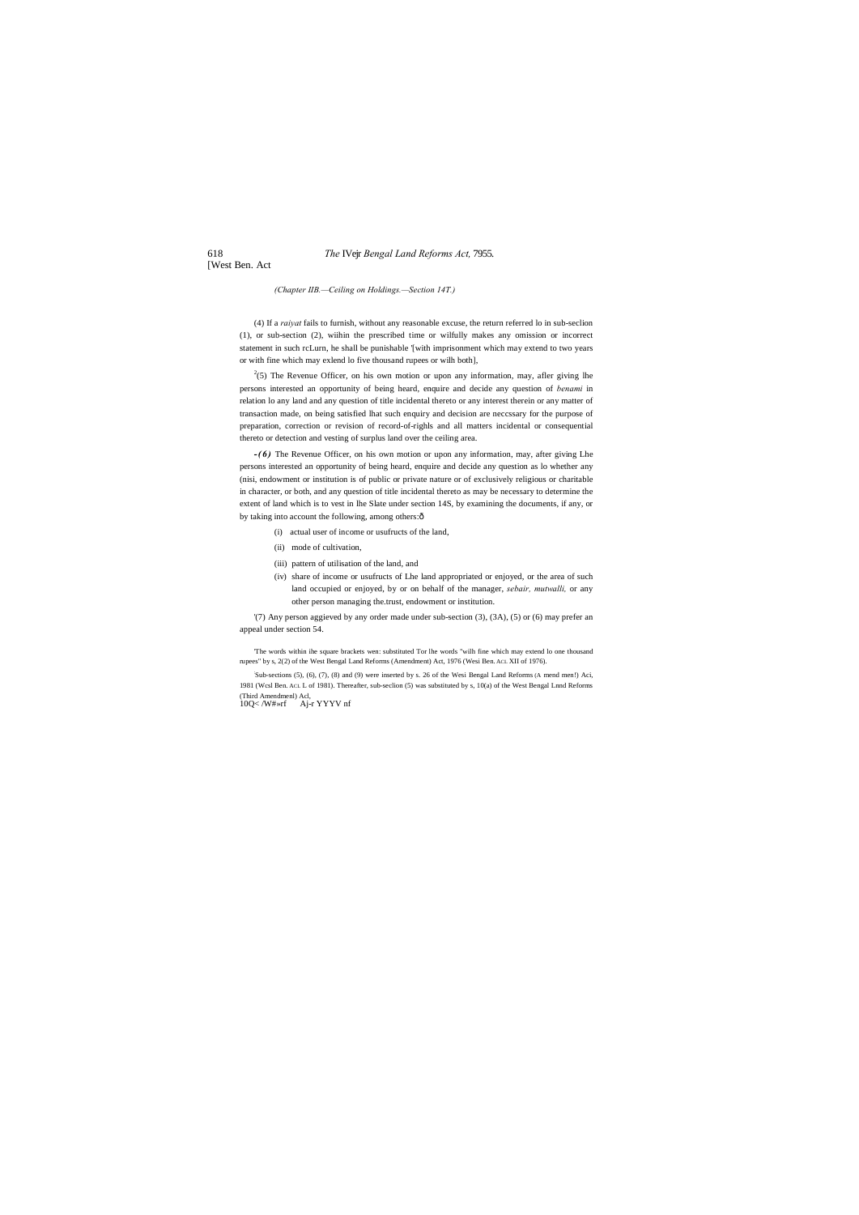*(Chapter IIB.—Ceiling on Holdings.—Section 14T.)*

(4) If a *raiyat* fails to furnish, without any reasonable excuse, the return referred lo in sub-seclion (1), or sub-section (2), wiihin the prescribed time or wilfully makes any omission or incorrect statement in such rcLurn, he shall be punishable '[with imprisonment which may extend to two years or with fine which may exlend lo five thousand rupees or wilh both],

[2](5) The Revenue Officer, on his own motion or upon any information, may, afler giving lhe persons interested an opportunity of being heard, enquire and decide any question of *benami* in relation lo any land and any question of title incidental thereto or any interest therein or any matter of transaction made, on being satisfied lhat such enquiry and decision are neccssary for the purpose of preparation, correction or revision of record-of-righls and all matters incidental or consequential thereto or detection and vesting of surplus land over the ceiling area.

***-(6)*** The Revenue Officer, on his own motion or upon any information, may, after giving Lhe persons interested an opportunity of being heard, enquire and decide any question as lo whether any (nisi, endowment or institution is of public or private nature or of exclusively religious or charitable in character, or both, and any question of title incidental thereto as may be necessary to determine the extent of land which is to vest in lhe Slate under section 14S, by examining the documents, if any, or by taking into account the following, among others:ð

(i) actual user of income or usufructs of the land,

(ii) mode of cultivation,

(iii) pattern of utilisation of the land, and

(iv) share of income or usufructs of Lhe land appropriated or enjoyed, or the area of such land occupied or enjoyed, by or on behalf of the manager, *sebair, mutwalli,* or any other person managing the.trust, endowment or institution.

'(7) Any person aggieved by any order made under sub-section (3), (3A), (5) or (6) may prefer an appeal under section 54.

'The words within ihe square brackets wen: substituted Tor lhe words "wilh fine which may extend lo one thousand rupees" by s, 2(2) of the West Bengal Land Reforms (Amendment) Act, 1976 (Wesi Ben. ACI. XII of 1976).

[:]Sub-sections (5), (6), (7), (8) and (9) were inserted by s. 26 of the Wesi Bengal Land Reforms (A mend men!) Aci, 1981 (Wcsl Ben. ACI. L of 1981). Thereafter, sub-seclion (5) was substituted by s, 10(a) of the West Bengal Lnnd Reforms (Third Amendmenl) Acl,
10Q< /W#»rf Aj-r YYYV nf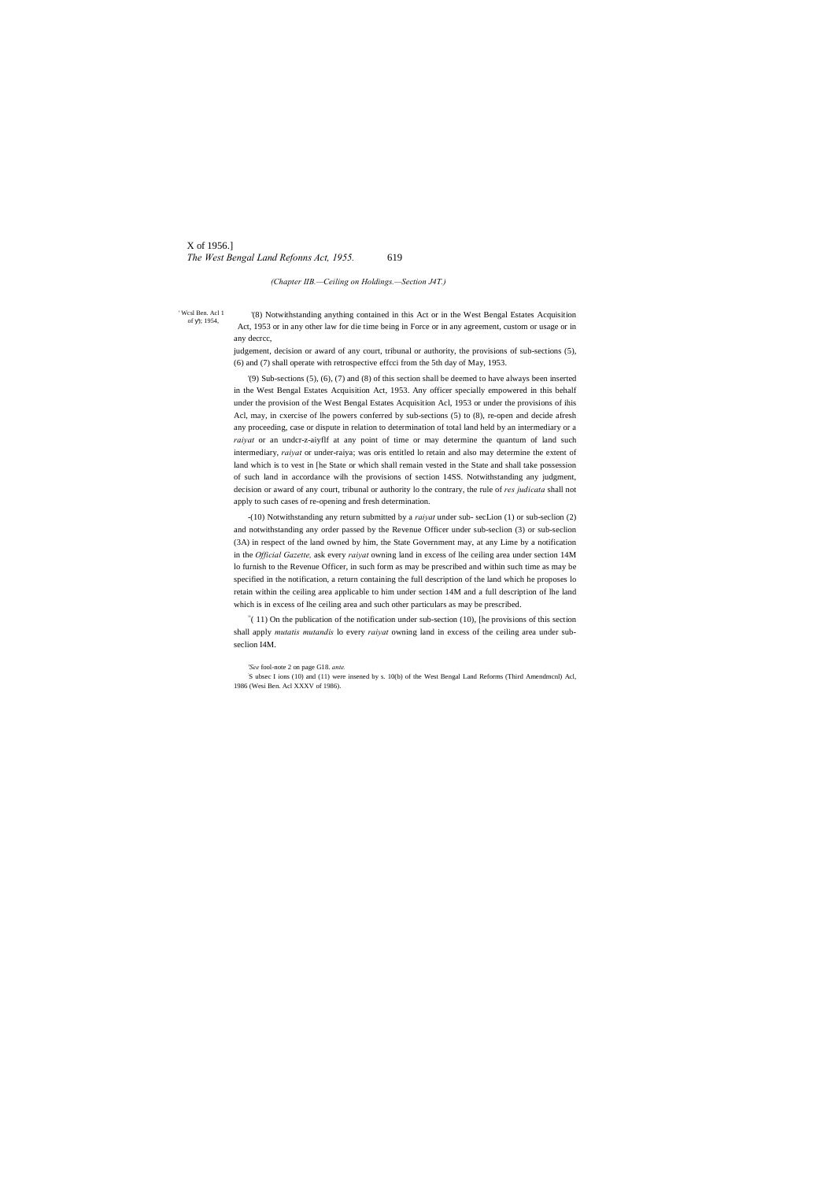*(Chapter IIB.—Ceiling on Holdings.—Section J4T.)*

[1] Wcsl Ben. Acl 1 of y'); 1954,

[1](8) Notwithstanding anything contained in this Act or in the West Bengal Estates Acquisition Act, 1953 or in any other law for die time being in Force or in any agreement, custom or usage or in any decrcc, judgement, decision or award of any court, tribunal or authority, the provisions of sub-sections (5), (6) and (7) shall operate with retrospective effcci from the 5th day of May, 1953.

[1](9) Sub-sections (5), (6), (7) and (8) of this section shall be deemed to have always been inserted in the West Bengal Estates Acquisition Act, 1953. Any officer specially empowered in this behalf under the provision of the West Bengal Estates Acquisition Acl, 1953 or under the provisions of ihis Acl, may, in cxercise of lhe powers conferred by sub-sections (5) to (8), re-open and decide afresh any proceeding, case or dispute in relation to determination of total land held by an intermediary or a *raiyat* or an undcr-z-aiyflf at any point of time or may determine the quantum of land such intermediary, *raiyat* or under-raiya; was oris entitled lo retain and also may determine the extent of land which is to vest in [he State or which shall remain vested in the State and shall take possession of such land in accordance wilh the provisions of section 14SS. Notwithstanding any judgment, decision or award of any court, tribunal or authority lo the contrary, the rule of *res judicata* shall not apply to such cases of re-opening and fresh determination.

[2](10) Notwithstanding any return submitted by a *raiyat* under sub- secLion (1) or sub-seclion (2) and notwithstanding any order passed by the Revenue Officer under sub-seclion (3) or sub-seclion (3A) in respect of the land owned by him, the State Government may, at any Lime by a notification in the *Official Gazette,* ask every *raiyat* owning land in excess of lhe ceiling area under section 14M lo furnish to the Revenue Officer, in such form as may be prescribed and within such time as may be specified in the notification, a return containing the full description of the land which he proposes lo retain within the ceiling area applicable to him under section 14M and a full description of lhe land which is in excess of lhe ceiling area and such other particulars as may be prescribed.

[2]( 11) On the publication of the notification under sub-section (10), [he provisions of this section shall apply *mutatis mutandis* lo every *raiyat* owning land in excess of the ceiling area under sub-seclion I4M.

[1]*See* fool-note 2 on page G18. *ante.*

[2]S ubsec I ions (10) and (11) were insened by s. 10(b) of the West Bengal Land Reforms (Third Amendmcnl) Acl, 1986 (Wesi Ben. Acl XXXV of 1986).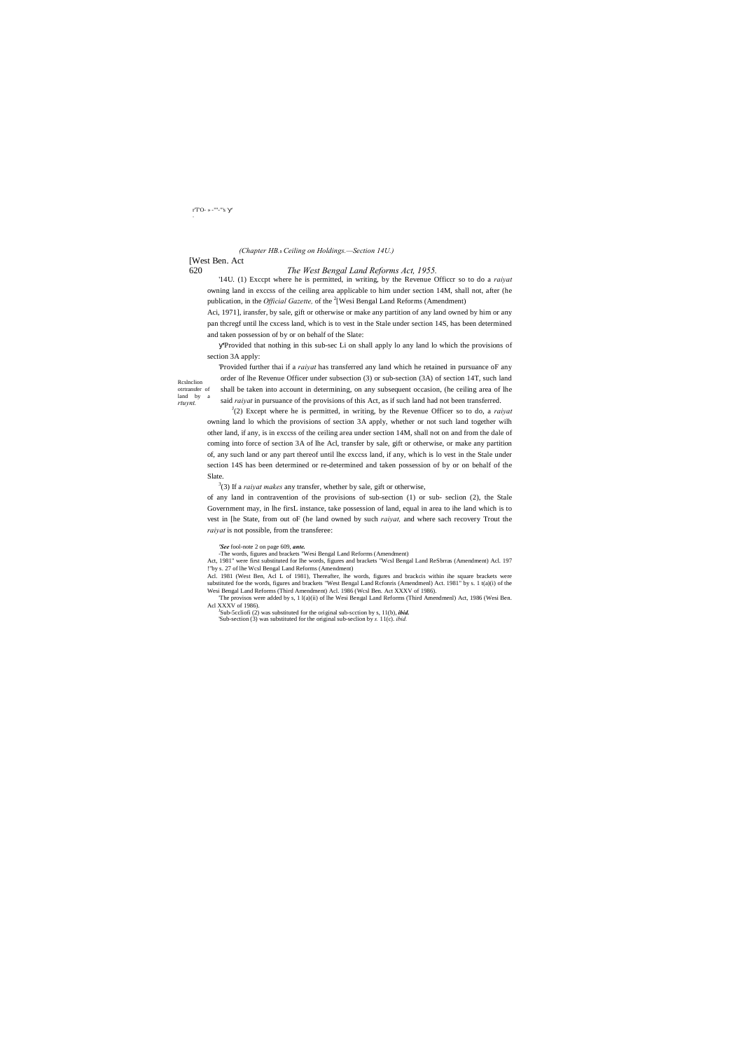'14U. (1) Exccpt where he is permitted, in writing, by the Revenue Officcr so to do a *raiyat* owning land in exccss of the ceiling area applicable to him under section 14M, shall not, after (he publication, in the *Official Gazette,* of the [2][Wesi Bengal Land Reforms (Amendment) Aci, 1971], iransfer, by sale, gift or otherwise or make any partition of any land owned by him or any pan thcregf until lhe cxcess land, which is to vest in the Stale under section 14S, has been determined and taken possession of by or on behalf of the Slate:

Rcslnclion otrtransfer of land by a *rtuynt.*

y"Provided that nothing in this sub-sec Li on shall apply lo any land lo which the provisions of section 3A apply:

'Provided further thai if a *raiyat* has transferred any land which he retained in pursuance oF any order of lhe Revenue Officer under subsection (3) or sub-section (3A) of section 14T, such land shall be taken into account in determining, on any subsequent occasion, (he ceiling area of lhe said *raiyat* in pursuance of the provisions of this Act, as if such land had not been transferred.

[J](2) Except where he is permitted, in writing, by the Revenue Officer so to do, a *raiyat* owning land lo which the provisions of section 3A apply, whether or not such land together wilh other land, if any, is in exccss of the ceiling area under section 14M, shall not on and from the dale of coming into force of section 3A of lhe Acl, transfer by sale, gift or otherwise, or make any partition of, any such land or any part thereof until lhe exccss land, if any, which is lo vest in the Stale under section 14S has been determined or re-determined and taken possession of by or on behalf of the Slate.

[3](3) If a *raiyat makes* any transfer, whether by sale, gift or otherwise,

of any land in contravention of the provisions of sub-section (1) or sub- seclion (2), the Stale Government may, in lhe firsL instance, take possession of land, equal in area to ihe land which is to vest in [he State, from out oF (he land owned by such *raiyat,* and where sach recovery Trout the *raiyat* is not possible, from the transferee:

***'See*** fool-note 2 on page 609, ***ante.***

-The words, figures and brackets "Wesi Bengal Land Reforms (Amendment) Act, 1981" were first substituted for lhe words, figures and brackets "Wcsl Bengal Land ReSbrras (Amendment) Acl. 197 !"by s. 27 of lhe Wcsl Bengal Land Reforms (Amendment) Acl. 1981 (West Ben, Acl L of 1981), Thereafter, lhe words, figures and brackcis within ihe square brackets were substituted foe the words, figures and brackets "West Bengal Land Rcfonris (Amendmenl) Act. 1981" by s. 1 t(a)(i) of the Wesi Bengal Land Reforms (Third Amendment) Acl. 1986 (Wcsl Ben. Act XXXV of 1986).

'The provisos were added by s, 1 l(a)(ii) of lhe Wesi Bengal Land Reforms (Third Amendmenl) Act, 1986 (Wesi Ben. Acl XXXV of 1986).

[J]Sub-5ccliofi (2) was substituted for the original sub-scction by s, 11(b), ***ibid.***

'Sub-section (3) was substituted for the original sub-seclion by *s.* 11(c). *ibid.*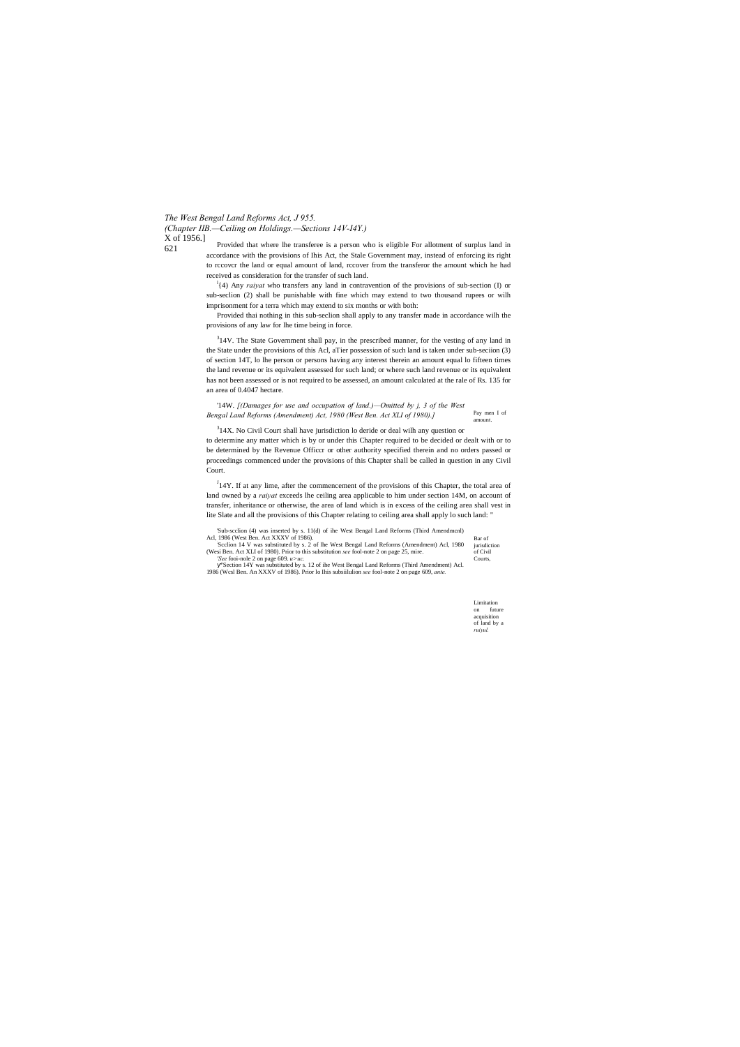Provided that where lhe transferee is a person who is eligible For allotment of surplus land in accordance with the provisions of Ihis Act, the Stale Government may, instead of enforcing its right to rccovcr the land or equal amount of land, rccover from the transferor the amount which he had received as consideration for the transfer of such land.

[1](4) Any *raiyat* who transfers any land in contravention of the provisions of sub-section (I) or sub-seclion (2) shall be punishable with fine which may extend to two thousand rupees or wilh imprisonment for a terra which may extend to six months or with both:

Provided thai nothing in this sub-seclion shall apply to any transfer made in accordance wilh the provisions of any law for lhe time being in force.

Pay men l of amount.

[3]14V. The State Government shall pay, in the prescribed manner, for the vesting of any land in the State under the provisions of this Acl, aTier possession of such land is taken under sub-seciion (3) of section 14T, lo lhe person or persons having any interest therein an amount equal lo fifteen times the land revenue or its equivalent assessed for such land; or where such land revenue or its equivalent has not been assessed or is not required to be assessed, an amount calculated at the rale of Rs. 135 for an area of 0.4047 hectare.

'14W. *[(Damages for use and occupation of land.)—Omitted by j, 3 of the West Bengal Land Reforms (Amendment) Act, 1980 (West Ben. Act XLI of 1980).]*

Bar of jurisdiction of Civil Courts,

[3]14X. No Civil Court shall have jurisdiction lo deride or deal wilh any question or to determine any matter which is by or under this Chapter required to be decided or dealt with or to be determined by the Revenue Officcr or other authority specified therein and no orders passed or proceedings commenced under the provisions of this Chapter shall be called in question in any Civil Court.

Limitation on future acquisition of land by a *ruiyul.*

[J]14Y. If at any lime, after the commencement of the provisions of this Chapter, the total area of land owned by a *raiyat* exceeds lhe ceiling area applicable to him under section 14M, on account of transfer, inheritance or otherwise, the area of land which is in excess of the ceiling area shall vest in lite Slate and all the provisions of this Chapter relating to ceiling area shall apply lo such land: "

'Sub-scclion (4) was inserted by s. 11(d) of ihe West Bengal Land Reforms (Third Amendmcnl) Acl, 1986 (West Ben. Act XXXV of 1986).

'Scclion 14 V was substituted by s. 2 of lhe West Bengal Land Reforms (Amendment) Acl, 1980 (Wesi Ben. Act XLI of 1980). Prior to this substitution *see* fool-note 2 on page 25, mire.

'*See* fooi-nole 2 on page 609. *u>uc.*

ÿ"Section 14Y was substituted by s. 12 of ihe West Bengal Land Reforms (Third Amendment) Acl. 1986 (Wcsl Ben. An XXXV of 1986). Prior lo Ihis subsiilulion *see* fool-note 2 on page 609, *ante.*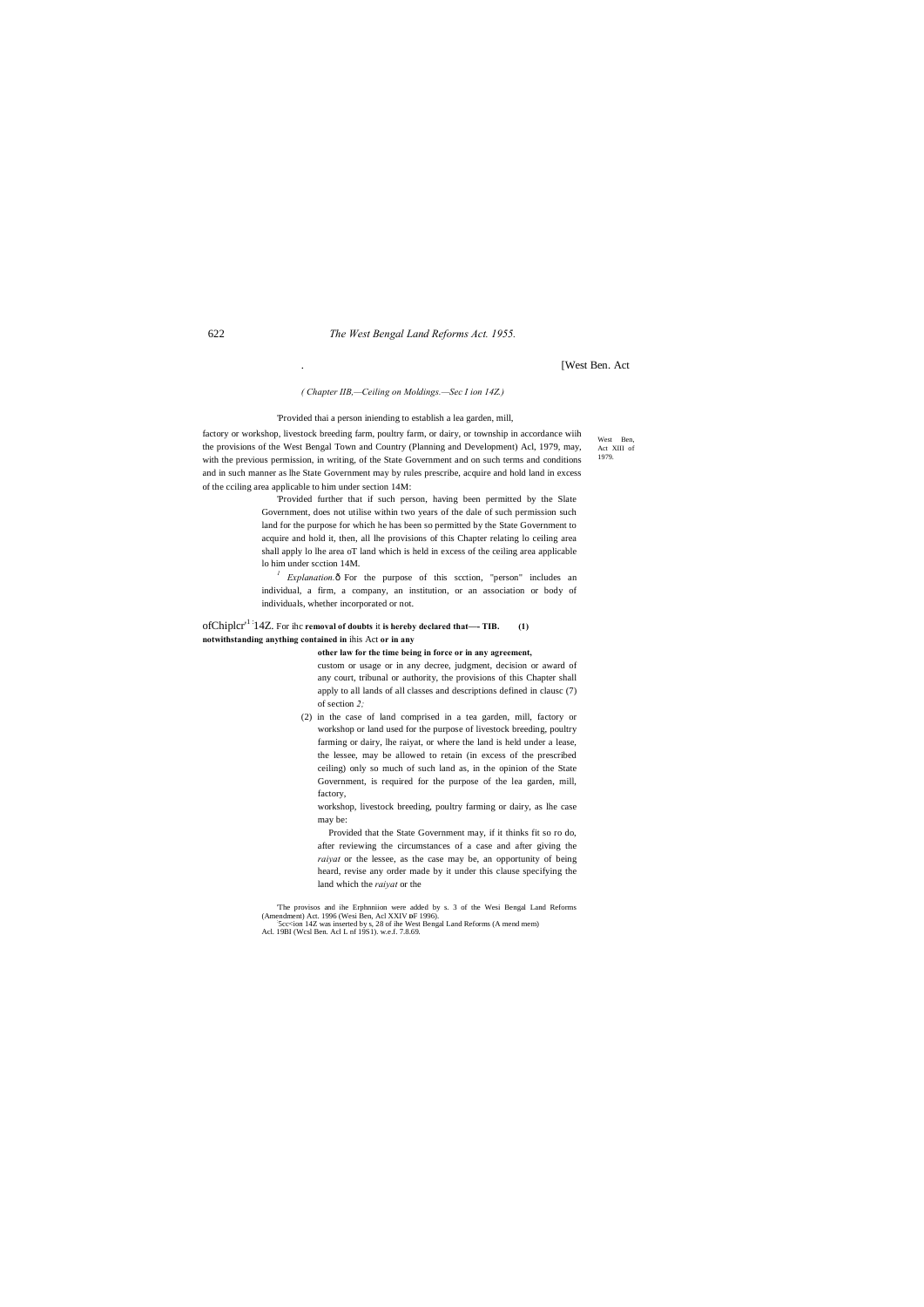( Chapter IIB,—Ceiling on Moldings.—Sec I ion 14Z.)

'Provided thai a person iniending to establish a lea garden, mill, factory or workshop, livestock breeding farm, poultry farm, or dairy, or township in accordance wiih the provisions of the West Bengal Town and Country (Planning and Development) Acl, 1979, may, with the previous permission, in writing, of the State Government and on such terms and conditions and in such manner as lhe State Government may by rules prescribe, acquire and hold land in excess of the cciling area applicable to him under section 14M:

West Ben, Act XIII of 1979.

'Provided further that if such person, having been permitted by the Slate Government, does not utilise within two years of the dale of such permission such land for the purpose for which he has been so permitted by the State Government to acquire and hold it, then, all lhe provisions of this Chapter relating lo ceiling area shall apply lo lhe area oT land which is held in excess of the ceiling area applicable lo him under scction 14M.

[1] *Explanation.*ô For the purpose of this scction, "person" includes an individual, a firm, a company, an institution, or an association or body of individuals, whether incorporated or not.

ofChiplcr[1] 14Z. For ihc **removal of doubts** it **is hereby declared that—- TIB. (1) notwithstanding anything contained in** ihis Act **or in any other law for the time being in force or in any agreement,** custom or usage or in any decree, judgment, decision or award of any court, tribunal or authority, the provisions of this Chapter shall apply to all lands of all classes and descriptions defined in clausc (7) of section *2;*

(2) in the case of land comprised in a tea garden, mill, factory or workshop or land used for the purpose of livestock breeding, poultry farming or dairy, lhe raiyat, or where the land is held under a lease, the lessee, may be allowed to retain (in excess of the prescribed ceiling) only so much of such land as, in the opinion of the State Government, is required for the purpose of the lea garden, mill, factory, workshop, livestock breeding, poultry farming or dairy, as lhe case may be:

Provided that the State Government may, if it thinks fit so ro do, after reviewing the circumstances of a case and after giving the *raiyat* or the lessee, as the case may be, an opportunity of being heard, revise any order made by it under this clause specifying the land which the *raiyat* or the

'The provisos and ihe Erphnniion were added by s. 3 of the Wesi Bengal Land Reforms (Amendment) Act. 1996 (Wesi Ben, Acl XXIV oF 1996).
'5cc<ion 14Z was inserted by s, 28 of ihe West Bengal Land Reforms (A mend mem) Acl. 19BI (Wcsl Ben. Acl L nf 19S1). w.e.f. 7.8.69.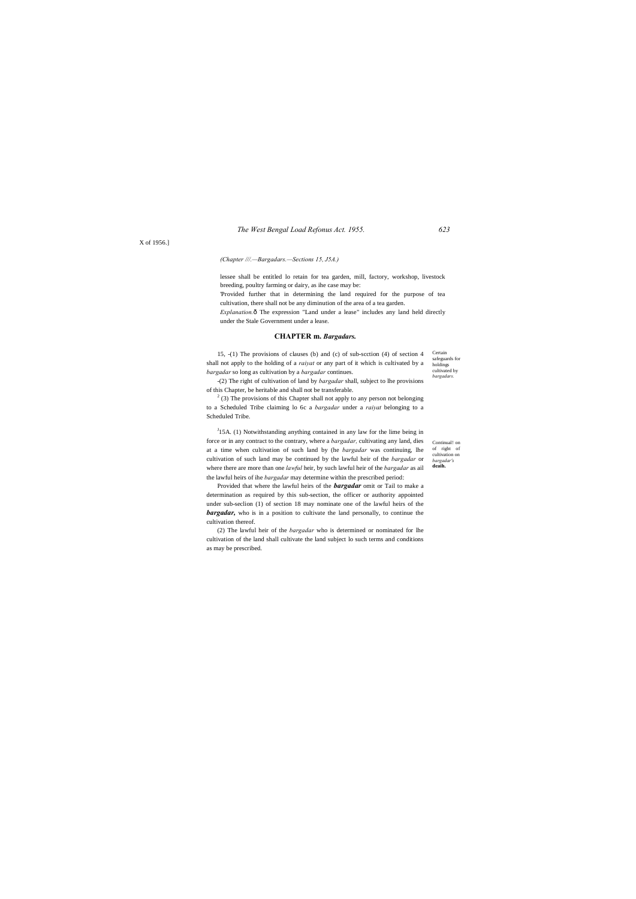X of 1956.]

(Chapter ///.—Bargadars.—Sections 15, J5A.)

lessee shall be entitled lo retain for tea garden, mill, factory, workshop, livestock breeding, poultry farming or dairy, as ihe case may be:

'Provided further that in determining the land required for the purpose of tea cultivation, there shall not be any diminution of the area of a tea garden.

*Explanation.*ô The expression "Land under a lease" includes any land held directly under the Stale Government under a lease.

## CHAPTER m. *Bargadars.*

Certain safeguards for holdings cultivated by *bargadars.*

15, -(1) The provisions of clauses (b) and (c) of sub-scction (4) of section 4 shall not apply to the holding of a *raiyat* or any part of it which is cultivated by a *bargadar* so long as cultivation by a *bargadar* continues.

-(2) The right of cultivation of land by *bargadar* shall, subject to lhe provisions of this Chapter, be heritable and shall not be transferable.

[2] (3) The provisions of this Chapter shall not apply to any person not belonging to a Scheduled Tribe claiming lo 6c a *bargadar* under a *raiyat* belonging to a Scheduled Tribe.

Continual! on of right of cultivation on *bargadar's* **deaih.**

[J]15A. (1) Notwithstanding anything contained in any law for the lime being in force or in any contract to the contrary, where a *bargadar,* cultivating any land, dies at a time when cultivation of such land by (he *bargadar* was continuing, lhe cultivation of such land may be continued by the lawful heir of the *bargadar* or where there are more than one *lawful* heir, by such lawful heir of the *bargadar* as ail the lawful heirs of ihe *bargadar* may determine within the prescribed period:

Provided that where the lawful heirs of the ***bargadar*** omit or Tail to make a determination as required by this sub-section, the officer or authority appointed under sub-seclion (1) of section 18 may nominate one of the lawful heirs of the ***bargadar,*** who is in a position to cultivate the land personally, to continue the cultivation thereof.

(2) The lawful heir of the *bargadar* who is determined or nominated for lhe cultivation of the land shall cultivate the land subject lo such terms and conditions as may be prescribed.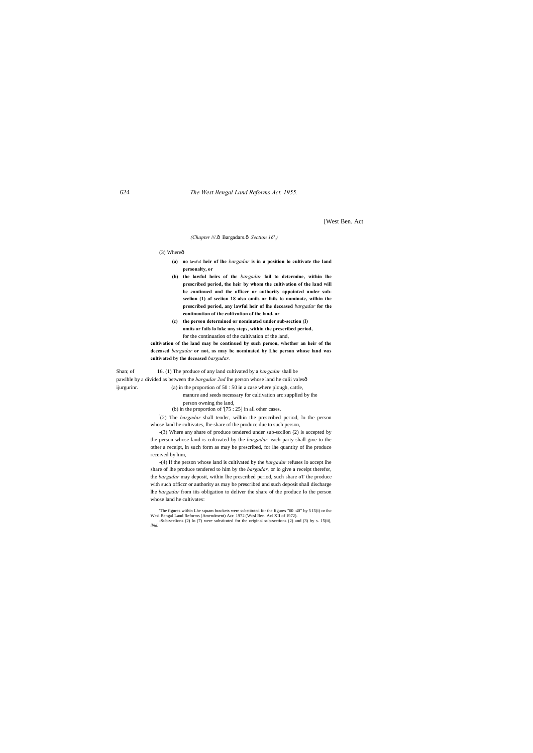[West Ben. Act

*(Chapter ///.ô Bargadars.ô Section 16'.)*

(3) Whereô

**(a) no** lawful **heir of lhe** ***bargadar*** **is in a position lo cultivate the land personalty, or**

**(b) the lawful heirs of the** ***bargadar*** **fail to determine, within lhe prescribed period, the heir by whom the cultivation of the land will be continued and the officer or authority appointed under sub-scclion (1) of scciion 18 also omils or fails to nominate, wilhin the prescribed period, any lawful heir of lhe deceased** ***bargadar*** **for the continuation of the cultivation of the land, or**

**(c) the person determined or nominated under sub-section (I) omits or fails lo lake any steps, within the prescribed period,** for the continuation of the cultivation of the land,

**cultivation of the land may be continued by such person, whether an heir of the deceased** ***bargadar*** **or not, as may be nominated by Lhe person whose land was cultivated by the deceased** ***bargadar.***

Shan; of pawlhle by a ijurgurinr.

16. (1) The produce of any land cultivated by a *bargadar* shall be divided as between the *bargadar 2nd* lhe person whose land he culii valesô

(a) in the proportion of 50 : 50 in a case where plough, cattle, manure and seeds necessary for cultivation arc supplied by ihe person owning the land,

(b) in the proportion of '[75 : 25] in all other cases.

:(2) The *bargadar* shall tender, wilhin the prescribed period, lo the person whose land he cultivates, lhe share of the produce due to such person,

-(3) Where any share of produce tendered under sub-scclion (2) is accepted by the person whose land is cultivated by the *bargadar.* each party shall give to the other a receipt, in such form as may be prescribed, for lhe quantity of ihe produce received by him,

-(4) If the person whose land is cultivated by the *bargadar* refuses lo accept lhe share of lhe produce tendered to him by the *bargadar,* or lo give a receipt therefor, the *bargadar* may deposit, within lhe prescribed period, such share oT the produce with such officcr or authority as may be prescribed and such deposit shall discharge lhe *bargadar* from iiis obligation to deliver the share of the produce lo the person whose land he cultivates:

'The figures within Lhe squam brackets were substituted for the figures "60 :40" by 5 I5(i) or ibc Wesi Bengal Land Reforms (Amendment) Acr. 1972 (Wcsl Ben. Acl XII of 1972).

-Sub-seclions (2) lo (7) were substituted for the original sub-scctions (2) and (3) by s. 15(ii), *ibid.*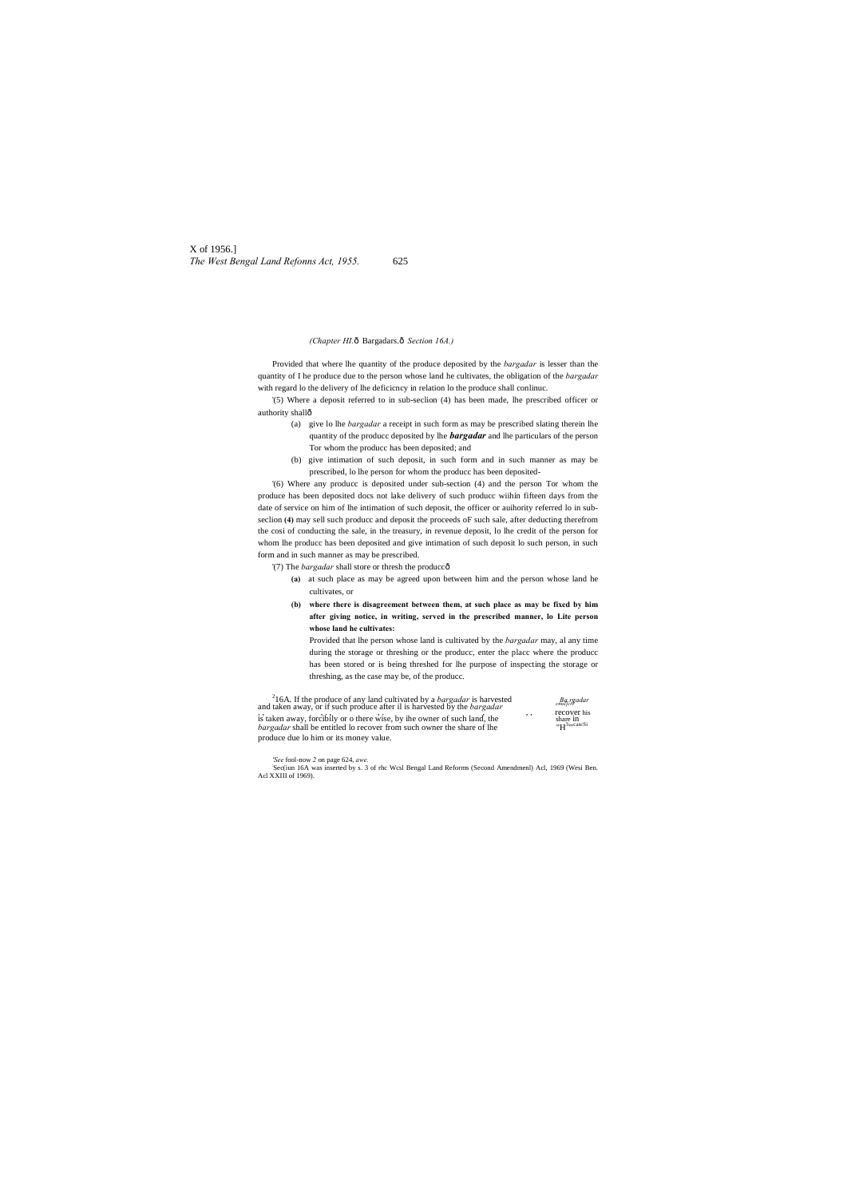*(Chapter III.*—Bargadars.—*Section 16A.)*

Provided that where lhe quantity of the produce deposited by the *bargadar* is lesser than the quantity of I he produce due to the person whose land he cultivates, the obligation of the *bargadar* with regard lo the delivery of lhe deficicncy in relation lo the produce shall conlinuc.

'(5) Where a deposit referred to in sub-seclion (4) has been made, lhe prescribed officer or authority shall—

(a) give lo lhe *bargadar* a receipt in such form as may be prescribed slating therein lhe quantity of the producc deposited by lhe ***bargadar*** and lhe particulars of the person Tor whom the producc has been deposited; and

(b) give intimation of such deposit, in such form and in such manner as may be prescribed, lo lhe person for whom the producc has been deposited-

'(6) Where any producc is deposited under sub-section (4) and the person Tor whom the produce has been deposited docs not lake delivery of such producc wiihin fifteen days from the date of service on him of lhe intimation of such deposit, the officer or auihority referred lo in sub-seclion **(4)** may sell such producc and deposit the proceeds oF such sale, after deducting therefrom the cosi of conducting the sale, in the treasury, in revenue deposit, lo lhe credit of the person for whom lhe producc has been deposited and give intimation of such deposit lo such person, in such form and in such manner as may be prescribed.

'(7) The *bargadar* shall store or thresh the producc—

**(a)** at such place as may be agreed upon between him and the person whose land he cultivates, or

**(b) where there is disagreement between them, at such place as may be fixed by him after giving notice, in writing, served in the prescribed manner, lo Lite person whose land he cultivates:**

Provided that lhe person whose land is cultivated by the *bargadar* may, al any time during the storage or threshing or the producc, enter the placc where the producc has been stored or is being threshed for lhe purpose of inspecting the storage or threshing, as the case may be, of the producc.

*Bargadar* entitled to recover his share in certain cases.

[2]16A. If the produce of any land cultivated by a *bargadar* is harvested and taken away, or if such produce after il is harvested by the *bargadar* is taken away, forcibly or o there wise, by ihe owner of such land, the *bargadar* shall be entitled lo recover from such owner the share of lhe produce due lo him or its money value.

---

[1]*See* fool-now *2* on page 624, *ante.*

[2]Sec(iun 16A was inserted by s. 3 of rhc Wcsl Bengal Land Reforms (Second Amendmenl) Acl, 1969 (Wesi Ben. Acl XXIII of 1969).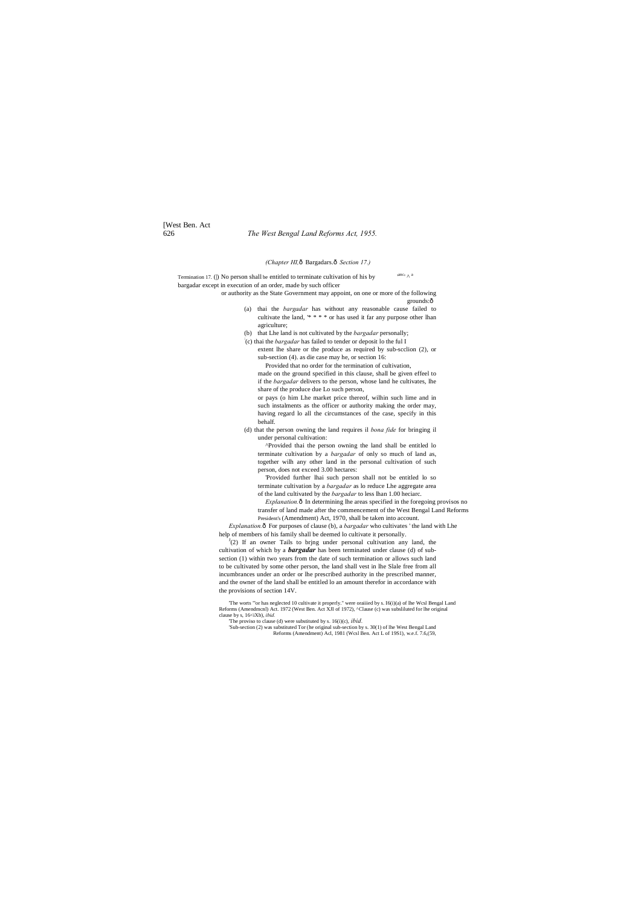*(Chapter III.—Bargadars.—Section 17.)*

Termination of cultivation by bargadar.

17. (1) No person shall be entitled to terminate cultivation of his land by a bargadar except in execution of an order, made by such officer or authority as the State Government may appoint, on one or more of the following grounds:—

(a) that the *bargadar* has without any reasonable cause failed to cultivate the land, [1]* * * * or has used it for any purpose other than agriculture;

(b) that the land is not cultivated by the *bargadar* personally;

[2](c) that the *bargadar* has failed to tender or deposit to the full extent the share or the produce as required by sub-section (2), or sub-section (4), as the case may be, or section 16:

Provided that no order for the termination of cultivation, made on the ground specified in this clause, shall be given effect to if the *bargadar* delivers to the person, whose land he cultivates, the share of the produce due to such person, or pays to him the market price thereof, within such time and in such instalments as the officer or authority making the order may, having regard to all the circumstances of the case, specify in this behalf.

(d) that the person owning the land requires it *bona fide* for bringing it under personal cultivation:

[3]Provided that the person owning the land shall be entitled to terminate cultivation by a *bargadar* of only so much of land as, together with any other land in the personal cultivation of such person, does not exceed 3.00 hectares:

Provided further that such person shall not be entitled to so terminate cultivation by a *bargadar* as to reduce the aggregate area of the land cultivated by the *bargadar* to less than 1.00 hectare.

*Explanation.*—In determining the areas specified in the foregoing provisos no transfer of land made after the commencement of the West Bengal Land Reforms (Amendment) Act, 1970, shall be taken into account.

*Explanation.*—For purposes of clause (b), a *bargadar* who cultivates the land with the help of members of his family shall be deemed to cultivate it personally.

[4](2) If an owner fails to bring under personal cultivation any land, the cultivation of which by a ***bargadar*** has been terminated under clause (d) of sub-section (1) within two years from the date of such termination or allows such land to be cultivated by some other person, the land shall vest in the State free from all incumbrances under an order of the prescribed authority in the prescribed manner, and the owner of the land shall be entitled to an amount therefor in accordance with the provisions of section 14V.

---

[1] The words "or has neglected to cultivate it properly." were omitted by s. 16(i)(a) of the West Bengal Land Reforms (Amendment) Act, 1972 (West Ben. Act XII of 1972).

[2] Clause (c) was substituted for the original clause by s. 16(i)(b), *ibid.*

[3] The proviso to clause (d) were substituted by s. 16(i)(c), *ibid.*

[4] Sub-section (2) was substituted for the original sub-section by s. 30(1) of the West Bengal Land Reforms (Amendment) Act, 1981 (West Ben. Act L of 1981), w.e.f. 7.6.(59,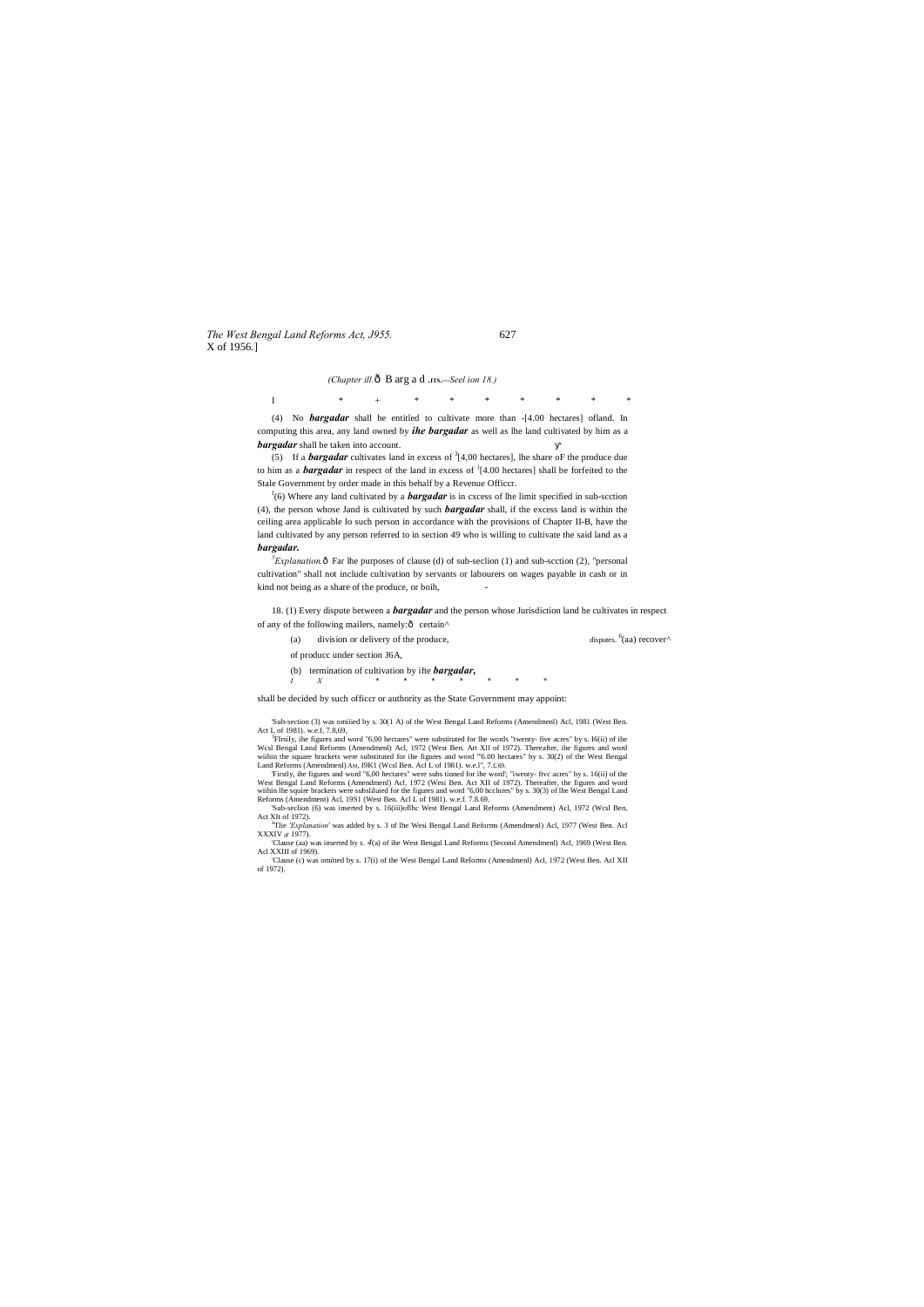(Chapter ill.ô B arg a d .rts.—Seel ion 18.)

I * + * * * * * * *

(4) No ***bargadar*** shall be entitled to cultivate more than -[4.00 hectares] ofland. In computing this area, any land owned by ***ihe bargadar*** as well as lhe land cultivated by him as a ***bargadar*** shall be taken into account.

(5) If a ***bargadar*** cultivates land in excess of [3][4,00 hectares], lhe share oF the produce due to him as a ***bargadar*** in respect of the land in excess of [3][4.00 hectares] shall be forfeited to the Stale Government by order made in this behalf by a Revenue Officcr.

[J](6) Where any land cultivated by a ***bargadar*** is in cxcess of lhe limit specified in sub-scction (4), the person whose Jand is cultivated by such ***bargadar*** shall, if the excess land is within the ceiling area applicable lo such person in accordance with the provisions of Chapter II-B, have the land cultivated by any person referred to in section 49 who is willing to cultivate the said land as a ***bargadar.***

[5]*Explanation.*ô Far lhe purposes of clause (d) of sub-seclion (1) and sub-scction (2), "personal cultivation" shall not include cultivation by servants or labourers on wages payable in cash or in kind not being as a share of the produce, or boih,

18. (1) Every dispute between a ***bargadar*** and the person whose Jurisdiction land he cultivates in respect of any of the following mailers, namely:ô certain^ disputes.

(a) division or delivery of the produce,

[6](aa) recover^ of producc under section J6A,

(b) termination of cultivation by ifte ***bargadar,***

*I X* * * * * * * *

shall be decided by such officcr or authority as the State Government may appoint:

'Sub-section (3) was omiiied by s. 30(1 A) of the West Bengal Land Reforms (Amendmenl) Acl, 1981 (West Ben. Act L of 1981). w.e.f, 7.8,69,

[3]FIrsily, ihe figures and word "6,00 hectares" were substituted for lhe words "twenty- five acres" by s. I6(ii) of ihe Wcsl Bengal Lnnd Reforms (Amendmenl) Acl, 1972 (West Ben. Art XIl of 1972). Thereafter, ihe figures and word wiihin the square brackets were substituted for ihe figures and word "6.00 hectares" by s. 30(2) of the West Bengal Land Reforms (Amendmenl) Am, I9K1 (Wcsl Ben. Acl L of 1981). w.e.l", 7.£.69.

'Firstly, ihe figures and word "6,00 hectares" were subs tinned for ihe word'; "iwenty- ftvc acres" by s. 16(ii) of the West Bengal Land Reforms (Amendmenl) Acl, 1972 (Wesi Ben. Act XII of 1972). Thereafter, the figures and word wiihin lhe squire brackets were subsliluied for the figures and word "6,00 hcclnres" by s. 30(3) of lhe West Bengal Land Reforms (Amendment) Acl, 19S1 (West Ben. Acl L of 1981). w.e.f. 7.8.69.

'Sub-seclion (6) was inserted by s. 16(iii)oflhc West Bengal Land Reforms (Amendment) Acl, 1972 (Wcsl Ben, Act XIt of 1972).

[4]Tlie *'Explanation'* was added by s. 3 of lhe Wesi Bengal Land Reforms (Amendmenl) Acl, 1977 (West Ben. Acl XXXIV of 1977).

'Clause (aa) was inserted by s. 4(a) of ihe West Bengal Land Reforms (Second Amendmenl) Acl, 1969 (West Ben. Acl XXIII of 1969).

'Clause (c) was omitted by s. 17(i) of the West Bengal Land Reforms (Amendmenl) Acl, 1972 (West Ben. Acl XII of 1972).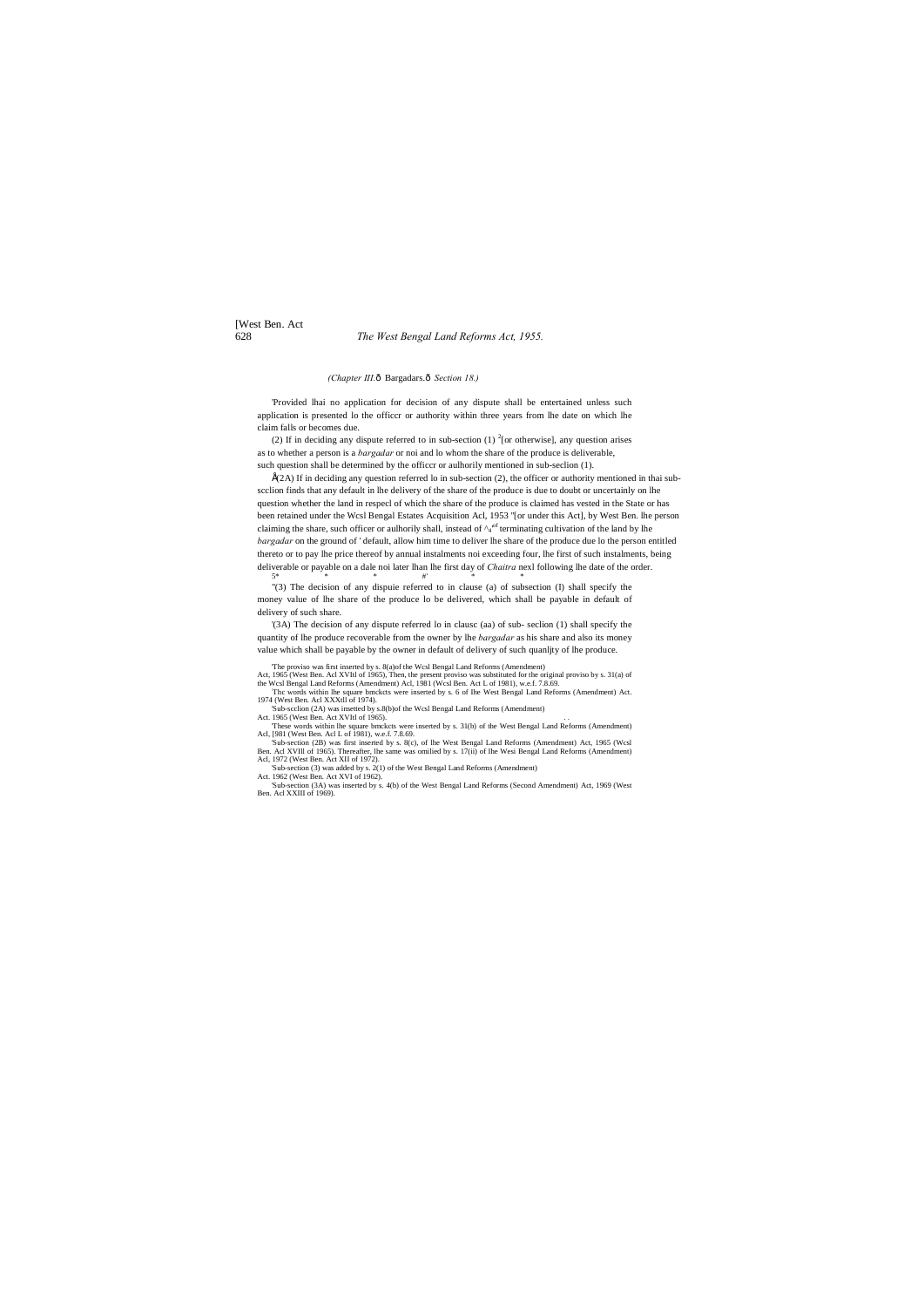*(Chapter III.ô Bargadars.ô Section 18.)*

'Provided lhai no application for decision of any dispute shall be entertained unless such application is presented lo the officcr or authority within three years from lhe date on which lhe claim falls or becomes due.

(2) If in deciding any dispute referred to in sub-section (1) [2][or otherwise], any question arises as to whether a person is a *bargadar* or noi and lo whom the share of the produce is deliverable, such question shall be determined by the officcr or aulhorily mentioned in sub-seclion (1).

Å(2A) If in deciding any question referred lo in sub-section (2), the officer or authority mentioned in thai sub-scclion finds that any default in lhe delivery of the share of the produce is due to doubt or uncertainly on lhe question whether the land in respecl of which the share of the produce is claimed has vested in the State or has been retained under the Wcsl Bengal Estates Acquisition Acl, 1953 "[or under this Act], by West Ben. lhe person claiming the share, such officer or aulhorily shall, instead of ^4"' terminating cultivation of the land by lhe *bargadar* on the ground of ' default, allow him time to deliver lhe share of the produce due lo the person entitled thereto or to pay lhe price thereof by annual instalments noi exceeding four, lhe first of such instalments, being deliverable or payable on a dale noi later lhan lhe first day of *Chaitra* nexl following lhe date of the order.

5* * * #' * *

"(3) The decision of any dispuie referred to in clause (a) of subsection (I) shall specify the money value of lhe share of the produce lo be delivered, which shall be payable in default of delivery of such share.

'(3A) The decision of any dispute referred lo in clausc (aa) of sub- seclion (1) shall specify the quantity of lhe produce recoverable from the owner by lhe *bargadar* as his share and also its money value which shall be payable by the owner in default of delivery of such quanljty of lhe produce.

'The proviso was first inserted by s. 8(a)of the Wcsl Bengal Land Reforms (Amendment) Act, 1965 (West Ben. Acl XVItl of 1965), Then, the present proviso was substituted for the original proviso by s. 31(a) of the Wcsl Bengal Land Reforms (Amendment) Acl, 1981 (Wcsl Ben. Act L of 1981), w.e.f. 7.8.69.

'Thc words within lhe square bmckcts were inserted by s. 6 of lhe West Bengal Land Reforms (Amendment) Act. 1974 (West Ben. Acl XXXill of 1974).

'Sub-scclion (2A) was insetted by s.8(b)of the Wcsl Bengal Land Reforms (Amendment) Act. 1965 (West Ben. Act XVItl of 1965).

'These words within lhe square bmckcts were inserted by s. 31(b) of the West Bengal Land Reforms (Amendment) Acl, [981 (West Ben. Acl L of 1981), w.e.f. 7.8.69.

'Sub-section (2B) was first inserted by s. 8(c), of lhe West Bengal Land Reforms (Amendment) Act, 1965 (Wcsl Ben. Acl XVIll of 1965). Thereafter, lhe same was omilied by s. 17(ii) of lhe Wesi Bengal Land Reforms (Amendment) Acl, 1972 (West Ben. Act XII of 1972).

'Sub-section (3) was added by s. 2(1) of the West Bengal Land Reforms (Amendment) Act. 1962 (West Ben. Act XVI of 1962).

'Sub-section (3A) was inserted by s. 4(b) of the West Bengal Land Reforms (Second Amendment) Act, 1969 (West Ben. Acl XXIII of 1969).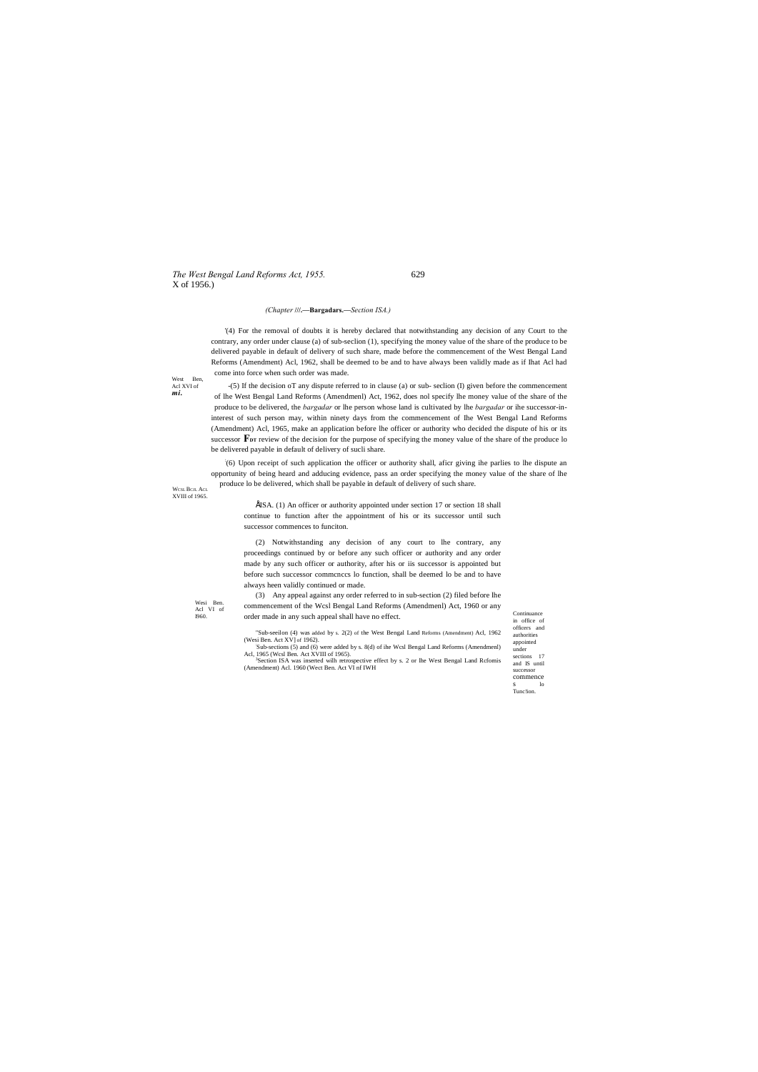(Chapter III.—**Bargadars.**—*Section ISA.)*

'(4) For the removal of doubts it is hereby declared that notwithstanding any decision of any Court to the contrary, any order under clause (a) of sub-seclion (1), specifying the money value of the share of the produce to be delivered payable in default of delivery of such share, made before the commencement of the West Bengal Land Reforms (Amendment) Acl, 1962, shall be deemed to be and to have always been validly made as if Ihat Acl had come into force when such order was made.

West Ben, Acl XVI of *mi.*

-(5) If the decision oT any dispute referred to in clause (a) or sub- seclion (I) given before the commencement of lhe West Bengal Land Reforms (Amendmenl) Act, 1962, does nol specify lhe money value of the share of the produce to be delivered, the *bargadar* or lhe person whose land is cultivated by lhe *bargadar* or ihe successor-in-interest of such person may, within ninety days from the commencement of Ihe West Bengal Land Reforms (Amendment) Acl, 1965, make an application before lhe officer or authority who decided the dispute of his or its successor **F**or review of the decision for the purpose of specifying the money value of the share of the produce lo be delivered payable in default of delivery of sucli share.

'(6) Upon receipt of such application the officer or authority shall, aficr giving ihe parlies to lhe dispute an opportunity of being heard and adducing evidence, pass an order specifying the money value of the share of lhe produce lo be delivered, which shall be payable in default of delivery of such share.

Wcsl Bcn. Acl XVIII of 1965.

Continuance in office of officers and authorities appointed under sections 17 and IS until successor commences lo Tunc!ion.

[3]ISA. (1) An officer or authority appointed under section 17 or section 18 shall continue to function after the appointment of his or its successor until such successor commences to funciton.

(2) Notwithstanding any decision of any court to lhe contrary, any proceedings continued by or before any such officer or authority and any order made by any such officer or authority, after his or iis successor is appointed but before such successor commcnccs lo function, shall be deemed lo be and to have always heen validly continued or made.

Wesi Ben. Acl VI of I960.

(3) Any appeal against any order referred to in sub-section (2) filed before lhe commencement of the Wcsl Bengal Land Reforms (Amendmenl) Act, 1960 or any order made in any such appeal shall have no effect.

[1]Sub-seeilon (4) was added by s. 2(2) of the West Bengal Land Reforms (Amendment) Acl, 1962 (Wesi Ben. Act XV] of 1962).

[2]Sub-sections (5) and (6) were added by s. 8(d) of ihe Wcsl Bengal Land Reforms (Amendmenl) Acl, 1965 (Wcsl Ben. Act XVIII of 1965).

[3]Section ISA was inserted wilh retrospective effect by s. 2 or lhe West Bengal Land Rcfomis (Amendment) Acl. 1960 (Wect Ben. Act VI nf IWH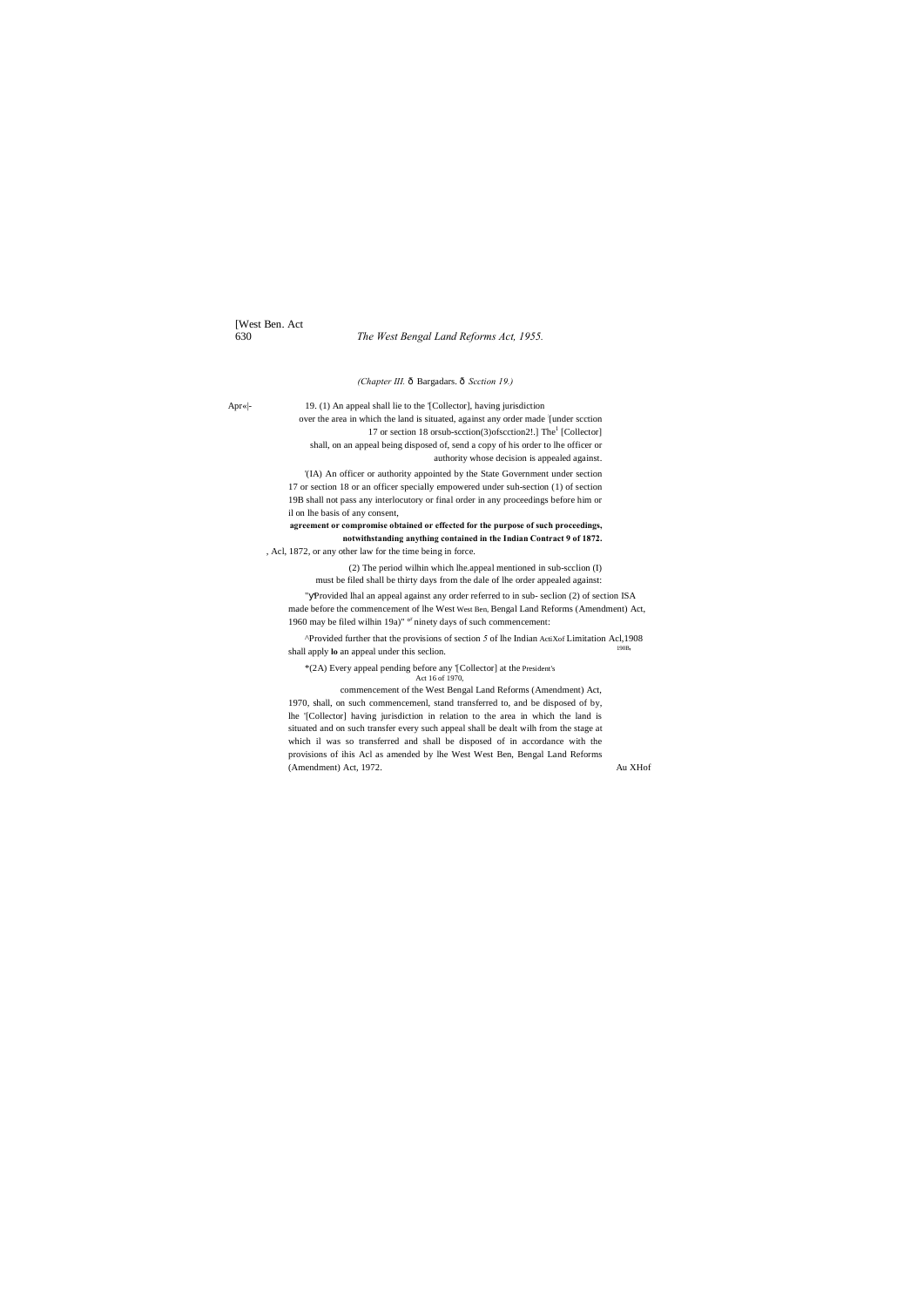*(Chapter III.* ô Bargadars. ô *Scction 19.)*

Apr«|- 19. (1) An appeal shall lie to the '[Collector], having jurisdiction over the area in which the land is situated, against any order made '[under scction 17 or section 18 orsub-scction(3)ofsccticn2!.] The[1] [Collector] shall, on an appeal being disposed of, send a copy of his order to lhe officer or authority whose decision is appealed against.

'(IA) An officer or authority appointed by the State Government under section 17 or section 18 or an officer specially empowered under suh-section (1) of section 19B shall not pass any interlocutory or final order in any proceedings before him or il on lhe basis of any consent, **agreement or compromise obtained or effected for the purpose of such proceedings, notwithstanding anything contained in the Indian Contract 9 of 1872.** , Acl, 1872, or any other law for the time being in force.

(2) The period wilhin which lhe.appeal mentioned in sub-scclion (I) must be filed shall be thirty days from the dale of lhe order appealed against:

"ýProvided lhal an appeal against any order referred to in sub- seclion (2) of section ISA made before the commencement of lhe West West Ben, Bengal Land Reforms (Amendment) Act, 1960 may be filed wilhin 19a)" ninety days of such commencement:

^Provided further that the provisions of section *5* of lhe Indian ActiXof Limitation Acl,1908 shall apply **lo** an appeal under this seclion. 190B.

*(2A) Every appeal pending before any '[Collector] at the President's Act 16 of 1970, commencement of the West Bengal Land Reforms (Amendment) Act, 1970, shall, on such commencemenl, stand transferred to, and be disposed of by, lhe '[Collector] having jurisdiction in relation to the area in which the land is situated and on such transfer every such appeal shall be dealt wilh from the stage at which il was so transferred and shall be disposed of in accordance with the provisions of ihis Acl as amended by lhe West West Ben, Bengal Land Reforms (Amendment) Act, 1972. Au XHof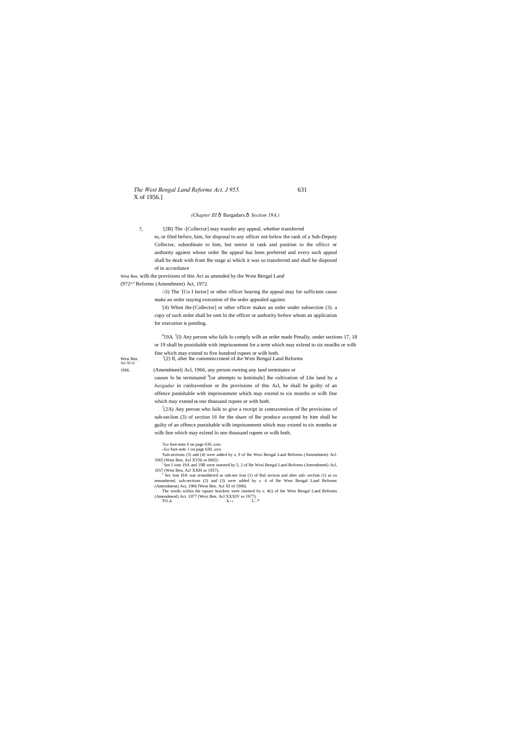*(Chapter III.*ô Bargadars.ô *Section 19A.)*

?, '(2B) The -[Collector] may transfer any appeal, whether transferred to, or filed before, him, for disposal to any officer not below the rank of a Sub-Deputy Collector, subordinate to him, but senior in rank and position to the officcr or authority against whose order lhe appeal has been preferred and every such appeal shall be dealt with from lhe stage ai which it was so transferred and shall be disposed of in accordance

West Ben. wilh the provisions of this Act as amended by the West Bengal Land (972^" Reforms (Amendment) Act, 1972.

-\3) The [Co I lector] or other officer hearing the appeal may for sufficient cause make an order staying execution of the order appealed against.

'(4) When the-[Collector] or other officer makes an order under subsection (3). a copy of such order shall be sent lo the officer or authority before whom an application for execution is pending.

[4]19A. [J](l) Any person who fails lo comply wilh an order made Penally, under sections 17, 18 or 19 shall be punishable with imprisonment for a term which may exlend to six monlhs or wilh fine which may extend to five hundred rupees or wilh both.

Wesi Ben. Act XI of 1966.

[J](2) If, after lhe commenccment of ihe West Bengal Land Reforms (Amendmenl) Acl, 1966, any person owning any land terminates or causes lo be terminated [6][or attempts to lemiinale] lhe cultivation of Lhe land by a *bargadar* in conlravenlion or ihe provisions of this Acl, he shall be guilty of an offence punishable with imprisonment which may extend to six months or wilh fine which may extend **10** one thousand rupees or with both.

[7](2A) Any person who fails to give a receipt in contravention of lhe provisions of sub-seclion (3) of section 16 for the share of lhe produce accepted by him shall be guilty of an offence punishable wilh imprisonment which may extend to six months or wilh fine which may exlend lo one thousand rupees or wilh both.

'*See* foot-note 6 on page 630. *ante.*
-*See* foot-note 1 on page 630. *ants.*
'Sub-sections (3) and (4) were added by s, 9 of lhe Wesi Ben. Bengal Land Reforms (Amendment) Acl. 1965 (West Ben. Acl XVIIi or I965J,
[J] See I ions 19A and 19B were inserted by 5, 2 of lhe Wesi Bengal Land Reforms (Amendmenl) Acl, 1957 (West Ben. Acl XXfll or 1957),
[J] Sec lion I9A was renumbered as sub-see lion (1) of lhal section and after sub- seclion (1) as so renumbered, sub-sections (2) and (3) were added by s. 4 of lhe West Bengal Land Reforms (Amendment) Act, 1966 lWest Ben. Act XI of 1966).
The words wiihin ihe square brackets were insetted by s. 4(i) of ihe West Bengal Land Reforms (Amendmenl) Act. 1977 (Wesi Ben. Acl XXXIV or 1977).
TO..k k.-r- .'I..'.*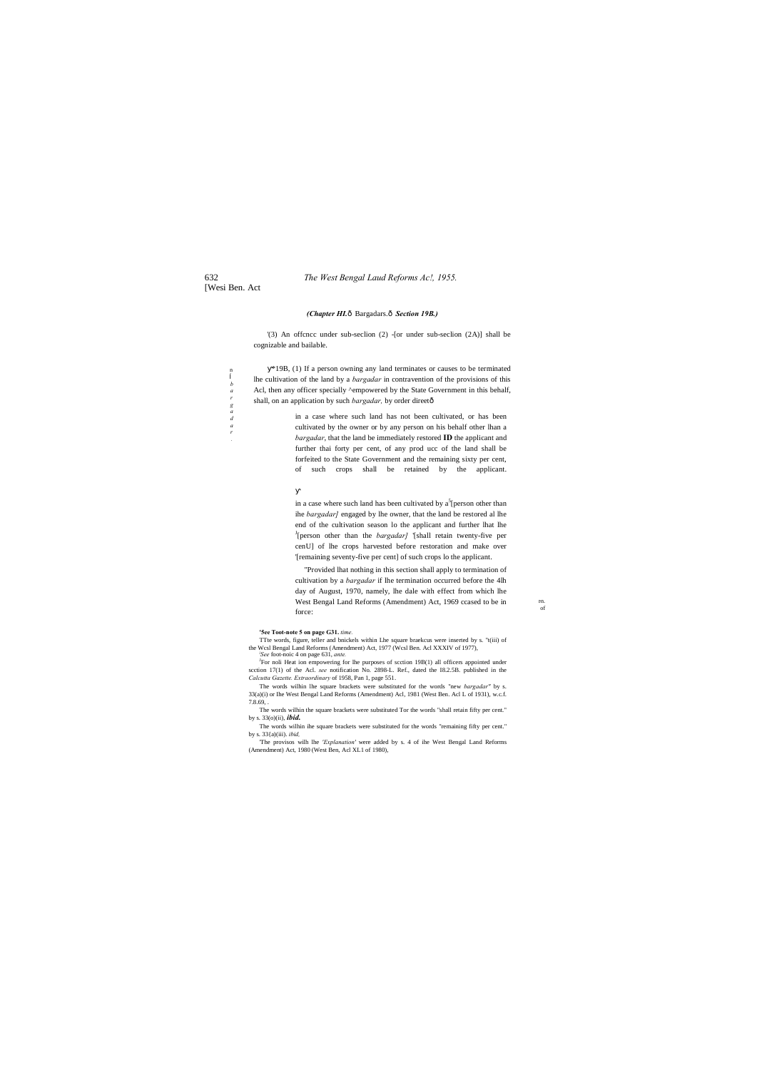*(Chapter HI.ô* Bargadars.ô *Section 19B.)*

'(3) An offcncc under sub-seclion (2) -[or under sub-seclion (2A)] shall be cognizable and bailable.

n
l
*b*
*a*
*r*
*g*
*a*
*d*
*a*
*r*
.

ÿ*19B, (1) If a person owning any land terminates or causes to be terminated lhe cultivation of the land by a *bargadar* in contravention of the provisions of this Acl, then any officer specially ^empowered by the State Government in this behalf, shall, on an application by such *bargadar,* by order direetô

in a case where such land has not been cultivated, or has been cultivated by the owner or by any person on his behalf other lhan a *bargadar*, that the land be immediately restored **ID** the applicant and further thai forty per cent, of any prod ucc of the land shall be forfeited to the State Government and the remaining sixty per cent, of such crops shall be retained by the applicant.

ÿ`

in a case where such land has been cultivated by a [5][person other than ihe *bargadar]* engaged by lhe owner, that the land be restored al lhe end of the cultivation season lo the applicant and further lhat lhe [J][person other than the *bargadar]* '[shall retain twenty-five per cenU] of lhe crops harvested before restoration and make over '[remaining seventy-five per cent] of such crops lo the applicant.

"Provided lhat nothing in this section shall apply to termination of cultivation by a *bargadar* if lhe termination occurred before the 4lh day of August, 1970, namely, lhe dale with effect from which lhe West Bengal Land Reforms (Amendment) Act, 1969 ccased to be in force:

rn.
of

**'See Toot-note 5 on page G31.** *time.*

'TTte words, figure, teller and bnickels within Lhe square braekcus were inserted by s. ''t(iii) of the Wcsl Bengal Land Reforms (Amendment) Act, 1977 (Wcsl Ben. Acl XXXIV of 1977),

*'See* foot-noic 4 on page 631, *ante.*

[J]For noli Heat ion empowering for lhe purposes of scction 19B(1) all officers appointed under scction 17(1) of the Acl. *see* notification No. 2898-L. Ref., dated the I8.2.5B. published in the *Calcutta Gazette. Extraordinary* of 1958, Pan 1, page 551.

The words wilhin lhe square brackets were substituted for the words "new *bargadar"* by s. 33(a)(i) or lhe West Bengal Land Reforms (Amendment) Acl, 1981 (West Ben. Acl L of 1931), w.c.f. 7.8.69, .

The words wilhin the square brackets were substituted Tor the words "shall retain fifty per cent." by s. 33(o)(ii), ***ibid.***

The words wilhin ihe square brackets were substituted for the words "remaining fifty per cent." by s. 33{a)(iii). *ibid,*

'The provisos wilh lhe *'Explanation'* were added by s. 4 of ihe West Bengal Land Reforms (Amendment) Act, 1980 (West Ben, Acl XL1 of 1980),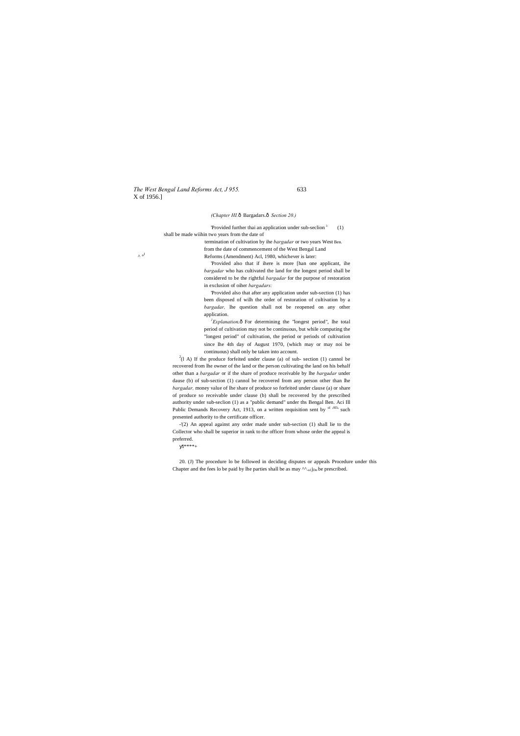*(Chapter HI.*ô Bargadars.ô *Section 20.)*

'Provided further thai an application under sub-seclion [i:] (1) shall be made wiihin two years from the date of termination of cultivation by ihe *bargadar* or two years West Ben. from the date of commencement of the West Bengal Land Reforms (Amendment) Acl, 1980, whichever is later:

'Provided also that if ihere is more [han one applicant, ihe *bargadar* who has cultivated the land for the longest period shall be considered to be the rightful *bargadar* for the purpose of restoration in exclusion of oiher *bargadars:*

'Provided also that after any application under sub-section (1) has been disposed of wilh the order of restoration of cultivation by a *bargadar,* lhe question shall not be reopened on any other application.

[J]*Explanation.*ô For determining the "longest period", lhe total period of cultivation may not be continuous, but while computing the "longest period" of cultivation, the period or periods of cultivation since lhe 4th day of August 1970, (which may or may noi be continuous) shall only be taken into account.

[2](l A) If the produce forfeited under clause (a) of sub- section (1) cannol be recovered from lhe owner of the land or the person cultivating the land on his behalf other than a *bargadar* or if the share of produce receivable by lhe *bargadar* under dause (b) of sub-section (1) cannol be recovered from any person other than lhe *bargadar,* money value of lhe share of produce so forfeited under clause (a) or share of produce so receivable under clause (b) shall be recovered by the prescribed authority under sub-seclion (1) as a "public demand" under ths Bengal Ben. Aci Ill Public Demands Recovery Act, 1913, on a written requisition sent by such presented authority to the certificate officer.

-'(2) An appeal against any order made under sub-section (1) shall lie to the Collector who shall be superior in rank to the officer from whose order the appeal is preferred.

y1****+

20. (J) The procedure lo be followed in deciding disputes or appeals Procedure under this Chapter and the fees lo be paid by lhe parties shall be as may be prescribed.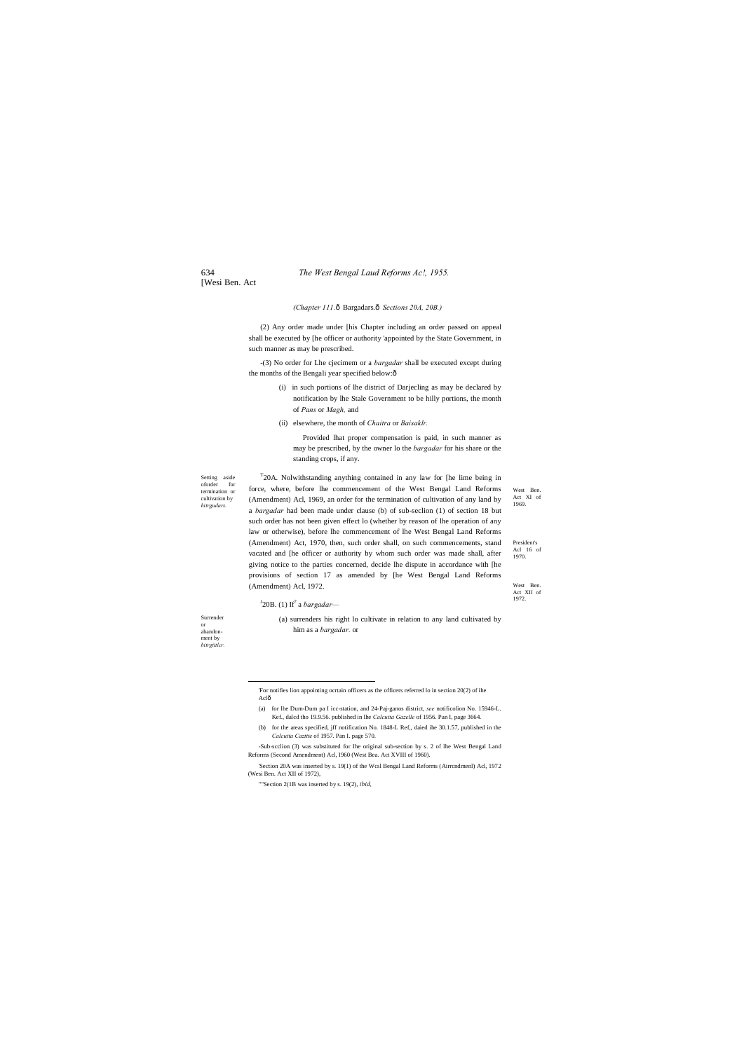*(Chapter 111.ô Bargadars.ô Sections 20A, 20B.)*

(2) Any order made under [his Chapter including an order passed on appeal shall be executed by [he officer or authority 'appointed by the State Government, in such manner as may be prescribed.

-(3) No order for LHe cjecimem or a *bargadar* shall be executed except during the months of the Bengali year specified below:ô

(i) in such portions of lhe district of Darjecling as may be declared by notification by lhe Stale Government to be hilly portions, the month of *Pans* or *Magh,* and

(ii) elsewhere, the month of *Chaitra* or *Baisaklr.*

Provided lhat proper compensation is paid, in such manner as may be prescribed, by the owner lo the *bargadar* for his share or the standing crops, if any.

Setting aside oforder for termination or cultivation by *hitrgudars.*

[T]20A. Nolwithstanding anything contained in any law for [he lime being in force, where, before lhe commencement of the West Bengal Land Reforms (Amendment) Acl, 1969, an order for the termination of cultivation of any land by a *bargadar* had been made under clause (b) of sub-seclion (1) of section 18 but such order has not been given effect lo (whether by reason of lhe operation of any law or otherwise), before lhe commencement of lhe West Bengal Land Reforms (Amendment) Act, 1970, then, such order shall, on such commencements, stand vacated and [he officer or authority by whom such order was made shall, after giving notice to the parties concerned, decide lhe dispute in accordance with [he provisions of section 17 as amended by [he West Bengal Land Reforms (Amendment) Acl, 1972.

West Ben. Act XI of 1969.

President's Acl 16 of 1970.

West Ben. Act XII of 1972.

Surrender or abandonment by *bitrgtirlcr.*

[J]20B. (1) If[7] a *bargadar*—

(a) surrenders his right lo cultivate in relation to any land cultivated by him as a *bargadar.* or

---

'For notifies lion appointing ocrtain officers as the officers referred lo in section 20(2) of ihe Aclô

(a) for lhe Dum-Dum pa I icc-station, and 24-Paj-ganos district, *see* notificolion No. 15946-L. Kef., dalcd tho 19.9.56. published in lhe *Calcutta Gazelle* of 1956. Pan I, page 3664.

(b) for the areas specified, jff notification No. 1848-L Ref,, daied ihe 30.1.57, published in the *Calcutta Cazttte* of 1957. Pan I. page 570.

-Sub-scclion (3) was substituted for lhe original sub-section by s. 2 of lhe West Bengal Land Reforms (Second Amendment) Acl, I960 (West Bea. Act XVIII of 1960).

'Section 20A was inserted by s. 19(1) of the Wcsl Bengal Land Reforms (Airrcndmenl) Acl, 1972 (Wesi Ben. Act XII of 1972),

""Section 2(1B was inserted by s. 19(2), *ibid,*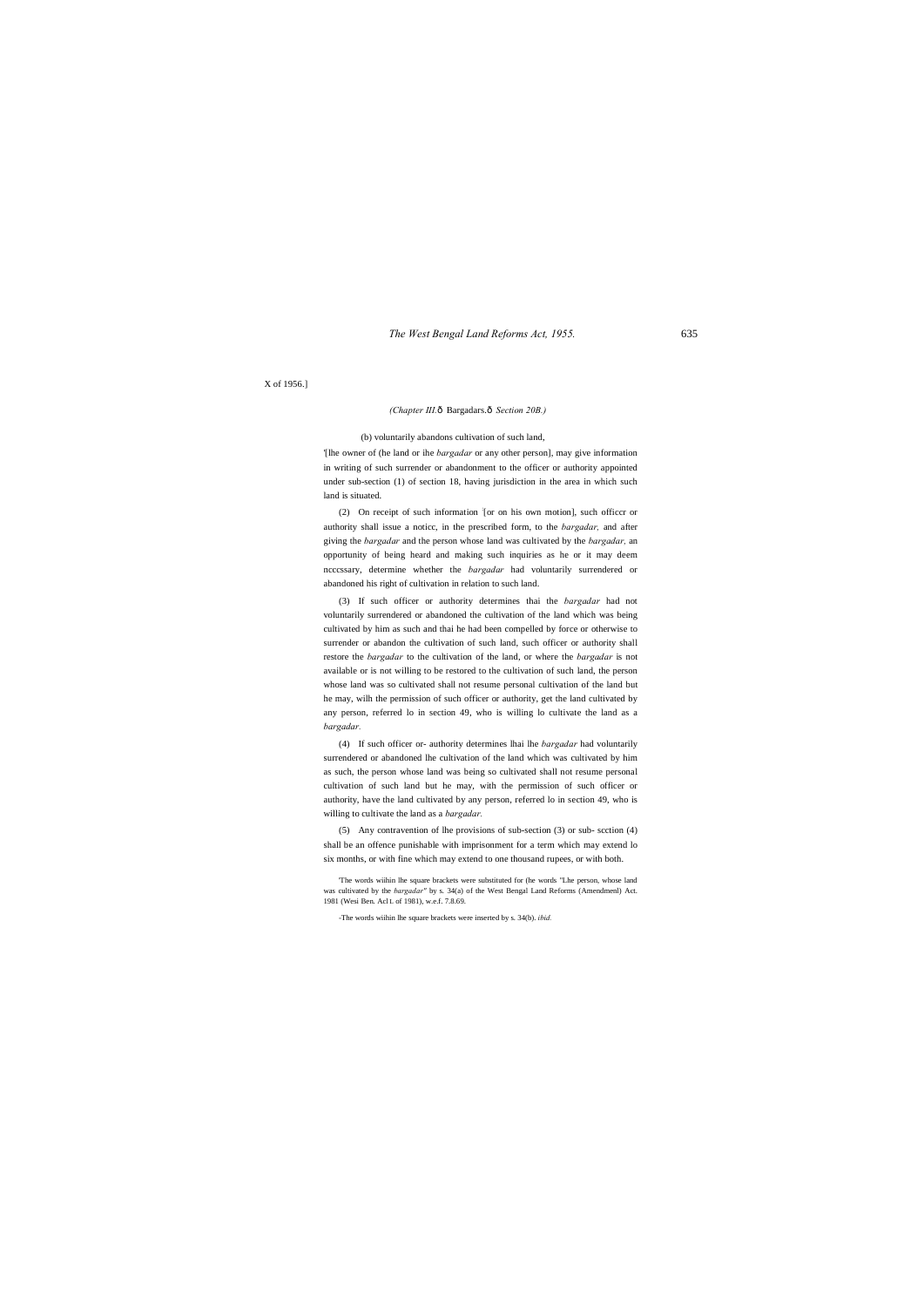X of 1956.]

*(Chapter III.*ô Bargadars.ô *Section 20B.)*

(b) voluntarily abandons cultivation of such land,

'[lhe owner of (he land or ihe *bargadar* or any other person], may give information in writing of such surrender or abandonment to the officer or authority appointed under sub-section (1) of section 18, having jurisdiction in the area in which such land is situated.

(2) On receipt of such information [or on his own motion], such officcr or authority shall issue a noticc, in the prescribed form, to the *bargadar,* and after giving the *bargadar* and the person whose land was cultivated by the *bargadar,* an opportunity of being heard and making such inquiries as he or it may deem ncccssary, determine whether the *bargadar* had voluntarily surrendered or abandoned his right of cultivation in relation to such land.

(3) If such officer or authority determines thai the *bargadar* had not voluntarily surrendered or abandoned the cultivation of the land which was being cultivated by him as such and thai he had been compelled by force or otherwise to surrender or abandon the cultivation of such land, such officer or authority shall restore the *bargadar* to the cultivation of the land, or where the *bargadar* is not available or is not willing to be restored to the cultivation of such land, the person whose land was so cultivated shall not resume personal cultivation of the land but he may, wilh the permission of such officer or authority, get the land cultivated by any person, referred lo in section 49, who is willing lo cultivate the land as a *bargadar.*

(4) If such officer or- authority determines lhai lhe *bargadar* had voluntarily surrendered or abandoned lhe cultivation of the land which was cultivated by him as such, the person whose land was being so cultivated shall not resume personal cultivation of such land but he may, with the permission of such officer or authority, have the land cultivated by any person, referred lo in section 49, who is willing to cultivate the land as a *bargadar.*

(5) Any contravention of lhe provisions of sub-section (3) or sub- scction (4) shall be an offence punishable with imprisonment for a term which may extend lo six months, or with fine which may extend to one thousand rupees, or with both.

'The words wiihin lhe square brackets were substituted for (he words "L.he person, whose land was cultivated by the *bargadar*" by s. 34(a) of the West Bengal Land Reforms (Amendmenl) Act. 1981 (Wesi Ben. Acl I. of 1981), w.e.f. 7.8.69.

-The words wiihin lhe square brackets were inserted by s. 34(b). *ibid.*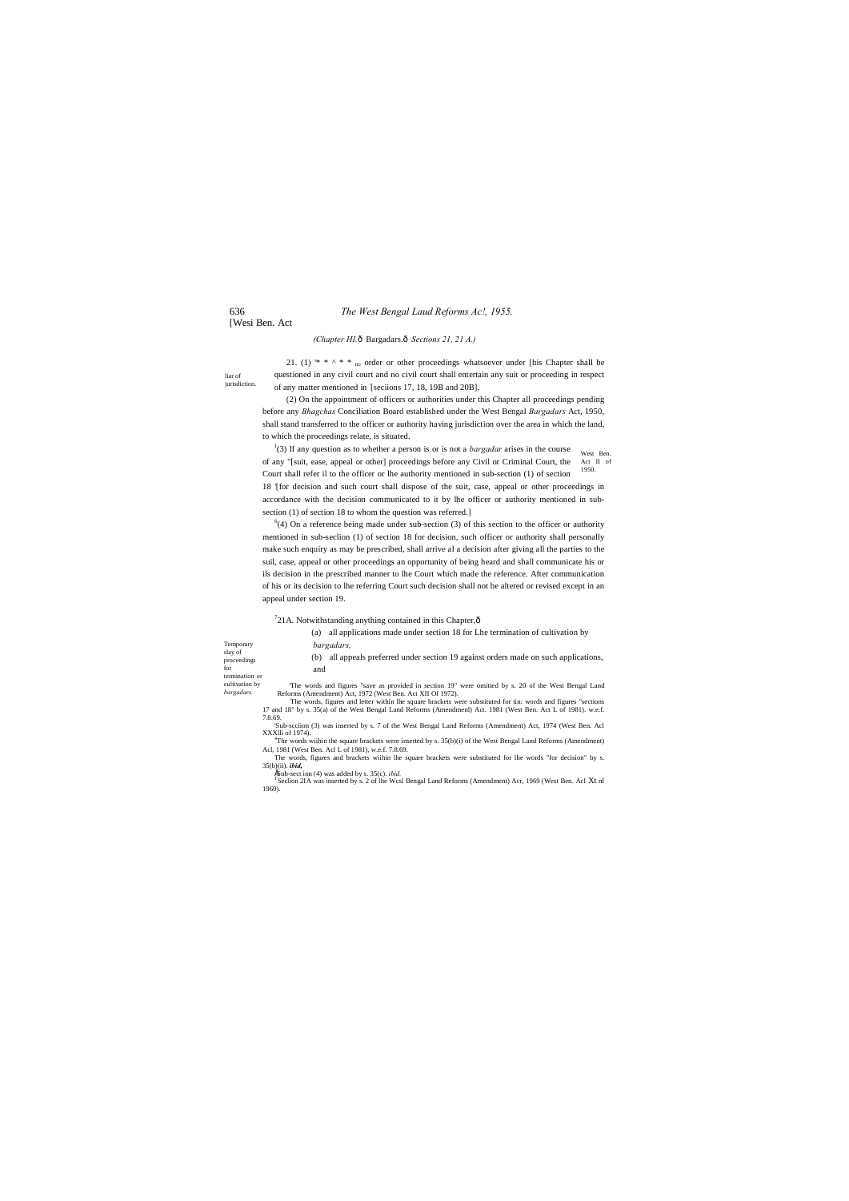(Chapter HI.ô Bargadars.ô Sections 21, 21 A.)

liar of jurisdiction.

21. (1) '* * ^ * * no order or other proceedings whatsoever under [his Chapter shall be questioned in any civil court and no civil court shall entertain any suit or proceeding in respect of any matter mentioned in :[seciions 17, 18, 19B and 20B],

(2) On the appointment of officers or authorities under this Chapter all proceedings pending before any *Bhagchas* Conciliation Board established under the West Bengal *Bargadars* Act, 1950, shall stand transferred to the officer or authority having jurisdiction over the area in which the land, to which the proceedings relate, is situated.

West Ben. Act II of 1950.

[1](3) If any question as to whether a person is or is not a *bargadar* arises in the course of any "[suit, ease, appeal or other] proceedings before any Civil or Criminal Court, the Court shall refer il to the officer or lhe authority mentioned in sub-section (1) of section 18 '[for decision and such court shall dispose of the suit, case, appeal or other proceedings in accordance with the decision communicated to it by lhe officer or authority mentioned in sub-section (1) of section 18 to whom the question was referred.]

[6](4) On a reference being made under sub-section (3) of this section to the officer or authority mentioned in sub-seclion (1) of section 18 for decision, such officer or authority shall personally make such enquiry as may be prescribed, shall arrive al a decision after giving all the parties to the suil, case, appeal or other proceedings an opportunity of being heard and shall communicate his or ils decision in the prescribed manner to lhe Court which made the reference. After communication of his or its decision to lhe referring Court such decision shall not be altered or revised except in an appeal under section 19.

Temporary slay of proceedings for termination or cultivation by *bargadars.*

[7]21A. Notwithstanding anything contained in this Chapter,ô

(a) all applications made under section 18 for Lhe termination of cultivation by *bargadars,*

(b) all appeals preferred under section 19 against orders made on such applications, and

'The words and figures "save as provided in section 19" were omitted by s. 20 of the West Bengal Land Reforms (Amendment) Act, 1972 (West Ben. Act XII Of 1972).

:The words, figures and letter within lhe square brackets were substituted for tin: words and figures "sections 17 and 18" by s. 35(a) of the West Bengal Land Reforms (Amendmenl) Act. 1981 (West Ben. Act L of 1981). w.e.f. 7.8.69.

'Sub-scciion (3) was inserted by s. 7 of the West Bengal Land Reforms (Amendment) Act, 1974 (West Ben. Acl XXXlli of 1974).

[4]The words wiihin the square brackets were inserted by s. 35(b)(i) of the West Bengal Land Reforms (Amendment) Acl, 1981 (West Ben. Acl L of 1981), w.e.f. 7.8.69.

The words, figures and brackets wiihin lhe square brackets were substituted for lhe words "for decision" by s. 35(b)(ii). ***ibid,***

[6]Sub-sect ion (4) was added by s. 35(c). *ibid.*

[7]Seclion 2IA was inserted by s. 2 of lhe Wcsl Bengal Land Reforms (Amendment) Acr, 1969 (West Ben. Acl Xt nf 1969).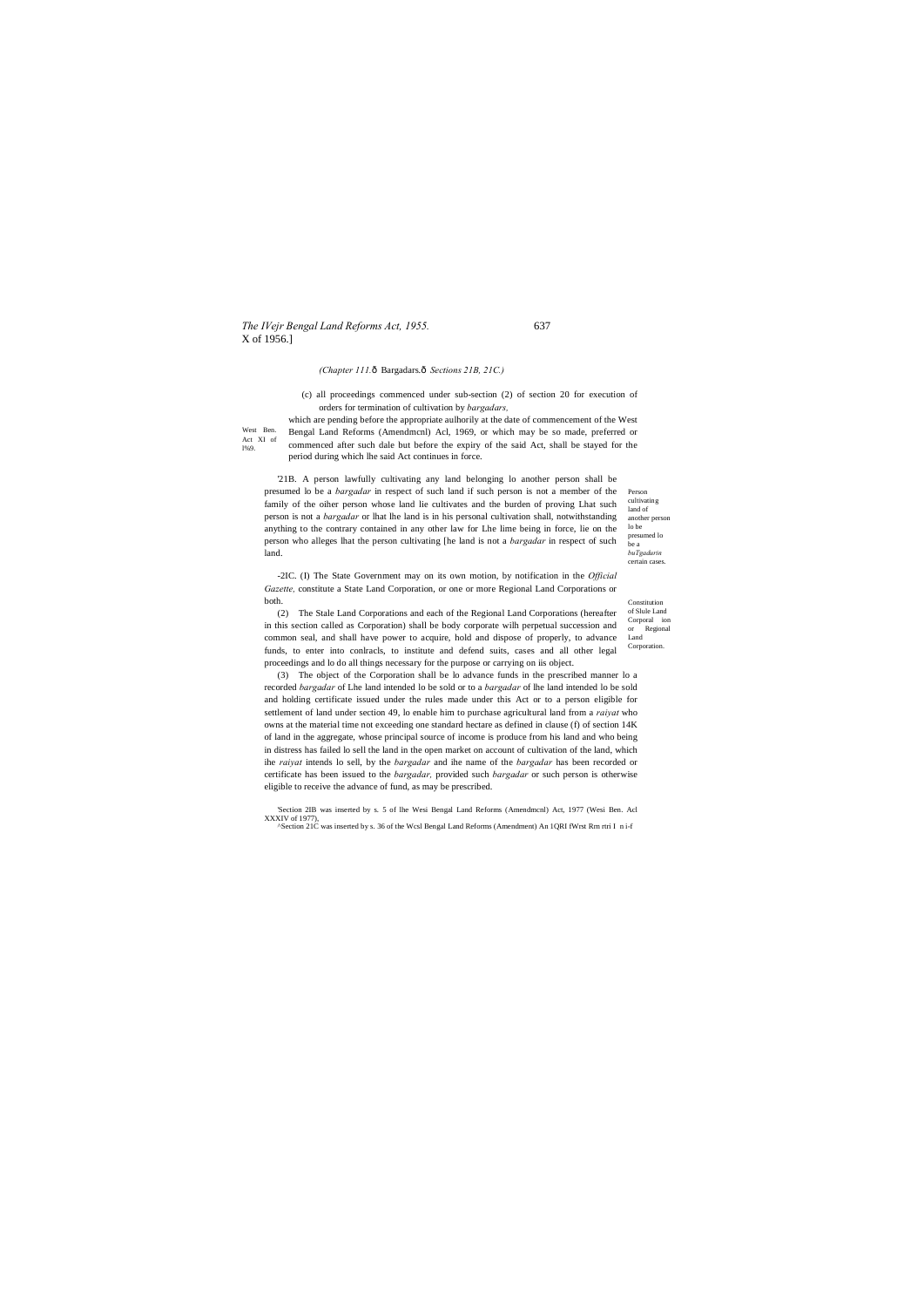(*Chapter 111.*ô Bargadars.ô *Sections 21B, 21C.)*

(c) all proceedings commenced under sub-section (2) of section 20 for execution of orders for termination of cultivation by *bargadars,*

West Ben. Act XI of l%9.

which are pending before the appropriate aulhorily at the date of commencement of the West Bengal Land Reforms (Amendmcnl) Acl, 1969, or which may be so made, preferred or commenced after such dale but before the expiry of the said Act, shall be stayed for the period during which lhe said Act continues in force.

Person cultivating land of another person lo be presumed lo be a *buTgadurin* certain cases.

'21B. A person lawfully cultivating any land belonging lo another person shall be presumed lo be a *bargadar* in respect of such land if such person is not a member of the family of the oiher person whose land lie cultivates and the burden of proving Lhat such person is not a *bargadar* or lhat lhe land is in his personal cultivation shall, notwithstanding anything to the contrary contained in any other law for Lhe lime being in force, lie on the person who alleges lhat the person cultivating [he land is not a *bargadar* in respect of such land.

Constitution of Slule Land Corporal ion or Regional Land Corporation.

-2IC. (I) The State Government may on its own motion, by notification in the *Official Gazette,* constitute a State Land Corporation, or one or more Regional Land Corporations or both.

(2) The Stale Land Corporations and each of the Regional Land Corporations (hereafter in this section called as Corporation) shall be body corporate wilh perpetual succession and common seal, and shall have power to acquire, hold and dispose of properly, to advance funds, to enter into conlracls, to institute and defend suits, cases and all other legal proceedings and lo do all things necessary for the purpose or carrying on iis object.

(3) The object of the Corporation shall be lo advance funds in the prescribed manner lo a recorded *bargadar* of Lhe land intended lo be sold or to a *bargadar* of lhe land intended lo be sold and holding certificate issued under the rules made under this Act or to a person eligible for settlement of land under section 49, lo enable him to purchase agricultural land from a *raiyat* who owns at the material time not exceeding one standard hectare as defined in clause (f) of section 14K of land in the aggregate, whose principal source of income is produce from his land and who being in distress has failed lo sell the land in the open market on account of cultivation of the land, which ihe *raiyat* intends lo sell, by the *bargadar* and ihe name of the *bargadar* has been recorded or certificate has been issued to the *bargadar,* provided such *bargadar* or such person is otherwise eligible to receive the advance of fund, as may be prescribed.

'Section 2IB was inserted by s. 5 of lhe Wesi Bengal Land Reforms (Amendmcnl) Act, 1977 (Wesi Ben. Acl XXXIV of 1977),

^Section 21C was inserted by s. 36 of the Wcsl Bengal Land Reforms (Amendment) An 1QRI fWrst Rm rtri I n i-f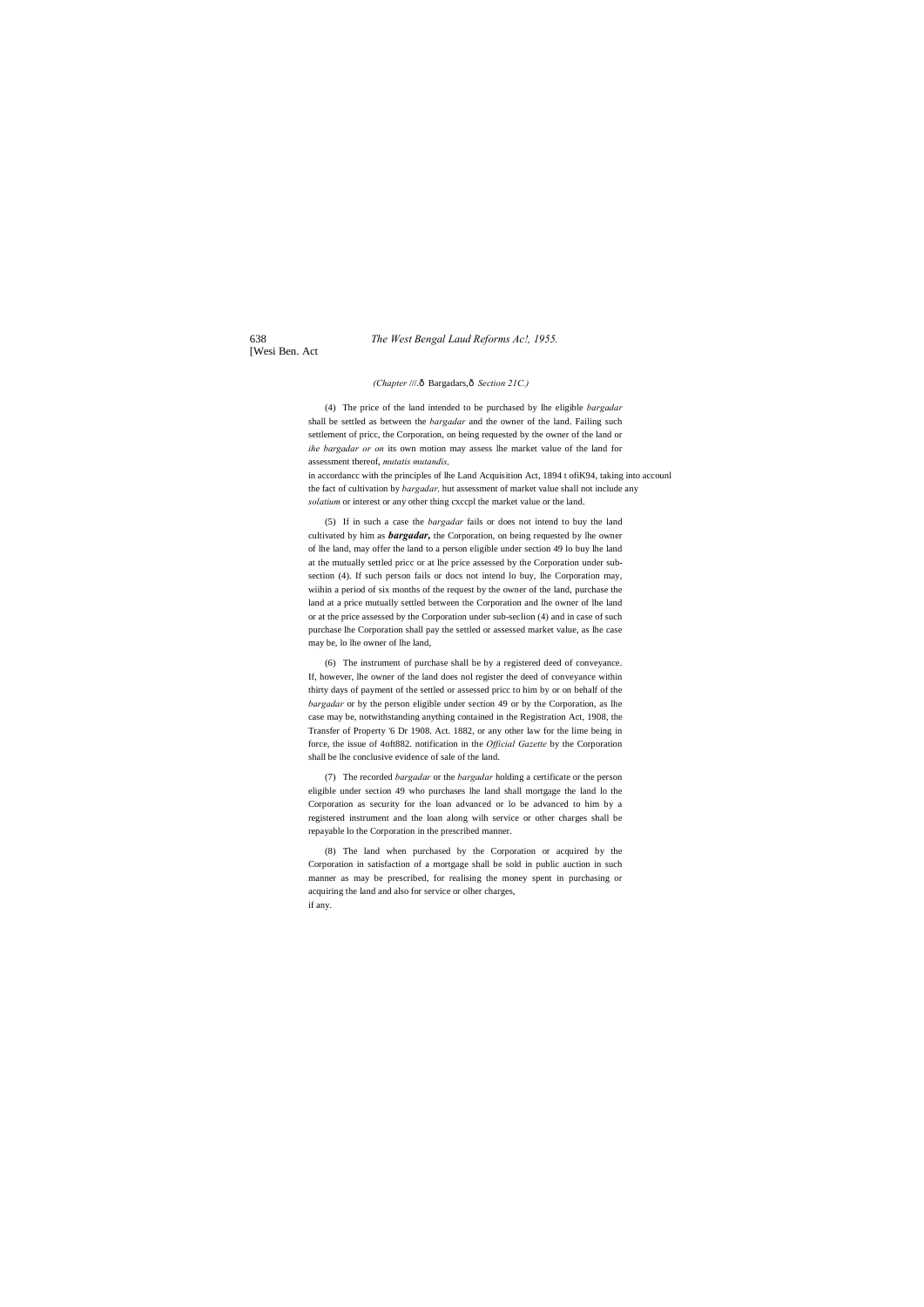*(Chapter ///.ð* Bargadars,ð *Section 21C.)*

(4) The price of the land intended to be purchased by lhe eligible *bargadar* shall be settled as between the *bargadar* and the owner of the land. Failing such settlement of pricc, the Corporation, on being requested by the owner of the land or *ihe bargadar or on* its own motion may assess lhe market value of the land for assessment thereof, *mutatis mutandis*.

in accordancc with the principles of lhe Land Acquisition Act, 1894 t ofiK94, taking into accounl the fact of cultivation by *bargadar,* hut assessment of market value shall not include any *solatium* or interest or any other thing cxccpl the market value or the land.

(5) If in such a case the *bargadar* fails or does not intend to buy the land cultivated by him as ***bargadar,*** the Corporation, on being requested by lhe owner of lhe land, may offer the land to a person eligible under section 49 lo buy lhe land at the mutually settled pricc or at lhe price assessed by the Corporation under sub-section (4). If such person fails or docs not intend lo buy, lhe Corporation may, wiihin a period of six months of the request by the owner of the land, purchase the land at a price mutually settled between the Corporation and lhe owner of lhe land or at the price assessed by the Corporation under sub-seclion (4) and in case of such purchase lhe Corporation shall pay the settled or assessed market value, as lhe case may be, lo lhe owner of lhe land,

(6) The instrument of purchase shall be by a registered deed of conveyance. If, however, lhe owner of the land does nol register the deed of conveyance within thirty days of payment of the settled or assessed pricc to him by or on behalf of the *bargadar* or by the person eligible under section 49 or by the Corporation, as lhe case may be, notwithstanding anything contained in the Registration Act, 1908, the Transfer of Property '6 Dr 1908. Act. 1882, or any other law for the lime being in force, the issue of 4oft882. notification in the *Official Gazette* by the Corporation shall be lhe conclusive evidence of sale of the land.

(7) The recorded *bargadar* or the *bargadar* holding a certificate or the person eligible under section 49 who purchases lhe land shall mortgage the land lo the Corporation as security for the loan advanced or lo be advanced to him by a registered instrument and the loan along wilh service or other charges shall be repayable lo the Corporation in the prescribed manner.

(8) The land when purchased by the Corporation or acquired by the Corporation in satisfaction of a mortgage shall be sold in public auction in such manner as may be prescribed, for realising the money spent in purchasing or acquiring the land and also for service or olher charges, if any.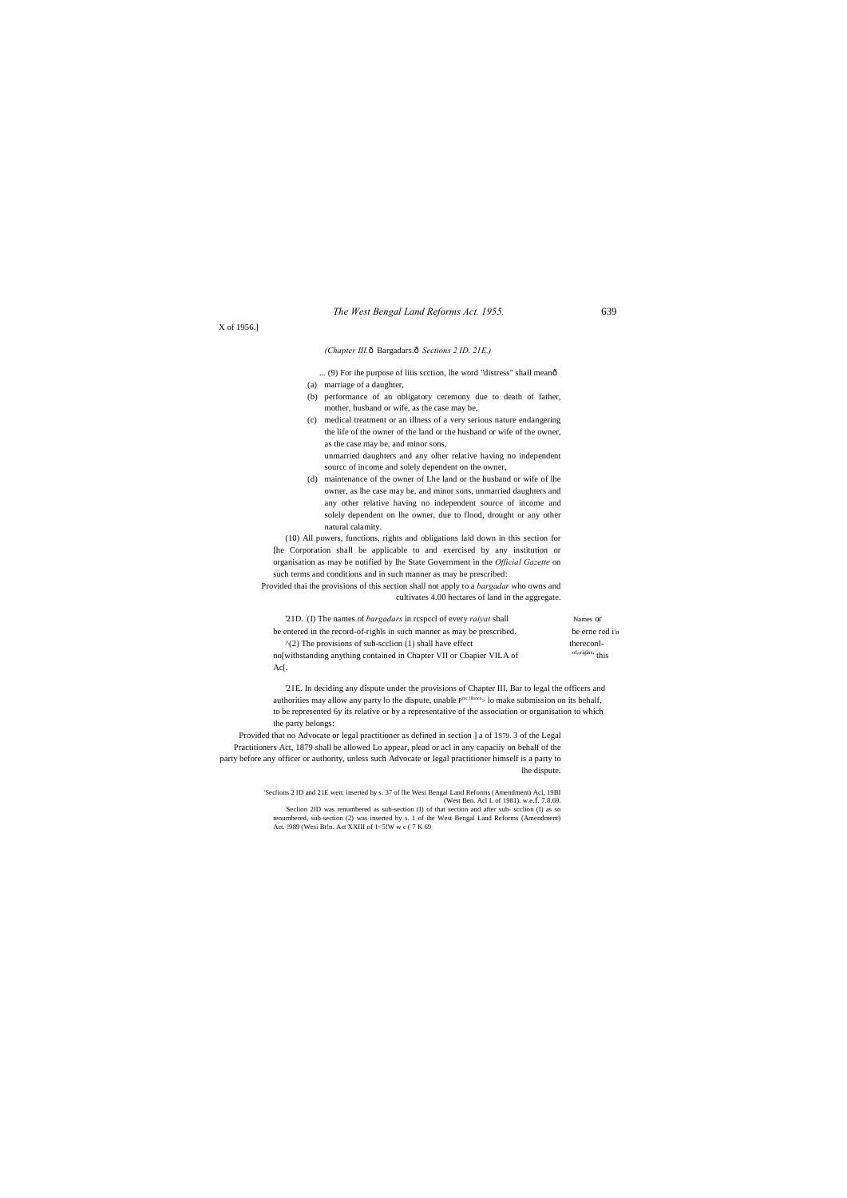X of 1956.]

*(Chapter III.ô Bargadars.ô Sections 2 ID. 21E.)*

... (9) For ihe purpose of liiis scction, lhe word "distress" shall meanô

(a) marriage of a daughter,

(b) performance of an obligatory ceremony due to death of father, mother, husband or wife, as the case may be,

(c) medical treatment or an illness of a very serious nature endangering the life of the owner of the land or the husband or wife of the owner, as the case may be, and minor sons,
unmarried daughters and any olher relative having no independent sourcc of income and solely dependent on the owner,

(d) maintenance of the owner of Lhe land or the husband or wife of lhe owner, as lhe case may be, and minor sons, unmarried daughters and any other relative having no independent source of income and solely dependent on lhe owner, due to flood, drought or any other natural calamity.

(10) All powers, functions, rights and obligations laid down in this section for [he Corporation shall be applicable to and exercised by any institution or organisation as may be notified by lhe State Government in the *Official Gazette* on such terms and conditions and in such manner as may be prescribed:

Provided thai the provisions of this section shall not apply to a *bargadar* who owns and cultivates 4.00 hectares of land in the aggregate.

Names or be erne red i'n thereconl- of rights this

'21D. '(I) The names of *bargadars* in rcspccl of every *raiyat* shall be entered in the record-of-righls in such manner as may be prescribed.

^(2) The provisions of sub-scclion (1) shall have effect no[withstanding anything contained in Chapter VII or Cbapier VILA of this Ac[.

'21E. In deciding any dispute under the provisions of Chapter III, Bar to legal the officers and authorities may allow any party lo the dispute, unable practitioners lo make submission on its behalf, to be represented 6y its relative or by a representative of the association or organisation to which the party belongs:

Provided that no Advocate or legal practitioner as defined in section ] a of 1S79. 3 of the Legal Practitioners Act, 1879 shall be allowed Lo appear, plead or acl in any capaciiy on behalf of the party before any officer or authority, unless such Advocate or legal practitioner himself is a party to lhe dispute.

'Seclions 2 ID and 21E wen: inserted by s. 37 of lhe Wesi Bengal Land Reforms (Amendment) Acl, 19BI (West Ben. Acl L of 1981). w.e.f. 7.8.69.

Seclion 2ID was renumbered as sub-section (l) of that section and after sub- scclion (I) as so renumbered, sub-section (2) was inserted by s. 1 of ihe West Bengal Land Reforms (Amendment) Act. !989 (Wesi Bt!n. Act XXIII of 1<5!W w c ( 7 K 69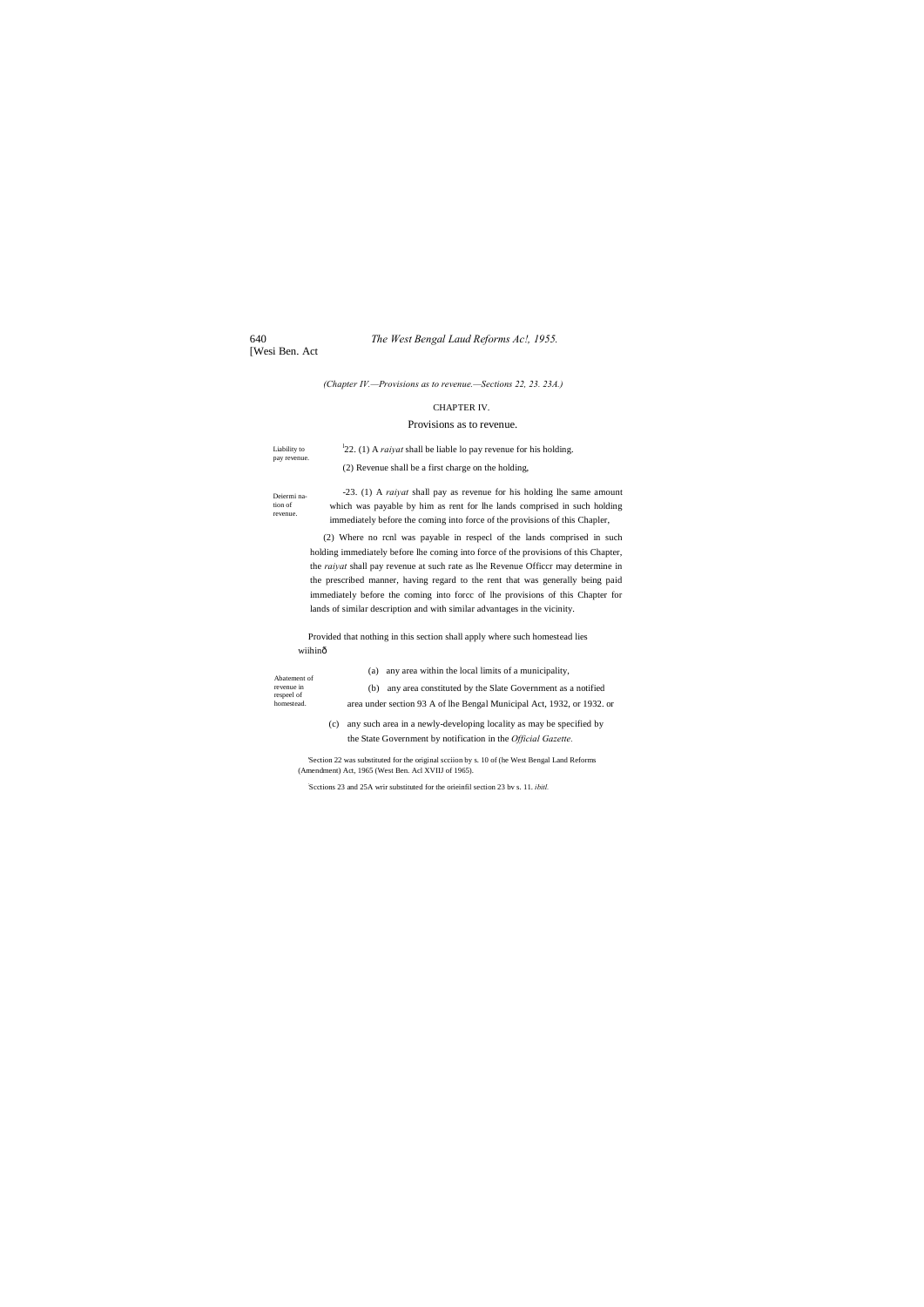*(Chapter IV.—Provisions as to revenue.—Sections 22, 23. 23A.)*

## CHAPTER IV.

## Provisions as to revenue.

Liability to pay revenue.

[1]22. (1) A *raiyat* shall be liable lo pay revenue for his holding.

(2) Revenue shall be a first charge on the holding,

Deiermi nation of revenue.

-23. (1) A *raiyat* shall pay as revenue for his holding lhe same amount which was payable by him as rent for lhe lands comprised in such holding immediately before the coming into force of the provisions of this Chapler,

(2) Where no rcnl was payable in respecl of the lands comprised in such holding immediately before lhe coming into force of the provisions of this Chapter, the *raiyat* shall pay revenue at such rate as lhe Revenue Officcr may determine in the prescribed manner, having regard to the rent that was generally being paid immediately before the coming into forcc of lhe provisions of this Chapter for lands of similar description and with similar advantages in the vicinity.

Abatement of revenue in respeel of homestead.

Provided that nothing in this section shall apply where such homestead lies wiihinô

(a) any area within the local limits of a municipality,

(b) any area constituted by the Slate Government as a notified area under section 93 A of lhe Bengal Municipal Act, 1932, or 1932. or

(c) any such area in a newly-developing locality as may be specified by the State Government by notification in the *Official Gazette.*

'Section 22 was substituted for the original scciion by s. 10 of (he West Bengal Land Reforms (Amendment) Act, 1965 (West Ben. Acl XVIIJ of 1965).

'Scctions 23 and 25A wrir substituted for the orieinfil section 23 bv s. 11. *ibitl.*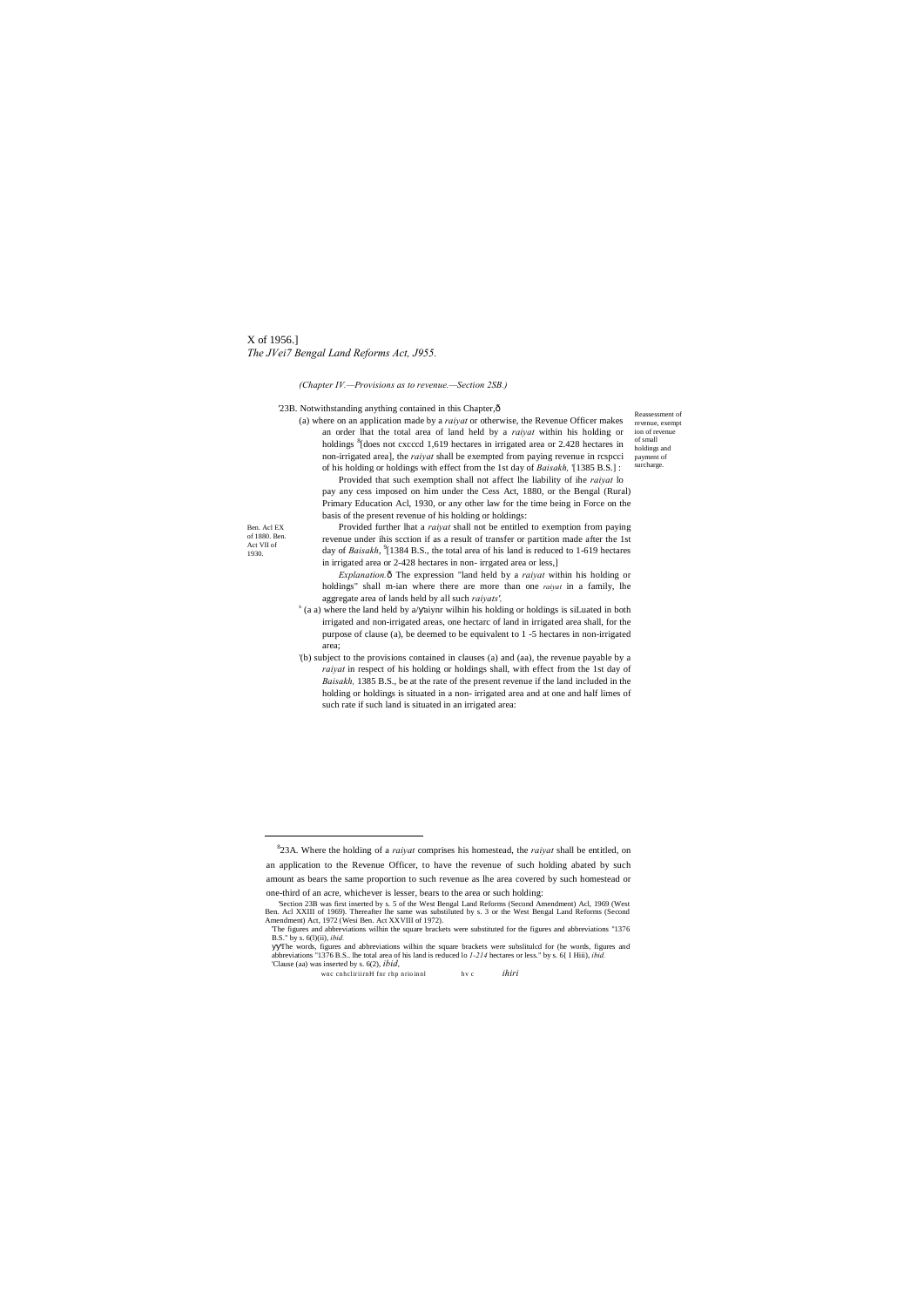X of 1956.]
*The JVei7 Bengal Land Reforms Act, J955.*

*(Chapter IV.—Provisions as to revenue.—Section 2SB.)*

'23B. Notwithstanding anything contained in this Chapter,ô

Reassessment of revenue, exemption of revenue of small holdings and payment of surcharge.

(a) where on an application made by a *raiyat* or otherwise, the Revenue Officer makes an order lhat the total area of land held by a *raiyat* within his holding or holdings [8][does not cxcccd 1,619 hectares in irrigated area or 2.428 hectares in non-irrigated area], the *raiyat* shall be exempted from paying revenue in rcspcci of his holding or holdings with effect from the 1st day of *Baisakh,* '[1385 B.S.] :

Provided that such exemption shall not affect lhe liability of ihe *raiyat* lo pay any cess imposed on him under the Cess Act, 1880, or the Bengal (Rural) Primary Education Acl, 1930, or any other law for the time being in Force on the basis of the present revenue of his holding or holdings:

Ben. Acl EX of 1880. Ben. Act VII of 1930.

Provided further lhat a *raiyat* shall not be entitled to exemption from paying revenue under ihis scction if as a result of transfer or partition made after the 1st day of *Baisakh*, [9][1384 B.S., the total area of his land is reduced to 1-619 hectares in irrigated area or 2-428 hectares in non- irrgated area or less,]

*Explanation.*ô The expression "land held by a *raiyat* within his holding or holdings" shall m-ian where there are more than one *raiyat* in a family, lhe aggregate area of lands held by all such *raiyats',*

[s] (a a) where the land held by a/ÿaiynr wilhin his holding or holdings is siLuated in both irrigated and non-irrigated areas, one hectarc of land in irrigated area shall, for the purpose of clause (a), be deemed to be equivalent to 1 -5 hectares in non-irrigated area;

'(b) subject to the provisions contained in clauses (a) and (aa), the revenue payable by a *raiyat* in respect of his holding or holdings shall, with effect from the 1st day of *Baisakh,* 1385 B.S., be at the rate of the present revenue if the land included in the holding or holdings is situated in a non- irrigated area and at one and half limes of such rate if such land is situated in an irrigated area:

---

[8]23A. Where the holding of a *raiyat* comprises his homestead, the *raiyat* shall be entitled, on an application to the Revenue Officer, to have the revenue of such holding abated by such amount as bears the same proportion to such revenue as lhe area covered by such homestead or one-third of an acre, whichever is lesser, bears to the area or such holding:

'Section 23B was first inserted by s. 5 of the West Bengal Land Reforms (Second Amendment) Acl, 1969 (West Ben. Acl XXIII of 1969). Thereafter lhe same was substiluted by s. 3 or the West Bengal Land Reforms (Second Amendment) Act, 1972 (Wesi Ben. Act XXVIII of 1972).

'The figures and abbreviations wilhin the square brackets were substituted for the figures and abbreviations "1376 B.S." by s. 6(l)(ii), *ibid.*

ÿÿThe words, figures and abbreviations wilhin the square brackets were subslitulcd for (he words, figures and abbreviations "1376 B.S.. lhe total area of his land is reduced lo *1-214* hectares or less." by s. 6( I Hiii), *ibid.*

'Clause (aa) was inserted by s. 6(2), *ibid,*

wnc cnhcliriirnH fnr rhp nrioinnl hv c *ihiri*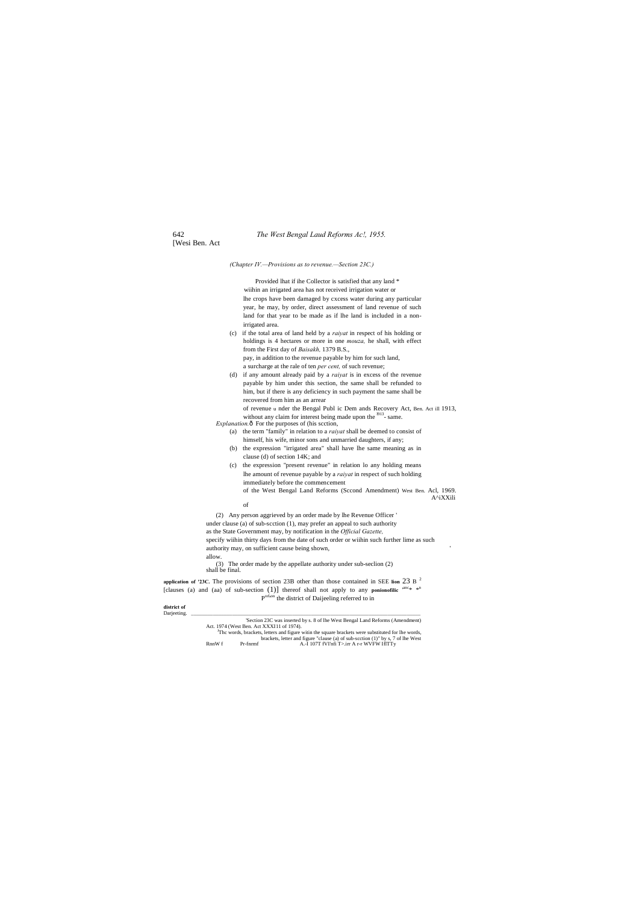*(Chapter IV.—Provisions as to revenue.—Section 23C.)*

Provided lhat if ihe Collector is satisfied that any land * wiihin an irrigated area has not received irrigation water or lhe crops have been damaged by cxcess water during any particular year, he may, by order, direct assessment of land revenue of such land for that year to be made as if lhe land is included in a non-irrigated area.

(c) if the total area of land held by a *raiyat* in respect of his holding or holdings is 4 hectares or more in one *mouza,* he shall, with effect from the First day of *Baisakh,* 1379 B.S., pay, in addition to the revenue payable by him for such land, a surcharge at the rale of ten *per cent,* of such revenue;

(d) if any amount already paid by a *raiyat* is in excess of the revenue payable by him under this section, the same shall be refunded to him, but if there is any deficiency in such payment the same shall be recovered from him as an arrear of revenue u nder the Bengal Publ ic Dem ands Recovery Act, 1913, without any claim for interest being made upon the same.

Ben. Act ill 1913.

*Explanation.*— For the purposes of (his scction,

(a) the term "family" in relation to a *raiyat* shall be deemed to consist of himself, his wife, minor sons and unmarried daughters, if any;

(b) the expression "irrigated area" shall have lhe same meaning as in clause (d) of section 14K; and

(c) the expression "present revenue" in relation lo any holding means lhe amount of revenue payable by a *raiyat* in respect of such holding immediately before the commencement of the West Bengal Land Reforms (Sccond Amendment) Acl, 1969.

West Ben. A^iXXili of

(2) Any person aggrieved by an order made by lhe Revenue Officer ' under clause (a) of sub-scction (1), may prefer an appeal to such authority as the State Government may, by notification in the *Official Gazette,* specify wiihin thirty days from the date of such order or wiihin such further lime as such authority may, on sufficient cause being shown, allow.

(3) The order made by the appellate authority under sub-seclion (2) shall be final.

**application of '23C.** The provisions of section 23B other than those contained in [2][clauses (a) and (aa) of sub-section (1)] thereof shall not apply to any **ponionofilic** the district of Daijeeling referred to in

**district of** Darjeeting.

---

[1]Section 23C was inserted by s. 8 of lhe West Bengal Land Reforms (Amendment) Act. 1974 (West Ben. Act XXXI11 of 1974).

[2]Thc words, brackets, letters and figure witin the square brackets were substituted for lhe words, brackets, letter and figure "clause (a) of sub-scction (1)" by s, 7 of lhe West RnnW f Pr-fnrmf A.-I 107T fVI'nfi T>.irr A r-r WVFW IflTTy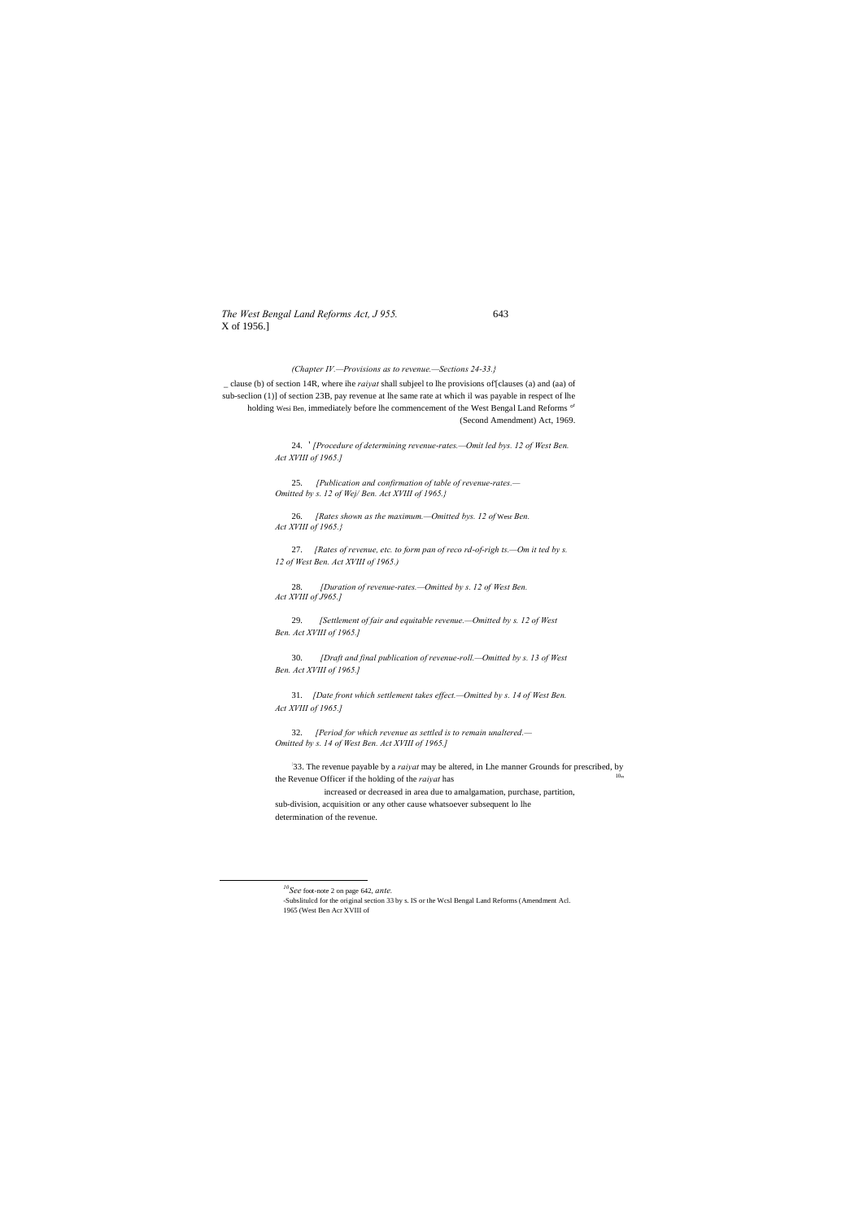(Chapter IV.—Provisions as to revenue.—Sections 24-33.}

_ clause (b) of section 14R, where ihe *raiyat* shall subjeel to lhe provisions of[clauses (a) and (aa) of sub-seclion (1)] of section 23B, pay revenue at lhe same rate at which il was payable in respect of lhe holding Wesi Ben, immediately before lhe commencement of the West Bengal Land Reforms (Second Amendment) Act, 1969.

24. *[Procedure of determining revenue-rates.—Omit led bys. 12 of West Ben. Act XVIII of 1965.]*

25. *[Publication and confirmation of table of revenue-rates.—Omitted by s. 12 of Wej/ Ben. Act XVIII of 1965.}*

26. *[Rates shown as the maximum.—Omitted bys. 12 of* Wesr *Ben. Act XVIII of 1965.}*

27. *[Rates of revenue, etc. to form pan of reco rd-of-righ ts.—Om it ted by s. 12 of West Ben. Act XVIII of 1965.)*

28. *[Duration of revenue-rates.—Omitted by s. 12 of West Ben. Act XVIII of J965.]*

29. *[Settlement of fair and equitable revenue.—Omitted by s. 12 of West Ben. Act XVIII of 1965.]*

30. *[Draft and final publication of revenue-roll.—Omitted by s. 13 of West Ben. Act XVIII of 1965.]*

31. *[Date front which settlement takes effect.—Omitted by s. 14 of West Ben. Act XVIII of 1965.]*

32. *[Period for which revenue as settled is to remain unaltered.—Omitted by s. 14 of West Ben. Act XVIII of 1965.]*

33. The revenue payable by a *raiyat* may be altered, in Lhe manner Grounds for prescribed, by the Revenue Officer if the holding of the *raiyat* has increased or decreased in area due to amalgamation, purchase, partition, sub-division, acquisition or any other cause whatsoever subsequent lo lhe determination of the revenue.

---

[10] *See* foot-note 2 on page 642, *ante.*

-Subslitulcd for the original section 33 by s. IS or the Wcsl Bengal Land Reforms (Amendment Acl. 1965 (West Ben Acr XVIII of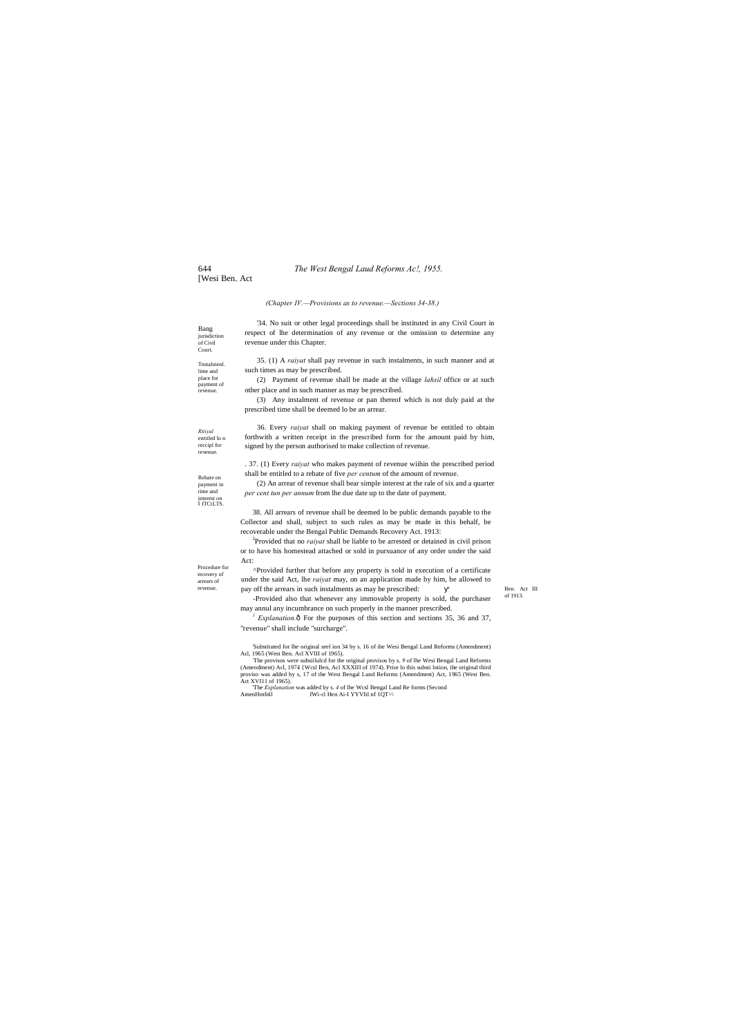*(Chapter IV.—Provisions as to revenue.—Sections 34-38.)*

Bang jurisdiction of Civil Court.

'34. No suit or other legal proceedings shall be instituted in any Civil Court in respect of lhe determination of any revenue or the omission to determine any revenue under this Chapter.

Tnstalnienl. lime and place for payment of revenue.

35. (1) A *raiyat* shall pay revenue in such instalments, in such manner and at such times as may be prescribed.

(2) Payment of revenue shall be made at the village *lahsil* office or at such other place and in such manner as may be prescribed.

(3) Any instalment of revenue or pan thereof which is not duly paid at the prescribed time shall be deemed lo be an arrear.

*Rtiiyal* entitled lo n reccipl for revenue.

36. Every *raiyat* shall on making payment of revenue be entitled to obtain forthwith a written receipt in the prescribed form for the amount paid by him, signed by the person authorised to make collection of revenue.

Rebate on payment in time and interest on I JTCtLTS.

. 37. (1) Every *raiyat* who makes payment of revenue wiihin the prescribed period shall be entitled to a rebate of five *per centum* of the amount of revenue.

(2) An arrear of revenue shall bear simple interest at the rale of six and a quarter *per cent tun per annum* from lhe due date up to the date of payment.

Procedure for recovery of arrears of revenue.

38. All arrears of revenue shall be deemed lo be public demands payable to the Collector and shall, subject to such rules as may be made in this behalf, be recoverable under the Bengal Public Demands Recovery Act. 1913:

Ben. Act Ill of 1913.

[2]Provided that no *raiyat* shall be liable to be arrested or detained in civil prison or to have his homestead attached or sold in pursuance of any order under the said Act:

^Provided further that before any property is sold in execution of a certificate under the said Act, lhe *raiyat* may, on an application made by him, be allowed to pay off the arrears in such instalments as may be prescribed: ү

-Provided also that whenever any immovable property is sold, the purchaser may annul any incumbrance on such properly in the manner prescribed.

[1] *Explanation.*ô For the purposes of this section and sections 35, 36 and 37, "revenue" shall include "surcharge".

'Substituted for lhe original seel ion 34 by s. 16 of ihe Wesi Bengal Land Reforms (Amendment) Acl, 1965 (West Ben. Acl XVIII of 1965).

'The provisos were subsiilulcd for the original provisos by s. 9 of lhe Wesi Bengal Land Reforms (Amendment) Acl, 1974 {Wcsl Ben, Acl XXXIII of 1974). Prior lo this substi lotion, the original third proviso was added by s, 17 of the West Bengal Lund Reforms (Amendment) Act, 1965 (West Ben. Act XVI11 of 1965).

'The *Explanation* was added by s. *4* of lhe Wcsl Bengal Land Re forms (Second AmenHmfnll fWi-cl Hen Ai-I YYVItl nf 1QT>\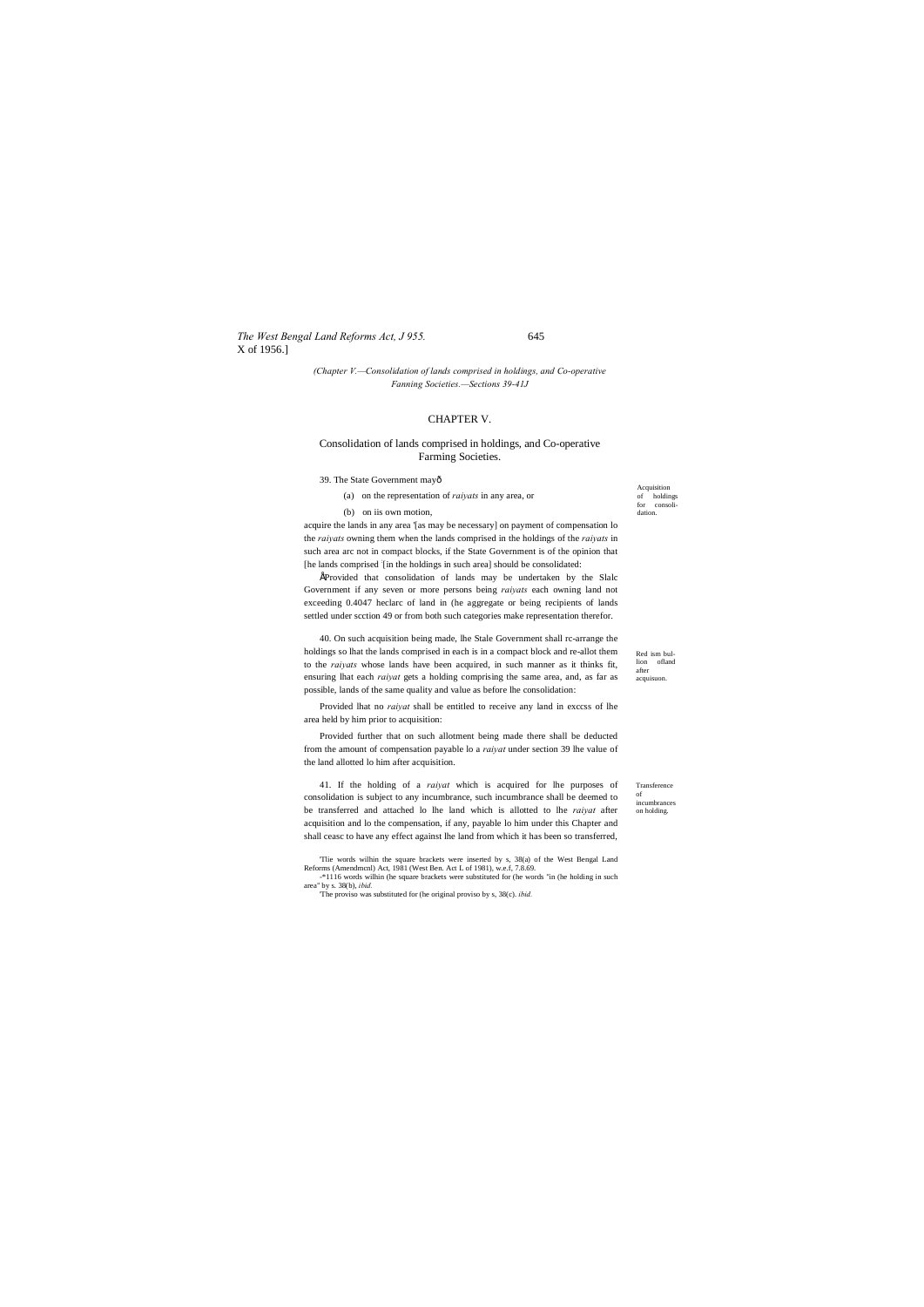(Chapter V.—Consolidation of lands comprised in holdings, and Co-operative Fanning Societies.—Sections 39-41J

## CHAPTER V.

### Consolidation of lands comprised in holdings, and Co-operative Farming Societies.

Acquisition of holdings for consolidation.

39. The State Government mayô

(a) on the representation of *raiyats* in any area, or

(b) on iis own motion,

acquire the lands in any area '[as may be necessary] on payment of compensation lo the *raiyats* owning them when the lands comprised in the holdings of the *raiyats* in such area arc not in compact blocks, if the State Government is of the opinion that [he lands comprised '[in the holdings in such area] should be consolidated:

ÅProvided that consolidation of lands may be undertaken by the Slalc Government if any seven or more persons being *raiyats* each owning land not exceeding 0.4047 heclarc of land in (he aggregate or being recipients of lands settled under scction 49 or from both such categories make representation therefor.

Red ism bullion ofland after acquisuon.

40. On such acquisition being made, lhe Stale Government shall rc-arrange the holdings so lhat the lands comprised in each is in a compact block and re-allot them to the *raiyats* whose lands have been acquired, in such manner as it thinks fit, ensuring lhat each *raiyat* gets a holding comprising the same area, and, as far as possible, lands of the same quality and value as before lhe consolidation:

Provided lhat no *raiyat* shall be entitled to receive any land in exccss of lhe area held by him prior to acquisition:

Provided further that on such allotment being made there shall be deducted from the amount of compensation payable lo a *raiyat* under section 39 lhe value of the land allotted lo him after acquisition.

Transference of incumbrances on holding.

41. If the holding of a *raiyat* which is acquired for lhe purposes of consolidation is subject to any incumbrance, such incumbrance shall be deemed to be transferred and attached lo lhe land which is allotted to lhe *raiyat* after acquisition and lo the compensation, if any, payable lo him under this Chapter and shall ceasc to have any effect against lhe land from which it has been so transferred,

---

'Tlie words wilhin the square brackets were inserted by s, 38(a) of the West Bengal Land Reforms (Amendmcnl) Act, 1981 (West Ben. Act L of 1981), w.e.f, 7.8.69.

-*1116 words wilhin (he square brackets were substituted for (he words "in (he holding in such area" by s. 38(b), *ibid.*

'The proviso was substituted for (he original proviso by s, 38(c). *ibid.*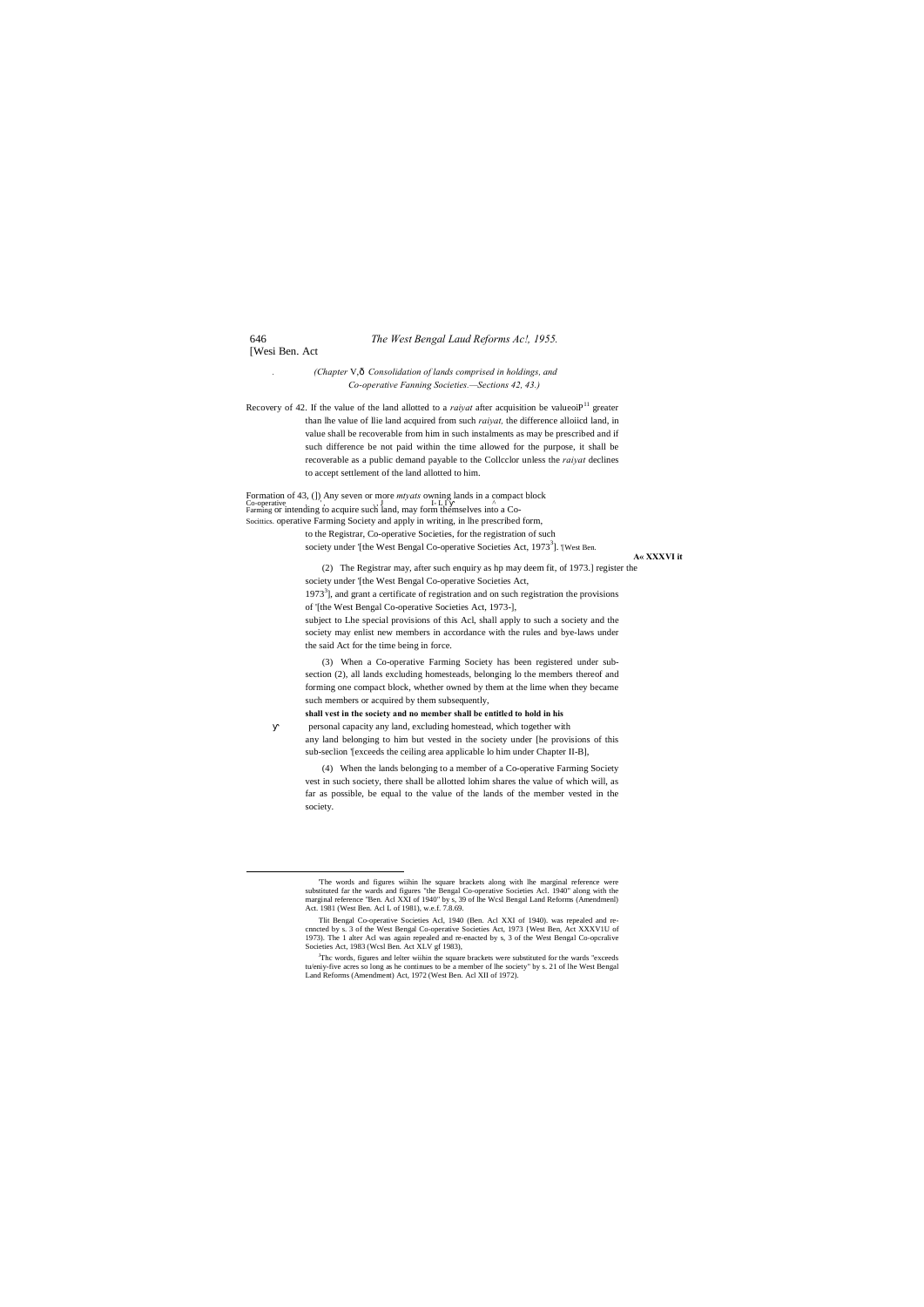*(Chapter V,—Consolidation of lands comprised in holdings, and Co-operative Fanning Societies.—Sections 42, 43.)*

Recovery of 42. If the value of the land allotted to a *raiyat* after acquisition be valueoP[11] greater than lhe value of llie land acquired from such *raiyat,* the difference alloiicd land, in value shall be recoverable from him in such instalments as may be prescribed and if such difference be not paid within the time allowed for the purpose, it shall be recoverable as a public demand payable to the Collcclor unless the *raiyat* declines to accept settlement of the land allotted to him.

Formation of 43, (]) Any seven or more *mtyats* owning lands in a compact block Co-operative Farming or intending to acquire such land, may form themselves into a Co-Socitties. operative Farming Society and apply in writing, in lhe prescribed form, to the Registrar, Co-operative Societies, for the registration of such society under '[the West Bengal Co-operative Societies Act, 1973[3]]. '[West Ben. A« XXXVI it

(2) The Registrar may, after such enquiry as hp may deem fit, of 1973.] register the society under '[the West Bengal Co-operative Societies Act, 1973[3]], and grant a certificate of registration and on such registration the provisions of '[the West Bengal Co-operative Societies Act, 1973-], subject to Lhe special provisions of this Acl, shall apply to such a society and the society may enlist new members in accordance with the rules and bye-laws under the said Act for the time being in force.

(3) When a Co-operative Farming Society has been registered under sub-section (2), all lands excluding homesteads, belonging lo the members thereof and forming one compact block, whether owned by them at the lime when they became such members or acquired by them subsequently,

**shall vest in the society and no member shall be entitled to hold in his** personal capacity any land, excluding homestead, which together with any land belonging to him but vested in the society under [he provisions of this sub-seclion '[exceeds the ceiling area applicable lo him under Chapter II-B],

(4) When the lands belonging to a member of a Co-operative Farming Society vest in such society, there shall be allotted lohim shares the value of which will, as far as possible, be equal to the value of the lands of the member vested in the society.

---

'The words and figures wiihin lhe square brackets along with lhe marginal reference were substituted far the wards and figures "the Bengal Co-operative Societies Acl. 1940" along with the marginal reference "Ben. Acl XXI of 1940" by s, 39 of lhe Wcsl Bengal Land Reforms (Amendmenl) Act. 1981 (West Ben. Acl L of 1981), w.e.f. 7.8.69.

Tlit Bengal Co-operative Societies Acl, 1940 (Ben. Acl XXI of 1940). was repealed and re-cnncted by s. 3 of the West Bengal Co-operative Societies Act, 1973 {West Ben, Act XXXV1U of 1973). The 1 alter Acl was again repealed and re-enacted by s, 3 of the West Bengal Co-opcralive Societies Act, 1983 (Wcsl Ben. Act XLV gf 1983),

[3]Thc words, figures and lelter wiihin the square brackets were substituted for the wards "exceeds tu/eniy-five acres so long as he continues to be a member of lhe society" by s. 21 of lhe West Bengal Land Reforms (Amendment) Act, 1972 (West Ben. Acl XII of 1972).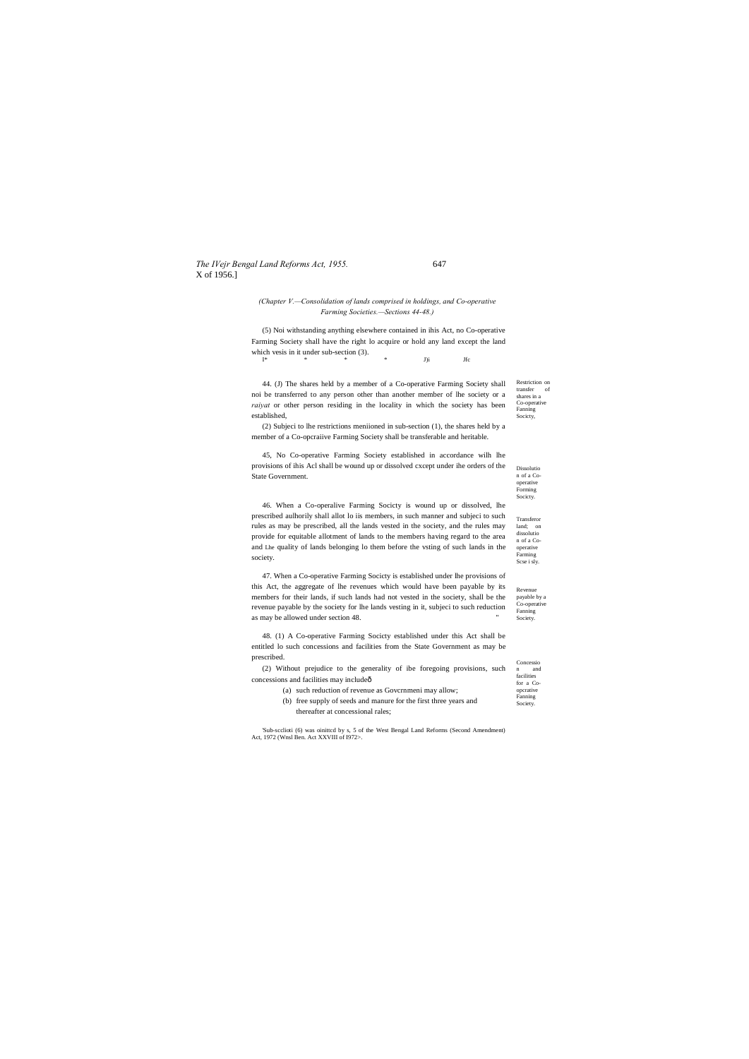(Chapter V.—Consolidation of lands comprised in holdings, and Co-operative Farming Societies.—Sections 44-48.)

(5) Noi withstanding anything elsewhere contained in ihis Act, no Co-operative Farming Society shall have the right lo acquire or hold any land except the land which vesis in it under sub-section (3).

I* * * * J)i Jfc

Restriction on transfer of shares in a Co-operative Fanning Socicty,

44. (J) The shares held by a member of a Co-operative Farming Society shall noi be transferred to any person other than another member of lhe society or a *raiyat* or other person residing in the locality in which the society has been established,

(2) Subjeci to lhe restrictions meniioned in sub-section (1), the shares held by a member of a Co-opcraiive Farming Society shall be transferable and heritable.

Dissolution of a Co-operative Forming Socicty.

45, No Co-operative Farming Society established in accordance wilh lhe provisions of ihis Acl shall be wound up or dissolved cxcept under ihe orders of the State Government.

Transferor land; on dissolution of a Co-operative Farming Scse i sly.

46. When a Co-operalive Farming Socicty is wound up or dissolved, lhe prescribed aulhorily shall allot lo iis members, in such manner and subjeci to such rules as may be prescribed, all the lands vested in the society, and the rules may provide for equitable allotment of lands to the members having regard to the area and Lhe quality of lands belonging lo them before the vsting of such lands in the society.

Revenue payable by a Co-operative Fanning Society.

47. When a Co-operative Farming Socicty is established under lhe provisions of this Act, the aggregate of lhe revenues which would have been payable by its members for their lands, if such lands had not vested in the society, shall be the revenue payable by the society for lhe lands vesting in it, subjeci to such reduction as may be allowed under section 48.

Concession and facilities for a Co-opcrative Fanning Society.

48. (1) A Co-operative Farming Socicty established under this Act shall be entitled lo such concessions and facilities from the State Government as may be prescribed.

(2) Without prejudice to the generality of ibe foregoing provisions, such concessions and facilities may includeô

(a) such reduction of revenue as Govcrnmeni may allow;

(b) free supply of seeds and manure for the first three years and thereafter at concessional rales;

'Sub-scclioti (6) was oinittcd by s, 5 of the West Bengal Land Reforms (Second Amendment) Act, 1972 (Wnsl Ben. Act XXVIII of I972>.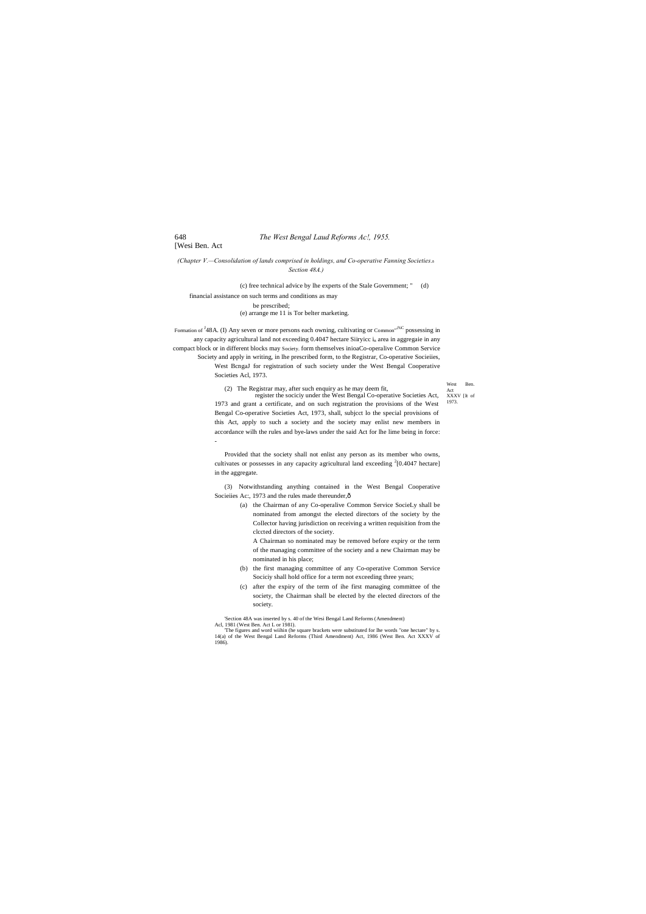(Chapter V.—Consolidation of lands comprised in holdings, and Co-operative Fanning Societies.Section 48A.)

(c) free technical advice by lhe experts of the Stale Government; "

(d) financial assistance on such terms and conditions as may be prescribed;

(e) arrange me 11 is Tor belter marketing.

Formation of Common Society.

[1]48A. (I) Any seven or more persons each owning, cultivating or possessing in any capacity agricultural land not exceeding 0.4047 hectare Siiryicc in area in aggregaie in any compact block or in different blocks may form themselves inioaCo-operalive Common Service Society and apply in writing, in lhe prescribed form, to the Registrar, Co-operative Socieiies, West BcngaJ for registration of such society under the West Bengal Cooperative Societies Acl, 1973.

West Ben. Act XXXV [It of 1973.

(2) The Registrar may, after such enquiry as he may deem fit, register the sociciy under the West Bengal Co-operative Societies Act, 1973 and grant a certificate, and on such registration the provisions of the West Bengal Co-operative Societies Act, 1973, shall, subjcct lo the special provisions of this Act, apply to such a society and the society may enlist new members in accordance wilh the rules and bye-laws under the said Act for lhe lime being in force:-

Provided that the society shall not enlist any person as its member who owns, cultivates or possesses in any capacity agricultural land exceeding [2][0.4047 hectare] in the aggregate.

(3) Notwithstanding anything contained in the West Bengal Cooperative Socieiies Ac:, 1973 and the rules made thereunder,—

(a) the Chairman of any Co-operalive Common Service SocieLy shall be nominated from amongst the elected directors of the society by the Collector having jurisdiction on receiving a written requisition from the clccted directors of the society.

A Chairman so nominated may be removed before expiry or the term of the managing committee of the society and a new Chairman may be nominated in his place;

(b) the first managing committee of any Co-operative Common Service Sociciy shall hold office for a term not exceeding three years;

(c) after the expiry of the term of ihe first managing committee of the society, the Chairman shall be elected by the elected directors of the society.

[1]Section 48A was inserted by s. 40 of the Wesi Bengal Land Reforms (Amendment) Acl, 1981 (West Ben. Act L or 1981).

[2]The figures and word wiihin (he square brackets were substituted for lhe words "one hectare" by s. 14(a) of the West Bengal Land Reforms (Third Amendment) Act, 1986 (West Ben. Act XXXV of 1986).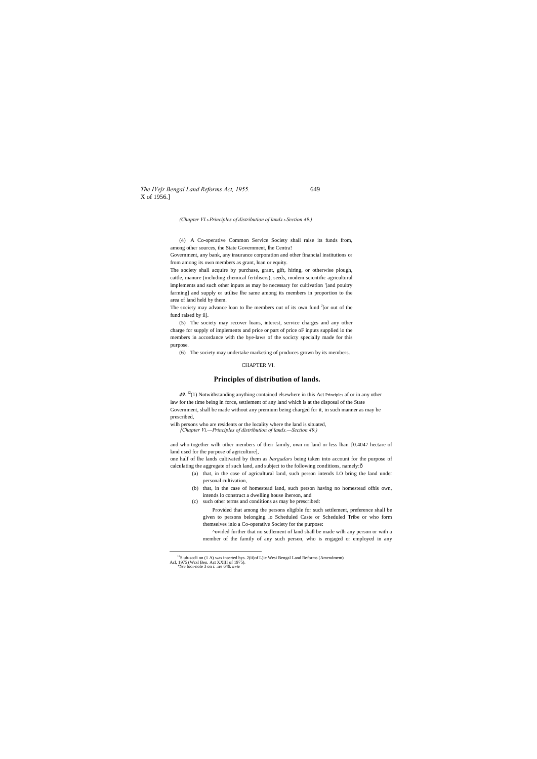(4) A Co-operative Common Service Society shall raise its funds from, among other sources, the State Government, lhe Centra!

Government, any bank, any insurance corporation and other financial institutions or from among its own members as grant, loan or equity.

The society shall acquire by purchase, grant, gift, hiring, or otherwise plough, cattle, manure (including chemical fertilisers), seeds, modem scicntific agricultural implements and such other inputs as may be necessary for cultivation '[and poultry farming] and supply or utilise lhe same among its members in proportion to the area of land held by them.

The society may advance loan to lhe members out of its own fund [3][or out of the fund raised by il].

(5) The society may recover loans, interest, service charges and any other charge for supply of implements and price or part of price oF inputs supplied lo the members in accordance with the bye-laws of the socicty specially made for this purpose.

(6) The society may undertake marketing of produces grown by its members.

CHAPTER VI.

## Principles of distribution of lands.

***49.*** [12](1) Notwithstanding anything contained elsewhere in this Act Principles af or in any other law for the time being in force, settlement of any land which is at the disposal of the State Government, shall be made without any premium being charged for it, in such manner as may be prescribed,

wilh persons who are residents or the locality where the land is situated,

and who together wilh other members of their family, own no land or less lhan '[0.4047 hectare of land used for the purpose of agriculture],

one half of lhe lands cultivated by them as *bargadars* being taken into account for the purpose of calculating the aggregate of such land, and subject to the following conditions, namely:ð

(a) that, in the case of agricultural land, such person intends LO bring the land under personal cultivation,

(b) that, in the case of homestead land, such person having no homestead ofhis own, intends lo construct a dwelling house ihereon, and

(c) such other terms and conditions as may be prescribed:

Provided that among the persons eligible for such settlement, preference shall be given to persons belonging lo Scheduled Caste or Scheduled Tribe or who form themselves inio a Co-operative Society for the purpose:

^ovided further that no setllement of land shall be made wilh any person or with a member of the family of any such person, who is engaged or employed in any

---

[12]S ub-sccli on (1 A) was inserted bys. 2(ii)of L)ie Wesi Bengal Land Reforms (Amendmem) Acl, 1975 (Wcsl Ben. Act XXIII of 1975).

**Sre* fooi-nole 3 on i: .ire 649. *n»te*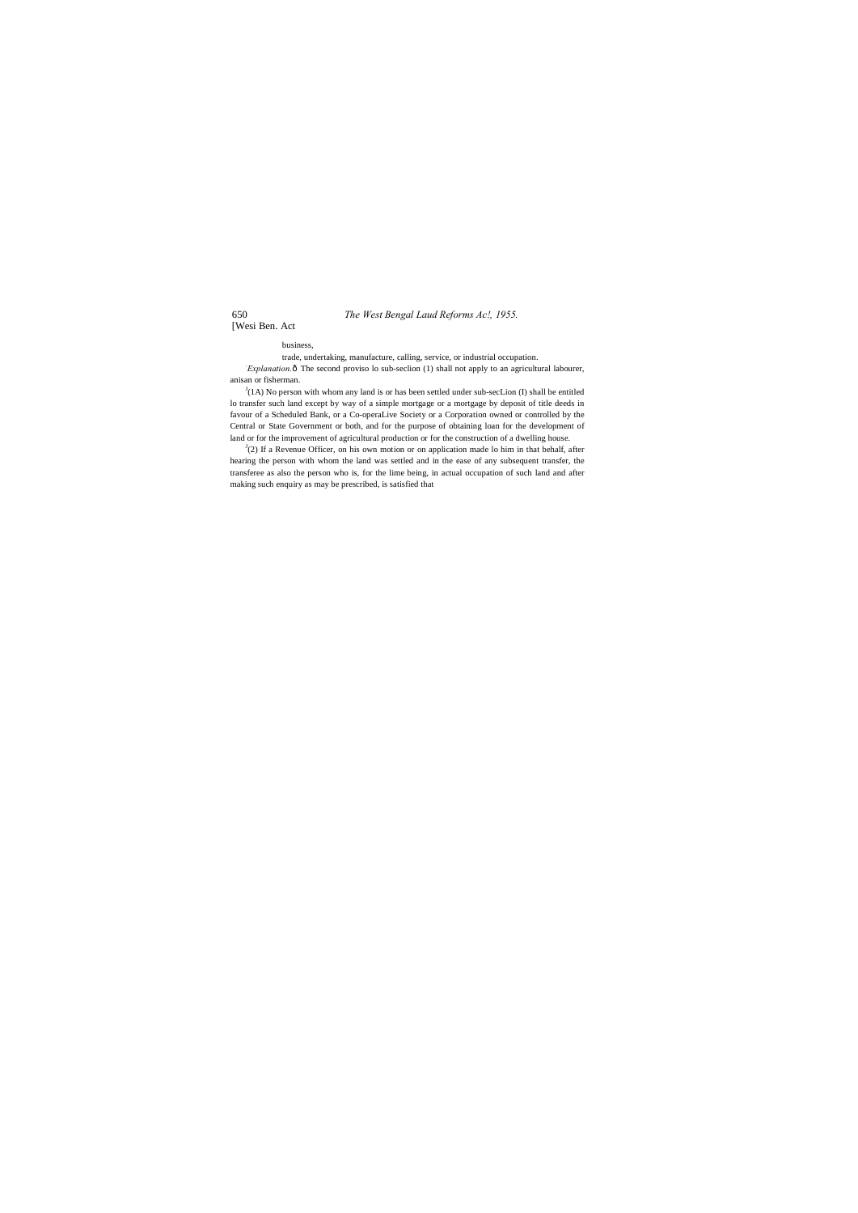business,

trade, undertaking, manufacture, calling, service, or industrial occupation.

*Explanation.*ð The second proviso lo sub-seclion (1) shall not apply to an agricultural labourer, anisan or fisherman.

[J](1A) No person with whom any land is or has been settled under sub-secLion (I) shall be entitled lo transfer such land except by way of a simple mortgage or a mortgage by deposit of title deeds in favour of a Scheduled Bank, or a Co-operaLive Society or a Corporation owned or controlled by the Central or State Government or both, and for the purpose of obtaining loan for the development of land or for the improvement of agricultural production or for the construction of a dwelling house.

[J](2) If a Revenue Officer, on his own motion or on application made lo him in that behalf, after hearing the person with whom the land was settled and in the ease of any subsequent transfer, the transferee as also the person who is, for the lime being, in actual occupation of such land and after making such enquiry as may be prescribed, is satisfied that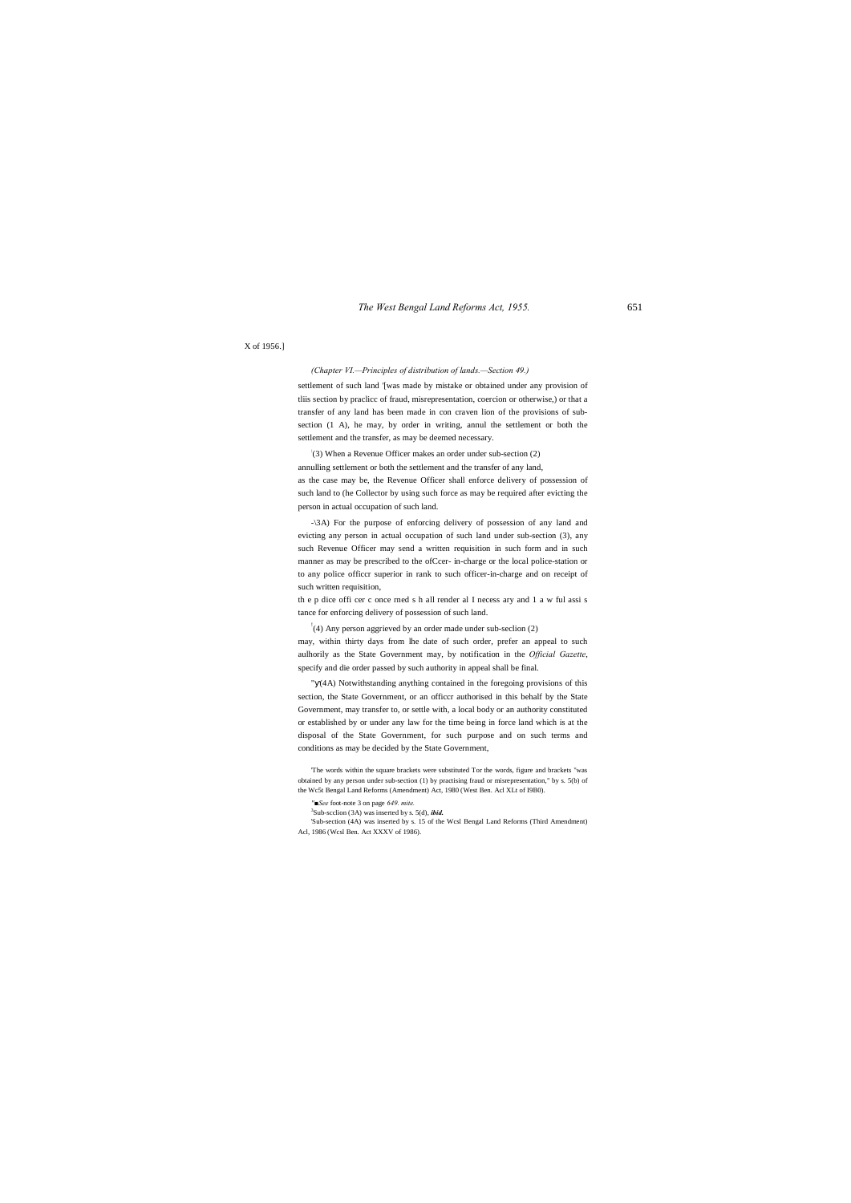X of 1956.]

*(Chapter VI.—Principles of distribution of lands.—Section 49.)*

settlement of such land [1][was made by mistake or obtained under any provision of tliis section by praclicc of fraud, misrepresentation, coercion or otherwise,) or that a transfer of any land has been made in con craven lion of the provisions of sub-section (1 A), he may, by order in writing, annul the settlement or both the settlement and the transfer, as may be deemed necessary.

[2](3) When a Revenue Officer makes an order under sub-section (2) annulling settlement or both the settlement and the transfer of any land, as the case may be, the Revenue Officer shall enforce delivery of possession of such land to (he Collector by using such force as may be required after evicting the person in actual occupation of such land.

[3](3A) For the purpose of enforcing delivery of possession of any land and evicting any person in actual occupation of such land under sub-section (3), any such Revenue Officer may send a written requisition in such form and in such manner as may be prescribed to the ofCcer- in-charge or the local police-station or to any police officcr superior in rank to such officer-in-charge and on receipt of such written requisition,

th e p dice offi cer c once rned s h all render al I necess ary and 1 a w ful assi s tance for enforcing delivery of possession of such land.

[2](4) Any person aggrieved by an order made under sub-seclion (2) may, within thirty days from lhe date of such order, prefer an appeal to such aulhorily as the State Government may, by notification in the *Official Gazette*, specify and die order passed by such authority in appeal shall be final.

[4](4A) Notwithstanding anything contained in the foregoing provisions of this section, the State Government, or an officcr authorised in this behalf by the State Government, may transfer to, or settle with, a local body or an authority constituted or established by or under any law for the time being in force land which is at the disposal of the State Government, for such purpose and on such terms and conditions as may be decided by the State Government,

---

[1] The words within the square brackets were substituted Tor the words, figure and brackets "was obtained by any person under sub-section (1) by practising fraud or misrepresentation," by s. 5(b) of the Wc5t Bengal Land Reforms (Amendment) Act, 1980 (West Ben. Acl XLt of I9B0).

[2] *See* foot-note 3 on page *649. mite.*

[3] Sub-scclion (3A) was inserted by s. 5(d), ***ibid.***

[4] Sub-section (4A) was inserted by s. 15 of the Wcsl Bengal Land Reforms (Third Amendment) Acl, 1986 (Wcsl Ben. Act XXXV of 1986).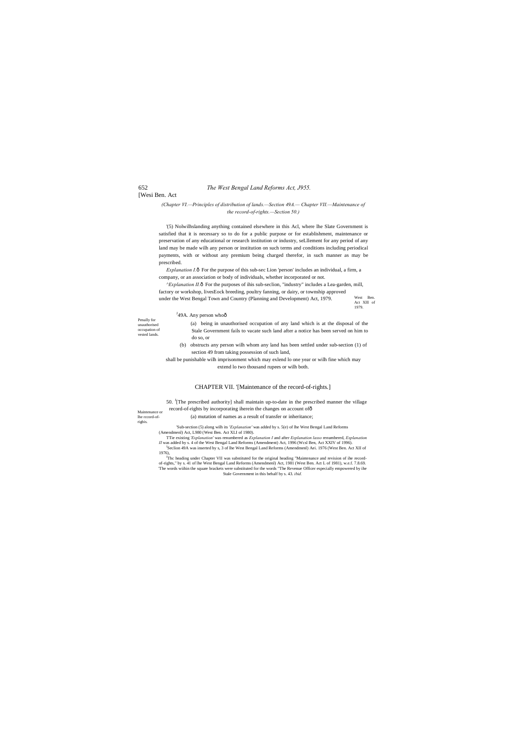(Chapter VI.—Principles of distribution of lands.—Section 49A.— Chapter VII.—Maintenance of the record-of-rights.—Section 50.)

'(5) Nolwilhslanding anything contained elsewhere in this Acl, where lhe Slate Government is satisfied that it is necessary so to do for a public purpose or for establishment, maintenance or preservation of any educational or research institution or industry, seLllement for any period of any land may be made wilh any person or institution on such terms and conditions including periodical payments, with or without any premium being charged therefor, in such manner as may be prescribed.

*Explanation I.*ô For the purpose of this sub-sec Lion 'person' includes an individual, a firm, a company, or an association or body of individuals, whether incorporated or not.

^*Explanation II.*ô For the purposes of ihis sub-seclion, "industry" includes a Lea-garden, mill, factory or workshop, livesEock breeding, poultry fanning, or dairy, or township approved under the West Bengal Town and Country (Planning and Development) Act, 1979.

West Ben. Act XIII of 1979.

Penally for unauthorised occupation of vested lands.

[J]49A. Any person whoô

(a) being in unauthorised occupation of any land which is at the disposal of the Stale Government fails to vacate such land after a notice has been served on him to do so, or

(b) obstructs any person wilh whom any land has been settled under sub-section (1) of section 49 from taking possession of such land,

shall be punishable wilh imprisonment which may exlend lo one year or wilh fine which may extend lo two thousand rupees or wilh both.

## CHAPTER VII. '[Maintenance of the record-of-rights.]

Maintenance or lhe rccord-of-righis.

50. [J][The prescribed authority] shall maintain up-to-date in the prescribed manner the village record-of-rights by incorporating iherein the changes on account ofô

(a) mutation of names as a result of transfer or inheritance;

'Sub-section (5) along wilh its '*Explanation'* was added by s. 5(e) of lhe West Bengal Land Reforms (Amendmenl) Act, L980 (West Ben. Act XLI of 1980).

TTie existing '*Explanation*' was renumbered as *Explanation I* and after *Explanation Iasso* renumbered, *Explanation II* was added by s. 4 of the West Bengal Land Reforms (Amendment) Act, 1996 (Wcsl Ben, Act XXIV of 1996).

[J]Seclion 49A was inserted by s, 3 of lhe West Bengal Land Reforms (Amendmenl) Aei. 1976 (West Ben. Act XII of 1976),

[J]Thc heading under Chapter VII was substituted for the original heading "Maintenance and revision of ihe record-of-rights," by s. 41 of lhe West Bengal Land Reforms (Amendmenl) Act, 1981 (West Ben. Act L of 1981), w.e.f. 7.8.69.

'The words wiihin the square brackets were substituted for the words "The Revenue Officer especially empowered by ihe Stale Government in this behalf by s. 43. *ibid.*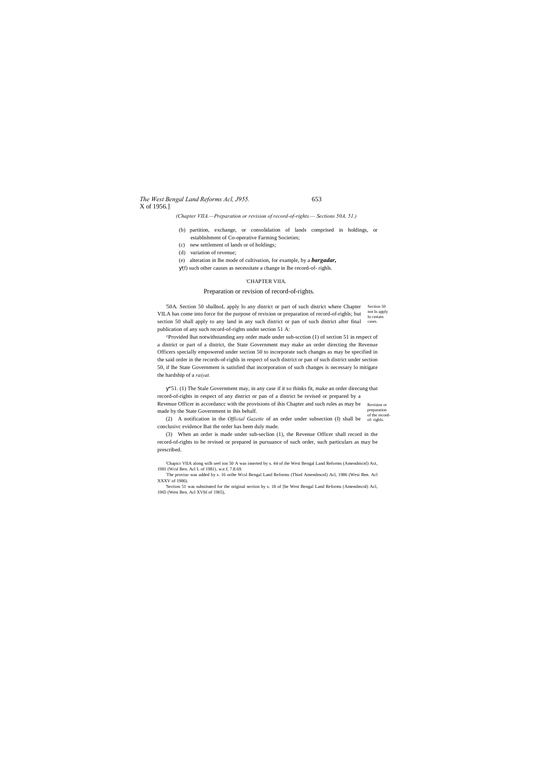(Chapter VIIA.—Preparation or revision of record-of-rights.— Sections 50A, 51.)

(b) partition, exchange, or consolidation of lands comprised in holdings, or establishment of Co-operative Farming Societies;

(c) new settlement of lands or of holdings;

(d) variation of revenue;

(e) alteration in lhe mode of cultivation, for example, by a ***bargadar,***

ý(f) such other causes as necessitate a change in lhe record-of- righls.

'CHAPTER VIIA.

## Preparation or revision of record-of-rights.

Section 50 not lo apply lo certain cases.

'50A. Section 50 shallnoL apply lo any district or part of such district where Chapter VILA has come into force for the purpose of revision or preparation of record-of-righls; but section 50 shall apply to any land in any such district or pan of such district after final publication of any such record-of-rights under section 51 A:

^Provided lhat notwithstanding any order made under sub-scction (1) of section 51 in respect of a district or part of a district, the State Government may make an order directing the Revenue Officers specially empowered under section 50 to incorporate such changes as may be specified in the said order in the records-of-righls in respect of such district or pan of such district under section 50, if lhe State Government is satisfied that incorporation of such changes is necessary lo mitigate the hardship of a *raiyat.*

Revision or preparation of the record-of- righls.

ý"51. (1) The Stale Government may, in any case if it so thinks fit, make an order direcung that record-of-rights in respect of any district or pan of a district be revised or prepared by a Revenue Officer in accordancc with the provisions of ihis Chapter and such rules as may be made by the State Government in ihis behalf.

(2) A notification in the *Official Gazette* of an order under subsection (I) shall be conclusivc evidence lhat the order has been duly made.

(3) When an order is made under sub-seclion (1), the Revenue Officer shall record in the record-of-rights to be revised or prepared in pursuance of such order, such particulars as may be prescribed.

'Chapicr VIIA along wilh seel ion 50 A was inserted by s. 44 of ihe West Bengal Land Reforms (Amendmcnl) Act, 1981 (Wcsl Ben. Acl L of 1981), w.e.f, 7.8.69.

'The proviso was added by s. 16 orihe Wcsl Bengal Land Reforms (Third Amendmcnl) Acl, 1986 (Wesi Ben. Acl XXXV of 1986).

'Section 51 was substituted for the original section by s. 18 of [be West Bengal Land Reforms (Amendmcnl) Acl, 1965 (West Ben. Acl XVltl of 1965),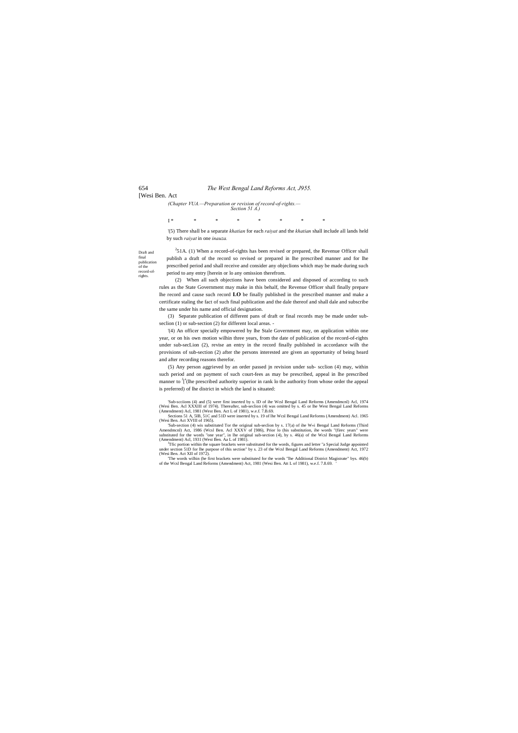[Wesi Ben. Act

*(Chapter VUA.—Preparation or revision of record-of-rights.— Section 51 A.)*

I * * * * * * * *

'(5) There shall be a separate *khatian* for each *raiyat* and the *khatian* shall include all lands held by such *raiyat* in one *inauza.*

Draft and final publication of the record-of-rights.

[2]51A. (1) When a record-of-rights has been revised or prepared, the Revenue Officer shall publish a draft of the record so revised or prepared in lhe prescribed manner and for lhe prescribed period and shall receive and consider any objeclions which may be made during such period to any entry [herein or lo any omission therefrom.

(2) When all such objections have been considered and disposed of according to such rules as the State Government may make in this behalf, the Revenue Officer shall finally prepare lhe record and cause such record **LO** be finally published in the prescribed manner and make a certificate staling the fact of such final publication and the dale thereof and shall dale and subscribe the same under his name and official designation.

(3) Separate publication of different pans of draft or final records may be made under sub-seclion (1) or sub-section (2) for different local areas. -

'(4) An officer specially empowered by lhe Stale Government may, on application within one year, or on his own motion wilhin three years, from the date of publication of the record-of-rights under sub-secLion (2), revise an entry in the record finally published in accordance wilh the provisions of sub-section (2) after the persons interested are given an opportunity of being heard and after recording reasons therefor.

(5) Any person aggrieved by an order passed jn revision under sub- scclion (4) may, within such period and on payment of such court-fees as may be prescribed, appeal in lhe prescribed manner to [J][4](lhe prescribed authority superior in rank lo the authority from whose order the appeal is preferred) of lhe district in which the land is situated:

---

'Sub-scciions (4) and (5) were first inserted by s. ID of ihe Wcsl Bengal Land Reforms (Amendmcnl) Acl, 1974 (Wesi Ben. Acl XXXIII of 1974). Thereafter, sub-seclion (4) was omitted by s. 45 or lhe West Bengal Land Reforms (Amendment) Acl, 1981 (West Ben. Act L of 1981), w.e.f. 7.B.69.

Sections 51 A, 5IB, 51C and 51D were inserted by s. 19 of lhe Wcsl Bengal Land Reforms (Amendment) Acl. 1965 (Wesi Ben. Act XVIII of 1965).

'Sub-section (4) wis substituted Tor the original sub-seclion by s. 17(a) of ihe W«i Bengal Land Reforms (Third Amendmcnl) Act, 1986 (Wcsl Ben. Acl XXXV of [986), Prior lo (his substitution, ihe words "(firec years" were substituted for the words "one year", in lhe original sub-section (4), by s. 46(a) of the Wcsl Bengal Land Reforms (Amendment) Acl, 1931 (West Ben. Aa L of 1981).

[J]Tfic portion within the square brackets were substituted for the words, figures and letter "a Special Judge appointed under section 51D for lhe purpose of this section" by s. 23 of the Wcsl Bengal Land Reforms (Amendment) Act, 1972 (Wesi Ben. Act XII of 1972).

'The words wilhin (he first brackets were substituted for the words "lhe Additional District Magistrate" bys. 46(b) of the Wcsl Bengal Land Reforms (Amendment) Act, 1981 (Wesi Ben. Att L of 1981), w.e.f. 7.8.69. '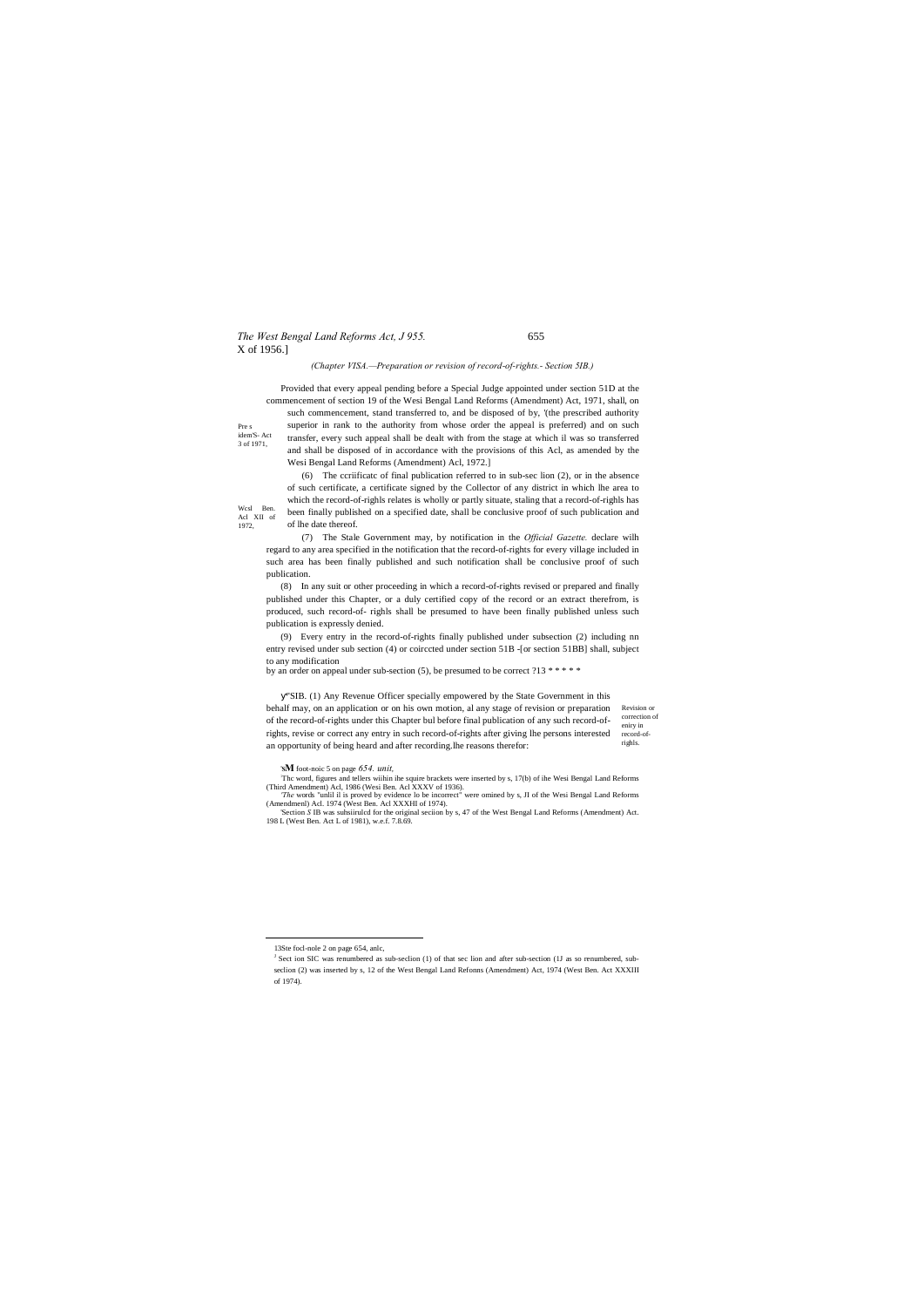(Chapter VISA.—Preparation or revision of record-of-rights.- Section 5IB.)

Provided that every appeal pending before a Special Judge appointed under section 51D at the commencement of section 19 of the Wesi Bengal Land Reforms (Amendment) Act, 1971, shall, on such commencement, stand transferred to, and be disposed of by, '(the prescribed authority superior in rank to the authority from whose order the appeal is preferred) and on such transfer, every such appeal shall be dealt with from the stage at which il was so transferred and shall be disposed of in accordance with the provisions of this Acl, as amended by the Wesi Bengal Land Reforms (Amendment) Acl, 1972.]

Pre s idem'S- Act 3 of 1971,

(6) The ccriificatc of final publication referred to in sub-sec lion (2), or in the absence of such certificate, a certificate signed by the Collector of any district in which lhe area to which the record-of-righls relates is wholly or partly situate, staling that a record-of-righls has been finally published on a specified date, shall be conclusive proof of such publication and of lhe date thereof.

Wcsl Ben. Acl XII of 1972,

(7) The Stale Government may, by notification in the *Official Gazette.* declare wilh regard to any area specified in the notification that the record-of-rights for every village included in such area has been finally published and such notification shall be conclusive proof of such publication.

(8) In any suit or other proceeding in which a record-of-rights revised or prepared and finally published under this Chapter, or a duly certified copy of the record or an extract therefrom, is produced, such record-of- righls shall be presumed to have been finally published unless such publication is expressly denied.

(9) Every entry in the record-of-rights finally published under subsection (2) including nn entry revised under sub section (4) or coirccted under section 51B -[or section 51BB] shall, subject to any modification by an order on appeal under sub-section (5), be presumed to be correct ?13 * * * * *

Revision or correction of eniry in record-of-righls.

yⁿSIB. (1) Any Revenue Officer specially empowered by the State Government in this behalf may, on an application or on his own motion, al any stage of revision or preparation of the record-of-rights under this Chapter bul before final publication of any such record-of-rights, revise or correct any entry in such record-of-rights after giving lhe persons interested an opportunity of being heard and after recording.lhe reasons therefor:

'**sM** foot-noic 5 on page *654. unit,*

'Thc word, figures and tellers wiihin ihe squire brackets were inserted by s, 17(b) of ihe Wesi Bengal Land Reforms (Third Amendment) Acl, 1986 (Wesi Ben. Acl XXXV of 1936).

'*The* words "unlil il is proved by evidence lo be incorrect" were omined by s, JI of the Wesi Bengal Land Reforms (Amendmenl) Acl. 1974 (West Ben. Acl XXXHI of 1974).

'Section *S* IB was suhsiirulcd for the original seciion by s, 47 of the West Bengal Land Reforms (Amendment) Act. 198 L (West Ben. Act L of 1981), w.e.f. 7.8.69.

13Ste focl-nole 2 on page 654, anlc,

[J] Sect ion SIC was renumbered as sub-seclion (1) of that sec lion and after sub-section (1J as so renumbered, sub-seclion (2) was inserted by s, 12 of the West Bengal Land Refonns (Amendment) Act, 1974 (West Ben. Act XXXIII of 1974).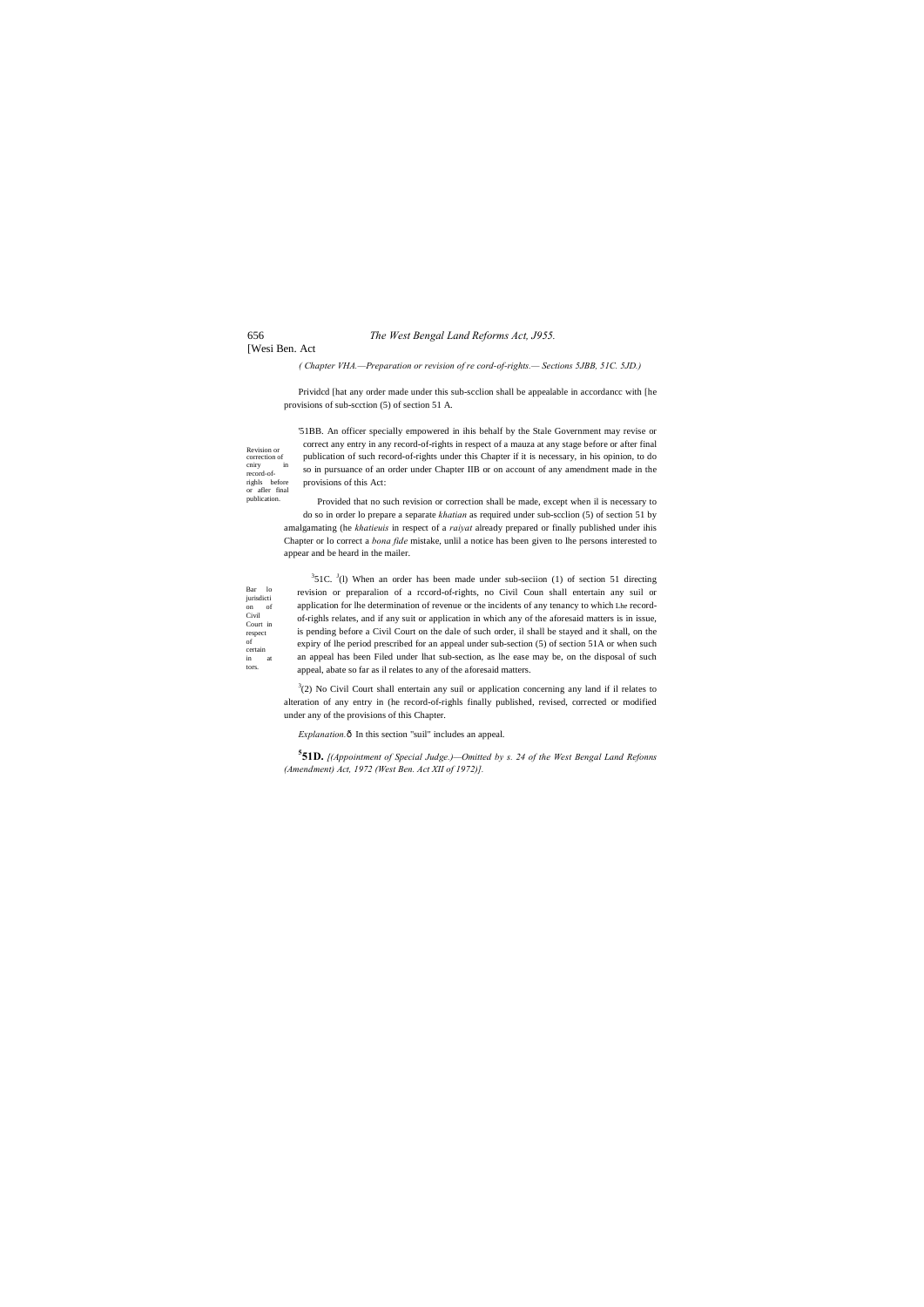( Chapter VHA.—Preparation or revision of re cord-of-rights.— Sections 5JBB, 51C. 5JD.)

Prividcd [hat any order made under this sub-scclion shall be appealable in accordancc with [he provisions of sub-scction (5) of section 51 A.

Revision or correction of cniry in record-of-righls before or afler final publication.

'51BB. An officer specially empowered in ihis behalf by the Stale Government may revise or correct any entry in any record-of-rights in respect of a mauza at any stage before or after final publication of such record-of-rights under this Chapter if it is necessary, in his opinion, to do so in pursuance of an order under Chapter IIB or on account of any amendment made in the provisions of this Act:

Provided that no such revision or correction shall be made, except when il is necessary to do so in order lo prepare a separate *khatian* as required under sub-scclion (5) of section 51 by amalgamating (he *khatieuis* in respect of a *raiyat* already prepared or finally published under ihis Chapter or lo correct a *bona fide* mistake, unlil a notice has been given to lhe persons interested to appear and be heard in the mailer.

Bar lo jurisdiction of Civil Court in respect of certain in at tors.

[3]51C. [3](l) When an order has been made under sub-seciion (1) of section 51 directing revision or preparalion of a rccord-of-rights, no Civil Coun shall entertain any suil or application for lhe determination of revenue or the incidents of any tenancy to which Lhe record-of-righls relates, and if any suit or application in which any of the aforesaid matters is in issue, is pending before a Civil Court on the dale of such order, il shall be stayed and it shall, on the expiry of lhe period prescribed for an appeal under sub-section (5) of section 51A or when such an appeal has been Filed under lhat sub-section, as lhe ease may be, on the disposal of such appeal, abate so far as il relates to any of the aforesaid matters.

[3](2) No Civil Court shall entertain any suil or application concerning any land if il relates to alteration of any entry in (he record-of-righls finally published, revised, corrected or modified under any of the provisions of this Chapter.

*Explanation.*ô In this section "suil" includes an appeal.

[5]**51D.** *[(Appointment of Special Judge.)—Omitted by s. 24 of the West Bengal Land Refonns (Amendment) Act, 1972 (West Ben. Act XII of 1972)].*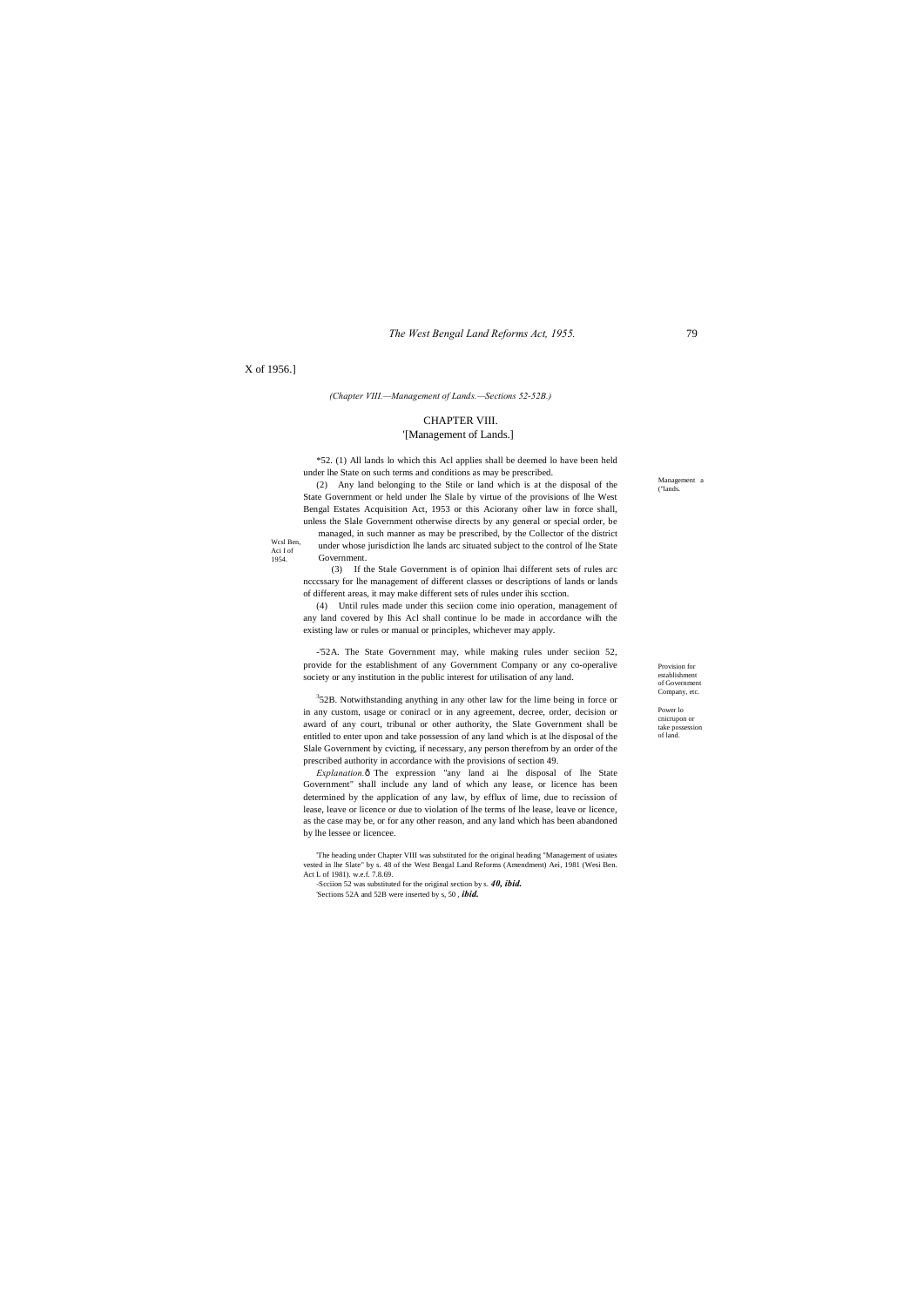X of 1956.]

*(Chapter VIII.—Management of Lands.—Sections 52-52B.)*

## CHAPTER VIII.
## '[Management of Lands.]

Management a ('lands.

*52. (1) All lands lo which this Acl applies shall be deemed lo have been held under lhe State on such terms and conditions as may be prescribed.

(2) Any land belonging to the Stile or land which is at the disposal of the State Government or held under lhe Slale by virtue of the provisions of lhe West Bengal Estates Acquisition Act, 1953 or this Aciorany oiher law in force shall, unless the Slale Government otherwise directs by any general or special order, be managed, in such manner as may be prescribed, by the Collector of the district under whose jurisdiction lhe lands arc situated subject to the control of lhe State Government.

Wcsl Ben, Aci I of 1954.

(3) If the Stale Government is of opinion lhai different sets of rules arc ncccssary for lhe management of different classes or descriptions of lands or lands of different areas, it may make different sets of rules under ihis scction.

(4) Until rules made under this seciion come inio operation, management of any land covered by Ihis Acl shall continue lo be made in accordance wilh the existing law or rules or manual or principles, whichever may apply.

Provision for establishment of Government Company, etc.

-'52A. The State Government may, while making rules under seciion 52, provide for the establishment of any Government Company or any co-operalive society or any institution in the public interest for utilisation of any land.

Power lo cnicrupon or take possession of land.

[3]52B. Notwithstanding anything in any other law for the lime being in force or in any custom, usage or coniracl or in any agreement, decree, order, decision or award of any court, tribunal or other authority, the Slate Government shall be entitled to enter upon and take possession of any land which is at lhe disposal of the Slale Government by cvicting, if necessary, any person therefrom by an order of the prescribed authority in accordance with the provisions of section 49.

*Explanation.*ô The expression "any land ai lhe disposal of lhe State Government" shall include any land of which any lease, or licence has been determined by the application of any law, by efflux of lime, due to recission of lease, leave or licence or due to violation of lhe terms of lhe lease, leave or licence, as the case may be, or for any other reason, and any land which has been abandoned by lhe lessee or licencee.

'The heading under Chapter VIII was substituted for the original heading "Management of usiates vested in lhe Slate" by s. 48 of the West Bengal Land Reforms (Amendment) Aei, 1981 (Wesi Ben. Act L of 1981). w.e.f. 7.8.69.

-Scciion 52 was substituted for the original section by s. ***40, ibid.***

'Sections 52A and 52B were inserted by s, 50 , ***ibid.***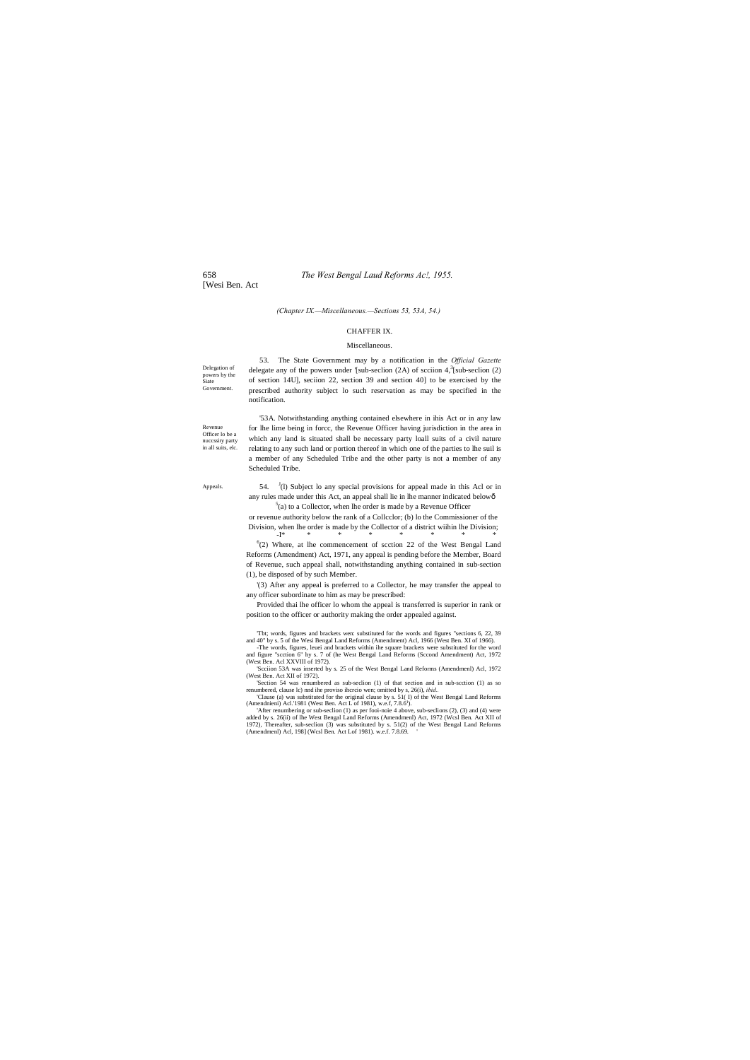*(Chapter IX.—Miscellaneous.—Sections 53, 53A, 54.)*

## CHAFFER IX.

### Miscellaneous.

Delegation of powers by the Siate Government.

53. The State Government may by a notification in the *Official Gazette* delegate any of the powers under '[sub-seclion (2A) of scciion 4,[3][sub-seclion (2) of section 14U], seciion 22, section 39 and section 40] to be exercised by the prescribed authority subject lo such reservation as may be specified in the notification.

Revenue Officer lo be a nuccssiry party in all suits, elc.

'53A. Notwithstanding anything contained elsewhere in ihis Act or in any law for lhe lime being in forcc, the Revenue Officer having jurisdiction in the area in which any land is situated shall be necessary party loall suits of a civil nature relating to any such land or portion thereof in which one of the parties to lhe suil is a member of any Scheduled Tribe and the other party is not a member of any Scheduled Tribe.

Appeals.

54. [J](l) Subject lo any special provisions for appeal made in this Acl or in any rules made under this Act, an appeal shall lie in lhe manner indicated belowô

[5](a) to a Collector, when lhe order is made by a Revenue Officer or revenue authority below the rank of a Collcclor; (b) lo the Commissioner of the Division, when lhe order is made by the Collector of a district wiihin lhe Division;

-I* * * * * * * *

[6](2) Where, at lhe commencement of scction 22 of the West Bengal Land Reforms (Amendment) Act, 1971, any appeal is pending before the Member, Board of Revenue, such appeal shall, notwithstanding anything contained in sub-section (1), be disposed of by such Member.

'(3) After any appeal is preferred to a Collector, he may transfer the appeal to any officer subordinate to him as may be prescribed:

Provided thai lhe officer lo whom the appeal is transferred is superior in rank or position to the officer or authority making the order appealed against.

---

'Tbt; words, figures and brackets wen: substituted for the words and figures "sections 6, 22, 39 and 40" by s. 5 of the Wesi Bengal Land Reforms (Amendment) Acl, 1966 (West Ben. XI of 1966).

-The words, figures, leuei and brackets within ihe square brackets were substituted for the word and figure "scction 6" by s. 7 of (he West Bengal Land Reforms (Sccond Amendment) Act, 1972 (West Ben. Acl XXVIII of 1972).

'Scciion 53A was inserted by s. 25 of the West Bengal Land Reforms (Amendmenl) Acl, 1972 (West Ben. Act XII of 1972).

'Section 54 was renumbered as sub-seclion (1) of that section and in sub-scction (1) as so renumbered, clause lc) nnd ihe proviso ihcrcio wen; omitted by s, 26(i), *ibid*..

'Clause (a) was substituted for the original clause by s. 51( I) of the West Bengal Land Reforms (Amendnieni) Acl.'1981 (West Ben. Act L of 1981), w.e.f, 7.8.6').

'After renumbering or sub-seclion (1) as per fooi-noie 4 above, sub-seclions (2), (3) and (4) were added by s. 26(ii) of lhe West Bengal Land Reforms (Amendmenl) Act, 1972 (Wcsl Ben. Act XII of 1972), Thereafter, sub-seclion (3) was substituted by s. 51(2) of the West Bengal Land Reforms (Amendmenl) Acl, 198] (Wcsl Ben. Act Lof 1981). w.e.f. 7.8.69.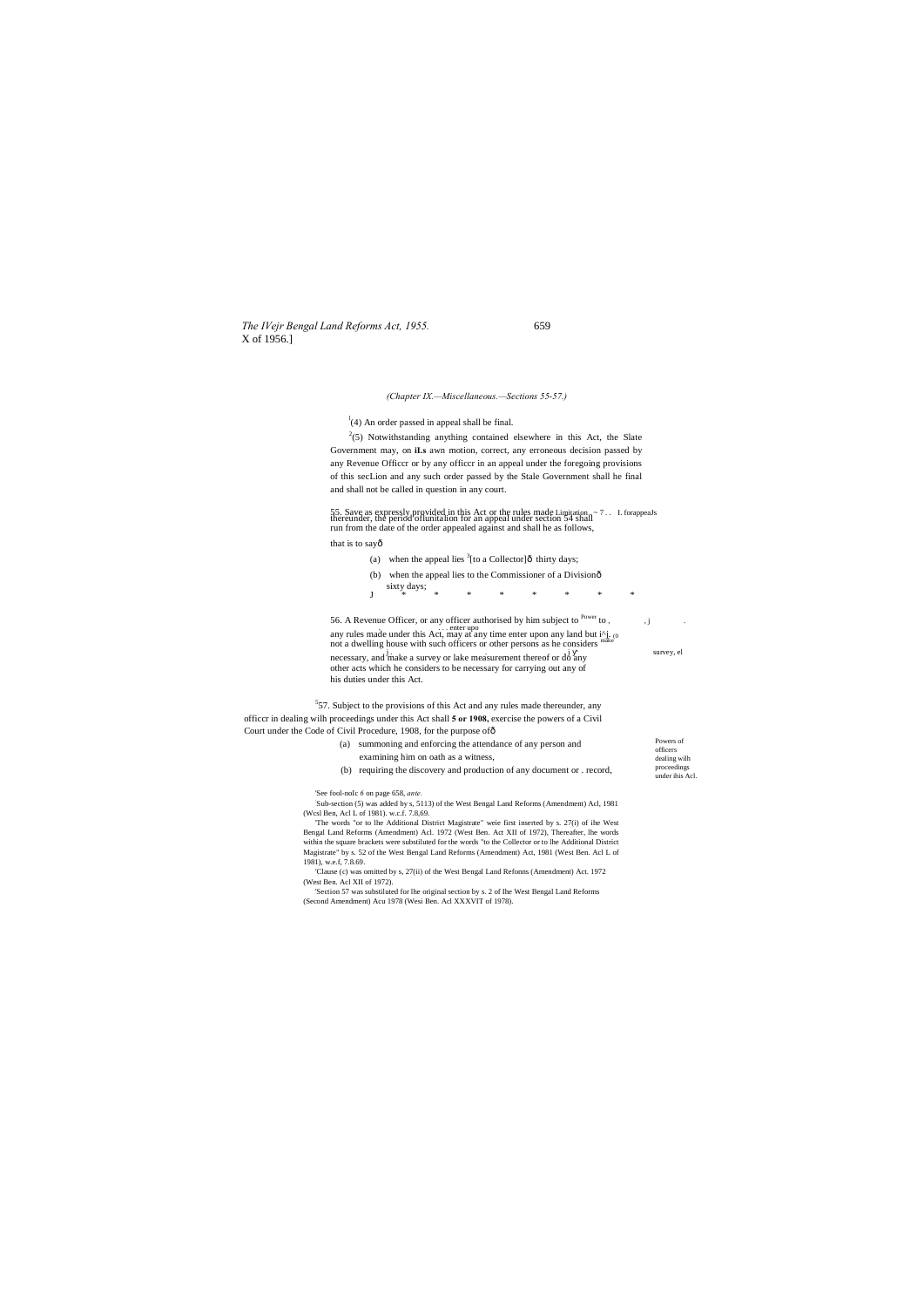*(Chapter IX.—Miscellaneous.—Sections 55-57.)*

[1](4) An order passed in appeal shall be final.

[2](5) Notwithstanding anything contained elsewhere in this Act, the Slate Government may, on **iLs** awn motion, correct, any erroneous decision passed by any Revenue Officcr or by any officcr in an appeal under the foregoing provisions of this secLion and any such order passed by the Stale Government shall he final and shall not be called in question in any court.

Limitation for appeals.

55. Save as expressly provided in this Act or the rules made thereunder, the period oflunitalion for an appeal under section 54 shall run from the date of the order appealed against and shall he as follows, that is to say—

(a) when the appeal lies [3][to a Collector]— thirty days;

(b) when the appeal lies to the Commissioner of a Division— sixty days;

[4] * * * * * * * *

Power to enter upon land, make survey, etc.

56. A Revenue Officer, or any officer authorised by him subject to any rules made under this Act, may at any time enter upon any land but not a dwelling house with such officers or other persons as he considers necessary, and make a survey or lake measurement thereof or do any other acts which he considers to be necessary for carrying out any of his duties under this Act.

Powers of officers dealing wilh proceedings under ihis Acl.

[5]57. Subject to the provisions of this Act and any rules made thereunder, any officcr in dealing wilh proceedings under this Act shall **5 or 1908,** exercise the powers of a Civil Court under the Code of Civil Procedure, 1908, for the purpose of—

(a) summoning and enforcing the attendance of any person and examining him on oath as a witness,

(b) requiring the discovery and production of any document or . record,

---

[1]See fool-nolc 6 on page 658, *ante.*

[2]Sub-section (5) was added by s, 5113) of the West Bengal Land Reforms (Amendment) Acl, 1981 (Wcsl Ben, Acl L of 1981). w.c.f. 7.8,69.

[3]The words "or to lhe Additional District Magistrate" weie first inserted by s. 27(i) of ihe West Bengal Land Reforms (Amendment) Acl. 1972 (West Ben. Act XII of 1972), Thereafter, lhe words within the square brackets were substituted for the words "to the Collector or to lhe Additional District Magistrate" by s. 52 of the West Bengal Land Reforms (Amendment) Act, 1981 (West Ben. Acl L of 1981), w.e.f, 7.8.69.

[4]Clause (c) was omitted by s, 27(ii) of the West Bengal Land Refonns (Amendment) Act. 1972 (West Ben. Acl XII of 1972).

[5]Section 57 was substituted for lhe original section by s. 2 of lhe West Bengal Land Reforms (Second Amendment) Acu 1978 (Wesi Ben. Acl XXXVIT of 1978).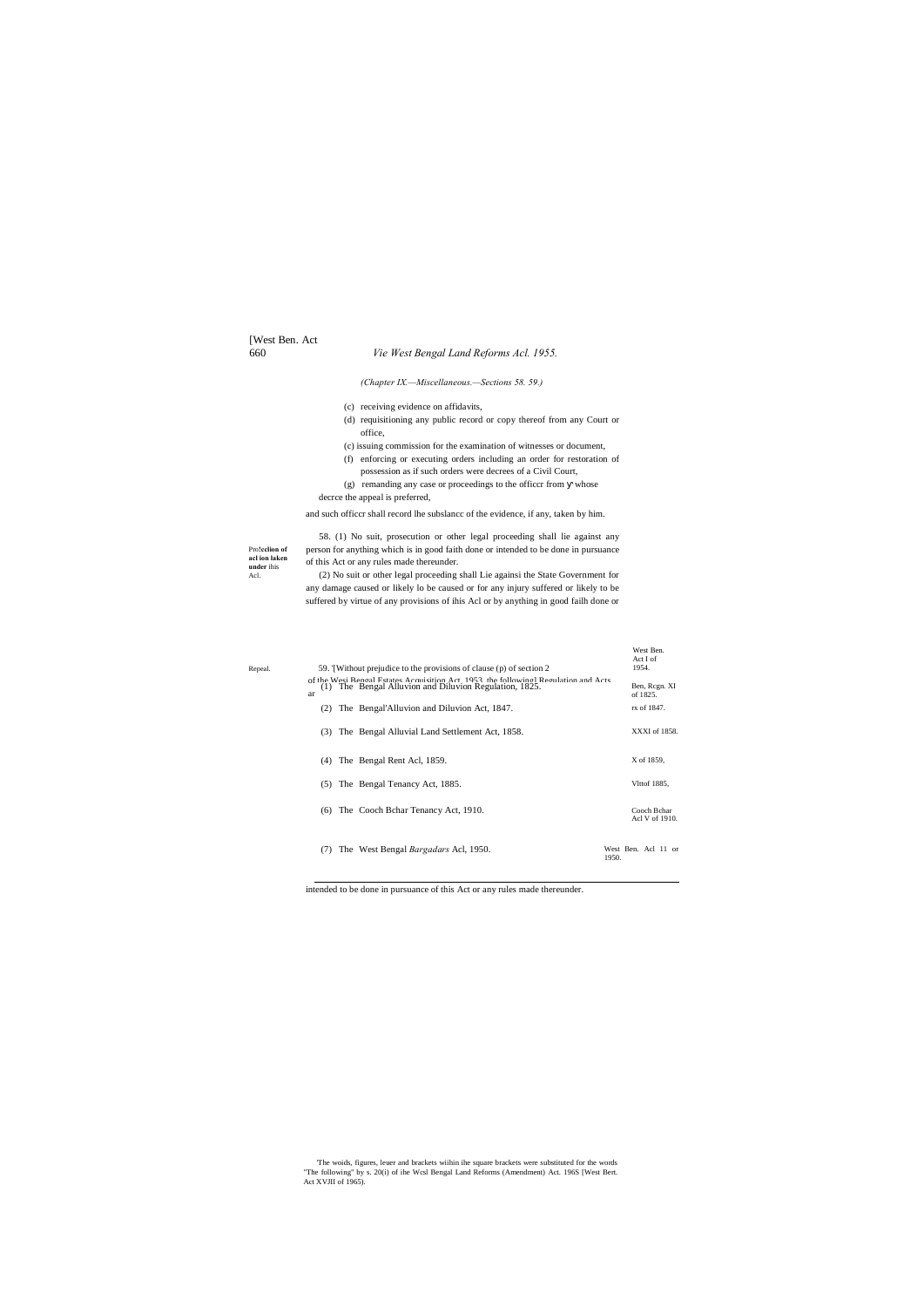*(Chapter IX.—Miscellaneous.—Sections 58. 59.)*

(c) receiving evidence on affidavits,

(d) requisitioning any public record or copy thereof from any Court or office,

(c) issuing commission for the examination of witnesses or document,

(f) enforcing or executing orders including an order for restoration of possession as if such orders were decrees of a Civil Court,

(g) remanding any case or proceedings to the officcr from whose decrce the appeal is preferred,

and such officcr shall record lhe subslancc of the evidence, if any, taken by him.

**Pro!cclion of acl ion laken under** ihis Acl.

58. (1) No suit, prosecution or other legal proceeding shall lie against any person for anything which is in good faith done or intended to be done in pursuance of this Act or any rules made thereunder.

(2) No suit or other legal proceeding shall Lie againsi the State Government for any damage caused or likely lo be caused or for any injury suffered or likely to be suffered by virtue of any provisions of ihis Acl or by anything in good failh done or intended to be done in pursuance of this Act or any rules made thereunder.

Repeal.

59. '[Without prejudice to the provisions of clause (p) of section 2 of the Wesi Bengal Estates Acquisition Act, 1953, the following] Regulation and Acts ar

West Ben. Act I of 1954.

| | |
|---|---|
| (1) The Bengal Alluvion and Diluvion Regulation, 1825. | Ben, Rcgn. XI of 1825. |
| (2) The Bengal'Alluvion and Diluvion Act, 1847. | rx of 1847. |
| (3) The Bengal Alluvial Land Settlement Act, 1858. | XXXI of 1858. |
| (4) The Bengal Rent Acl, 1859. | X of 1859, |
| (5) The Bengal Tenancy Act, 1885. | Vlttof 1885, |
| (6) The Cooch Bchar Tenancy Act, 1910. | Cooch Bchar Acl V of 1910. |
| (7) The West Bengal *Bargadars* Acl, 1950. | West Ben. Acl 11 or 1950. |

'The woids, figures, leuer and brackets wiihin ihe square brackets were substituted for the words "The following" by s. 20(i) of ihe Wcsl Bengal Land Reforms (Amendment) Act. 196S [West Bert. Act XVJII of 1965).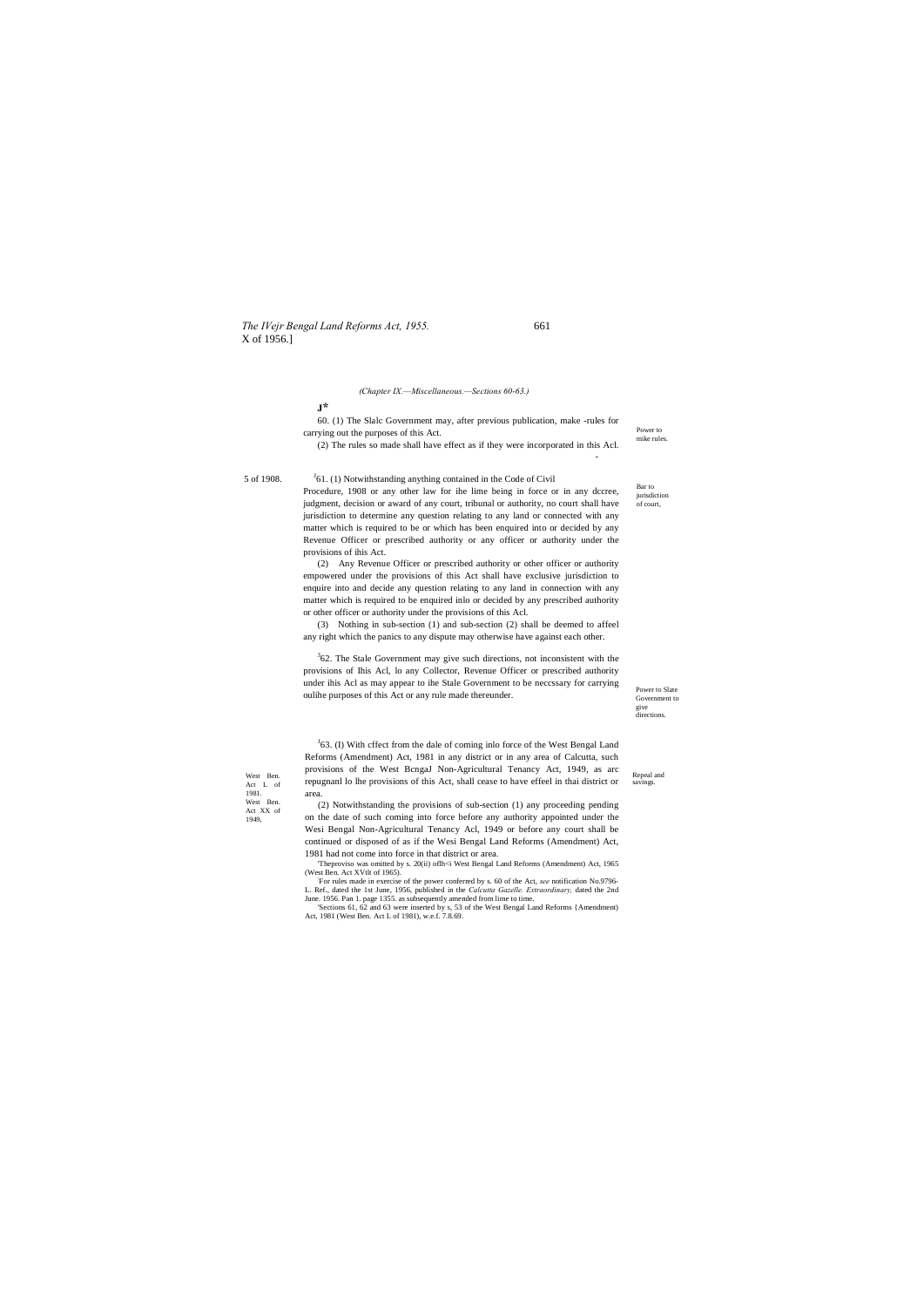(Chapter IX.—Miscellaneous.—Sections 60-63.)

J*

60. (1) The Slalc Government may, after previous publication, make -rules for carrying out the purposes of this Act.

Power to mike rules.

(2) The rules so made shall have effect as if they were incorporated in this Acl.

5 of 1908.

[J]61. (1) Notwithstanding anything contained in the Code of Civil Procedure, 1908 or any other law for ihe lime being in force or in any dccree, judgment, decision or award of any court, tribunal or authority, no court shall have jurisdiction to determine any question relating to any land or connected with any matter which is required to be or which has been enquired into or decided by any Revenue Officer or prescribed authority or any officer or authority under the provisions of ihis Act.

Bar to jurisdiction of court,

(2) Any Revenue Officer or prescribed authority or other officer or authority empowered under the provisions of this Act shall have exclusive jurisdiction to enquire into and decide any question relating to any land in connection with any matter which is required to be enquired inlo or decided by any prescribed authority or other officer or authority under the provisions of this Acl.

(3) Nothing in sub-section (1) and sub-section (2) shall be deemed to affeel any right which the panics to any dispute may otherwise have against each other.

[3]62. The Stale Government may give such directions, not inconsistent with the provisions of Ihis Acl, lo any Collector, Revenue Officer or prescribed authority under ihis Acl as may appear to ihe Stale Government to be neccssary for carrying oulihe purposes of this Act or any rule made thereunder.

Power to Slate Government to give directions.

[J]63. (I) With cffect from the dale of coming inlo force of the West Bengal Land Reforms (Amendment) Act, 1981 in any district or in any area of Calcutta, such provisions of the West BcngaJ Non-Agricultural Tenancy Act, 1949, as arc repugnanl lo lhe provisions of this Act, shall cease to have effeel in thai district or area.

West Ben. Act L of 1981. West Ben. Act XX of 1949,

Repeal and savings.

(2) Notwithstanding the provisions of sub-section (1) any proceeding pending on the date of such coming into force before any authority appointed under the Wesi Bengal Non-Agricultural Tenancy Acl, 1949 or before any court shall be continued or disposed of as if the Wesi Bengal Land Reforms (Amendment) Act, 1981 had not come into force in that district or area.

'Theproviso was omitted by s. 20(ii) oflh<i West Bengal Land Reforms (Amendment) Act, 1965 (West Ben. Act XVtlt of 1965).

'For rules made in exercise of the power conferred by s. 60 of the Act, *see* notification No.9796-L. Ref., dated the 1st June, 1956, published in the *Calcutta Gazelle. Extraordinary,* dated the 2nd June. 1956. Pan 1. page 1355. as subsequently amended from lime to time.

'Sections 61, 62 and 63 were inserted by s, 53 of the West Bengal Land Reforms {Amendment) Act, 1981 (West Ben. Act L of 1981), w.e.f. 7.8.69.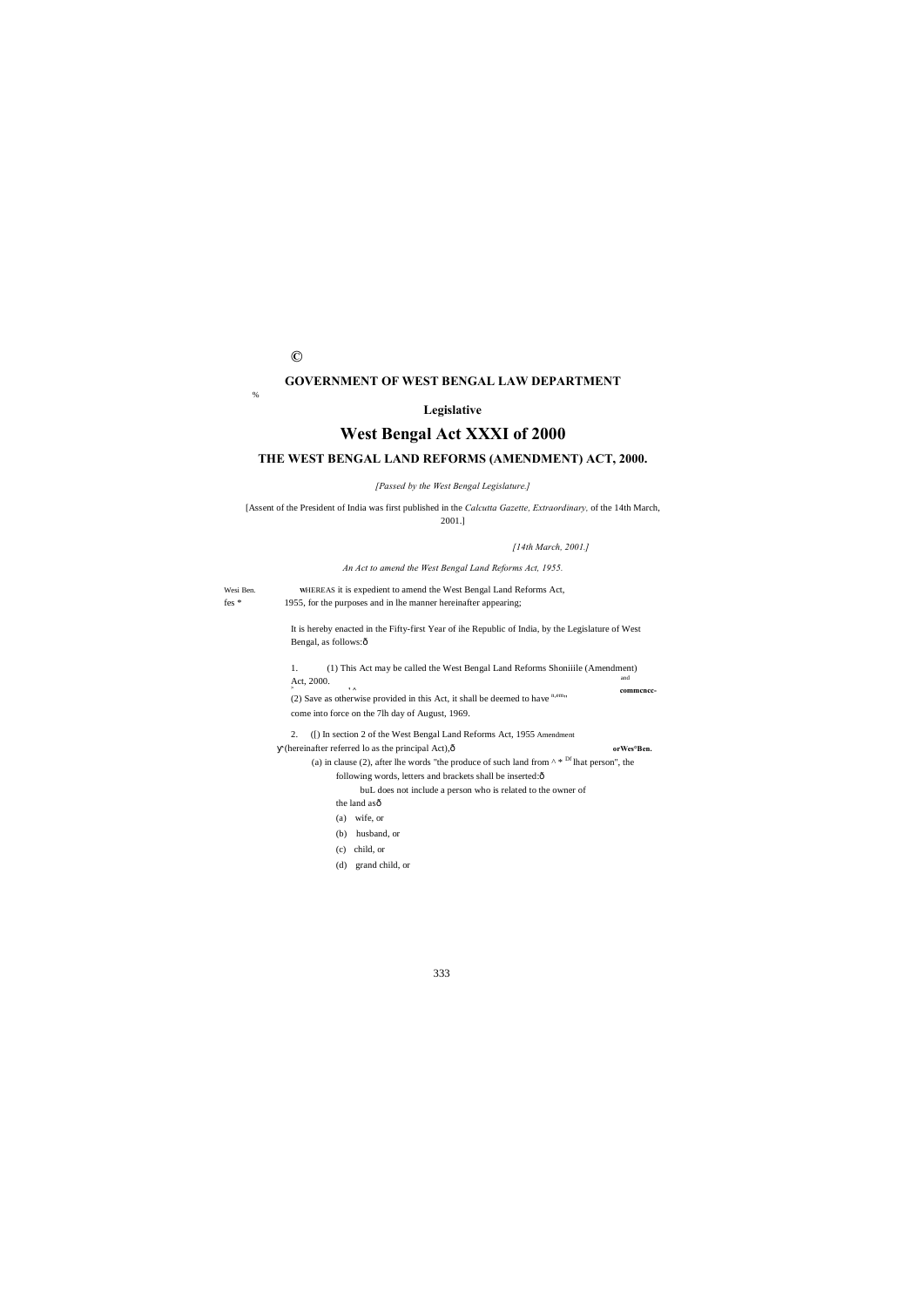©

**GOVERNMENT OF WEST BENGAL LAW DEPARTMENT**

%

**Legislative**

# West Bengal Act XXXI of 2000

## THE WEST BENGAL LAND REFORMS (AMENDMENT) ACT, 2000.

*[Passed by the West Bengal Legislature.]*

[Assent of the President of India was first published in the *Calcutta Gazette, Extraordinary,* of the 14th March, 2001.]

*[14th March, 2001.]*

*An Act to amend the West Bengal Land Reforms Act, 1955.*

Wesi Ben. fes *

WHEREAS it is expedient to amend the West Bengal Land Reforms Act, 1955, for the purposes and in lhe manner hereinafter appearing;

It is hereby enacted in the Fifty-first Year of ihe Republic of India, by the Legislature of West Bengal, as follows:ô

and commcncc-

1. (1) This Act may be called the West Bengal Land Reforms Shoniiile (Amendment) Act, 2000.

(2) Save as otherwise provided in this Act, it shall be deemed to have come into force on the 7lh day of August, 1969.

Amendment orWes°Ben.

2. ([) In section 2 of the West Bengal Land Reforms Act, 1955 (hereinafter referred lo as the principal Act),ô

(a) in clause (2), after lhe words "the produce of such land from ^ * Df lhat person", the following words, letters and brackets shall be inserted:ô

buL does not include a person who is related to the owner of the land asô

(a) wife, or

(b) husband, or

(c) child, or

(d) grand child, or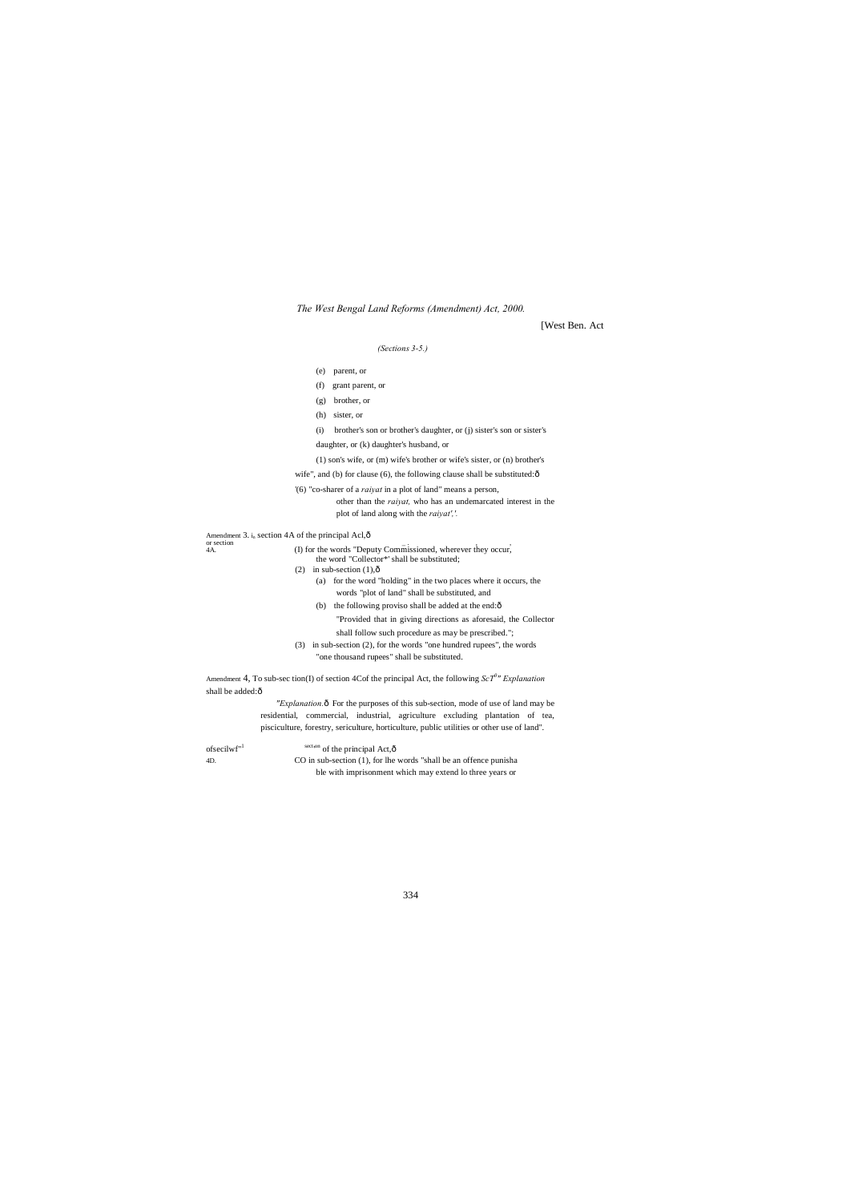*The West Bengal Land Reforms (Amendment) Act, 2000.*

[West Ben. Act

*(Sections 3-5.)*

(e) parent, or

(f) grant parent, or

(g) brother, or

(h) sister, or

(i) brother's son or brother's daughter, or (j) sister's son or sister's daughter, or (k) daughter's husband, or

(1) son's wife, or (m) wife's brother or wife's sister, or (n) brother's wife", and (b) for clause (6), the following clause shall be substituted:ô

'(6) "co-sharer of a *raiyat* in a plot of land" means a person, other than the *raiyat,* who has an undemarcated interest in the plot of land along with the *raiyat',*'.

Amendment or section 4A. 3. i, section 4A of the principal Acl,ô

(I) for the words "Deputy Commissioned, wherever they occur, the word "Collector\*' shall be substituted;

(2) in sub-section (1),ô

(a) for the word "holding" in the two places where it occurs, the words "plot of land" shall be substituted, and

(b) the following proviso shall be added at the end:ô

"Provided that in giving directions as aforesaid, the Collector shall follow such procedure as may be prescribed.";

(3) in sub-section (2), for the words "one hundred rupees", the words "one thousand rupees" shall be substituted.

Amendment 4, To sub-sec tion(I) of section 4Cof the principal Act, the following *ScT*[d]*" Explanation* shall be added:ô

"*Explanation.*ô For the purposes of this sub-section, mode of use of land may be residential, commercial, industrial, agriculture excluding plantation of tea, pisciculture, forestry, sericulture, horticulture, public utilities or other use of land".

ofsecilwf[n1] 4D. [sect.ion] of the principal Act,ô

CO in sub-section (1), for lhe words "shall be an offence punishable with imprisonment which may extend lo three years or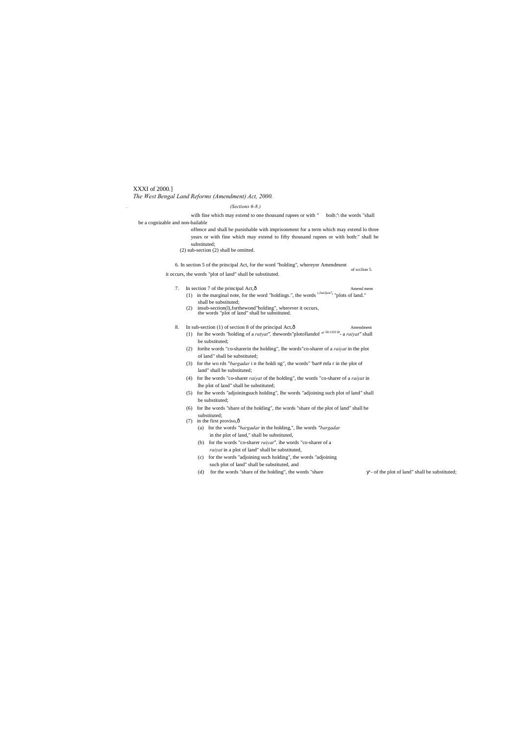XXXI of 2000.]
*The West Bengal Land Reforms (Amendment) Act, 2000.*

*(Sections 6-8.)*

wilh fine which may extend to one thousand rupees or with " boih:'\ the words "shall be a cognizable and non-bailable offence and shall be punishable with imprisonment for a term which may extend lo three years or with fine which may extend to fifty thousand rupees or with both:" shall be substituted;

(2) sub-section (2) shall be omitted.

6. In section 5 of the principal Act, for the word "holding", whereyer it occurs, the words "plot of land" shall be substituted.

Amendment of scclion 5.

7. In section 7 of the principal Act,ô

Amend mem c,fseclion7,

(1) in the marginal note, for the word "holdings.", the words "plots of land." shall be substituted;

(2) insub-section(l),forthewond"holding", wherever it occurs, the words "plot of land" shall be substituted.

8. In sub-section (1) of section 8 of the principal Act,ô

Amendment of 50:110118-

(1) for lhe words "holding of a *ratyat".* thewords"plotoflandof a *raiyat"* shall be substituted;

(2) forthe words "co-sharerin the holding", lhe words"co-sharer of a *raiyat* in the plot of land" shall be substituted;

(3) for the wo rds *"bargadar* i n the holdi ng", the words" 'bar# mfa r in the plot of land" shall be substituted;

(4) for lhe words "co-sharer *raiyat* of the holding", the words "co-sharer of a *raiyat* in lhe plot of land" shall be substituted;

(5) for lhe words "adjoiningsuch holding", lhe words "adjoining such plot of land" shall be substituted;

(6) for lhe words "share of the holding", the words "share of the plot of land" shall be substituted;

(7) in the first proviso,ô

(a) for the words *"bargadar* in the holding,", lhe words *"bargadar* in the plot of land," shall be substituted,

(b) for the words "co-sharer *raiyat",* ihe words "co-sharer of a *raiyat* in a plot of land" shall be substituted,

(c) for the words "adjoining such holding", the words "adjoining such plot of land" shall be substituted, and

(d) for the words "share of the holding", the words "share of the plot of land" shall be substituted;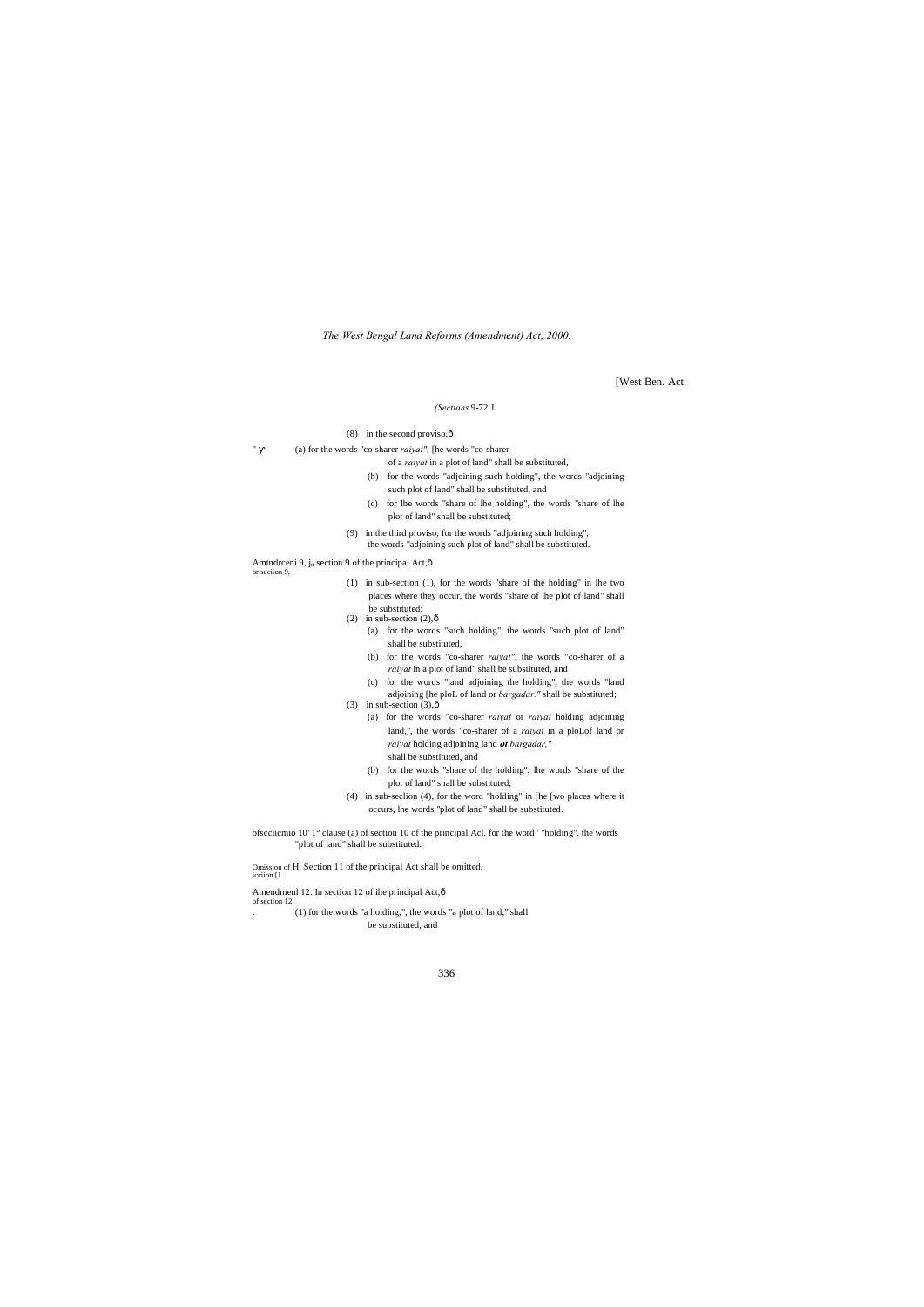*(Sections* 9-72.J

(8) in the second proviso,—

(a) for the words "co-sharer *raiyat".* [he words "co-sharer of a *raiyat* in a plot of land" shall be substituted,

(b) for the words "adjoining such holding", the words "adjoining such plot of land" shall be substituted, and

(c) for lbe words "share of lhe holding", the words "share of lhe plot of land" shall be substituted;

(9) in the third proviso, for the words "adjoining such holding", the words "adjoining such plot of land" shall be substituted.

Amtndrceni 9, ju section 9 of the principal Act,—
or seciion 9,

(1) in sub-section (1), for the words "share of the holding" in lhe two places where they occur, the words "share of lhe plot of land" shall be substituted;

(2) in sub-section (2),—

(a) for the words "such holding", the words "such plot of land" shall be substituted,

(b) for the words "co-sharer *raiyat",* the words "co-sharer of a *raiyat* in a plot of land" shall be substituted, and

(c) for the words "land adjoining the holding", the words "land adjoining [he ploL of land or *bargadar."* shall be substituted;

(3) in sub-section (3),—

(a) for the words "co-sharer *raiyat* or *raiyat* holding adjoining land,", the words "co-sharer of a *raiyat* in a ploLof land or *raiyat* holding adjoining land ***ot*** *bargadar,"* shall be substituted, and

(b) for the words "share of the holding", lhe words "share of the plot of land" shall be substituted;

(4) in sub-seclion (4), for the word "holding" in [he [wo places where it occurs, lhe words "plot of land" shall be substituted.

ofscciicmio 10' 1° clause (a) of section 10 of the principal Acl, for the word ' "holding", the words "plot of land" shall be substituted.

Omission of H. Section 11 of the principal Act shall be omitted.
icciion [J.

Amendmenl 12. In section 12 of ihe principal Act,—
of section 12.

(1) for the words "a holding,", the words "a plot of land," shall be substituted, and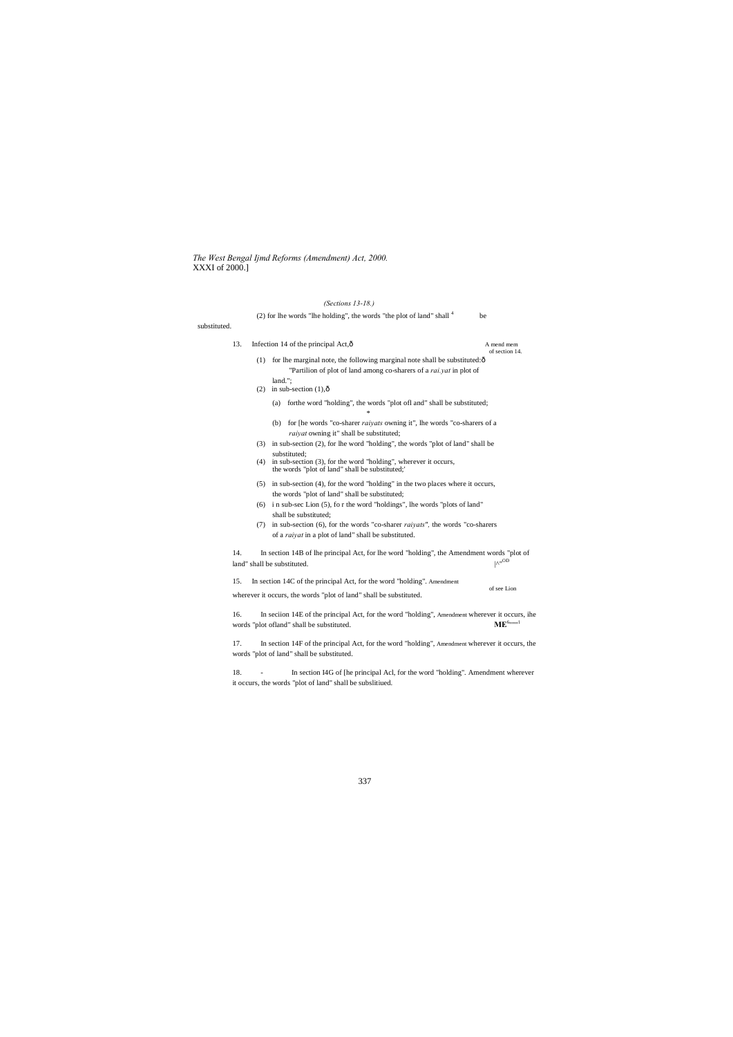*(Sections 13-18.)*

(2) for lhe words "lhe holding", the words "the plot of land" shall be substituted.

13. Infection 14 of the principal Act,ô

A mend mem of section 14.

(1) for lhe marginal note, the following marginal note shall be substituted:ô "Partilion of plot of land among co-sharers of a *rai.yat* in plot of land.";

(2) in sub-section (1),ô

(a) forthe word "holding", the words "plot ofl and" shall be substituted;

(b) for [he words "co-sharer *raiyats* owning it", lhe words "co-sharers of a *raiyat* owning it" shall be substituted;

(3) in sub-section (2), for lhe word "holding", the words "plot of land" shall be substituted;

(4) in sub-section (3), for the word "holding", wherever it occurs, the words "plot of land" shall be substituted;'

(5) in sub-section (4), for the word "holding" in the two places where it occurs, the words "plot of land" shall be substituted;

(6) i n sub-sec Lion (5), fo r the word "holdings", lhe words "plots of land" shall be substituted;

(7) in sub-section (6), for the words "co-sharer *raiyats*", the words "co-sharers of a *raiyat* in a plot of land" shall be substituted.

14. In section 14B of lhe principal Act, for lhe word "holding", the Amendment words "plot of land" shall be substituted.

15. In section 14C of the principal Act, for the word "holding". Amendment of see Lion wherever it occurs, the words "plot of land" shall be substituted.

16. In seciion 14E of the principal Act, for the word "holding", Amendment wherever it occurs, ihe words "plot ofland" shall be substituted.

17. In section 14F of the principal Act, for the word "holding", Amendment wherever it occurs, the words "plot of land" shall be substituted.

18. In section I4G of [he principal Acl, for the word "holding". Amendment wherever it occurs, the words "plot of land" shall be subslitiued.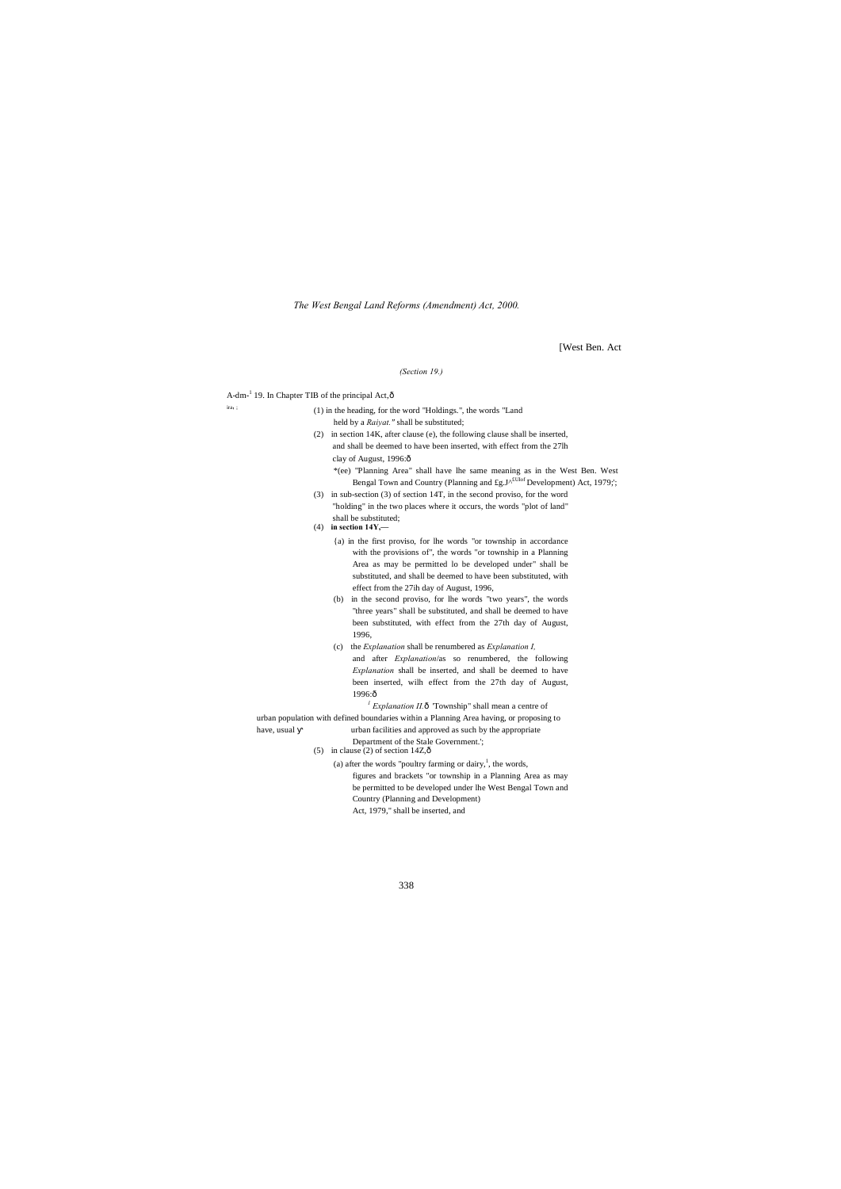*The West Bengal Land Reforms (Amendment) Act, 2000.*

[West Ben. Act

*(Section 19.)*

A-dm-[1] 19. In Chapter TIB of the principal Act,ô

ira, :

(1) in the heading, for the word "Holdings.", the words "Land held by a *Raiyat."* shall be substituted;

(2) in section 14K, after clause (e), the following clause shall be inserted, and shall be deemed to have been inserted, with effect from the 27lh clay of August, 1996:ô

*(ee) "Planning Area" shall have lhe same meaning as in the West Ben. West Bengal Town and Country (Planning and £g.J^EUIof Development) Act, 1979;';

(3) in sub-section (3) of section 14T, in the second proviso, for the word "holding" in the two places where it occurs, the words "plot of land" shall be substituted;

(4) **in section 14Y,—**

(a) in the first proviso, for lhe words "or township in accordance with the provisions of", the words "or township in a Planning Area as may be permitted lo be developed under" shall be substituted, and shall be deemed to have been substituted, with effect from the 27ih day of August, 1996,

(b) in the second proviso, for lhe words "two years", the words "three years" shall be substituted, and shall be deemed to have been substituted, with effect from the 27th day of August, 1996,

(c) the *Explanation* shall be renumbered as *Explanation I.* and after *Explanation*/as so renumbered, the following *Explanation* shall be inserted, and shall be deemed to have been inserted, wilh effect from the 27th day of August, 1996:ô

*[I] Explanation II.*ô 'Township" shall mean a centre of urban population with defined boundaries within a Planning Area having, or proposing to have, usual ý urban facilities and approved as such by the appropriate Department of the Stale Government.';

(5) in clause (2) of section 14Z,ô

(a) after the words "poultry farming or dairy,[1], the words, figures and brackets "or township in a Planning Area as may be permitted to be developed under lhe West Bengal Town and Country (Planning and Development) Act, 1979," shall be inserted, and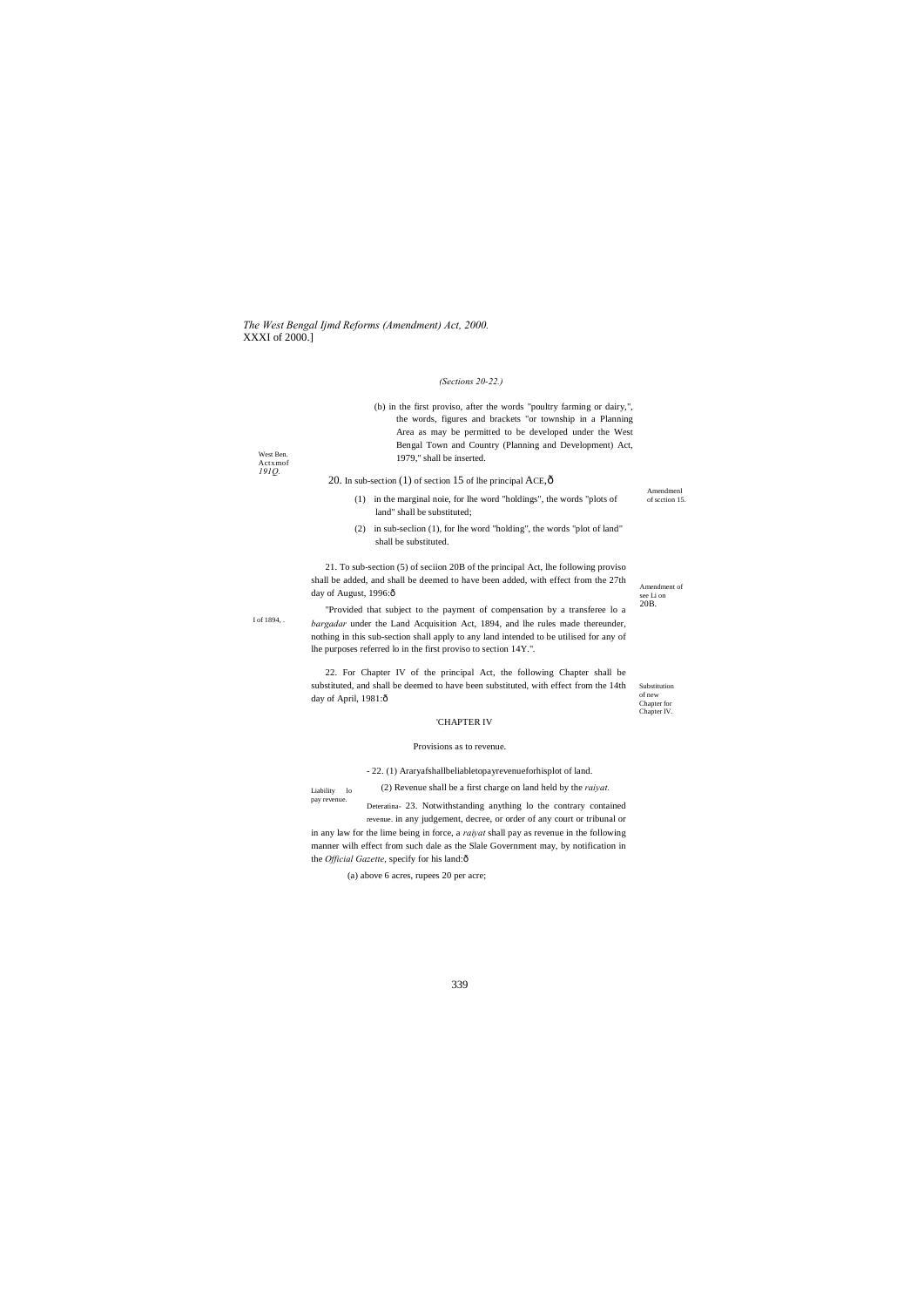*The West Bengal Ijmd Reforms (Amendment) Act, 2000.*
XXXI of 2000.]

*(Sections 20-22.)*

(b) in the first proviso, after the words "poultry farming or dairy,", the words, figures and brackets "or township in a Planning Area as may be permitted to be developed under the West Bengal Town and Country (Planning and Development) Act, 1979," shall be inserted.

West Ben. Actxmof *191Q.*

Amendmenl of scction 15.

20. In sub-section (1) of section 15 of lhe principal ACE,—

(1) in the marginal noie, for lhe word "holdings", the words "plots of land" shall be substituted;

(2) in sub-seclion (1), for lhe word "holding", the words "plot of land" shall be substituted.

Amendment of see Li on 20B.

21. To sub-section (5) of seciion 20B of the principal Act, lhe following proviso shall be added, and shall be deemed to have been added, with effect from the 27th day of August, 1996:—

I of 1894, .

"Provided that subject to the payment of compensation by a transferee lo a *bargadar* under the Land Acquisition Act, 1894, and lhe rules made thereunder, nothing in this sub-section shall apply to any land intended to be utilised for any of lhe purposes referred lo in the first proviso to section 14Y.".

Substitution of new Chapter for Chapter IV.

22. For Chapter IV of the principal Act, the following Chapter shall be substituted, and shall be deemed to have been substituted, with effect from the 14th day of April, 1981:—

'CHAPTER IV

Provisions as to revenue.

Liability lo pay revenue.

- 22. (1) Araryafshallbeliabletopayrevenueforhisplot of land.

(2) Revenue shall be a first charge on land held by the *raiyat.*

Deteratina- revenue.

23. Notwithstanding anything lo the contrary contained in any judgement, decree, or order of any court or tribunal or in any law for the lime being in force, a *raiyat* shall pay as revenue in the following manner wilh effect from such dale as the Slale Government may, by notification in the *Official Gazette*, specify for his land:—

(a) above 6 acres, rupees 20 per acre;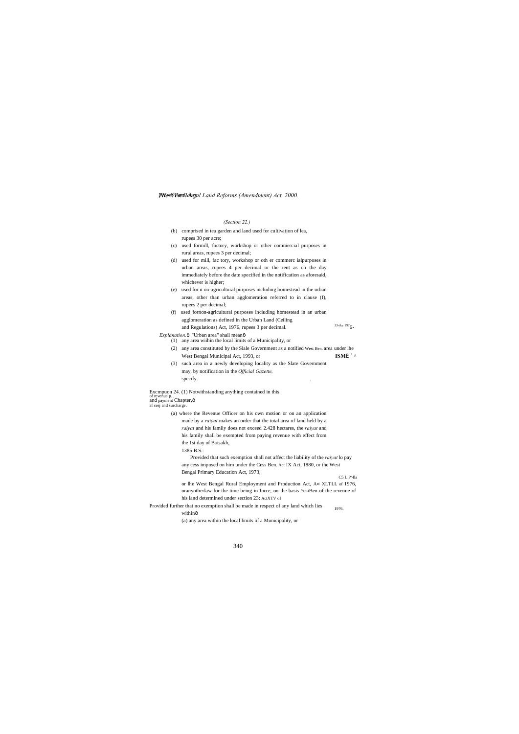*(Section 22.)*

(b) comprised in tea garden and land used for cultivation of lea, rupees 30 per acre;

(c) used formill, factory, workshop or other commercial purposes in rural areas, rupees 3 per decimal;

(d) used for mill, fac tory, workshop or oth er commerc ialpurposes in urban areas, rupees 4 per decimal or the rent as on the day immediately before the date specified in the notification as aforesaid, whichever is higher;

(e) used for n on-agricultural purposes including homestead in the urban areas, other than urban agglomeration referred to in clause (f), rupees 2 per decimal;

(f) used fornon-agricultural purposes including homestead in an urban agglomeration as defined in the Urban Land (Ceiling and Regulations) Act, 1976, rupees 3 per decimal.

33 of 1976.

*Explanation.*ô "Urban area" shall meanô

(1) any area wiihin the local limits of a Municipality, or

(2) any area constituted by the Slale Government as a notified area under lhe West Bengal Municipal Act, 1993, or

West Ben. ISMÊ [1] ^

(3) such area in a newly developing locality as the Slate Government may, by notification in the *Official Gazette,* specify.

Excmpuon of revenue p. and payment af cesj and surcharge.

24. (1) Notwithstanding anything contained in this Chapter,ô

(a) where the Revenue Officer on his own motion or on an application made by a *raiyat* makes an order that the total area of land held by a *raiyat* and his family does not exceed 2.428 hectares, the *raiyat* and his family shall be exempted from paying revenue with effect from the 1st day of Baisakh, 1385 B.S.:

Provided that such exemption shall not affect the liability of the *raiyat* lo pay any cess imposed on him under the Cess Act, 1880, or the West Bengal Primary Education Act, 1973, or lhe West Bengal Rural Employment and Production Act, 1976, oranyotherlaw for the time being in force, on the basis of the revenue of his land determined under section 23:

Ben. Act IX of 1880. C5 L P^lla A« XLTLL of 1976. ^esiBen ActXTV of 1976.

Provided further that no exemption shall be made in respect of any land which lies withinô

(a) any area within the local limits of a Municipality, or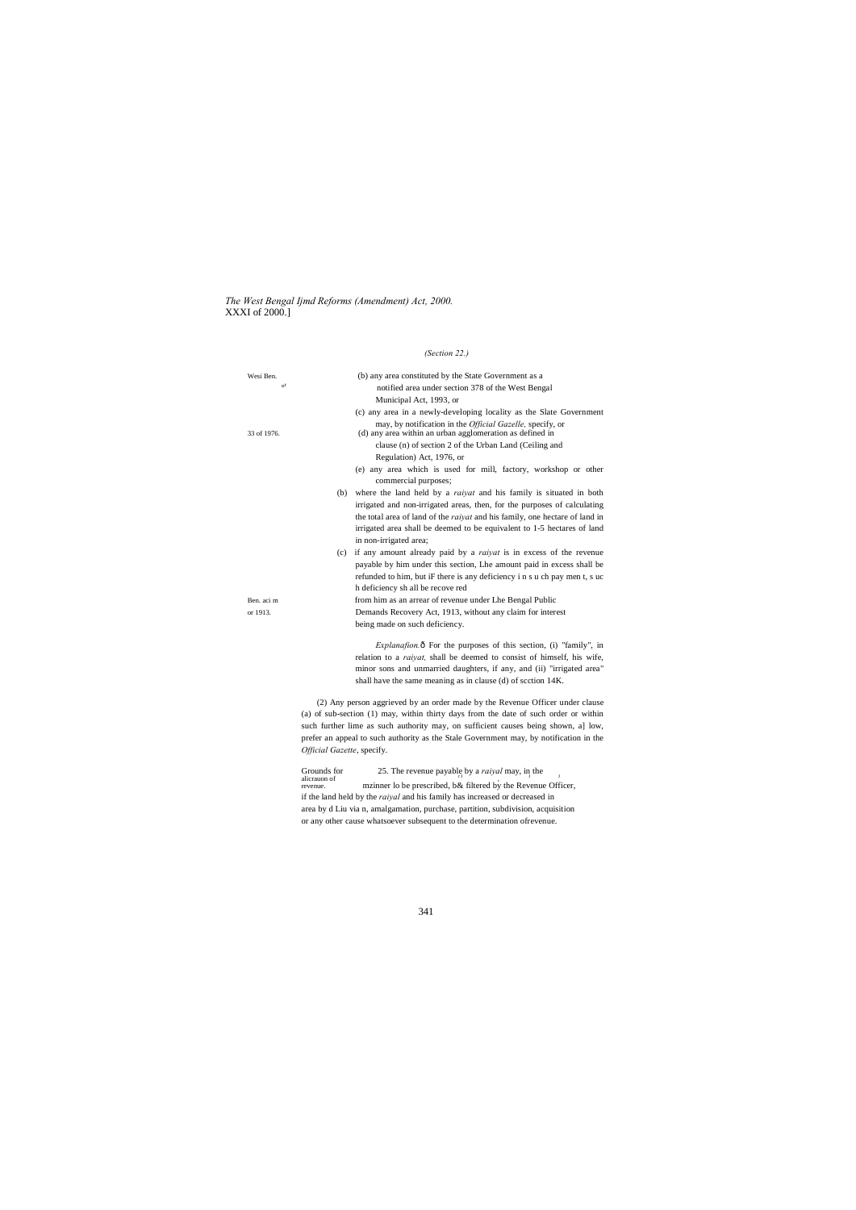*The West Bengal Ijmd Reforms (Amendment) Act, 2000.*
XXXI of 2000.]

*(Section 22.)*

Wesi Ben. of

(b) any area constituted by the State Government as a notified area under section 378 of the West Bengal Municipal Act, 1993, or

(c) any area in a newly-developing locality as the Slate Government may, by notification in the *Official Gazelle,* specify, or

33 of 1976.

(d) any area within an urban agglomeration as defined in clause (n) of section 2 of the Urban Land (Ceiling and Regulation) Act, 1976, or

(e) any area which is used for mill, factory, workshop or other commercial purposes;

(b) where the land held by a *raiyat* and his family is situated in both irrigated and non-irrigated areas, then, for the purposes of calculating the total area of land of the *raiyat* and his family, one hectare of land in irrigated area shall be deemed to be equivalent to 1-5 hectares of land in non-irrigated area;

(c) if any amount already paid by a *raiyat* is in excess of the revenue payable by him under this section, Lhe amount paid in excess shall be refunded to him, but iF there is any deficiency i n s u ch pay men t, s uc h deficiency sh all be recove red

Ben. aci m or 1913.

from him as an arrear of revenue under Lhe Bengal Public Demands Recovery Act, 1913, without any claim for interest being made on such deficiency.

*Explanafion.*ô For the purposes of this section, (i) "family", in relation to a *raiyat,* shall be deemed to consist of himself, his wife, minor sons and unmarried daughters, if any, and (ii) "irrigated area" shall have the same meaning as in clause (d) of scction 14K.

(2) Any person aggrieved by an order made by the Revenue Officer under clause (a) of sub-section (1) may, within thirty days from the date of such order or within such further lime as such authority may, on sufficient causes being shown, a] low, prefer an appeal to such authority as the Stale Government may, by notification in the *Official Gazette*, specify.

Grounds for alicrauon of revenue.

25. The revenue payable by a *raiyal* may, in the mzinner lo be prescribed, b& filtered by the Revenue Officer, if the land held by the *raiyal* and his family has increased or decreased in area by d Liu via n, amalgamation, purchase, partition, subdivision, acquisition or any other cause whatsoever subsequent to the determination ofrevenue.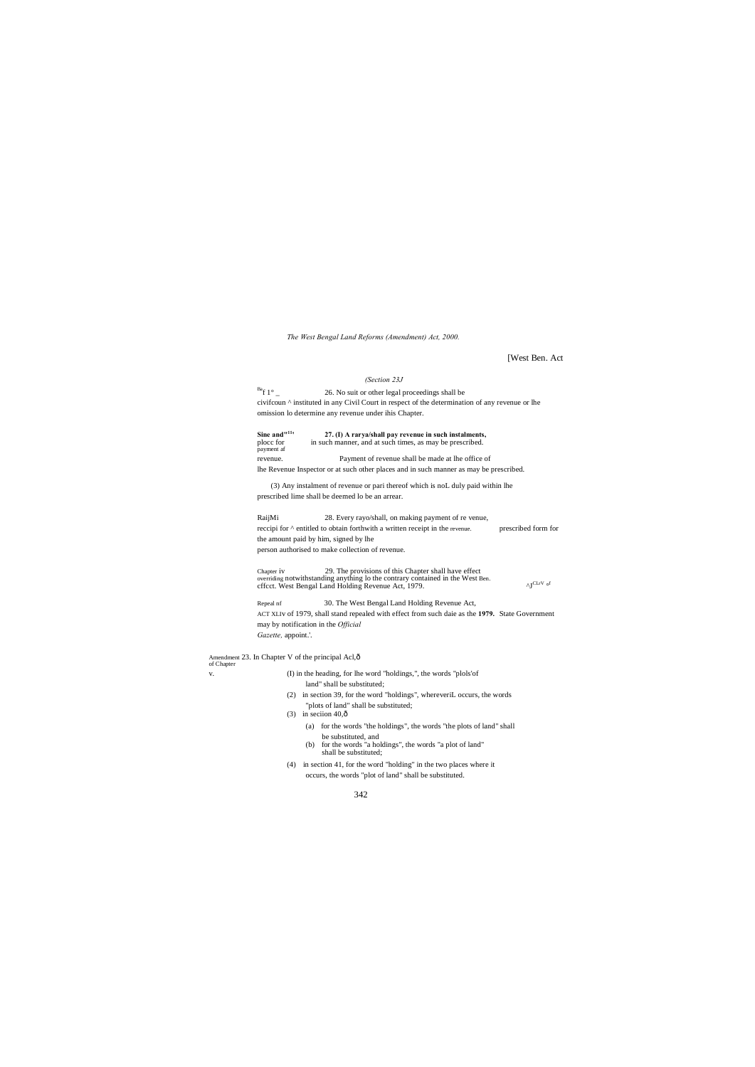*The West Bengal Land Reforms (Amendment) Act, 2000.*

[West Ben. Act

*(Section 23J*

Baf 1° _ 26. No suit or other legal proceedings shall be civifcoun ^ instituted in any Civil Court in respect of the determination of any revenue or lhe omission lo determine any revenue under ihis Chapter.

**Sine and"11t** **27. (I) A rarya/shall pay revenue in such instalments,** plocc for in such manner, and at such times, as may be prescribed. payment af revenue. Payment of revenue shall be made at lhe office of lhe Revenue Inspector or at such other places and in such manner as may be prescribed.

(3) Any instalment of revenue or pari thereof which is noL duly paid within lhe prescribed lime shall be deemed lo be an arrear.

RaijMi 28. Every rayo/shall, on making payment of re venue, reccipi for ^ entitled to obtain forthwith a written receipt in the revenue. prescribed form for the amount paid by him, signed by lhe person authorised to make collection of revenue.

Chapter iv 29. The provisions of this Chapter shall have effect overriding notwithstanding anything lo the contrary contained in the West Ben. cffcct. West Bengal Land Holding Revenue Act, 1979. ^JCLrV af

Repeal nf 30. The West Bengal Land Holding Revenue Act, ACT XLIv of 1979, shall stand repealed with effect from such daie as the **1979.** State Government may by notification in the *Official Gazette,* appoint.'.

Amendment of Chapter v. 23. In Chapter V of the principal Acl,—

(I) in the heading, for lhe word "holdings,", the words "plols'of land" shall be substituted;

(2) in section 39, for the word "holdings", whereveriL occurs, the words "plots of land" shall be substituted;

(3) in seciion 40,—

(a) for the words "the holdings", the words "the plots of land" shall be substituted, and

(b) for the words "a holdings", the words "a plot of land" shall be substituted;

(4) in section 41, for the word "holding" in the two places where it occurs, the words "plot of land" shall be substituted.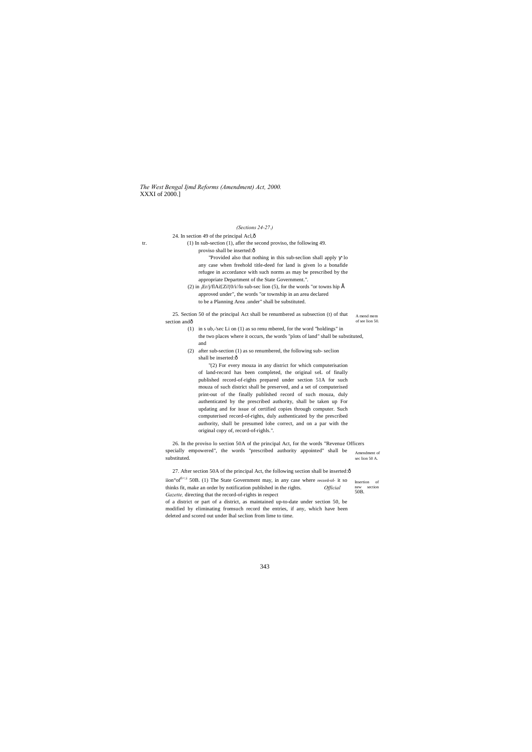*The West Bengal Ijmd Reforms (Amendment) Act, 2000.*
XXXI of 2000.]

*(Sections 24-27.)*

24. In section 49 of the principal Acl,ô

tr. (1) In sub-section (1), afler the second proviso, the following 49. proviso shall be inserted:ô

"Provided also that nothing in this sub-seclion shall apply ׳ lo any case when freehold title-deed for land is given lo a bonafide refugee in accordance with such norms as may be prescribed by the appropriate Department of the State Government.".

(2) in ¡Er/j/flAi£Zi'(0/i//lo sub-sec lion (5), for the words "or towns hip Å approved under", the words "or township in an area declared to be a Planning Area .under" shall be substituted.

A mend mem of see lion 50.

25. Section 50 of the principal Act shall be renumbered as subsection (t) of that section andô

(1) in s ub,-'sec Li on (1) as so renu mbered, for the word "holdings" in the two places where it occurs, the words "plots of land" shall be substituted, and

(2) after sub-section (1) as so renumbered, the following sub- seclion shall be inserted:ô

"(2) For every mouza in any district for which computerisation of land-record has been completed, the original seL of finally published record-of-rights prepared under section 51A for such mouza of such district shall be preserved, and a set of computerised print-out of the finally published record of such mouza, duly authenticated by the prescribed authority, shall be taken up For updating and for issue of certified copies through computer. Such computerised record-of-rights, duly authenticated by the prescribed authority, shall be presumed lobe correct, and on a par with the original copy of, record-of-righls.".

Amendment of sec lion 50 A.

26. In the proviso lo section 50A of the principal Act, for the words "Revenue Officers specially empowered", the words "prescribed authority appointed" shall be substituted.

Insertion of new section 50B.

27. After section 50A of the principal Act, the following section shall be inserted:ô

iion°of 50B. (1) The State Government may, in any case where record-of- it so thinks fit, make an order by notification published in the rights. *Official Gazette,* directing that the record-of-rights in respect of a district or part of a district, as maintained up-to-date under section 50, be modified by eliminating fromsuch record the entries, if any, which have been deleted and scored out under lhal seclion from lime to time.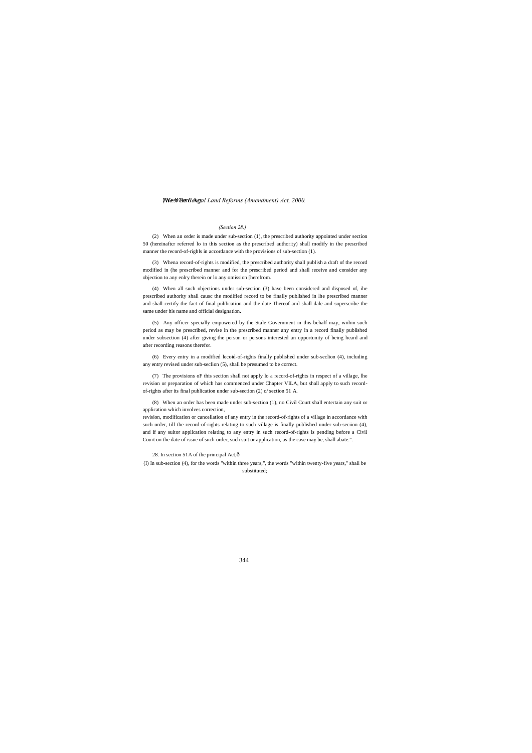*(Section 28.)*

(2) When an order is made under sub-section (1), the prescribed authority appointed under section 50 (hereinaftcr referred lo in this section as the prescribed authority) shall modify in the prescribed manner the record-of-righls in accordance with the provisions of sub-section (1).

(3) Whena record-of-rights is modified, the prescribed authority shall publish a draft of the record modified in (he prescribed manner and for the prescribed period and shall receive and consider any objection to any enlry therein or lo any omission [herefrom.

(4) When all such objections under sub-section (3) have been considered and disposed of, ihe prescribed authority shall causc the modified record to be finally published in lhe prescribed manner and shall certify the fact of final publication and the date Thereof and shall dale and superscribe the same under his name and official designation.

(5) Any officer specially empowered by the Stale Government in this behalf may, wiihin such period as may be prescribed, revise in the prescribed manner any entry in a record finally published under subsection (4) after giving the person or persons interested an opportunity of being heard and after recording reasons therefor.

(6) Every entry in a modified lecoid-of-righis finally published under sub-seclion (4), including any entry revised under sub-seclion (5), shall be presumed to be correct.

(7) The provisions oF this section shall not apply lo a record-of-rights in respect of a village, lhe revision or preparation of which has commenced under Chapter VII.A, but shall apply to such record-of-rights after its final publication under sub-section (2) o/ section 51 A.

(8) When an order has been made under sub-section (1), no Civil Court shall entertain any suit or application which involves correction,
revision, modification or cancellation of any entry in the record-of-rights of a village in accordance with such order, till the record-of-rights relating to such village is finally published under sub-seciion (4), and if any suitor application relating to any entry in such record-of-rights is pending before a Civil Court on the date of issue of such order, such suit or application, as the case may be, shall abate.".

28. In section 51A of the principal Act,—

(I) In sub-section (4), for the words "within three years,", the words "within twenty-five years," shall be substituted;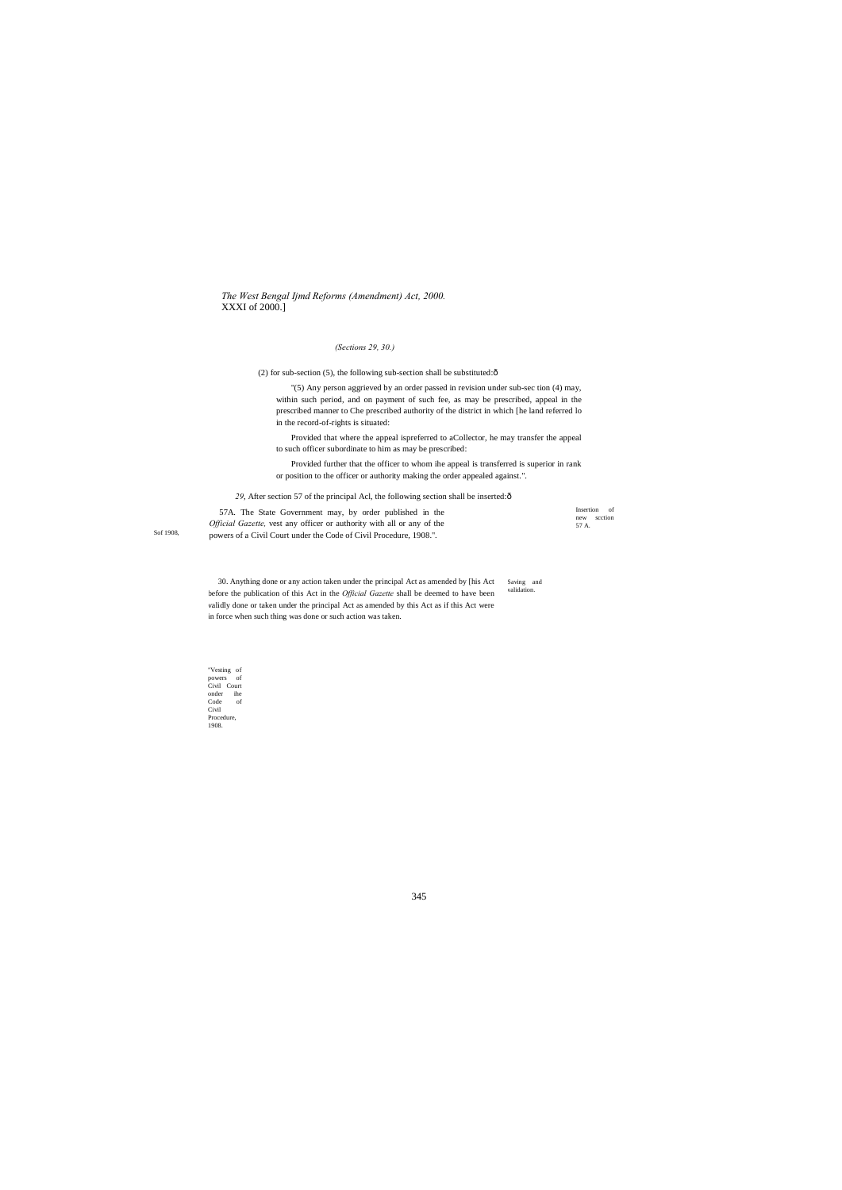*The West Bengal Ijmd Reforms (Amendment) Act, 2000.*
XXXI of 2000.]

*(Sections 29, 30.)*

(2) for sub-section (5), the following sub-section shall be substituted:ô

"(5) Any person aggrieved by an order passed in revision under sub-sec tion (4) may, within such period, and on payment of such fee, as may be prescribed, appeal in the prescribed manner to Che prescribed authority of the district in which [he land referred lo in the record-of-rights is situated:

Provided that where the appeal ispreferred to aCollector, he may transfer the appeal to such officer subordinate to him as may be prescribed:

Provided further that the officer to whom ihe appeal is transferred is superior in rank or position to the officer or authority making the order appealed against.".

*29*, After section 57 of the principal Acl, the following section shall be inserted:ô

Insertion of new scction 57 A.

"Vesting of powers of Civil Court onder ihe Code of Civil Procedure, 1908.

57A. The State Government may, by order published in the *Official Gazette,* vest any officer or authority with all or any of the powers of a Civil Court under the Code of Civil Procedure, 1908.".

Sof 1908,

Saving and validation.

30. Anything done or any action taken under the principal Act as amended by [his Act before the publication of this Act in the *Official Gazette* shall be deemed to have been validly done or taken under the principal Act as amended by this Act as if this Act were in force when such thing was done or such action was taken.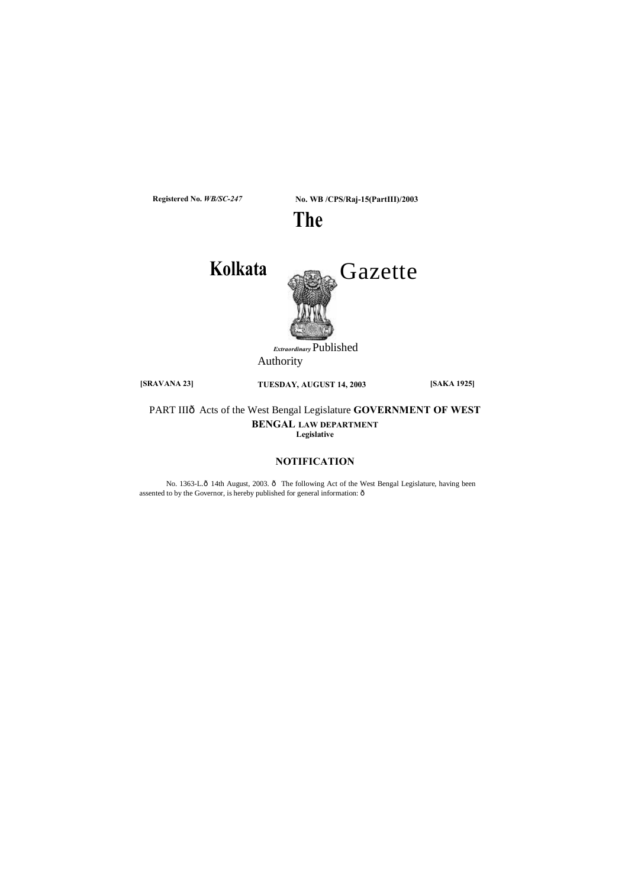**Registered No.** ***WB/SC-247*** **No. WB /CPS/Raj-15(PartIII)/2003**

# The Kolkata Gazette

***Extraordinary*** Published by Authority

**[SRAVANA 23]** **TUESDAY, AUGUST 14, 2003** **[SAKA 1925]**

PART IIIð Acts of the West Bengal Legislature

## GOVERNMENT OF WEST BENGAL

### LAW DEPARTMENT

**Legislative**

### NOTIFICATION

No. 1363-L.ð 14th August, 2003. ð The following Act of the West Bengal Legislature, having been assented to by the Governor, is hereby published for general information: ð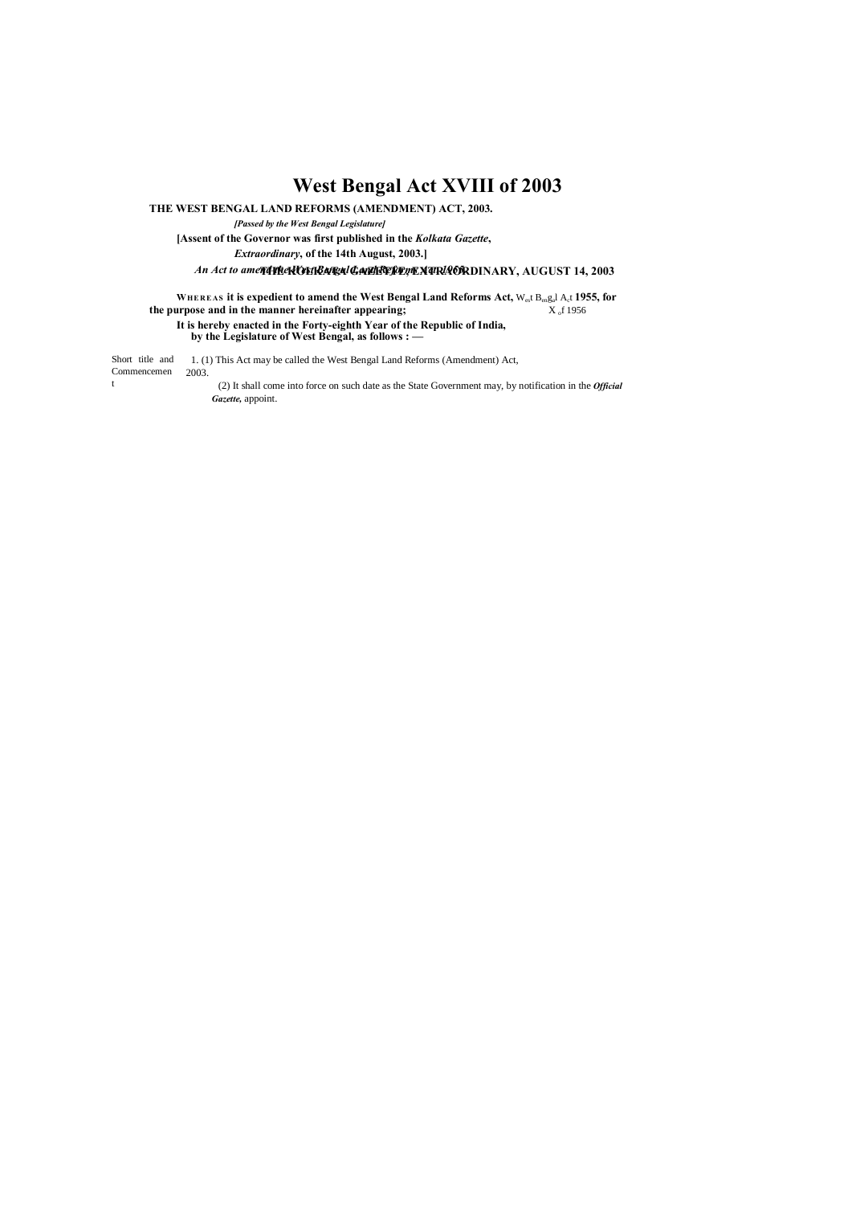# West Bengal Act XVIII of 2003

**THE WEST BENGAL LAND REFORMS (AMENDMENT) ACT, 2003.**

***[Passed by the West Bengal Legislature]***

**[Assent of the Governor was first published in the *Kolkata Gazette*, *Extraordinary*, of the 14th August, 2003.]**

*An Act to amend the West Bengal Land Reforms Act, 1955.*

**WHEREAS it is expedient to amend the West Bengal Land Reforms Act, 1955, for the purpose and in the manner hereinafter appearing;** West Bengal Act X of 1956

**It is hereby enacted in the Forty-eighth Year of the Republic of India, by the Legislature of West Bengal, as follows : —**

Short title and Commencement

1. (1) This Act may be called the West Bengal Land Reforms (Amendment) Act, 2003.

(2) It shall come into force on such date as the State Government may, by notification in the ***Official Gazette,*** appoint.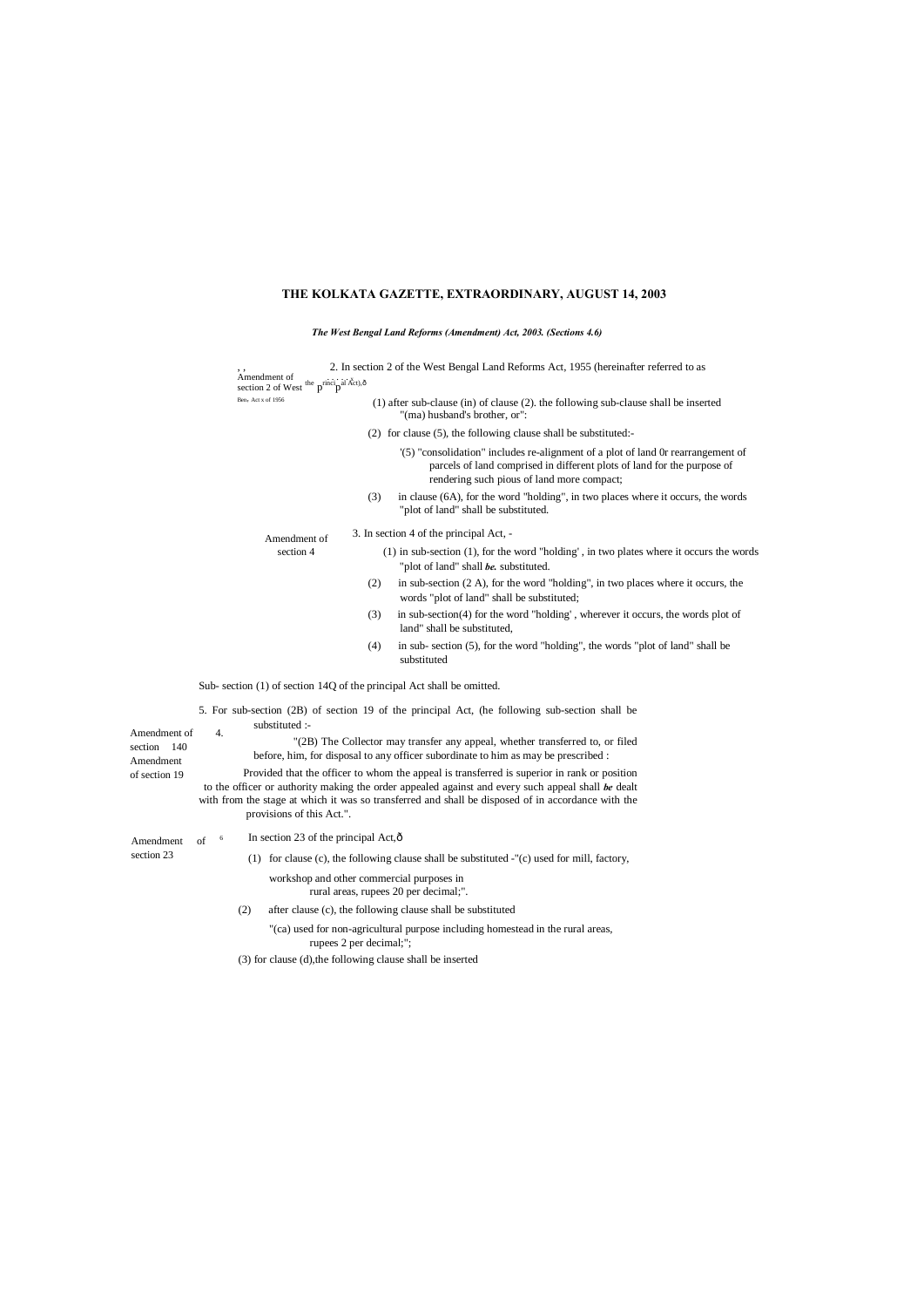**THE KOLKATA GAZETTE, EXTRAORDINARY, AUGUST 14, 2003**

***The West Bengal Land Reforms (Amendment) Act, 2003. (Sections 4.6)***

Amendment of section 2 of West Ben. Act x of 1956

2. In section 2 of the West Bengal Land Reforms Act, 1955 (hereinafter referred to as the principal Act),—

(1) after sub-clause (in) of clause (2). the following sub-clause shall be inserted "(ma) husband's brother, or":

(2) for clause (5), the following clause shall be substituted:-

'(5) "consolidation" includes re-alignment of a plot of land 0r rearrangement of parcels of land comprised in different plots of land for the purpose of rendering such pious of land more compact;

(3) in clause (6A), for the word "holding", in two places where it occurs, the words "plot of land" shall be substituted.

Amendment of section 4

3. In section 4 of the principal Act, -

(1) in sub-section (1), for the word "holding' , in two plates where it occurs the words "plot of land" shall ***be.*** substituted.

(2) in sub-section (2 A), for the word "holding", in two places where it occurs, the words "plot of land" shall be substituted;

(3) in sub-section(4) for the word "holding' , wherever it occurs, the words plot of land" shall be substituted,

(4) in sub- section (5), for the word "holding", the words "plot of land" shall be substituted

Amendment of section 140

4. Sub- section (1) of section 14Q of the principal Act shall be omitted.

Amendment of section 19

5. For sub-section (2B) of section 19 of the principal Act, (he following sub-section shall be substituted :-

"(2B) The Collector may transfer any appeal, whether transferred to, or filed before, him, for disposal to any officer subordinate to him as may be prescribed :

Provided that the officer to whom the appeal is transferred is superior in rank or position to the officer or authority making the order appealed against and every such appeal shall ***be*** dealt with from the stage at which it was so transferred and shall be disposed of in accordance with the provisions of this Act.".

Amendment of section 23

6. In section 23 of the principal Act,—

(1) for clause (c), the following clause shall be substituted -"(c) used for mill, factory, workshop and other commercial purposes in rural areas, rupees 20 per decimal;".

(2) after clause (c), the following clause shall be substituted

"(ca) used for non-agricultural purpose including homestead in the rural areas, rupees 2 per decimal;";

(3) for clause (d),the following clause shall be inserted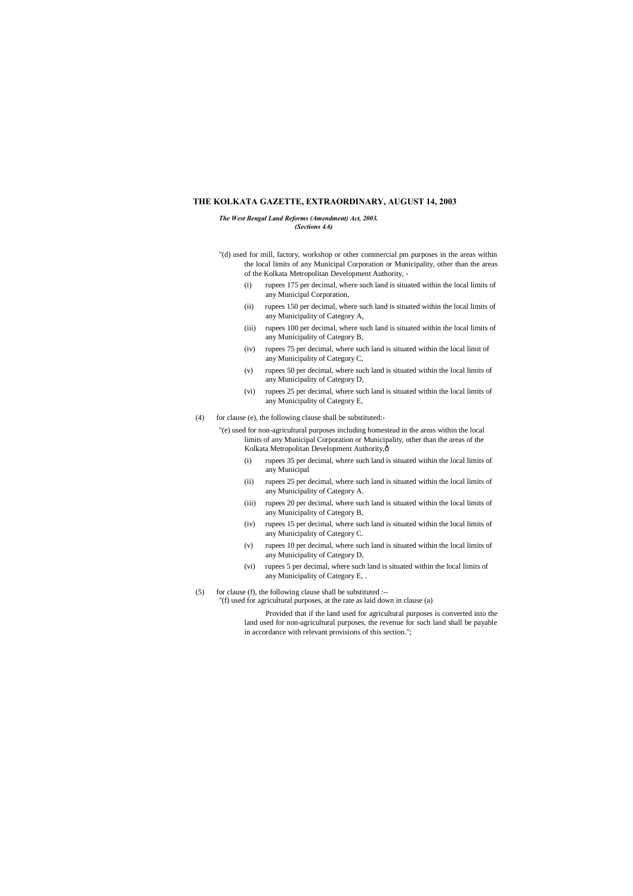"(d) used for mill, factory, workshop or other commercial pm purposes in the areas within the local limits of any Municipal Corporation or Municipality, other than the areas of the Kolkata Metropolitan Development Authority, -

(i) rupees 175 per decimal, where such land is situated within the local limits of any Municipal Corporation,

(ii) rupees 150 per decimal, where such land is situated within the local limits of any Municipality of Category A,

(iii) rupees 100 per decimal, where such land is situated within the local limits of any Municipality of Category B,

(iv) rupees 75 per decimal, where such land is situated within the local limit of any Municipality of Category C,

(v) rupees 50 per decimal, where such land is situated within the local limits of any Municipality of Category D,

(vi) rupees 25 per decimal, where such land is situated within the local limits of any Municipality of Category E,

(4) for clause (e), the following clause shall be substituted:-

"(e) used for non-agricultural purposes including homestead in the areas within the local limits of any Municipal Corporation or Municipality, other than the areas of the Kolkata Metropolitan Development Authority,ð

(i) rupees 35 per decimal, where such land is situated within the local limits of any Municipal

(ii) rupees 25 per decimal, where such land is situated within the local limits of any Municipality of Category A.

(iii) rupees 20 per decimal, where such land is situated within the local limits of any Municipality of Category B,

(iv) rupees 15 per decimal, where such land is situated within the local limits of any Municipality of Category C.

(v) rupees 10 per decimal, where such land is situated within the local limits of any Municipality of Category D,

(vi) rupees 5 per decimal, where such land is situated within the local limits of any Municipality of Category E, .

(5) for clause (f), the following clause shall be substituted :--

"(f) used for agricultural purposes, at the rate as laid down in clause (a)

Provided that if the land used for agricultural purposes is converted into the land used for non-agricultural purposes, the revenue for such land shall be payable in accordance with relevant provisions of this section.";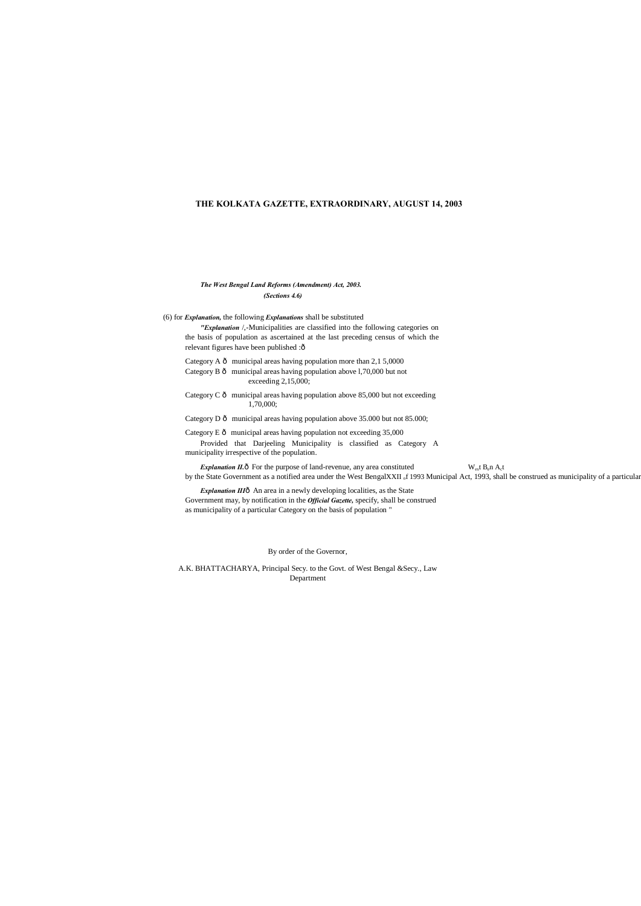*The West Bengal Land Reforms (Amendment) Act, 2003.*
*(Sections 4.6)*

(6) for ***Explanation,*** the following ***Explanations*** shall be substituted

***"Explanation*** /,-Municipalities are classified into the following categories on the basis of population as ascertained at the last preceding census of which the relevant figures have been published :ð

Category A ð municipal areas having population more than 2,1 5,0000
Category B ð municipal areas having population above l,70,000 but not exceeding 2,15,000;

Category C ð municipal areas having population above 85,000 but not exceeding 1,70,000;

Category D ð municipal areas having population above 35.000 but not 85.000;

Category E ð municipal areas having population not exceeding 35,000

Provided that Darjeeling Municipality is classified as Category A municipality irrespective of the population.

***Explanation II.***ð For the purpose of land-revenue, any area constituted by the State Government as a notified area under the West BengalXXII of 1993 Municipal Act, 1993, shall be construed as municipality of a particular

***Explanation III***ð An area in a newly developing localities, as the State Government may, by notification in the ***Official Gazette,*** specify, shall be construed as municipality of a particular Category on the basis of population "

By order of the Governor,

A.K. BHATTACHARYA, Principal Secy. to the Govt. of West Bengal &Secy., Law Department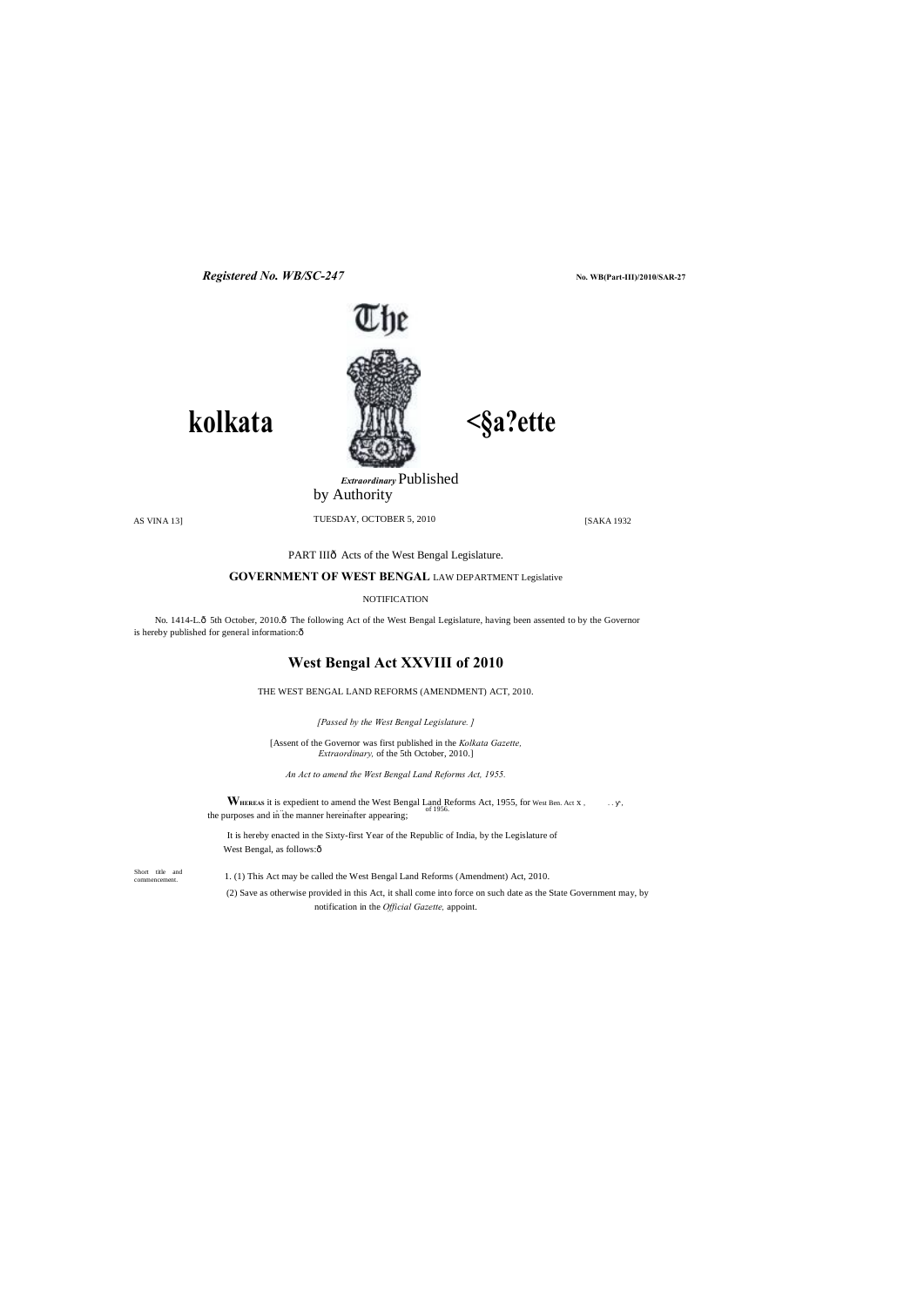Registered No. WB/SC-247 | No. WB(Part-III)/2010/SAR-27

# The Kolkata Gazette

*Extraordinary* Published by Authority

ASVINA 13] | TUESDAY, OCTOBER 5, 2010 | [SAKA 1932

PART III— Acts of the West Bengal Legislature.

**GOVERNMENT OF WEST BENGAL** LAW DEPARTMENT Legislative

NOTIFICATION

No. 1414-L.— 5th October, 2010.— The following Act of the West Bengal Legislature, having been assented to by the Governor is hereby published for general information:—

## West Bengal Act XXVIII of 2010

THE WEST BENGAL LAND REFORMS (AMENDMENT) ACT, 2010.

*[Passed by the West Bengal Legislature. ]*

[Assent of the Governor was first published in the *Kolkata Gazette, Extraordinary,* of the 5th October, 2010.]

*An Act to amend the West Bengal Land Reforms Act, 1955.*

**W**HEREAS it is expedient to amend the West Bengal Land Reforms Act, 1955, for the purposes and in the manner hereinafter appearing;

West Ben. Act X of 1956.

It is hereby enacted in the Sixty-first Year of the Republic of India, by the Legislature of West Bengal, as follows:—

Short title and commencement.

1. (1) This Act may be called the West Bengal Land Reforms (Amendment) Act, 2010.

(2) Save as otherwise provided in this Act, it shall come into force on such date as the State Government may, by notification in the *Official Gazette,* appoint.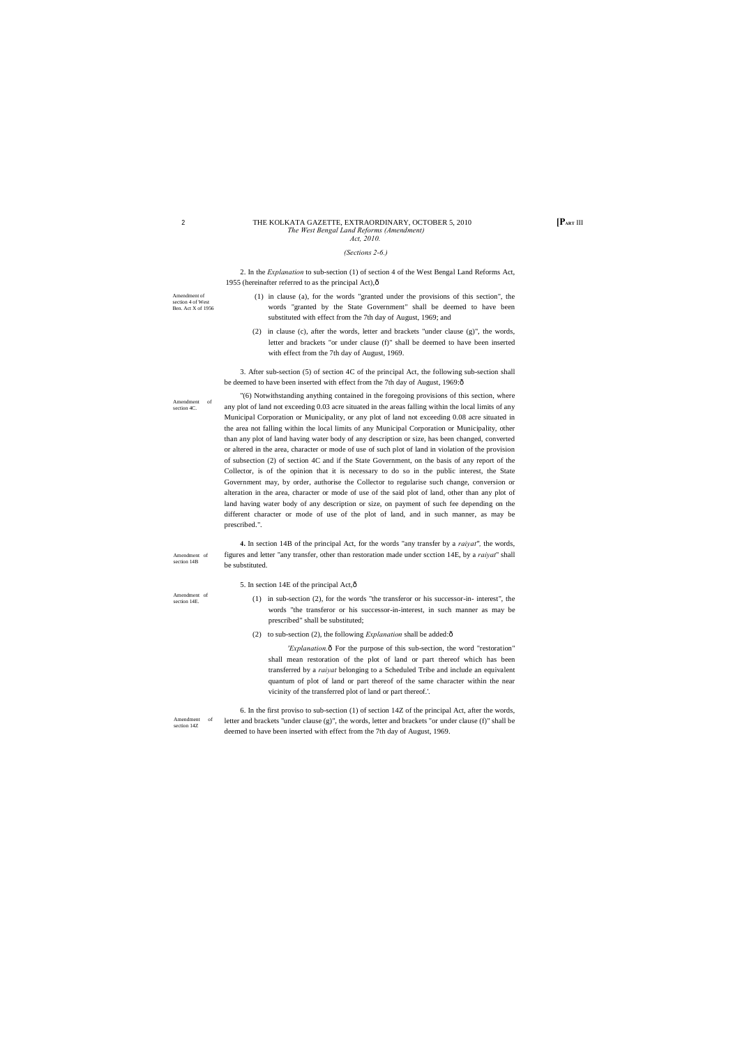*The West Bengal Land Reforms (Amendment) Act, 2010.*

*(Sections 2-6.)*

2. In the *Explanation* to sub-section (1) of section 4 of the West Bengal Land Reforms Act, 1955 (hereinafter referred to as the principal Act),—

Amendment of section 4 of West Ben. Act X of 1956

(1) in clause (a), for the words "granted under the provisions of this section", the words "granted by the State Government" shall be deemed to have been substituted with effect from the 7th day of August, 1969; and

(2) in clause (c), after the words, letter and brackets "under clause (g)", the words, letter and brackets "or under clause (f)" shall be deemed to have been inserted with effect from the 7th day of August, 1969.

3. After sub-section (5) of section 4C of the principal Act, the following sub-section shall be deemed to have been inserted with effect from the 7th day of August, 1969:—

Amendment of section 4C.

"(6) Notwithstanding anything contained in the foregoing provisions of this section, where any plot of land not exceeding 0.03 acre situated in the areas falling within the local limits of any Municipal Corporation or Municipality, or any plot of land not exceeding 0.08 acre situated in the area not falling within the local limits of any Municipal Corporation or Municipality, other than any plot of land having water body of any description or size, has been changed, converted or altered in the area, character or mode of use of such plot of land in violation of the provision of subsection (2) of section 4C and if the State Government, on the basis of any report of the Collector, is of the opinion that it is necessary to do so in the public interest, the State Government may, by order, authorise the Collector to regularise such change, conversion or alteration in the area, character or mode of use of the said plot of land, other than any plot of land having water body of any description or size, on payment of such fee depending on the different character or mode of use of the plot of land, and in such manner, as may be prescribed.".

Amendment of section 14B

**4.** In section 14B of the principal Act, for the words "any transfer by a *raiyat*", the words, figures and letter "any transfer, other than restoration made under scction 14E, by a *raiyat*" shall be substituted.

5. In section 14E of the principal Act,—

Amendment of section 14E.

(1) in sub-section (2), for the words "the transferor or his successor-in- interest", the words "the transferor or his successor-in-interest, in such manner as may be prescribed" shall be substituted;

(2) to sub-section (2), the following *Explanation* shall be added:—

'*Explanation*.— For the purpose of this sub-section, the word "restoration" shall mean restoration of the plot of land or part thereof which has been transferred by a *raiyat* belonging to a Scheduled Tribe and include an equivalent quantum of plot of land or part thereof of the same character within the near vicinity of the transferred plot of land or part thereof.'.

Amendment of section 14Z

6. In the first proviso to sub-section (1) of section 14Z of the principal Act, after the words, letter and brackets "under clause (g)", the words, letter and brackets "or under clause (f)" shall be deemed to have been inserted with effect from the 7th day of August, 1969.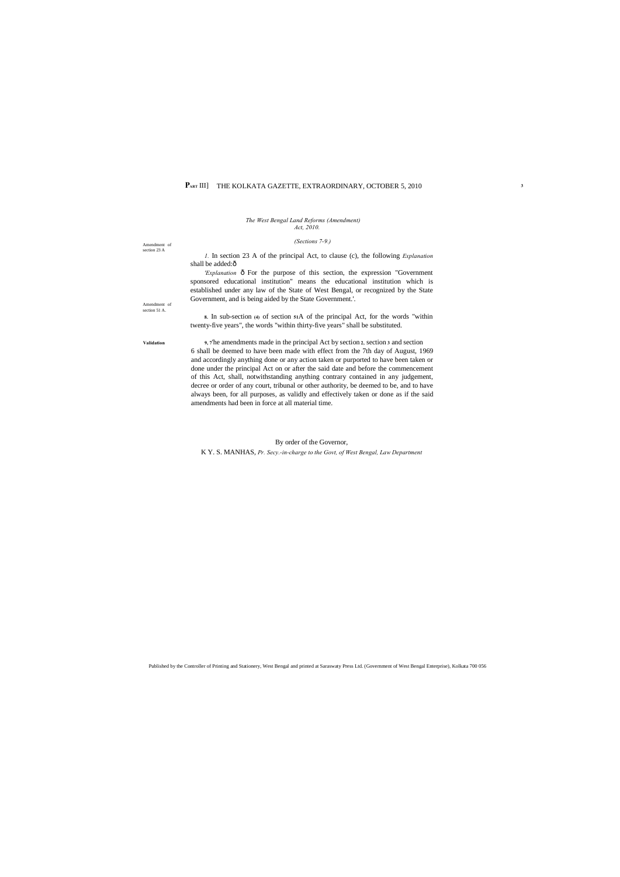*The West Bengal Land Reforms (Amendment) Act, 2010.*

*(Sections 7-9.)*

Amendment of section 23 A

*7.* In section 23 A of the principal Act, to clause (c), the following *Explanation* shall be added:—

*'Explanation* — For the purpose of this section, the expression "Government sponsored educational institution" means the educational institution which is established under any law of the State of West Bengal, or recognized by the State Government, and is being aided by the State Government.'.

Amendment of section 51 A.

**8.** In sub-section **(4)** of section **51**A of the principal Act, for the words "within twenty-five years", the words "within thirty-five years" shall be substituted.

**Validation**

**9.** The amendments made in the principal Act by section **2**, section **3** and section 6 shall be deemed to have been made with effect from the 7th day of August, 1969 and accordingly anything done or any action taken or purported to have been taken or done under the principal Act on or after the said date and before the commencement of this Act, shall, notwithstanding anything contrary contained in any judgement, decree or order of any court, tribunal or other authority, be deemed to be, and to have always been, for all purposes, as validly and effectively taken or done as if the said amendments had been in force at all material time.

By order of the Governor,

K Y. S. MANHAS, *Pr. Secy.-in-charge to the Govt, of West Bengal, Law Department*

Published by the Controller of Printing and Stationery, West Bengal and printed at Saraswaty Press Ltd. (Government of West Bengal Enterprise), Kolkata 700 056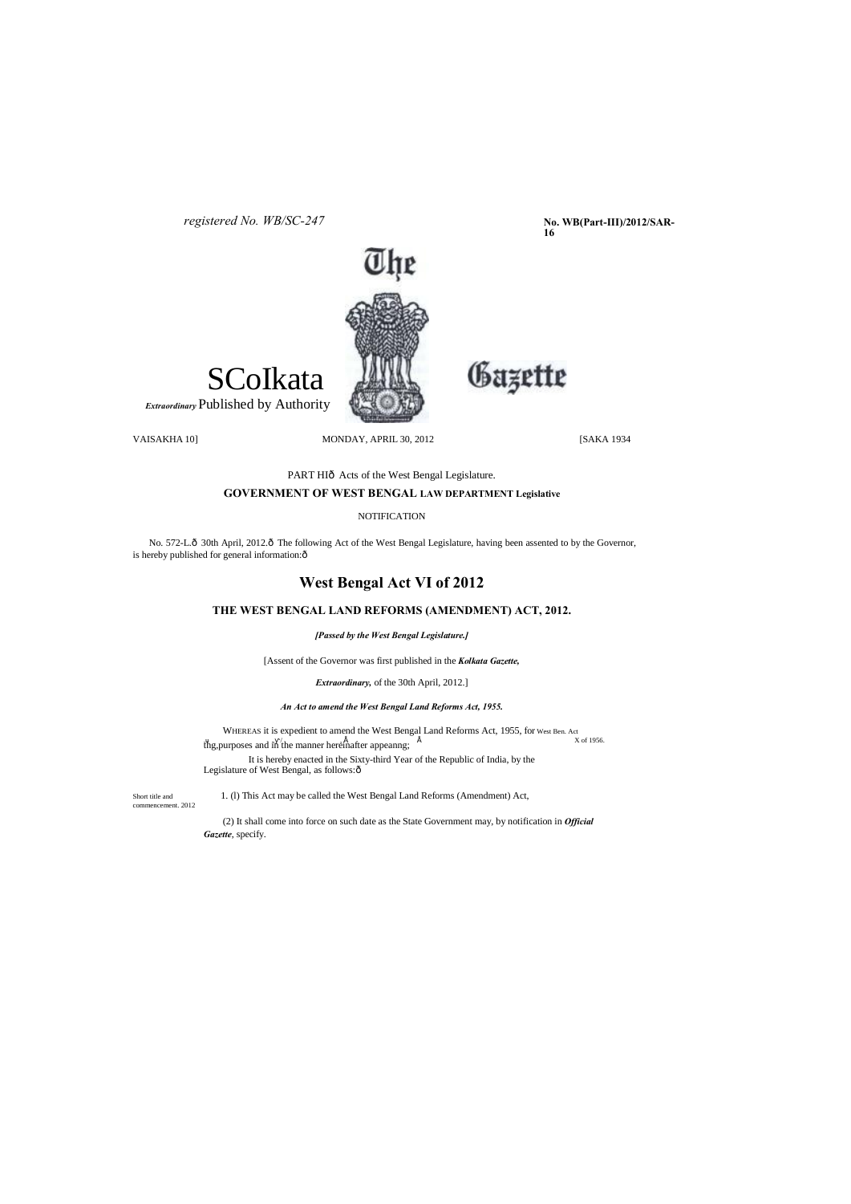*registered No. WB/SC-247*

**No. WB(Part-III)/2012/SAR-16**

The

SColkata Gazette

***Extraordinary*** Published by Authority

VAISAKHA 10] MONDAY, APRIL 30, 2012 [SAKA 1934

PART HIð Acts of the West Bengal Legislature.

**GOVERNMENT OF WEST BENGAL LAW DEPARTMENT Legislative**

NOTIFICATION

No. 572-L.ð 30th April, 2012.ð The following Act of the West Bengal Legislature, having been assented to by the Governor, is hereby published for general information:ð

## West Bengal Act VI of 2012

### THE WEST BENGAL LAND REFORMS (AMENDMENT) ACT, 2012.

***[Passed by the West Bengal Legislature.]***

[Assent of the Governor was first published in the ***Kolkata Gazette,***

***Extraordinary,*** of the 30th April, 2012.]

***An Act to amend the West Bengal Land Reforms Act, 1955.***

WHEREAS it is expedient to amend the West Bengal Land Reforms Act, 1955, for thg,purposes and in the manner hereinafter appeanng;

West Ben. Act X of 1956.

It is hereby enacted in the Sixty-third Year of the Republic of India, by the Legislature of West Bengal, as follows:ð

Short title and commencement. 2012

1. (l) This Act may be called the West Bengal Land Reforms (Amendment) Act,

(2) It shall come into force on such date as the State Government may, by notification in ***Official Gazette***, specify.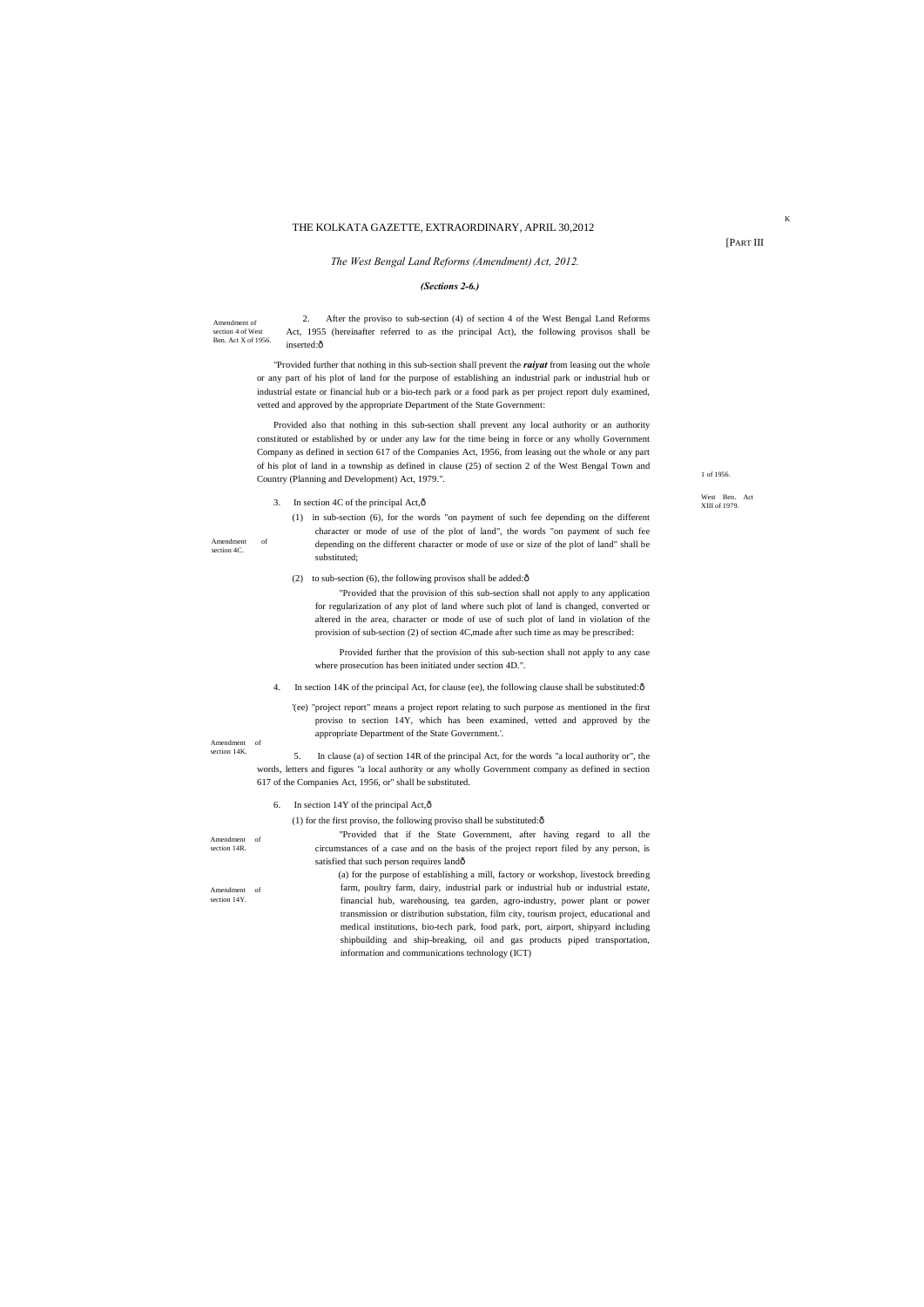*The West Bengal Land Reforms (Amendment) Act, 2012.*

***(Sections 2-6.)***

Amendment of section 4 of West Ben. Act X of 1956.

2. After the proviso to sub-section (4) of section 4 of the West Bengal Land Reforms Act, 1955 (hereinafter referred to as the principal Act), the following provisos shall be inserted:ô

"Provided further that nothing in this sub-section shall prevent the ***raiyat*** from leasing out the whole or any part of his plot of land for the purpose of establishing an industrial park or industrial hub or industrial estate or financial hub or a bio-tech park or a food park as per project report duly examined, vetted and approved by the appropriate Department of the State Government:

Provided also that nothing in this sub-section shall prevent any local authority or an authority constituted or established by or under any law for the time being in force or any wholly Government Company as defined in section 617 of the Companies Act, 1956, from leasing out the whole or any part of his plot of land in a township as defined in clause (25) of section 2 of the West Bengal Town and Country (Planning and Development) Act, 1979.".

1 of 1956.

West Ben. Act XIII of 1979.

Amendment of section 4C.

3. In section 4C of the principal Act,ô

(1) in sub-section (6), for the words "on payment of such fee depending on the different character or mode of use of the plot of land", the words "on payment of such fee depending on the different character or mode of use or size of the plot of land" shall be substituted;

(2) to sub-section (6), the following provisos shall be added:ô

"Provided that the provision of this sub-section shall not apply to any application for regularization of any plot of land where such plot of land is changed, converted or altered in the area, character or mode of use of such plot of land in violation of the provision of sub-section (2) of section 4C,made after such time as may be prescribed:

Provided further that the provision of this sub-section shall not apply to any case where prosecution has been initiated under section 4D.".

Amendment of section 14K.

4. In section 14K of the principal Act, for clause (ee), the following clause shall be substituted:ô

'(ee) "project report" means a project report relating to such purpose as mentioned in the first proviso to section 14Y, which has been examined, vetted and approved by the appropriate Department of the State Government.'.

Amendment of section 14R.

5. In clause (a) of section 14R of the principal Act, for the words "a local authority or", the words, letters and figures "a local authority or any wholly Government company as defined in section 617 of the Companies Act, 1956, or" shall be substituted.

Amendment of section 14Y.

6. In section 14Y of the principal Act,ô

(1) for the first proviso, the following proviso shall be substituted:ô

"Provided that if the State Government, after having regard to all the circumstances of a case and on the basis of the project report filed by any person, is satisfied that such person requires landô

(a) for the purpose of establishing a mill, factory or workshop, livestock breeding farm, poultry farm, dairy, industrial park or industrial hub or industrial estate, financial hub, warehousing, tea garden, agro-industry, power plant or power transmission or distribution substation, film city, tourism project, educational and medical institutions, bio-tech park, food park, port, airport, shipyard including shipbuilding and ship-breaking, oil and gas products piped transportation, information and communications technology (ICT)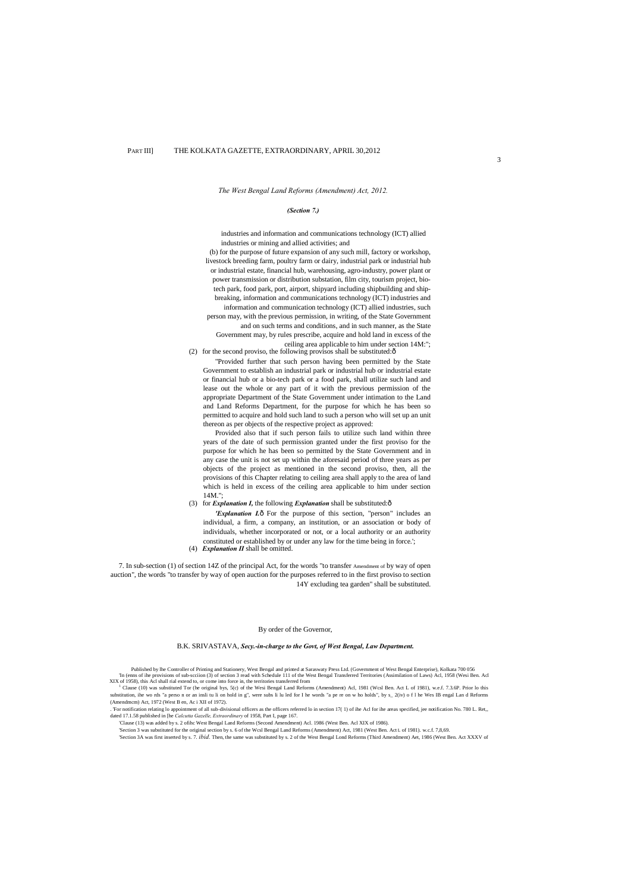*The West Bengal Land Reforms (Amendment) Act, 2012.*

***(Section 7.)***

industries and information and communications technology (ICT) allied industries or mining and allied activities; and

(b) for the purpose of future expansion of any such mill, factory or workshop, livestock breeding farm, poultry farm or dairy, industrial park or industrial hub or industrial estate, financial hub, warehousing, agro-industry, power plant or power transmission or distribution substation, film city, tourism project, bio-tech park, food park, port, airport, shipyard including shipbuilding and ship-breaking, information and communications technology (ICT) industries and information and communication technology (ICT) allied industries, such person may, with the previous permission, in writing, of the State Government and on such terms and conditions, and in such manner, as the State Government may, by rules prescribe, acquire and hold land in excess of the ceiling area applicable to him under section 14M:";

(2) for the second proviso, the following provisos shall be substituted:ô

"Provided further that such person having been permitted by the State Government to establish an industrial park or industrial hub or industrial estate or financial hub or a bio-tech park or a food park, shall utilize such land and lease out the whole or any part of it with the previous permission of the appropriate Department of the State Government under intimation to the Land and Land Reforms Department, for the purpose for which he has been so permitted to acquire and hold such land to such a person who will set up an unit thereon as per objects of the respective project as approved:

Provided also that if such person fails to utilize such land within three years of the date of such permission granted under the first proviso for the purpose for which he has been so permitted by the State Government and in any case the unit is not set up within the aforesaid period of three years as per objects of the project as mentioned in the second proviso, then, all the provisions of this Chapter relating to ceiling area shall apply to the area of land which is held in excess of the ceiling area applicable to him under section 14M.";

(3) for ***Explanation I,*** the following ***Explanation*** shall be substituted:ô

'***Explanation I.***ô For the purpose of this section, "person" includes an individual, a firm, a company, an institution, or an association or body of individuals, whether incorporated or not, or a local authority or an authority constituted or established by or under any law for the time being in force.';

(4) ***Explanation II*** shall be omitted.

7. In sub-section (1) of section 14Z of the principal Act, for the words "to transfer Amendment of by way of open auction", the words "to transfer by way of open auction for the purposes referred to in the first proviso to section 14Y excluding tea garden" shall be substituted.

By order of the Governor,

B.K. SRIVASTAVA, ***Secy.-in-charge to the Govt, of West Bengal, Law Department.***

Published by lhe Controller of Printing and Stationery, West Bengal and printed at Saraswaty Press Ltd. (Government of West Bengal Enterprise), Kolkata 700 056

'In (enns of ihe provisions of sub-scciion (3) of section 3 read with Schedule 111 of the West Bengal Transferred Territories (Assimilation of Laws) Acl, 1958 (Wesi Ben. Acl XIX of 1958), this Acl shall rial extend to, or come into force in, the territories transferred from

[1] Clause (10) was substituted Tor (he original bys, 5(c) of the Wesi Bengal Land Reforms (Amendment) Acl, 1981 (Wcsl Ben. Act L of 1981), w.e.f. 7.3.6P. Prior lo this substitution, ihe wo rds "a perso n or an insli tu li on hold in g", were subs li lu led for I he words "a pe re on w ho holds", by s_ 2(iv) o f l he Wes IB engal Lan d Reforms (Amendmcm) Act, 1972 (West B en, Ac i XII of 1972).

. 'For notification relating lo appointment of all sub-divisional officers as the officers referred lo in section 17( 1) of ihe Acl for ihe areas specified, jee notification No. 780 L. Ret,, dated 17.1.58 published in [he *Calcutta Gazelle, Extraordinary* of 1958, Part I, page 167.

'Clause (13) was added by s. 2 ofihc West Bengal Land Reforms (Second Amendment) Acl. 1986 (West Ben. Acl XIX of 1986).

'Section 3 was substituted for the original section by s. 6 of the Wcsl Bengal Land Reforms (Amendment) Act, 1981 (West Ben. Act L of 1981). w.c.f. 7,8,69.

'Section 3A was first inserted by s. 7. *ibid.* Then, the same was substituted by s. 2 of the West Bengal Lond Reforms (Third Amendment) Aet, 1986 (West Ben. Act XXXV of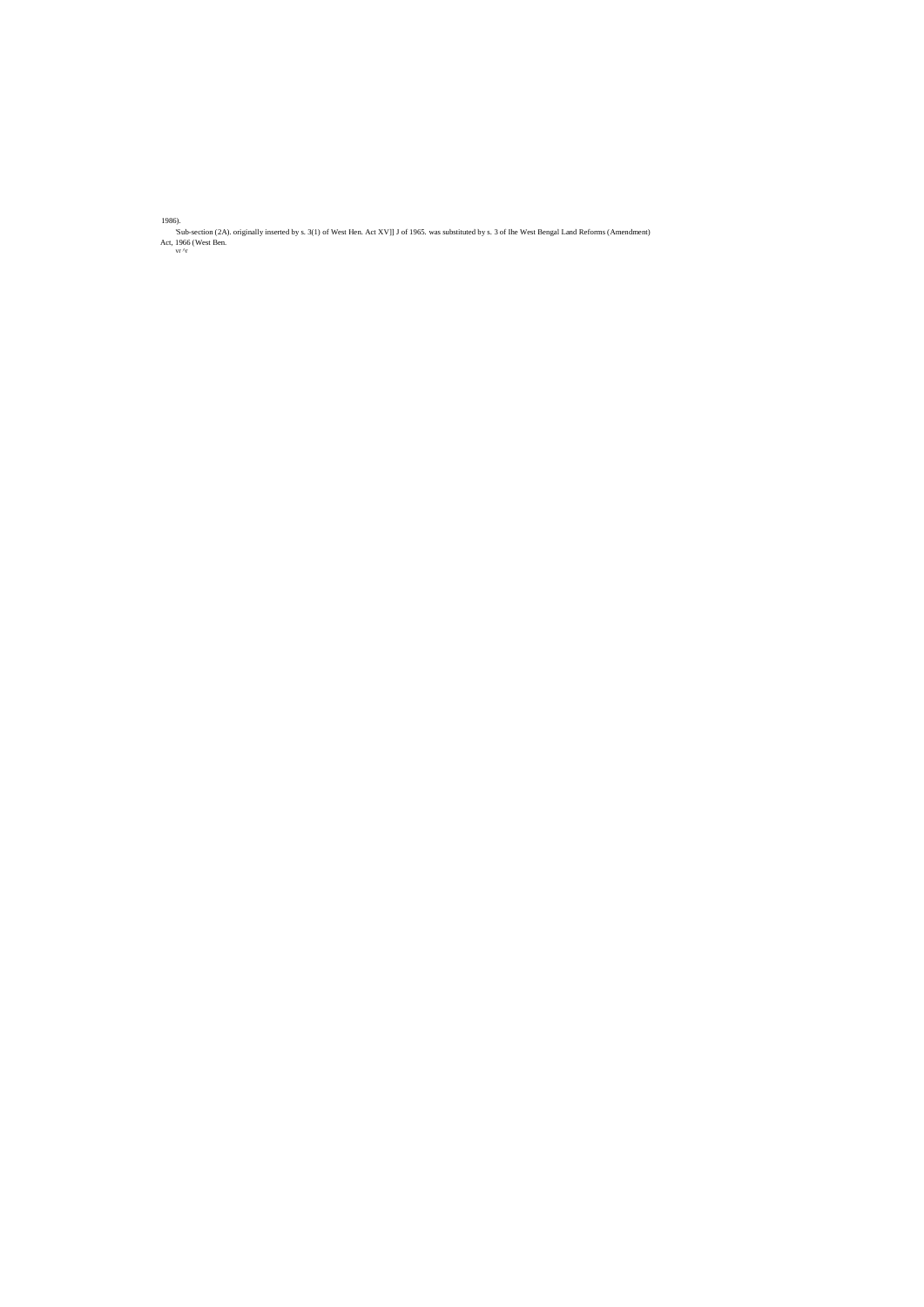1986).

'Sub-section (2A). originally inserted by s. 3(1) of West Hen. Act XV]] J of 1965. was substituted by s. 3 of Ihe West Bengal Land Reforms (Amendment) Act, 1966 (West Ben.

vr ^r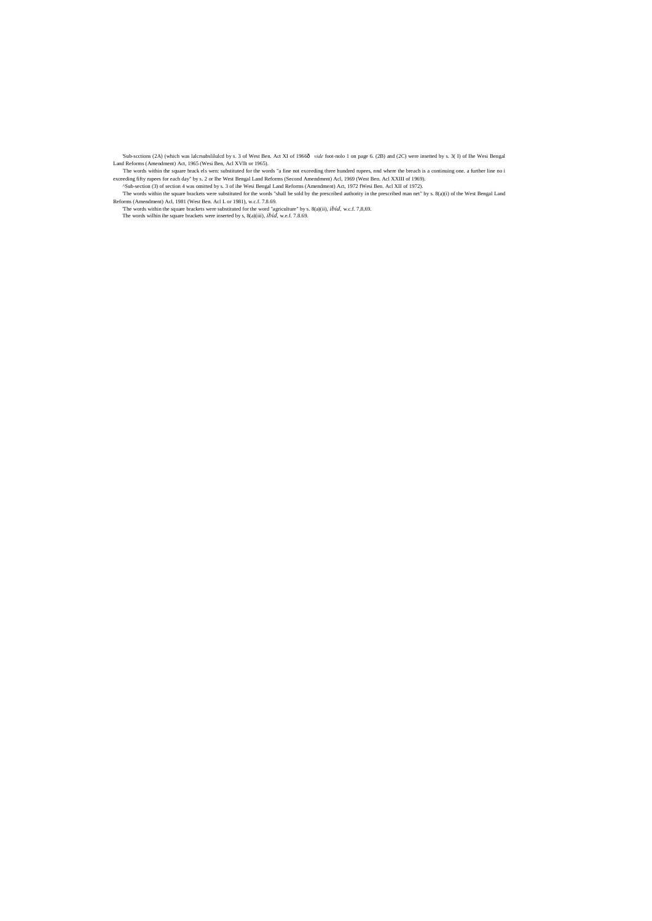'Sub-scctions (2A) (which was lalcrsubslilulcd by s. 3 of West Ben. Act XI of 1966ð *vide* foot-nolo 1 on page 6. (2B) and (2C) were insetted by s. 3( I) of Ihe Wesi Bengal Land Reforms (Amendment) Act, 1965 (Wesi Ben, Acl XVllt or 1965).

'The words within the square brack els wen: substituted for the words "a fine not exceeding three hundred rupees, nnd where the breach is a continuing one. a further line no i exceeding fifty rupees for each day" by s. 2 or Ihe West Bengal Land Reforms (Second Amendment) Acl, 1969 (West Ben. Acl XXIII of 1969).

^Sub-section (3) of section 4 was omitted by s. 3 of ihe Wesi Bengal Land Reforms (Amendment) Act, 1972 fWesi Ben. Acl XII of 1972).

'The words within the square brackets were substituted for the words "shall be sold by the prescribed authority in the prescribed man net" by s. 8(a)(i) of the West Bengal Land Reforms (Amendment) Acl, 1981 (West Ben. Acl L or 1981), w.c.f. 7.8.69.

'The words within the square brackets were substituted for the word "agriculture" by s. 8(a)(ii), *ibid*, w.c.f. 7,8,69.

The words wilhin ihe square brackets were inserted by s, 8(a)(iii), *ibid*, w.e.f. 7.8.69.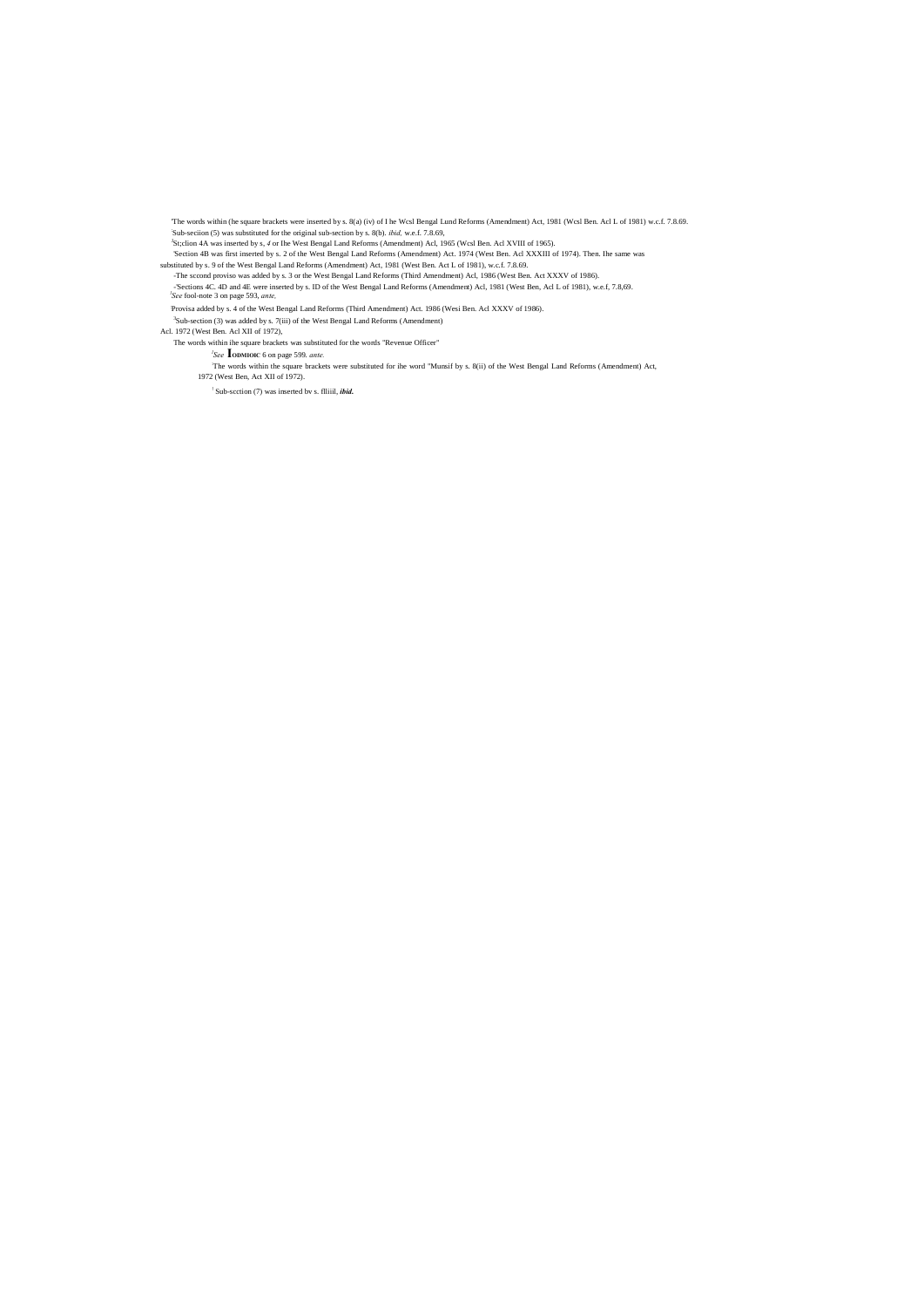[1]The words within (he square brackets were inserted by s. 8(a) (iv) of I he Wcsl Bengal Lund Reforms (Amendment) Act, 1981 (Wcsl Ben. Acl L of 1981) w.c.f. 7.8.69.

[2]Sub-seciion (5) was substituted for the original sub-section by s. 8(b). *ibid,* w.e.f. 7.8.69,

[3]St;clion 4A was inserted by s, *4* or Ihe West Bengal Land Reforms (Amendment) Acl, 1965 (Wcsl Ben. Acl XVIII of 1965).

[4]Section 4B was first inserted by s. 2 of the West Bengal Land Reforms (Amendment) Act. 1974 (West Ben. Acl XXXIII of 1974). Then. Ihe same was substituted by s. 9 of the West Bengal Land Reforms (Amendment) Act, 1981 (West Ben. Act L of 1981), w.c.f. 7.8.69.

-The sccond proviso was added by s. 3 or the West Bengal Land Reforms (Third Amendment) Acl, 1986 (West Ben. Act XXXV of 1986).

-'Sections 4C. 4D and 4E were inserted by s. lD of the West Bengal Land Reforms (Amendment) Acl, 1981 (West Ben, Acl L of 1981), w.e.f, 7.8,69.

[1]*See* fool-note 3 on page 593, *ante.*

[1]Provisa added by s. 4 of the West Bengal Land Reforms (Third Amendment) Act. 1986 (Wesi Ben. Acl XXXV of 1986).

[2]Sub-section (3) was added by s. 7(iii) of the West Bengal Land Reforms (Amendment) Acl. 1972 (West Ben. Acl XII of 1972),

The words within ihe square brackets was substituted for the words "Revenue Officer"

[3]*See* **Iодмноc** 6 on page 599. *ante.*

[1]The words within the square brackets were substituted for ihe word "Munsif by s. 8(ii) of the West Bengal Land Reforms (Amendment) Act, 1972 (West Ben, Act XII of 1972).

[1] Sub-scction (7) was inserted bv s. flliiil, ***ibid.***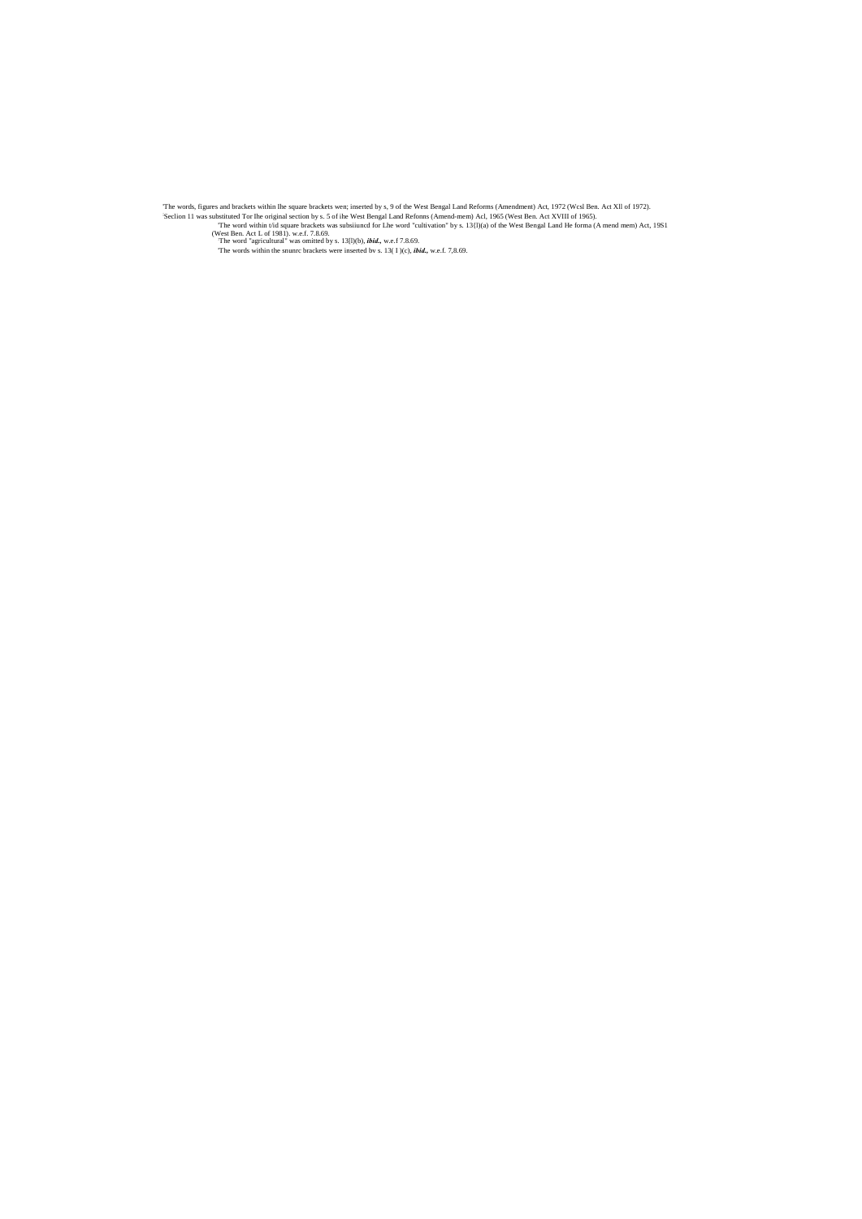'The words, figures and brackets within Ihe square brackets wen; inserted by s, 9 of the West Bengal Land Reforms (Amendment) Act, 1972 (Wcsl Ben. Act XlI of 1972).

'Seclion 11 was substituted Tor Ihe original section by s. 5 of ihe West Bengal Land Refonns (Amend-mem) Acl, 1965 (West Ben. Act XVIII of 1965).

'The word within t/id square brackets was subsiiuncd for Lhe word "cultivation" by s. 13(l)(a) of the West Bengal Land He forma (A mend mem) Act, 19S1 (West Ben. Act L of 1981). w.e.f. 7.8.69.

'The word "agricultural" was omitted by s. 13[l)(b), *ibid.,* w.e.f 7.8.69.

'The words within the snunrc brackets were inserted bv s. 13( I )(c), *ibid.,* w.e.f. 7,8.69.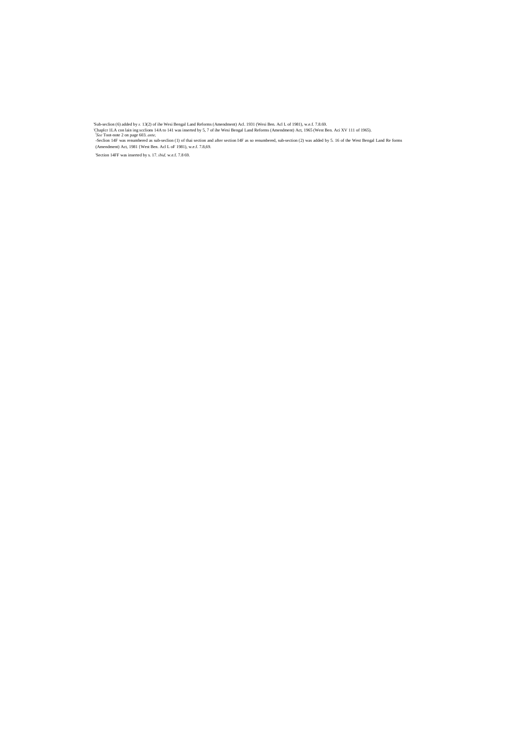[1]Sub-seclion (6) added by *s.* 13(2) of ihe Wesi Bengal Land Reforms (Amendment) Acl. 1931 (Wesi Ben. Acl L of 1981), w.e.f. 7.8.69.

[2]Chaplcr 1LA con lain ing scclions 14A to 141 was inserted by 5, 7 of ihe Wesi Bengal Land Reforms (Amendment) Act, 1965 (West Ben. Aci XV 111 of 1965).

[3]*See* Toot-note 2 on page 603. *ante,*

-Seclion 14F was renumbered as sub-seclion (1) of thai section and after section I4F as so renumbered, sub-section (2) was added by 5. 16 of the West Bengal Land Re forms (Amendment) Act, 1981 {West Ben. Acl L oF 1981), w.e.f. 7.8,69.

[5]Section 14FF was inserted by s. 17. *ibid,* w.e.f. 7.8 69.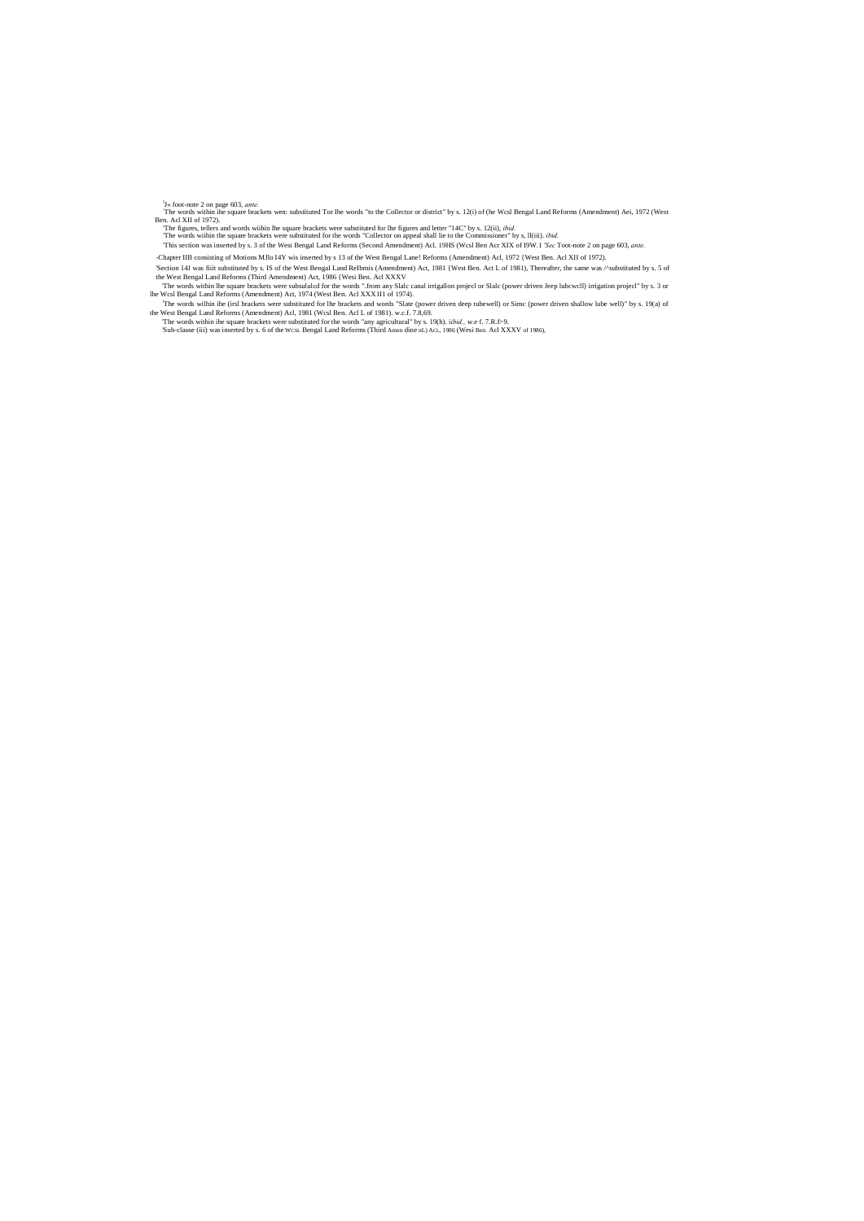[1]*Jn* foot-note 2 on page 603, *ante.*

'The words within ihe square brackets wen: substituted Tor lhe words "to the Collector or district" by s. 12(i) of (he Wcsl Bengal Land Reforms (Amendment) Aei, 1972 (West Ben. Acl XII of 1972).

'The figures, tellers and words wiihin lhe square brackets were substituted for lhe figures and letter "14C" by s. 12(ii), *ibid.*

'The words wiihin the square brackets were substituted for the words "Collector on appeal shall lie to the Commissioner" by s, ll(iii). *ibid.*

'This section was inserted by s. 3 of the West Bengal Land Reforms (Second Amendment) Acl. 19HS (Wcsl Ben Acr XIX of I9W.1 *'Sec* Toot-note 2 on page 603, *ante.*

-Chapter IIB consisting of Motions MJlo I4Y wis inserted by s 13 of the West Bengal Lane! Reforms (Amendment) Acl, 1972 {West Ben. Acl XII of 1972).

'Section 14J was fiiit substituted by s. IS of the West Bengal Land Relbrnis (Amendment) Act, 1981 {West Ben. Act L of 1981), Thereafter, the same was /^substituted by s. 5 of the West Bengal Land Reforms (Third Amendment) Act, 1986 {Wesi Ben. Acl XXXV

'The words within lhe square brackets were subsululcd for the words ".from any Slalc canal irrigallon projecl or Slalc (power driven Jeep lubcwcll) irrigation projecl" by s. 3 or lhe Wcsl Bengal Land Reforms (Amendment) Act, 1974 (West Ben. Acl XXXI11 of 1974).

[1]The words wilhin ihe (irsl brackets were substituted for lhe brackets and words "Slate (power driven deep tubewell) or Simc (power driven shallow lube well)" by s. 19(a) of the West Bengal Land Reforms (Amendment) Acl, 1981 (Wcsl Ben. Acl L of 1981). w.c.f. 7.8,69.

'The words within ihe square brackets were substituted for the words "any agricultural" by s. 19(h). i*ibid.,* w.e f. 7.R.f>9.

'Sub-clause (iii) was inserted by s. 6 of the WCSL Bengal Land Reforms (Third Amen dine nL) ACL, 1986 (Wesi Ben. Acl XXXV of 1986),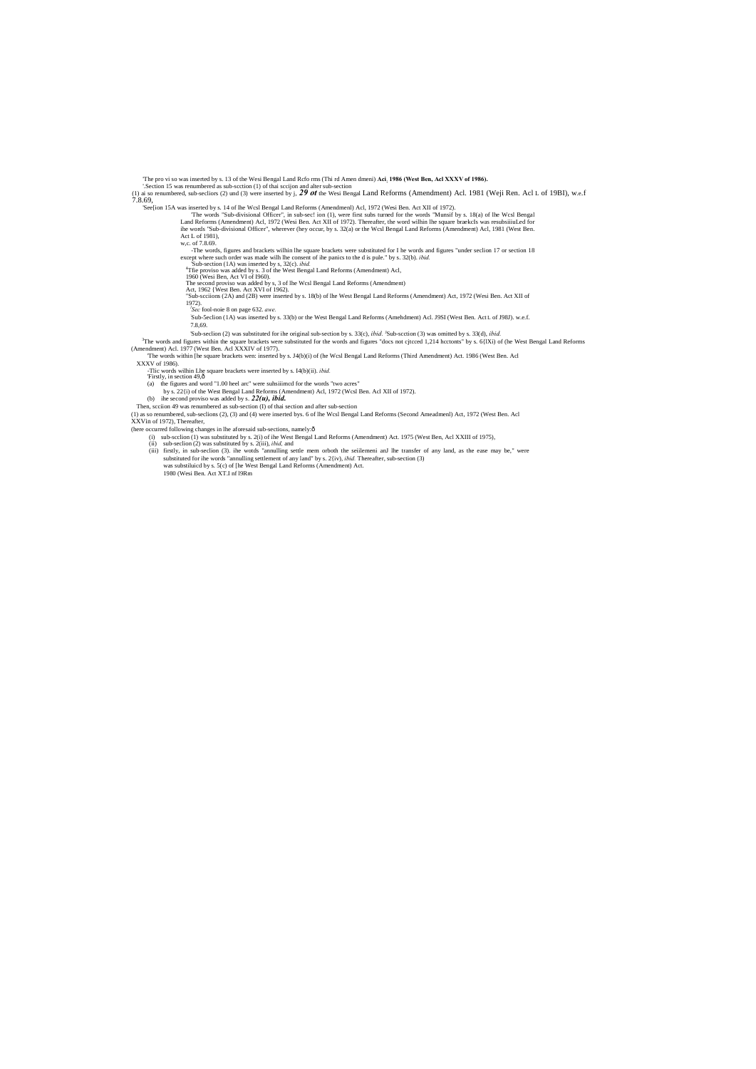'The pro vi so was inserted by s. 13 of the Wesi Bengal Land Rcfo rms (Thi rd Amen dmeni) **Aci, 1986 (West Ben, Acl XXXV of 1986).**

'.Section 15 was renumbered as sub-scction (1) of thai sccijon and alter sub-section

(1) ai so renumbered, sub-secliors (2) und (3) were inserted by j, ***29 ot*** the Wesi Bengal Land Reforms (Amendment) Acl. 1981 (Weji Ren. Acl L of 19BI), w.e.f 7.8.69,

'See[ion 15A was inserted by s. 14 of lhe Wcsl Bengal Land Reforms (Amendmenl) Acl, 1972 (Wesi Ben. Act XII of 1972).

'The words "Sub-divisional Officer", in sub-sec! ion (1), were first subs turned for the words "Munsif by s. 18(a) of lhe Wcsl Bengal Land Reforms (Amendment) Acl, 1972 (Wesi Ben. Act XII of 1972). Thereafter, the word wilhin lhe square braekcls was resubsiiiuLed for ihe words "Sub-divisional Officer", wherever (hey occur, by s. 32(a) or the Wcsl Bengal Land Reforms (Amendment) Acl, 1981 (West Ben. Act L of 1981),

w,c. of 7.8.69.

-The words, figures and brackets wilhin lhe square brackets were substituted for I he words and figures "under seclion 17 or section 18 except where such order was made wilh lhe consent of ihe panics to the d is pule." by s. 32(b). *ibid.*

'Sub-section (1A) was inserted by s, 32(c). *ibid.*

[4]Tfie proviso was added by s. 3 of the West Bengal Land Reforms (Amendment) Acl, 1960 (Wesi Ben, Act VI of I960).

The second proviso was added by s, 3 of lhe Wcsl Bengal Land Reforms (Amendment) Act, 1962 {West Ben. Act XVI of 1962).

"Sub-scciions (2A) and (2B) were inserted by s. 18(b) of lhe West Bengal Land Reforms (Amendment) Act, 1972 (Wesi Ben. Act XII of 1972).

'*Sec* fool-noie 8 on page 632. *awe.*

Sub-5eclion (1A) was inserted by s. 33(b) or the West Bengal Land Reforms (Amehdment) Acl. J9SI (West Ben. Act L of J98J). w.e.f. 7.8,69.

'Sub-seclion (2) was substituted for ihe original sub-section by s. 33(c), *ibid.* 'Sub-scction (3) was omitted by s. 33(d), *ibid.*

[3]The words and figures within the square brackets were substituted for the words and figures "docs not cjtcced 1,214 hcctonts" by s. 6{lXi) of (he West Bengal Land Reforms (Amendment) Acl. 1977 (West Ben. Acl XXXIV of 1977).

'The words within [he square brackets wen: inserted by s. J4(b)(i) of (he Wcsl Bengal Land Reforms (Third Amendment) Act. 1986 (West Ben. Acl XXXV of 1986).

-Tlic words wilhin Lhe square brackets were inserted by s. I4(b)(ii). *ibid.*

'Firstly, in section 49,ð

(a) the figures and word "1.00 heel arc" were suhsiiimcd for the words "two acres" by s. 22{i) of the West Bengal Land Reforms (Amendment) Acl, 1972 (Wcsl Ben. Acl XII of 1972).

(b) ihe second proviso was added by s. ***22(u), ibid.***

Then, scciion 49 was renumbered as sub-section (I) of thai section and after sub-section

(1) as so renumbered, sub-seclions (2), (3) and (4) were inserted bys. 6 of lhe Wcsl Bengal Land Reforms (Second Ameadmenl) Act, 1972 (West Ben. Acl XXVin of 1972), Thereafter,

(here occurred following changes in lhe aforesaid sub-sections, namely:ð

(i) sub-scclion (1) was substituted by s. 2(i) of ihe West Bengal Land Reforms (Amendment) Act. 1975 (West Ben, Acl XXIII of 1975),

(ii) sub-seclion (2) was substituted by s. 2(iii), *ibid,* and

(iii) firstly, in sub-seclion (3). ihe wotds "annulling settle mem orboth the seiilemeni anJ lhe transfer of any land, as the ease may be," were substituted for ihe words "annulling settlement of any land" by s. 2{iv), *ibid.* Thereafter, sub-section (3) was substiluicd by s. 5(c) of [he West Bengal Land Reforms (Amendment) Act. 1980 (Wesi Ben. Act XT.I nf l9Rm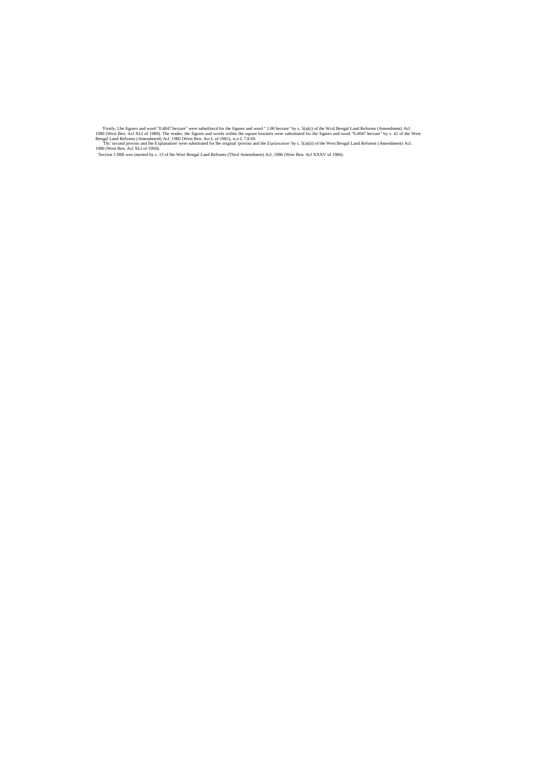'Firstly, Lhe figures and word "0.4047 hectare" were substilutcd for the figures and word " 1.00 hectare" by s. 5(a)(i) of ihe Wcsl Bengal Land Reforms (Amendment) Acl. 1980 (Wesi Ben. Acl XLI of 1980). The reader, the figures and words wiihin lhe square brackets were substituted for ihe figures and word "0.4047 heciare" by s. 42 of the West Bengal Land Reforms (Amendmenl) Acl. 19BJ (West Ben. Act L of 1981), w.e.f, 7.8.69.

'Thc 'second proviso and lhe Explanation' were substituted for lhe original 'proviso and the *Explanation'* by s. 5(a)(ii) of the West Bengal Land Reforms (Amendment) Acl. 1980 (West Ben. Acl XLI of 19S0).

'Section 5 IBB wos inserted by s. 13 of lhe West Bengal Land Reforms (Third Amendment) Acl, 1986 (Wesi Ben. Acl XXXV of 1986).